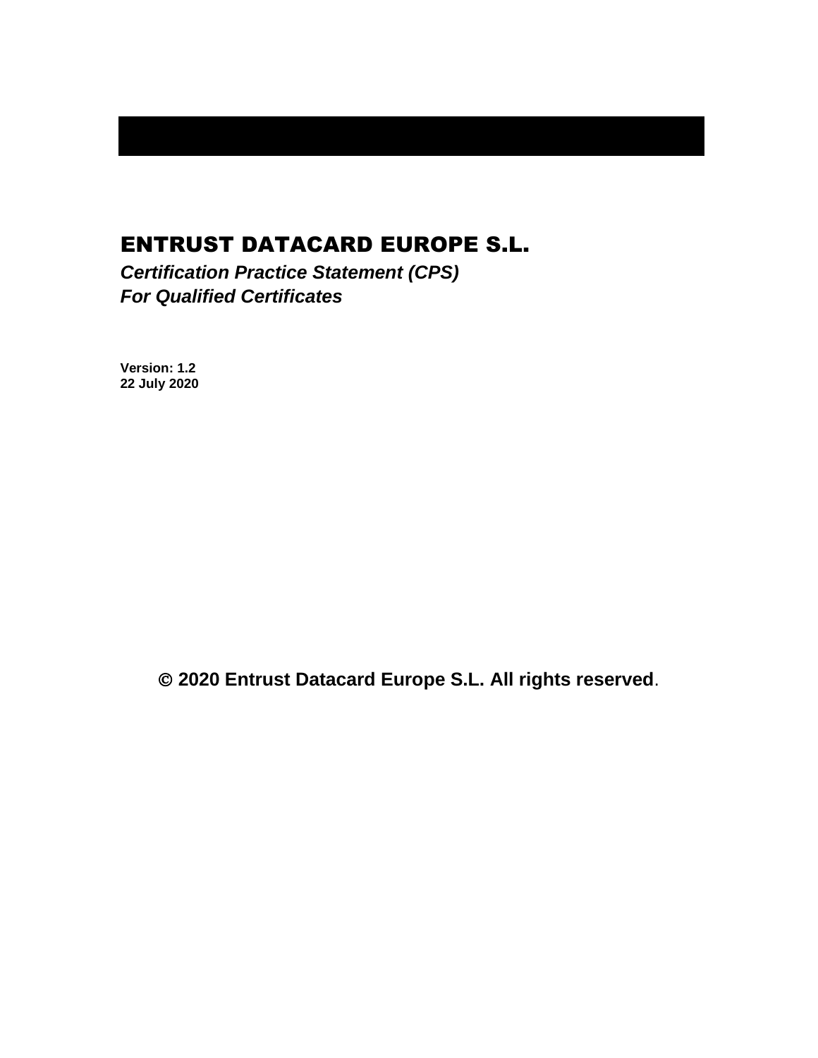# ENTRUST DATACARD EUROPE S.L.

***Certification Practice Statement (CPS)***
***For Qualified Certificates***

**Version: 1.2**
**22 July 2020**

**© 2020 Entrust Datacard Europe S.L. All rights reserved**.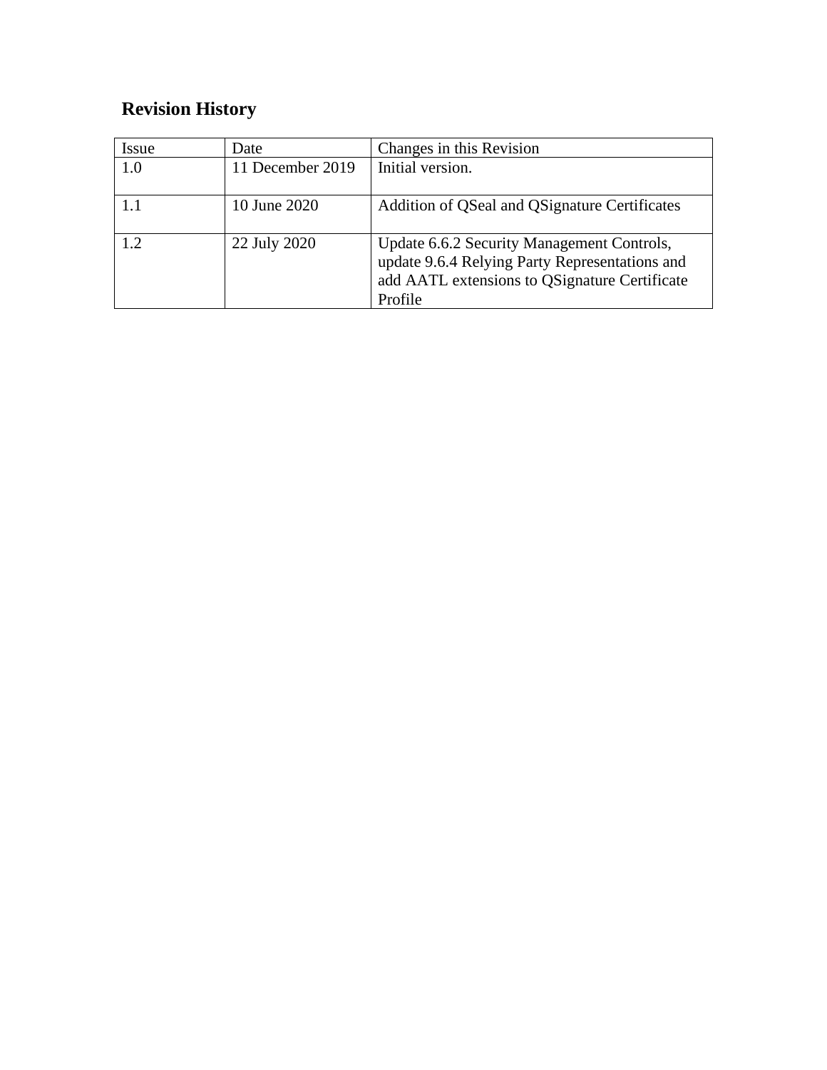## Revision History

| Issue | Date | Changes in this Revision |
|---|---|---|
| 1.0 | 11 December 2019 | Initial version. |
| 1.1 | 10 June 2020 | Addition of QSeal and QSignature Certificates |
| 1.2 | 22 July 2020 | Update 6.6.2 Security Management Controls, update 9.6.4 Relying Party Representations and add AATL extensions to QSignature Certificate Profile |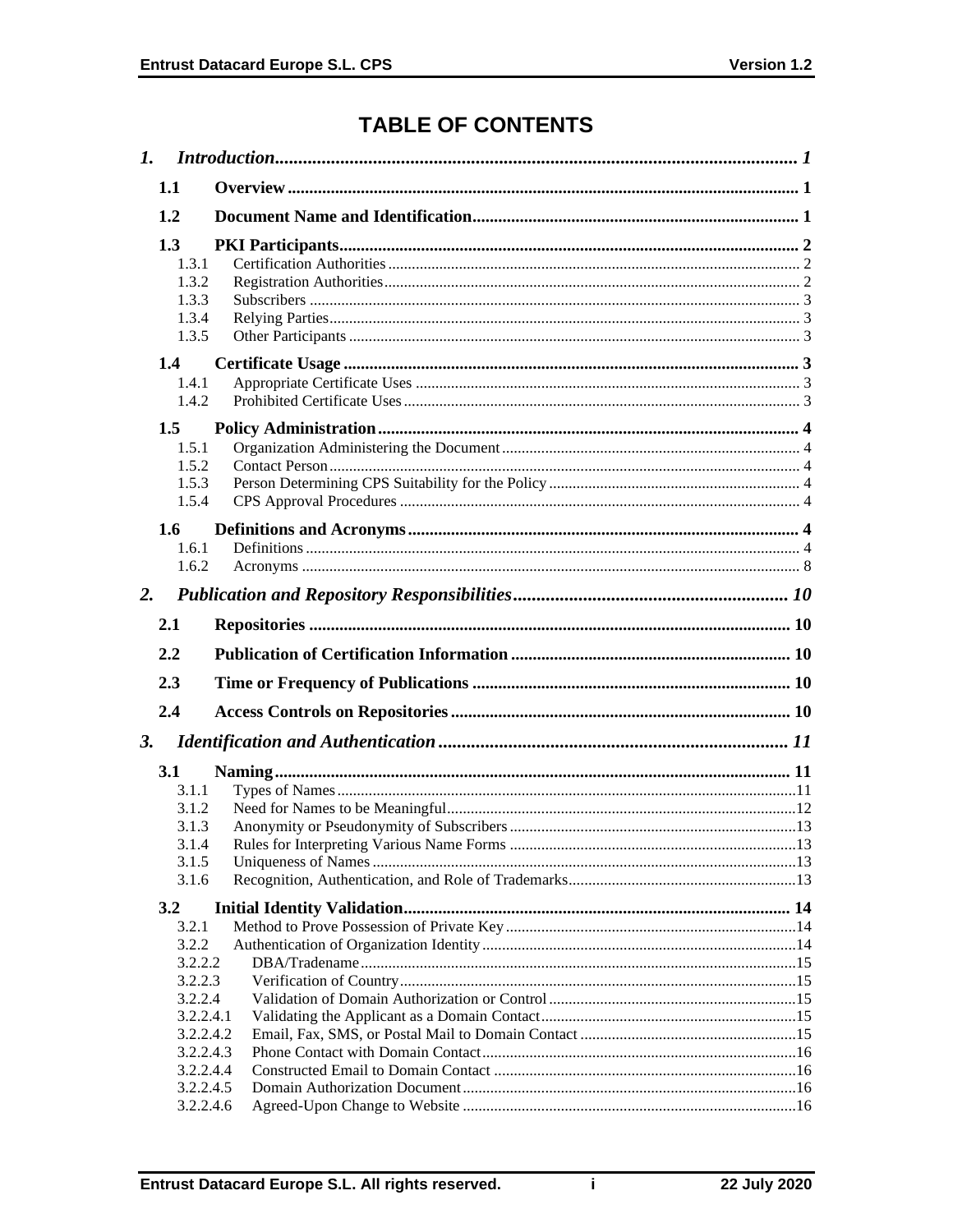# TABLE OF CONTENTS

1. *Introduction* ..... 1
   - 1.1 **Overview** ..... 1
   - 1.2 **Document Name and Identification** ..... 1
   - 1.3 **PKI Participants** ..... 2
     - 1.3.1 Certification Authorities ..... 2
     - 1.3.2 Registration Authorities ..... 2
     - 1.3.3 Subscribers ..... 3
     - 1.3.4 Relying Parties ..... 3
     - 1.3.5 Other Participants ..... 3
   - 1.4 **Certificate Usage** ..... 3
     - 1.4.1 Appropriate Certificate Uses ..... 3
     - 1.4.2 Prohibited Certificate Uses ..... 3
   - 1.5 **Policy Administration** ..... 4
     - 1.5.1 Organization Administering the Document ..... 4
     - 1.5.2 Contact Person ..... 4
     - 1.5.3 Person Determining CPS Suitability for the Policy ..... 4
     - 1.5.4 CPS Approval Procedures ..... 4
   - 1.6 **Definitions and Acronyms** ..... 4
     - 1.6.1 Definitions ..... 4
     - 1.6.2 Acronyms ..... 8
2. *Publication and Repository Responsibilities* ..... 10
   - 2.1 **Repositories** ..... 10
   - 2.2 **Publication of Certification Information** ..... 10
   - 2.3 **Time or Frequency of Publications** ..... 10
   - 2.4 **Access Controls on Repositories** ..... 10
3. *Identification and Authentication* ..... 11
   - 3.1 **Naming** ..... 11
     - 3.1.1 Types of Names ..... 11
     - 3.1.2 Need for Names to be Meaningful ..... 12
     - 3.1.3 Anonymity or Pseudonymity of Subscribers ..... 13
     - 3.1.4 Rules for Interpreting Various Name Forms ..... 13
     - 3.1.5 Uniqueness of Names ..... 13
     - 3.1.6 Recognition, Authentication, and Role of Trademarks ..... 13
   - 3.2 **Initial Identity Validation** ..... 14
     - 3.2.1 Method to Prove Possession of Private Key ..... 14
     - 3.2.2 Authentication of Organization Identity ..... 14
     - 3.2.2.2 DBA/Tradename ..... 15
     - 3.2.2.3 Verification of Country ..... 15
     - 3.2.2.4 Validation of Domain Authorization or Control ..... 15
     - 3.2.2.4.1 Validating the Applicant as a Domain Contact ..... 15
     - 3.2.2.4.2 Email, Fax, SMS, or Postal Mail to Domain Contact ..... 15
     - 3.2.2.4.3 Phone Contact with Domain Contact ..... 16
     - 3.2.2.4.4 Constructed Email to Domain Contact ..... 16
     - 3.2.2.4.5 Domain Authorization Document ..... 16
     - 3.2.2.4.6 Agreed-Upon Change to Website ..... 16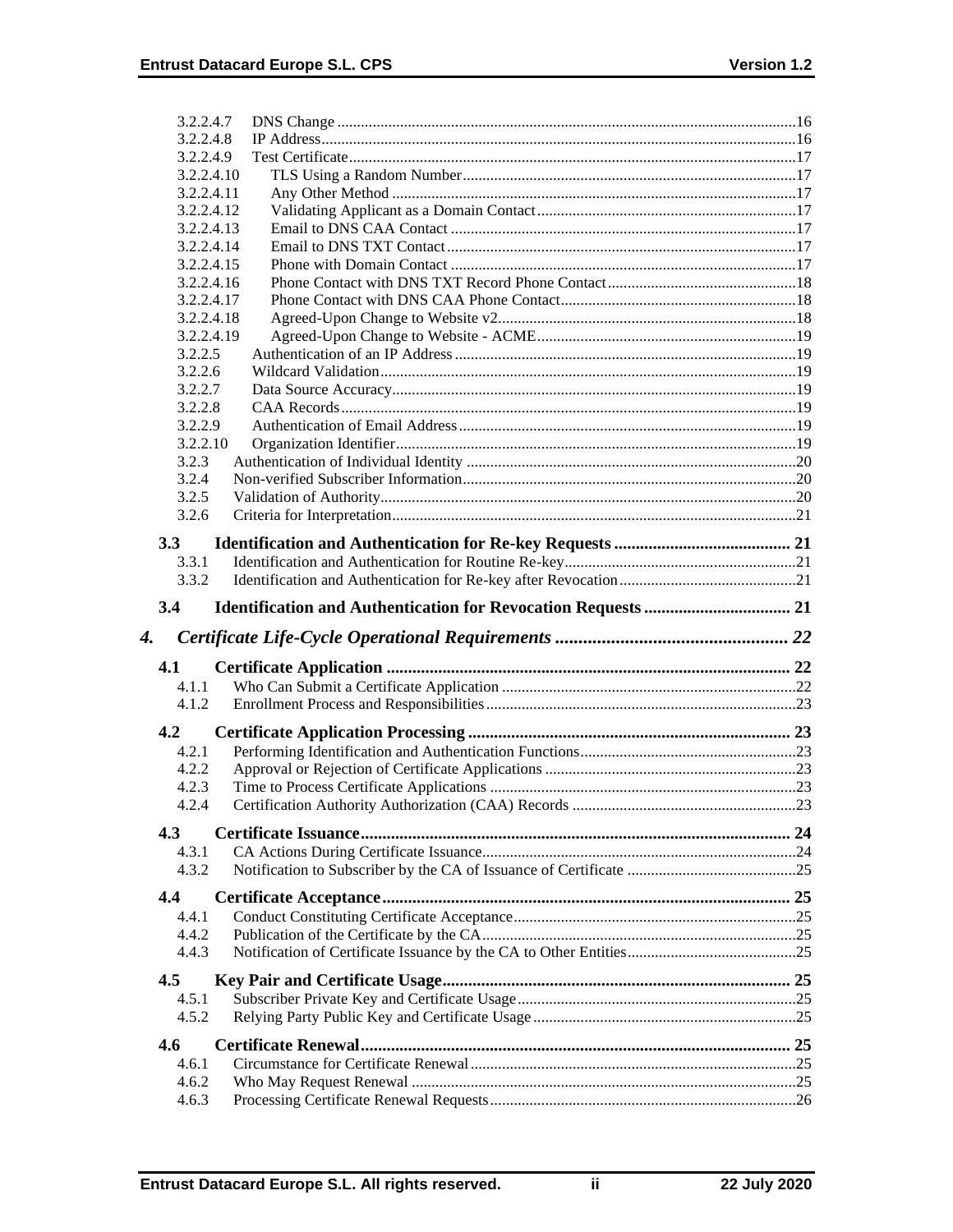3.2.2.4.7 DNS Change ....................................................................................................16
3.2.2.4.8 IP Address.........................................................................................................16
3.2.2.4.9 Test Certificate..................................................................................................17
3.2.2.4.10 TLS Using a Random Number....................................................................17
3.2.2.4.11 Any Other Method .......................................................................................17
3.2.2.4.12 Validating Applicant as a Domain Contact..................................................17
3.2.2.4.13 Email to DNS CAA Contact .......................................................................17
3.2.2.4.14 Email to DNS TXT Contact.........................................................................17
3.2.2.4.15 Phone with Domain Contact .......................................................................17
3.2.2.4.16 Phone Contact with DNS TXT Record Phone Contact................................18
3.2.2.4.17 Phone Contact with DNS CAA Phone Contact............................................18
3.2.2.4.18 Agreed-Upon Change to Website v2............................................................18
3.2.2.4.19 Agreed-Upon Change to Website - ACME..................................................19
3.2.2.5 Authentication of an IP Address.......................................................................19
3.2.2.6 Wildcard Validation..........................................................................................19
3.2.2.7 Data Source Accuracy......................................................................................19
3.2.2.8 CAA Records...................................................................................................19
3.2.2.9 Authentication of Email Address.....................................................................19
3.2.2.10 Organization Identifier.....................................................................................19
3.2.3 Authentication of Individual Identity ...................................................................20
3.2.4 Non-verified Subscriber Information....................................................................20
3.2.5 Validation of Authority.........................................................................................20
3.2.6 Criteria for Interpretation......................................................................................21

**3.3 Identification and Authentication for Re-key Requests ......................................... 21**
3.3.1 Identification and Authentication for Routine Re-key...........................................21
3.3.2 Identification and Authentication for Re-key after Revocation.............................21

**3.4 Identification and Authentication for Revocation Requests ................................. 21**

***4. Certificate Life-Cycle Operational Requirements .................................................. 22***

**4.1 Certificate Application ............................................................................................ 22**
4.1.1 Who Can Submit a Certificate Application ...........................................................22
4.1.2 Enrollment Process and Responsibilities...............................................................23

**4.2 Certificate Application Processing .......................................................................... 23**
4.2.1 Performing Identification and Authentication Functions.......................................23
4.2.2 Approval or Rejection of Certificate Applications ................................................23
4.2.3 Time to Process Certificate Applications ..............................................................23
4.2.4 Certification Authority Authorization (CAA) Records .........................................23

**4.3 Certificate Issuance.................................................................................................. 24**
4.3.1 CA Actions During Certificate Issuance................................................................24
4.3.2 Notification to Subscriber by the CA of Issuance of Certificate ...........................25

**4.4 Certificate Acceptance............................................................................................. 25**
4.4.1 Conduct Constituting Certificate Acceptance........................................................25
4.4.2 Publication of the Certificate by the CA................................................................25
4.4.3 Notification of Certificate Issuance by the CA to Other Entities...........................25

**4.5 Key Pair and Certificate Usage................................................................................ 25**
4.5.1 Subscriber Private Key and Certificate Usage.......................................................25
4.5.2 Relying Party Public Key and Certificate Usage...................................................25

**4.6 Certificate Renewal.................................................................................................. 25**
4.6.1 Circumstance for Certificate Renewal...................................................................25
4.6.2 Who May Request Renewal .................................................................................25
4.6.3 Processing Certificate Renewal Requests..............................................................26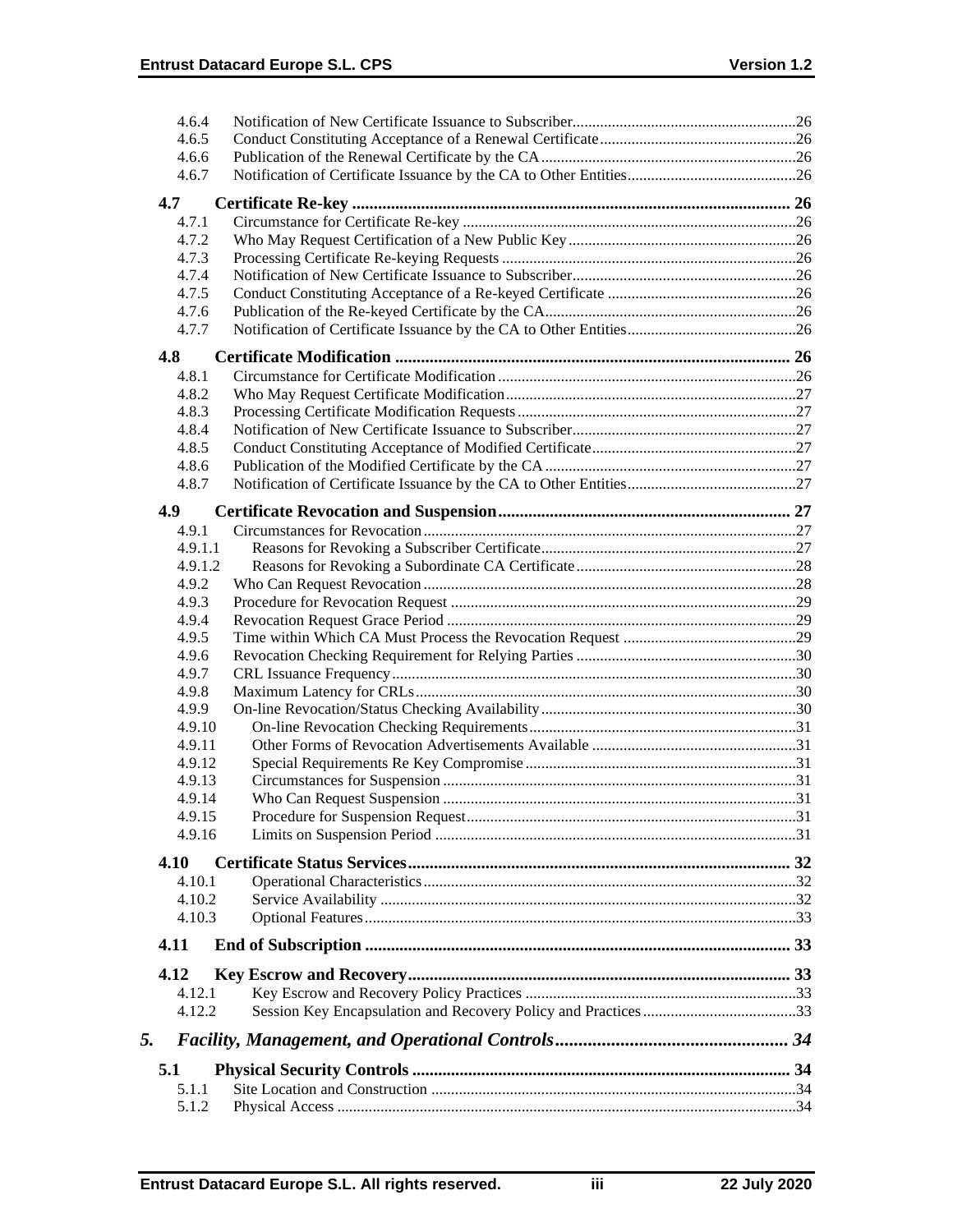4.6.4 Notification of New Certificate Issuance to Subscriber ........ 26
4.6.5 Conduct Constituting Acceptance of a Renewal Certificate ........ 26
4.6.6 Publication of the Renewal Certificate by the CA ........ 26
4.6.7 Notification of Certificate Issuance by the CA to Other Entities ........ 26

**4.7 Certificate Re-key ........ 26**

4.7.1 Circumstance for Certificate Re-key ........ 26
4.7.2 Who May Request Certification of a New Public Key ........ 26
4.7.3 Processing Certificate Re-keying Requests ........ 26
4.7.4 Notification of New Certificate Issuance to Subscriber ........ 26
4.7.5 Conduct Constituting Acceptance of a Re-keyed Certificate ........ 26
4.7.6 Publication of the Re-keyed Certificate by the CA ........ 26
4.7.7 Notification of Certificate Issuance by the CA to Other Entities ........ 26

**4.8 Certificate Modification ........ 26**

4.8.1 Circumstance for Certificate Modification ........ 26
4.8.2 Who May Request Certificate Modification ........ 27
4.8.3 Processing Certificate Modification Requests ........ 27
4.8.4 Notification of New Certificate Issuance to Subscriber ........ 27
4.8.5 Conduct Constituting Acceptance of Modified Certificate ........ 27
4.8.6 Publication of the Modified Certificate by the CA ........ 27
4.8.7 Notification of Certificate Issuance by the CA to Other Entities ........ 27

**4.9 Certificate Revocation and Suspension ........ 27**

4.9.1 Circumstances for Revocation ........ 27
4.9.1.1 Reasons for Revoking a Subscriber Certificate ........ 27
4.9.1.2 Reasons for Revoking a Subordinate CA Certificate ........ 28
4.9.2 Who Can Request Revocation ........ 28
4.9.3 Procedure for Revocation Request ........ 29
4.9.4 Revocation Request Grace Period ........ 29
4.9.5 Time within Which CA Must Process the Revocation Request ........ 29
4.9.6 Revocation Checking Requirement for Relying Parties ........ 30
4.9.7 CRL Issuance Frequency ........ 30
4.9.8 Maximum Latency for CRLs ........ 30
4.9.9 On-line Revocation/Status Checking Availability ........ 30
4.9.10 On-line Revocation Checking Requirements ........ 31
4.9.11 Other Forms of Revocation Advertisements Available ........ 31
4.9.12 Special Requirements Re Key Compromise ........ 31
4.9.13 Circumstances for Suspension ........ 31
4.9.14 Who Can Request Suspension ........ 31
4.9.15 Procedure for Suspension Request ........ 31
4.9.16 Limits on Suspension Period ........ 31

**4.10 Certificate Status Services ........ 32**

4.10.1 Operational Characteristics ........ 32
4.10.2 Service Availability ........ 32
4.10.3 Optional Features ........ 33

**4.11 End of Subscription ........ 33**

**4.12 Key Escrow and Recovery ........ 33**

4.12.1 Key Escrow and Recovery Policy Practices ........ 33
4.12.2 Session Key Encapsulation and Recovery Policy and Practices ........ 33

***5. Facility, Management, and Operational Controls ........ 34***

**5.1 Physical Security Controls ........ 34**

5.1.1 Site Location and Construction ........ 34
5.1.2 Physical Access ........ 34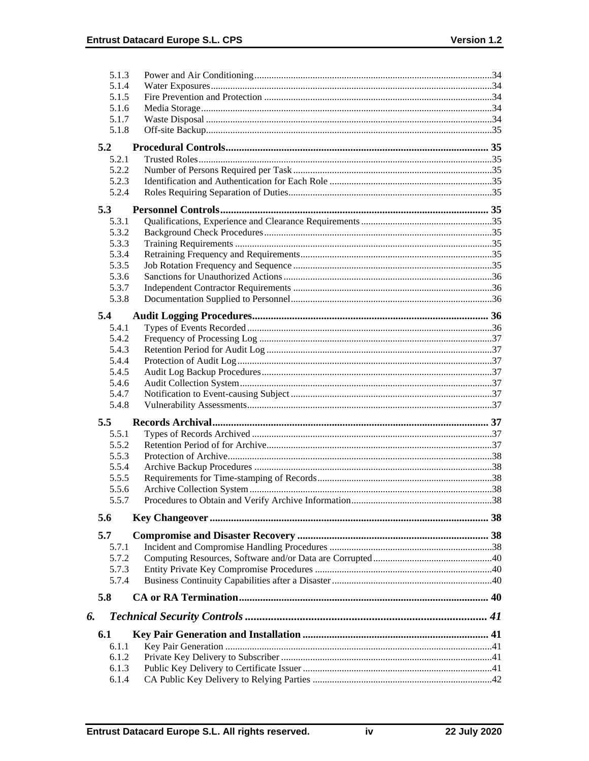5.1.3 Power and Air Conditioning ... 34
5.1.4 Water Exposures ... 34
5.1.5 Fire Prevention and Protection ... 34
5.1.6 Media Storage ... 34
5.1.7 Waste Disposal ... 34
5.1.8 Off-site Backup ... 35

**5.2 Procedural Controls ... 35**

5.2.1 Trusted Roles ... 35
5.2.2 Number of Persons Required per Task ... 35
5.2.3 Identification and Authentication for Each Role ... 35
5.2.4 Roles Requiring Separation of Duties ... 35

**5.3 Personnel Controls ... 35**

5.3.1 Qualifications, Experience and Clearance Requirements ... 35
5.3.2 Background Check Procedures ... 35
5.3.3 Training Requirements ... 35
5.3.4 Retraining Frequency and Requirements ... 35
5.3.5 Job Rotation Frequency and Sequence ... 35
5.3.6 Sanctions for Unauthorized Actions ... 36
5.3.7 Independent Contractor Requirements ... 36
5.3.8 Documentation Supplied to Personnel ... 36

**5.4 Audit Logging Procedures ... 36**

5.4.1 Types of Events Recorded ... 36
5.4.2 Frequency of Processing Log ... 37
5.4.3 Retention Period for Audit Log ... 37
5.4.4 Protection of Audit Log ... 37
5.4.5 Audit Log Backup Procedures ... 37
5.4.6 Audit Collection System ... 37
5.4.7 Notification to Event-causing Subject ... 37
5.4.8 Vulnerability Assessments ... 37

**5.5 Records Archival ... 37**

5.5.1 Types of Records Archived ... 37
5.5.2 Retention Period of for Archive ... 37
5.5.3 Protection of Archive ... 38
5.5.4 Archive Backup Procedures ... 38
5.5.5 Requirements for Time-stamping of Records ... 38
5.5.6 Archive Collection System ... 38
5.5.7 Procedures to Obtain and Verify Archive Information ... 38

**5.6 Key Changeover ... 38**

**5.7 Compromise and Disaster Recovery ... 38**

5.7.1 Incident and Compromise Handling Procedures ... 38
5.7.2 Computing Resources, Software and/or Data are Corrupted ... 40
5.7.3 Entity Private Key Compromise Procedures ... 40
5.7.4 Business Continuity Capabilities after a Disaster ... 40

**5.8 CA or RA Termination ... 40**

***6. Technical Security Controls ... 41***

**6.1 Key Pair Generation and Installation ... 41**

6.1.1 Key Pair Generation ... 41
6.1.2 Private Key Delivery to Subscriber ... 41
6.1.3 Public Key Delivery to Certificate Issuer ... 41
6.1.4 CA Public Key Delivery to Relying Parties ... 42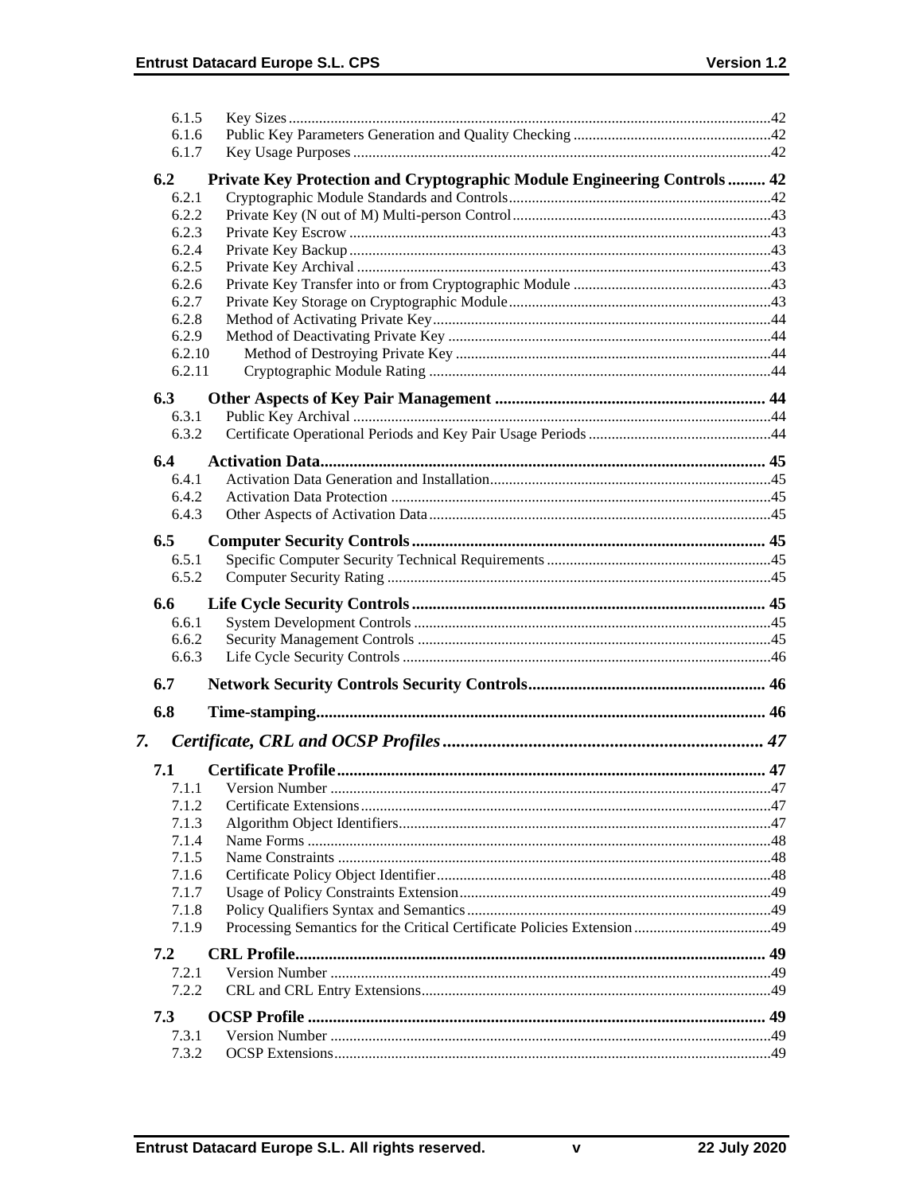6.1.5 Key Sizes ... 42
6.1.6 Public Key Parameters Generation and Quality Checking ... 42
6.1.7 Key Usage Purposes ... 42

**6.2 Private Key Protection and Cryptographic Module Engineering Controls ... 42**

6.2.1 Cryptographic Module Standards and Controls ... 42
6.2.2 Private Key (N out of M) Multi-person Control ... 43
6.2.3 Private Key Escrow ... 43
6.2.4 Private Key Backup ... 43
6.2.5 Private Key Archival ... 43
6.2.6 Private Key Transfer into or from Cryptographic Module ... 43
6.2.7 Private Key Storage on Cryptographic Module ... 43
6.2.8 Method of Activating Private Key ... 44
6.2.9 Method of Deactivating Private Key ... 44
6.2.10 Method of Destroying Private Key ... 44
6.2.11 Cryptographic Module Rating ... 44

**6.3 Other Aspects of Key Pair Management ... 44**

6.3.1 Public Key Archival ... 44
6.3.2 Certificate Operational Periods and Key Pair Usage Periods ... 44

**6.4 Activation Data ... 45**

6.4.1 Activation Data Generation and Installation ... 45
6.4.2 Activation Data Protection ... 45
6.4.3 Other Aspects of Activation Data ... 45

**6.5 Computer Security Controls ... 45**

6.5.1 Specific Computer Security Technical Requirements ... 45
6.5.2 Computer Security Rating ... 45

**6.6 Life Cycle Security Controls ... 45**

6.6.1 System Development Controls ... 45
6.6.2 Security Management Controls ... 45
6.6.3 Life Cycle Security Controls ... 46

**6.7 Network Security Controls Security Controls ... 46**

**6.8 Time-stamping ... 46**

***7. Certificate, CRL and OCSP Profiles ... 47***

**7.1 Certificate Profile ... 47**

7.1.1 Version Number ... 47
7.1.2 Certificate Extensions ... 47
7.1.3 Algorithm Object Identifiers ... 47
7.1.4 Name Forms ... 48
7.1.5 Name Constraints ... 48
7.1.6 Certificate Policy Object Identifier ... 48
7.1.7 Usage of Policy Constraints Extension ... 49
7.1.8 Policy Qualifiers Syntax and Semantics ... 49
7.1.9 Processing Semantics for the Critical Certificate Policies Extension ... 49

**7.2 CRL Profile ... 49**

7.2.1 Version Number ... 49
7.2.2 CRL and CRL Entry Extensions ... 49

**7.3 OCSP Profile ... 49**

7.3.1 Version Number ... 49
7.3.2 OCSP Extensions ... 49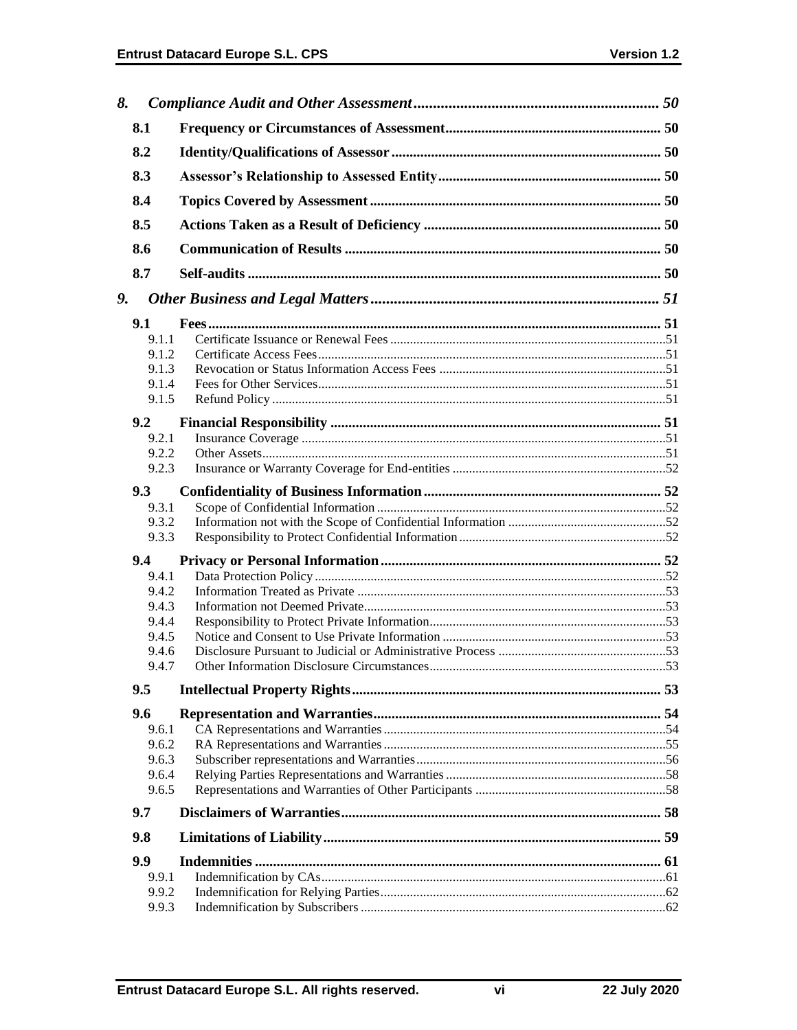*8. Compliance Audit and Other Assessment ............................................................... 50*

**8.1 Frequency or Circumstances of Assessment ........................................................... 50**

**8.2 Identity/Qualifications of Assessor .......................................................................... 50**

**8.3 Assessor's Relationship to Assessed Entity ............................................................. 50**

**8.4 Topics Covered by Assessment ................................................................................ 50**

**8.5 Actions Taken as a Result of Deficiency ................................................................. 50**

**8.6 Communication of Results ....................................................................................... 50**

**8.7 Self-audits ................................................................................................................. 50**

*9. Other Business and Legal Matters .......................................................................... 51*

**9.1 Fees ............................................................................................................................ 51**

9.1.1 Certificate Issuance or Renewal Fees ..................................................................................51
9.1.2 Certificate Access Fees.........................................................................................................51
9.1.3 Revocation or Status Information Access Fees ....................................................................51
9.1.4 Fees for Other Services.........................................................................................................51
9.1.5 Refund Policy .......................................................................................................................51

**9.2 Financial Responsibility ........................................................................................... 51**

9.2.1 Insurance Coverage ..............................................................................................................51
9.2.2 Other Assets..........................................................................................................................51
9.2.3 Insurance or Warranty Coverage for End-entities .................................................................52

**9.3 Confidentiality of Business Information ................................................................. 52**

9.3.1 Scope of Confidential Information .......................................................................................52
9.3.2 Information not with the Scope of Confidential Information ................................................52
9.3.3 Responsibility to Protect Confidential Information ..............................................................52

**9.4 Privacy or Personal Information ............................................................................. 52**

9.4.1 Data Protection Policy ..........................................................................................................52
9.4.2 Information Treated as Private .............................................................................................53
9.4.3 Information not Deemed Private...........................................................................................53
9.4.4 Responsibility to Protect Private Information.......................................................................53
9.4.5 Notice and Consent to Use Private Information ...................................................................53
9.4.6 Disclosure Pursuant to Judicial or Administrative Process ...................................................53
9.4.7 Other Information Disclosure Circumstances........................................................................53

**9.5 Intellectual Property Rights ..................................................................................... 53**

**9.6 Representation and Warranties ............................................................................... 54**

9.6.1 CA Representations and Warranties .....................................................................................54
9.6.2 RA Representations and Warranties .....................................................................................55
9.6.3 Subscriber representations and Warranties...........................................................................56
9.6.4 Relying Parties Representations and Warranties ..................................................................58
9.6.5 Representations and Warranties of Other Participants .........................................................58

**9.7 Disclaimers of Warranties ......................................................................................... 58**

**9.8 Limitations of Liability ............................................................................................. 59**

**9.9 Indemnities ................................................................................................................ 61**

9.9.1 Indemnification by CAs........................................................................................................61
9.9.2 Indemnification for Relying Parties......................................................................................62
9.9.3 Indemnification by Subscribers ...........................................................................................62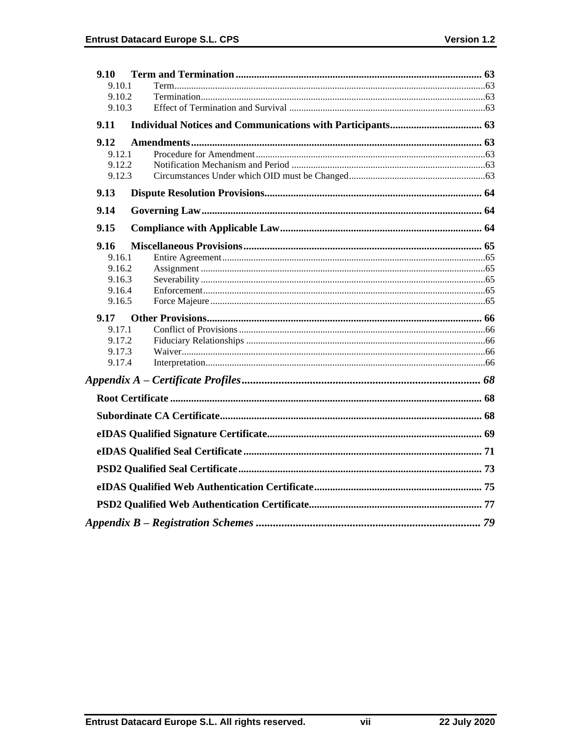**9.10 Term and Termination** ............................................................ 63
- 9.10.1 Term ............................................................ 63
- 9.10.2 Termination ............................................................ 63
- 9.10.3 Effect of Termination and Survival ............................................................ 63

**9.11 Individual Notices and Communications with Participants** ............................................................ 63

**9.12 Amendments** ............................................................ 63
- 9.12.1 Procedure for Amendment ............................................................ 63
- 9.12.2 Notification Mechanism and Period ............................................................ 63
- 9.12.3 Circumstances Under which OID must be Changed ............................................................ 63

**9.13 Dispute Resolution Provisions** ............................................................ 64

**9.14 Governing Law** ............................................................ 64

**9.15 Compliance with Applicable Law** ............................................................ 64

**9.16 Miscellaneous Provisions** ............................................................ 65
- 9.16.1 Entire Agreement ............................................................ 65
- 9.16.2 Assignment ............................................................ 65
- 9.16.3 Severability ............................................................ 65
- 9.16.4 Enforcement ............................................................ 65
- 9.16.5 Force Majeure ............................................................ 65

**9.17 Other Provisions** ............................................................ 66
- 9.17.1 Conflict of Provisions ............................................................ 66
- 9.17.2 Fiduciary Relationships ............................................................ 66
- 9.17.3 Waiver ............................................................ 66
- 9.17.4 Interpretation ............................................................ 66

***Appendix A – Certificate Profiles*** ............................................................ 68

**Root Certificate** ............................................................ 68

**Subordinate CA Certificate** ............................................................ 68

**eIDAS Qualified Signature Certificate** ............................................................ 69

**eIDAS Qualified Seal Certificate** ............................................................ 71

**PSD2 Qualified Seal Certificate** ............................................................ 73

**eIDAS Qualified Web Authentication Certificate** ............................................................ 75

**PSD2 Qualified Web Authentication Certificate** ............................................................ 77

***Appendix B – Registration Schemes*** ............................................................ 79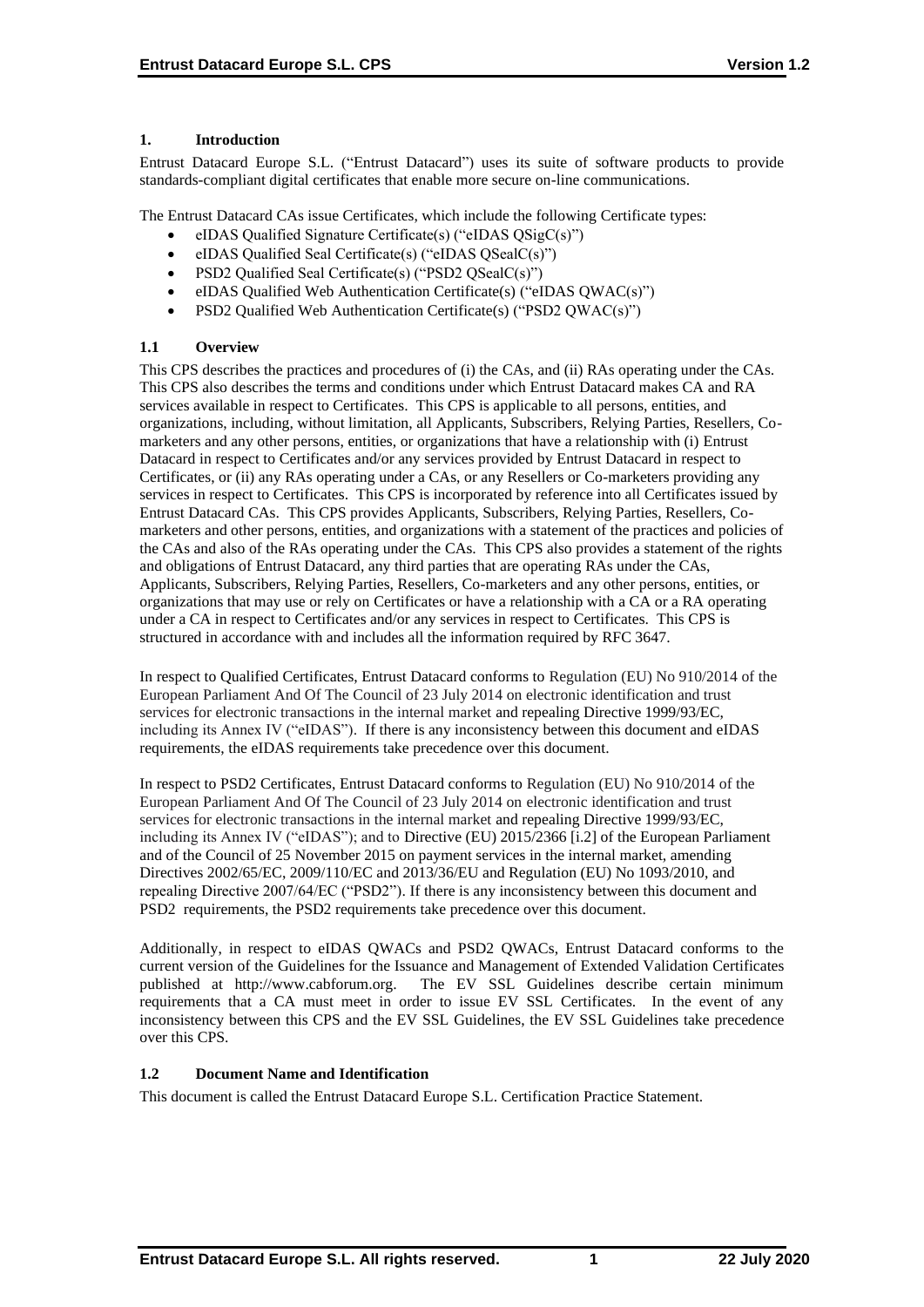## 1. Introduction

Entrust Datacard Europe S.L. ("Entrust Datacard") uses its suite of software products to provide standards-compliant digital certificates that enable more secure on-line communications.

The Entrust Datacard CAs issue Certificates, which include the following Certificate types:

- eIDAS Qualified Signature Certificate(s) ("eIDAS QSigC(s)")
- eIDAS Qualified Seal Certificate(s) ("eIDAS QSealC(s)")
- PSD2 Qualified Seal Certificate(s) ("PSD2 QSealC(s)")
- eIDAS Qualified Web Authentication Certificate(s) ("eIDAS QWAC(s)")
- PSD2 Qualified Web Authentication Certificate(s) ("PSD2 QWAC(s)")

### 1.1 Overview

This CPS describes the practices and procedures of (i) the CAs, and (ii) RAs operating under the CAs. This CPS also describes the terms and conditions under which Entrust Datacard makes CA and RA services available in respect to Certificates. This CPS is applicable to all persons, entities, and organizations, including, without limitation, all Applicants, Subscribers, Relying Parties, Resellers, Co-marketers and any other persons, entities, or organizations that have a relationship with (i) Entrust Datacard in respect to Certificates and/or any services provided by Entrust Datacard in respect to Certificates, or (ii) any RAs operating under a CAs, or any Resellers or Co-marketers providing any services in respect to Certificates. This CPS is incorporated by reference into all Certificates issued by Entrust Datacard CAs. This CPS provides Applicants, Subscribers, Relying Parties, Resellers, Co-marketers and other persons, entities, and organizations with a statement of the practices and policies of the CAs and also of the RAs operating under the CAs. This CPS also provides a statement of the rights and obligations of Entrust Datacard, any third parties that are operating RAs under the CAs, Applicants, Subscribers, Relying Parties, Resellers, Co-marketers and any other persons, entities, or organizations that may use or rely on Certificates or have a relationship with a CA or a RA operating under a CA in respect to Certificates and/or any services in respect to Certificates. This CPS is structured in accordance with and includes all the information required by RFC 3647.

In respect to Qualified Certificates, Entrust Datacard conforms to Regulation (EU) No 910/2014 of the European Parliament And Of The Council of 23 July 2014 on electronic identification and trust services for electronic transactions in the internal market and repealing Directive 1999/93/EC, including its Annex IV ("eIDAS"). If there is any inconsistency between this document and eIDAS requirements, the eIDAS requirements take precedence over this document.

In respect to PSD2 Certificates, Entrust Datacard conforms to Regulation (EU) No 910/2014 of the European Parliament And Of The Council of 23 July 2014 on electronic identification and trust services for electronic transactions in the internal market and repealing Directive 1999/93/EC, including its Annex IV ("eIDAS"); and to Directive (EU) 2015/2366 [i.2] of the European Parliament and of the Council of 25 November 2015 on payment services in the internal market, amending Directives 2002/65/EC, 2009/110/EC and 2013/36/EU and Regulation (EU) No 1093/2010, and repealing Directive 2007/64/EC ("PSD2"). If there is any inconsistency between this document and PSD2 requirements, the PSD2 requirements take precedence over this document.

Additionally, in respect to eIDAS QWACs and PSD2 QWACs, Entrust Datacard conforms to the current version of the Guidelines for the Issuance and Management of Extended Validation Certificates published at http://www.cabforum.org. The EV SSL Guidelines describe certain minimum requirements that a CA must meet in order to issue EV SSL Certificates. In the event of any inconsistency between this CPS and the EV SSL Guidelines, the EV SSL Guidelines take precedence over this CPS.

### 1.2 Document Name and Identification

This document is called the Entrust Datacard Europe S.L. Certification Practice Statement.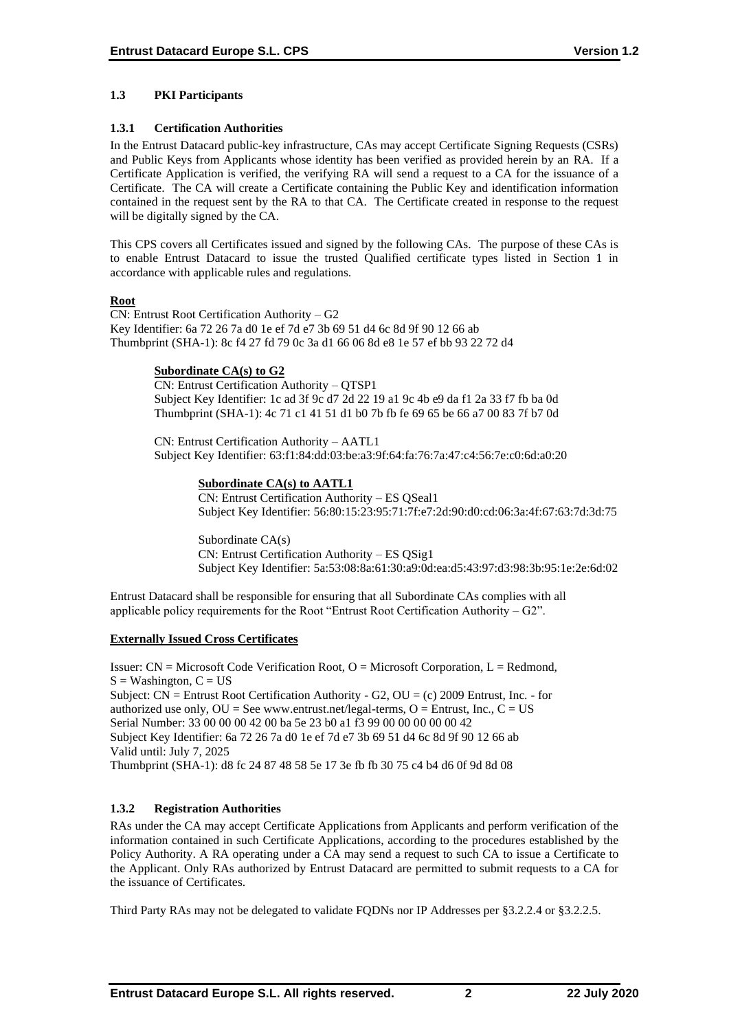### 1.3 PKI Participants

#### 1.3.1 Certification Authorities

In the Entrust Datacard public-key infrastructure, CAs may accept Certificate Signing Requests (CSRs) and Public Keys from Applicants whose identity has been verified as provided herein by an RA. If a Certificate Application is verified, the verifying RA will send a request to a CA for the issuance of a Certificate. The CA will create a Certificate containing the Public Key and identification information contained in the request sent by the RA to that CA. The Certificate created in response to the request will be digitally signed by the CA.

This CPS covers all Certificates issued and signed by the following CAs. The purpose of these CAs is to enable Entrust Datacard to issue the trusted Qualified certificate types listed in Section 1 in accordance with applicable rules and regulations.

**Root**

CN: Entrust Root Certification Authority – G2
Key Identifier: 6a 72 26 7a d0 1e ef 7d e7 3b 69 51 d4 6c 8d 9f 90 12 66 ab
Thumbprint (SHA-1): 8c f4 27 fd 79 0c 3a d1 66 06 8d e8 1e 57 ef bb 93 22 72 d4

**Subordinate CA(s) to G2**

CN: Entrust Certification Authority – QTSP1
Subject Key Identifier: 1c ad 3f 9c d7 2d 22 19 a1 9c 4b e9 da f1 2a 33 f7 fb ba 0d
Thumbprint (SHA-1): 4c 71 c1 41 51 d1 b0 7b fb fe 69 65 be 66 a7 00 83 7f b7 0d

CN: Entrust Certification Authority – AATL1
Subject Key Identifier: 63:f1:84:dd:03:be:a3:9f:64:fa:76:7a:47:c4:56:7e:c0:6d:a0:20

**Subordinate CA(s) to AATL1**

CN: Entrust Certification Authority – ES QSeal1
Subject Key Identifier: 56:80:15:23:95:71:7f:e7:2d:90:d0:cd:06:3a:4f:67:63:7d:3d:75

Subordinate CA(s)
CN: Entrust Certification Authority – ES QSig1
Subject Key Identifier: 5a:53:08:8a:61:30:a9:0d:ea:d5:43:97:d3:98:3b:95:1e:2e:6d:02

Entrust Datacard shall be responsible for ensuring that all Subordinate CAs complies with all applicable policy requirements for the Root "Entrust Root Certification Authority – G2".

**Externally Issued Cross Certificates**

Issuer: CN = Microsoft Code Verification Root, O = Microsoft Corporation, L = Redmond, S = Washington, C = US
Subject: CN = Entrust Root Certification Authority - G2, OU = (c) 2009 Entrust, Inc. - for authorized use only, OU = See www.entrust.net/legal-terms, O = Entrust, Inc., C = US
Serial Number: 33 00 00 00 42 00 ba 5e 23 b0 a1 f3 99 00 00 00 00 00 42
Subject Key Identifier: 6a 72 26 7a d0 1e ef 7d e7 3b 69 51 d4 6c 8d 9f 90 12 66 ab
Valid until: July 7, 2025
Thumbprint (SHA-1): d8 fc 24 87 48 58 5e 17 3e fb fb 30 75 c4 b4 d6 0f 9d 8d 08

#### 1.3.2 Registration Authorities

RAs under the CA may accept Certificate Applications from Applicants and perform verification of the information contained in such Certificate Applications, according to the procedures established by the Policy Authority. A RA operating under a CA may send a request to such CA to issue a Certificate to the Applicant. Only RAs authorized by Entrust Datacard are permitted to submit requests to a CA for the issuance of Certificates.

Third Party RAs may not be delegated to validate FQDNs nor IP Addresses per §3.2.2.4 or §3.2.2.5.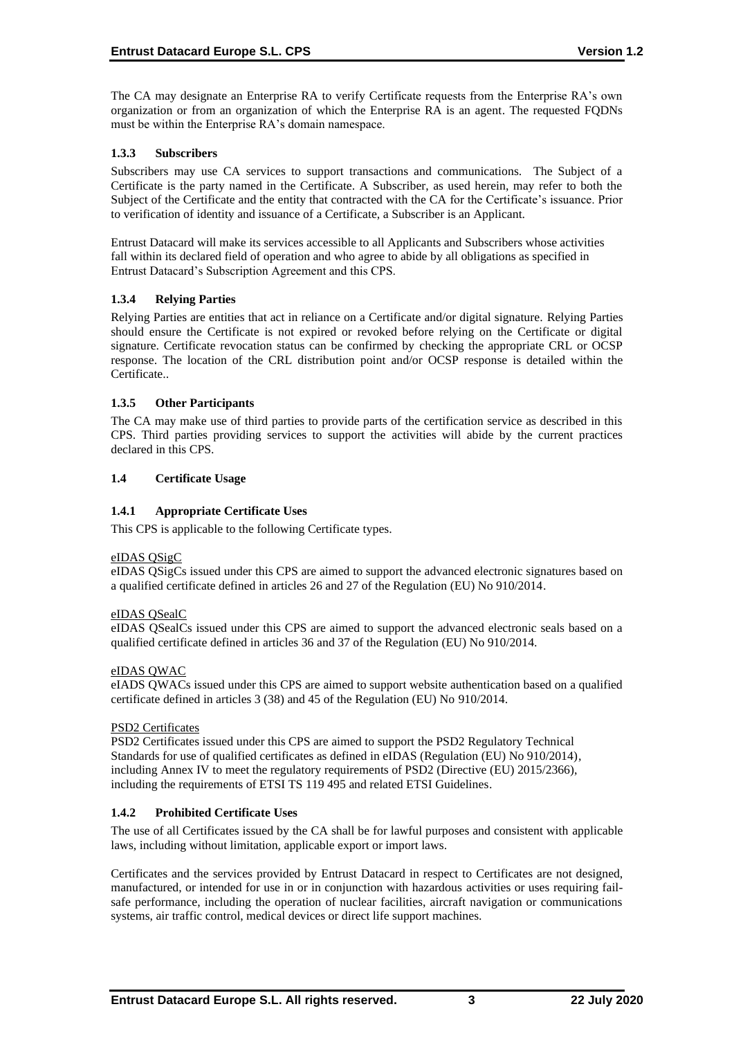The CA may designate an Enterprise RA to verify Certificate requests from the Enterprise RA's own organization or from an organization of which the Enterprise RA is an agent. The requested FQDNs must be within the Enterprise RA's domain namespace.

### 1.3.3 Subscribers

Subscribers may use CA services to support transactions and communications. The Subject of a Certificate is the party named in the Certificate. A Subscriber, as used herein, may refer to both the Subject of the Certificate and the entity that contracted with the CA for the Certificate's issuance. Prior to verification of identity and issuance of a Certificate, a Subscriber is an Applicant.

Entrust Datacard will make its services accessible to all Applicants and Subscribers whose activities fall within its declared field of operation and who agree to abide by all obligations as specified in Entrust Datacard's Subscription Agreement and this CPS.

### 1.3.4 Relying Parties

Relying Parties are entities that act in reliance on a Certificate and/or digital signature. Relying Parties should ensure the Certificate is not expired or revoked before relying on the Certificate or digital signature. Certificate revocation status can be confirmed by checking the appropriate CRL or OCSP response. The location of the CRL distribution point and/or OCSP response is detailed within the Certificate..

### 1.3.5 Other Participants

The CA may make use of third parties to provide parts of the certification service as described in this CPS. Third parties providing services to support the activities will abide by the current practices declared in this CPS.

## 1.4 Certificate Usage

### 1.4.1 Appropriate Certificate Uses

This CPS is applicable to the following Certificate types.

eIDAS QSigC

eIDAS QSigCs issued under this CPS are aimed to support the advanced electronic signatures based on a qualified certificate defined in articles 26 and 27 of the Regulation (EU) No 910/2014.

eIDAS QSealC

eIDAS QSealCs issued under this CPS are aimed to support the advanced electronic seals based on a qualified certificate defined in articles 36 and 37 of the Regulation (EU) No 910/2014.

eIDAS QWAC

eIADS QWACs issued under this CPS are aimed to support website authentication based on a qualified certificate defined in articles 3 (38) and 45 of the Regulation (EU) No 910/2014.

PSD2 Certificates

PSD2 Certificates issued under this CPS are aimed to support the PSD2 Regulatory Technical Standards for use of qualified certificates as defined in eIDAS (Regulation (EU) No 910/2014), including Annex IV to meet the regulatory requirements of PSD2 (Directive (EU) 2015/2366), including the requirements of ETSI TS 119 495 and related ETSI Guidelines.

### 1.4.2 Prohibited Certificate Uses

The use of all Certificates issued by the CA shall be for lawful purposes and consistent with applicable laws, including without limitation, applicable export or import laws.

Certificates and the services provided by Entrust Datacard in respect to Certificates are not designed, manufactured, or intended for use in or in conjunction with hazardous activities or uses requiring fail-safe performance, including the operation of nuclear facilities, aircraft navigation or communications systems, air traffic control, medical devices or direct life support machines.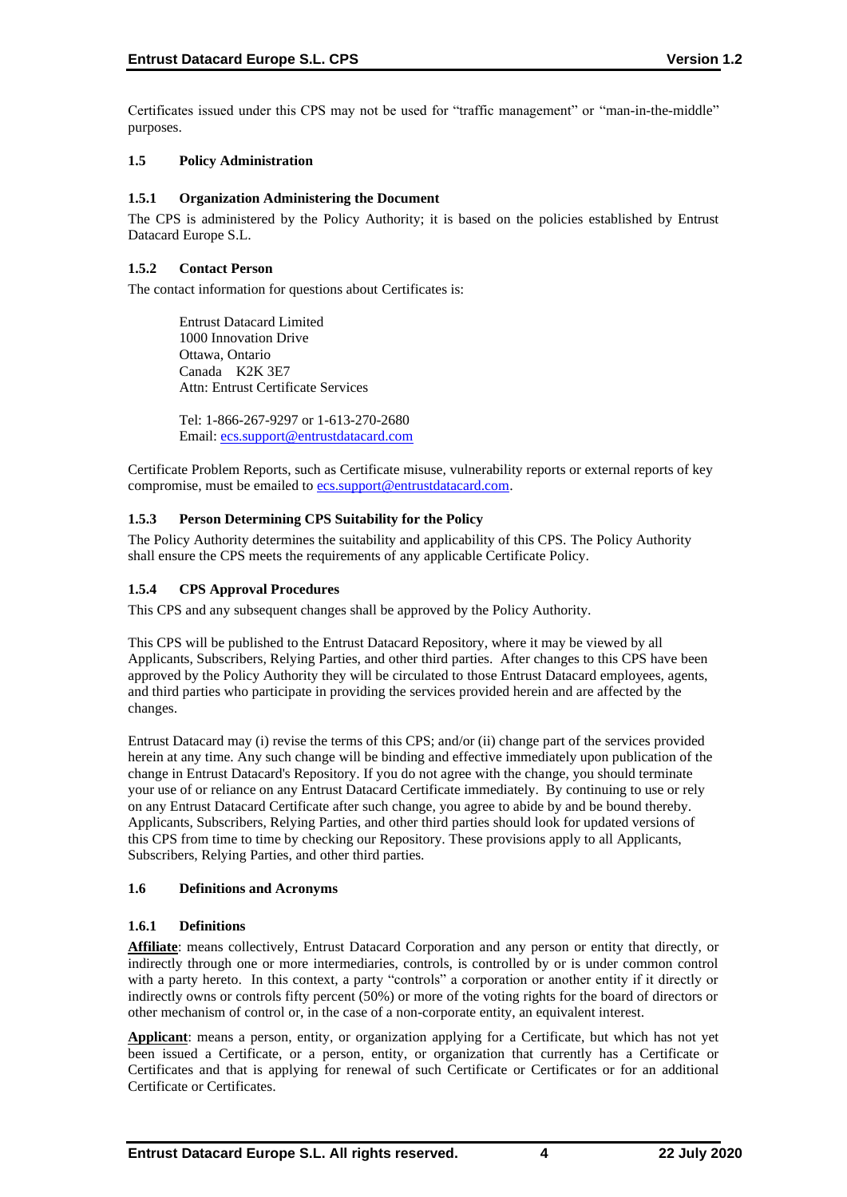Certificates issued under this CPS may not be used for "traffic management" or "man-in-the-middle" purposes.

### 1.5 Policy Administration

#### 1.5.1 Organization Administering the Document

The CPS is administered by the Policy Authority; it is based on the policies established by Entrust Datacard Europe S.L.

#### 1.5.2 Contact Person

The contact information for questions about Certificates is:

> Entrust Datacard Limited
> 1000 Innovation Drive
> Ottawa, Ontario
> Canada K2K 3E7
> Attn: Entrust Certificate Services
>
> Tel: 1-866-267-9297 or 1-613-270-2680
> Email: ecs.support@entrustdatacard.com

Certificate Problem Reports, such as Certificate misuse, vulnerability reports or external reports of key compromise, must be emailed to ecs.support@entrustdatacard.com.

#### 1.5.3 Person Determining CPS Suitability for the Policy

The Policy Authority determines the suitability and applicability of this CPS. The Policy Authority shall ensure the CPS meets the requirements of any applicable Certificate Policy.

#### 1.5.4 CPS Approval Procedures

This CPS and any subsequent changes shall be approved by the Policy Authority.

This CPS will be published to the Entrust Datacard Repository, where it may be viewed by all Applicants, Subscribers, Relying Parties, and other third parties. After changes to this CPS have been approved by the Policy Authority they will be circulated to those Entrust Datacard employees, agents, and third parties who participate in providing the services provided herein and are affected by the changes.

Entrust Datacard may (i) revise the terms of this CPS; and/or (ii) change part of the services provided herein at any time. Any such change will be binding and effective immediately upon publication of the change in Entrust Datacard's Repository. If you do not agree with the change, you should terminate your use of or reliance on any Entrust Datacard Certificate immediately. By continuing to use or rely on any Entrust Datacard Certificate after such change, you agree to abide by and be bound thereby. Applicants, Subscribers, Relying Parties, and other third parties should look for updated versions of this CPS from time to time by checking our Repository. These provisions apply to all Applicants, Subscribers, Relying Parties, and other third parties.

### 1.6 Definitions and Acronyms

#### 1.6.1 Definitions

**Affiliate**: means collectively, Entrust Datacard Corporation and any person or entity that directly, or indirectly through one or more intermediaries, controls, is controlled by or is under common control with a party hereto. In this context, a party "controls" a corporation or another entity if it directly or indirectly owns or controls fifty percent (50%) or more of the voting rights for the board of directors or other mechanism of control or, in the case of a non-corporate entity, an equivalent interest.

**Applicant**: means a person, entity, or organization applying for a Certificate, but which has not yet been issued a Certificate, or a person, entity, or organization that currently has a Certificate or Certificates and that is applying for renewal of such Certificate or Certificates or for an additional Certificate or Certificates.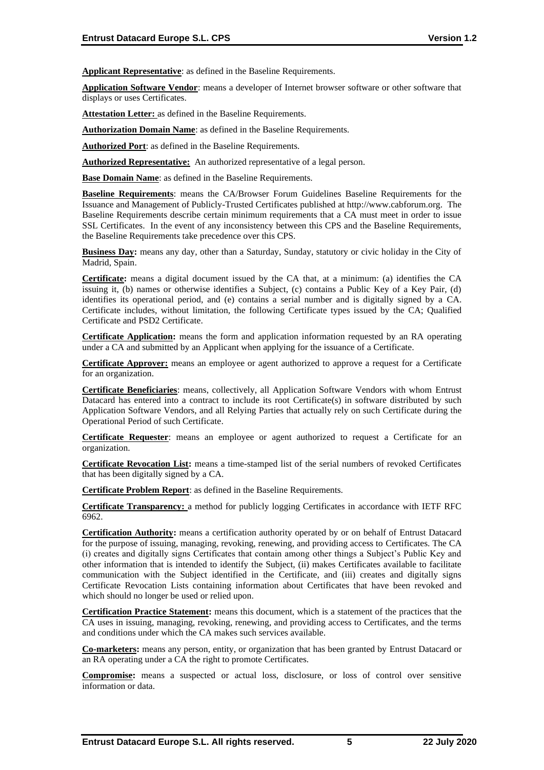**Applicant Representative**: as defined in the Baseline Requirements.

**Application Software Vendor**: means a developer of Internet browser software or other software that displays or uses Certificates.

**Attestation Letter:** as defined in the Baseline Requirements.

**Authorization Domain Name**: as defined in the Baseline Requirements.

**Authorized Port**: as defined in the Baseline Requirements.

**Authorized Representative:** An authorized representative of a legal person.

**Base Domain Name**: as defined in the Baseline Requirements.

**Baseline Requirements**: means the CA/Browser Forum Guidelines Baseline Requirements for the Issuance and Management of Publicly-Trusted Certificates published at http://www.cabforum.org. The Baseline Requirements describe certain minimum requirements that a CA must meet in order to issue SSL Certificates. In the event of any inconsistency between this CPS and the Baseline Requirements, the Baseline Requirements take precedence over this CPS.

**Business Day:** means any day, other than a Saturday, Sunday, statutory or civic holiday in the City of Madrid, Spain.

**Certificate:** means a digital document issued by the CA that, at a minimum: (a) identifies the CA issuing it, (b) names or otherwise identifies a Subject, (c) contains a Public Key of a Key Pair, (d) identifies its operational period, and (e) contains a serial number and is digitally signed by a CA. Certificate includes, without limitation, the following Certificate types issued by the CA; Qualified Certificate and PSD2 Certificate.

**Certificate Application:** means the form and application information requested by an RA operating under a CA and submitted by an Applicant when applying for the issuance of a Certificate.

**Certificate Approver:** means an employee or agent authorized to approve a request for a Certificate for an organization.

**Certificate Beneficiaries**: means, collectively, all Application Software Vendors with whom Entrust Datacard has entered into a contract to include its root Certificate(s) in software distributed by such Application Software Vendors, and all Relying Parties that actually rely on such Certificate during the Operational Period of such Certificate.

**Certificate Requester**: means an employee or agent authorized to request a Certificate for an organization.

**Certificate Revocation List:** means a time-stamped list of the serial numbers of revoked Certificates that has been digitally signed by a CA.

**Certificate Problem Report**: as defined in the Baseline Requirements.

**Certificate Transparency:** a method for publicly logging Certificates in accordance with IETF RFC 6962.

**Certification Authority:** means a certification authority operated by or on behalf of Entrust Datacard for the purpose of issuing, managing, revoking, renewing, and providing access to Certificates. The CA (i) creates and digitally signs Certificates that contain among other things a Subject's Public Key and other information that is intended to identify the Subject, (ii) makes Certificates available to facilitate communication with the Subject identified in the Certificate, and (iii) creates and digitally signs Certificate Revocation Lists containing information about Certificates that have been revoked and which should no longer be used or relied upon.

**Certification Practice Statement:** means this document, which is a statement of the practices that the CA uses in issuing, managing, revoking, renewing, and providing access to Certificates, and the terms and conditions under which the CA makes such services available.

**Co-marketers:** means any person, entity, or organization that has been granted by Entrust Datacard or an RA operating under a CA the right to promote Certificates.

**Compromise:** means a suspected or actual loss, disclosure, or loss of control over sensitive information or data.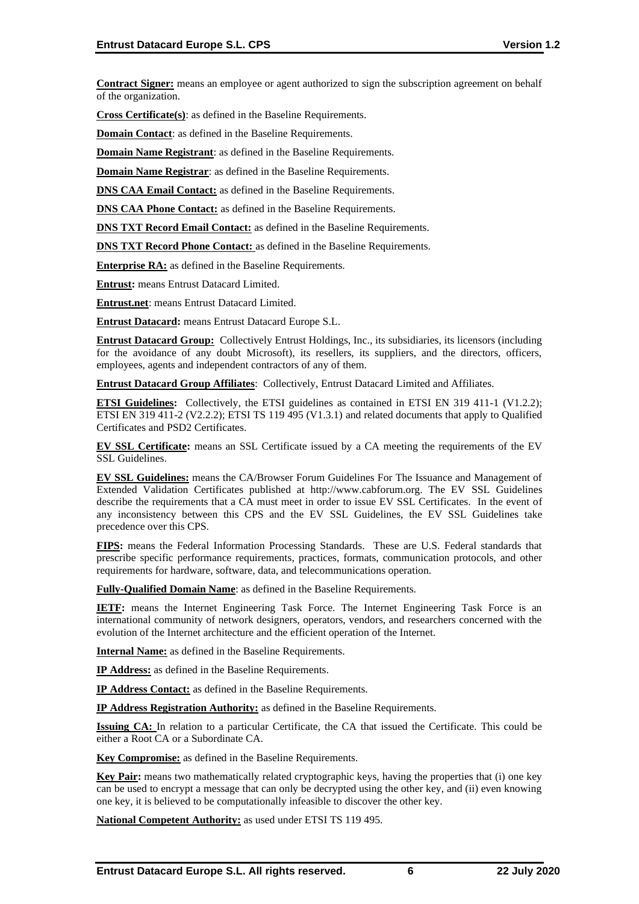**Contract Signer:** means an employee or agent authorized to sign the subscription agreement on behalf of the organization.

**Cross Certificate(s)**: as defined in the Baseline Requirements.

**Domain Contact**: as defined in the Baseline Requirements.

**Domain Name Registrant**: as defined in the Baseline Requirements.

**Domain Name Registrar**: as defined in the Baseline Requirements.

**DNS CAA Email Contact:** as defined in the Baseline Requirements.

**DNS CAA Phone Contact:** as defined in the Baseline Requirements.

**DNS TXT Record Email Contact:** as defined in the Baseline Requirements.

**DNS TXT Record Phone Contact:** as defined in the Baseline Requirements.

**Enterprise RA:** as defined in the Baseline Requirements.

**Entrust:** means Entrust Datacard Limited.

**Entrust.net**: means Entrust Datacard Limited.

**Entrust Datacard:** means Entrust Datacard Europe S.L.

**Entrust Datacard Group:** Collectively Entrust Holdings, Inc., its subsidiaries, its licensors (including for the avoidance of any doubt Microsoft), its resellers, its suppliers, and the directors, officers, employees, agents and independent contractors of any of them.

**Entrust Datacard Group Affiliates**: Collectively, Entrust Datacard Limited and Affiliates.

**ETSI Guidelines:** Collectively, the ETSI guidelines as contained in ETSI EN 319 411-1 (V1.2.2); ETSI EN 319 411-2 (V2.2.2); ETSI TS 119 495 (V1.3.1) and related documents that apply to Qualified Certificates and PSD2 Certificates.

**EV SSL Certificate:** means an SSL Certificate issued by a CA meeting the requirements of the EV SSL Guidelines.

**EV SSL Guidelines:** means the CA/Browser Forum Guidelines For The Issuance and Management of Extended Validation Certificates published at http://www.cabforum.org. The EV SSL Guidelines describe the requirements that a CA must meet in order to issue EV SSL Certificates. In the event of any inconsistency between this CPS and the EV SSL Guidelines, the EV SSL Guidelines take precedence over this CPS.

**FIPS:** means the Federal Information Processing Standards. These are U.S. Federal standards that prescribe specific performance requirements, practices, formats, communication protocols, and other requirements for hardware, software, data, and telecommunications operation.

**Fully-Qualified Domain Name**: as defined in the Baseline Requirements.

**IETF:** means the Internet Engineering Task Force. The Internet Engineering Task Force is an international community of network designers, operators, vendors, and researchers concerned with the evolution of the Internet architecture and the efficient operation of the Internet.

**Internal Name:** as defined in the Baseline Requirements.

**IP Address:** as defined in the Baseline Requirements.

**IP Address Contact:** as defined in the Baseline Requirements.

**IP Address Registration Authority:** as defined in the Baseline Requirements.

**Issuing CA:** In relation to a particular Certificate, the CA that issued the Certificate. This could be either a Root CA or a Subordinate CA.

**Key Compromise:** as defined in the Baseline Requirements.

**Key Pair:** means two mathematically related cryptographic keys, having the properties that (i) one key can be used to encrypt a message that can only be decrypted using the other key, and (ii) even knowing one key, it is believed to be computationally infeasible to discover the other key.

**National Competent Authority:** as used under ETSI TS 119 495.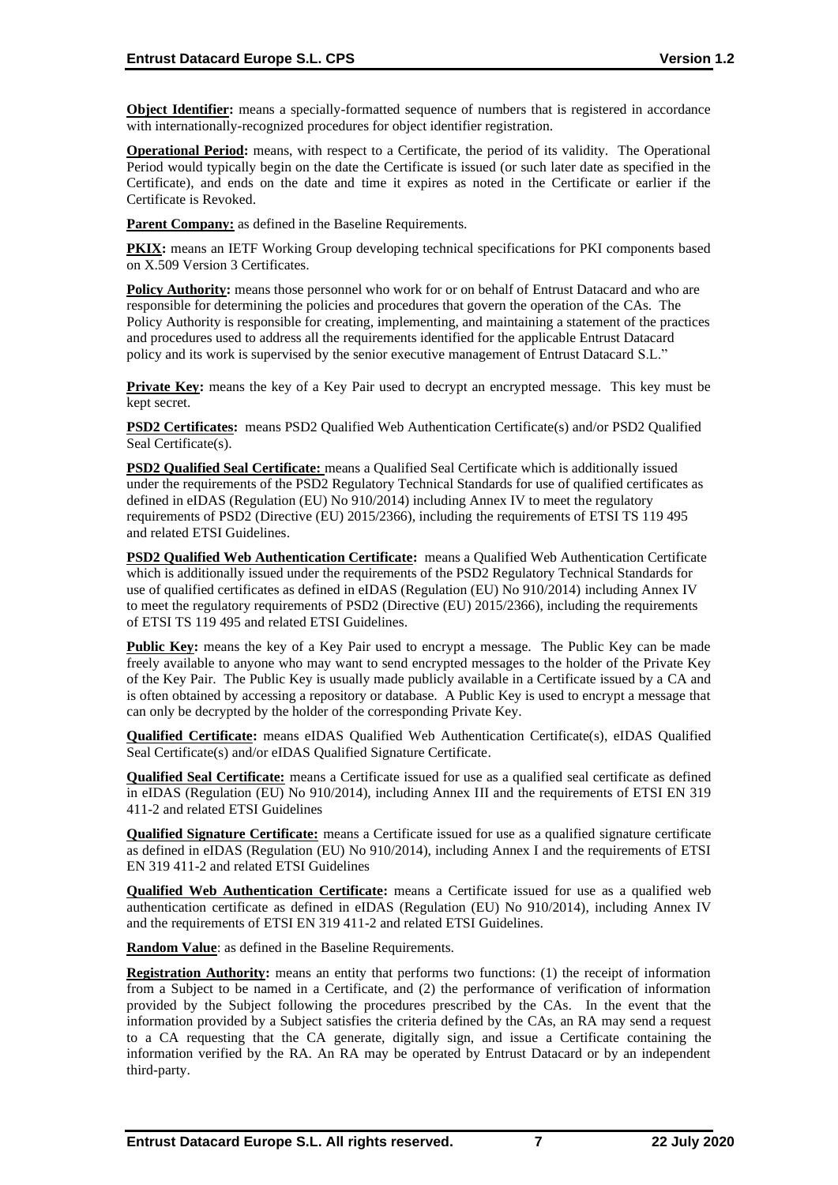**Object Identifier:** means a specially-formatted sequence of numbers that is registered in accordance with internationally-recognized procedures for object identifier registration.

**Operational Period:** means, with respect to a Certificate, the period of its validity. The Operational Period would typically begin on the date the Certificate is issued (or such later date as specified in the Certificate), and ends on the date and time it expires as noted in the Certificate or earlier if the Certificate is Revoked.

**Parent Company:** as defined in the Baseline Requirements.

**PKIX:** means an IETF Working Group developing technical specifications for PKI components based on X.509 Version 3 Certificates.

**Policy Authority:** means those personnel who work for or on behalf of Entrust Datacard and who are responsible for determining the policies and procedures that govern the operation of the CAs. The Policy Authority is responsible for creating, implementing, and maintaining a statement of the practices and procedures used to address all the requirements identified for the applicable Entrust Datacard policy and its work is supervised by the senior executive management of Entrust Datacard S.L."

**Private Key:** means the key of a Key Pair used to decrypt an encrypted message. This key must be kept secret.

**PSD2 Certificates:** means PSD2 Qualified Web Authentication Certificate(s) and/or PSD2 Qualified Seal Certificate(s).

**PSD2 Qualified Seal Certificate:** means a Qualified Seal Certificate which is additionally issued under the requirements of the PSD2 Regulatory Technical Standards for use of qualified certificates as defined in eIDAS (Regulation (EU) No 910/2014) including Annex IV to meet the regulatory requirements of PSD2 (Directive (EU) 2015/2366), including the requirements of ETSI TS 119 495 and related ETSI Guidelines.

**PSD2 Qualified Web Authentication Certificate:** means a Qualified Web Authentication Certificate which is additionally issued under the requirements of the PSD2 Regulatory Technical Standards for use of qualified certificates as defined in eIDAS (Regulation (EU) No 910/2014) including Annex IV to meet the regulatory requirements of PSD2 (Directive (EU) 2015/2366), including the requirements of ETSI TS 119 495 and related ETSI Guidelines.

**Public Key:** means the key of a Key Pair used to encrypt a message. The Public Key can be made freely available to anyone who may want to send encrypted messages to the holder of the Private Key of the Key Pair. The Public Key is usually made publicly available in a Certificate issued by a CA and is often obtained by accessing a repository or database. A Public Key is used to encrypt a message that can only be decrypted by the holder of the corresponding Private Key.

**Qualified Certificate:** means eIDAS Qualified Web Authentication Certificate(s), eIDAS Qualified Seal Certificate(s) and/or eIDAS Qualified Signature Certificate.

**Qualified Seal Certificate:** means a Certificate issued for use as a qualified seal certificate as defined in eIDAS (Regulation (EU) No 910/2014), including Annex III and the requirements of ETSI EN 319 411-2 and related ETSI Guidelines

**Qualified Signature Certificate:** means a Certificate issued for use as a qualified signature certificate as defined in eIDAS (Regulation (EU) No 910/2014), including Annex I and the requirements of ETSI EN 319 411-2 and related ETSI Guidelines

**Qualified Web Authentication Certificate:** means a Certificate issued for use as a qualified web authentication certificate as defined in eIDAS (Regulation (EU) No 910/2014), including Annex IV and the requirements of ETSI EN 319 411-2 and related ETSI Guidelines.

**Random Value**: as defined in the Baseline Requirements.

**Registration Authority:** means an entity that performs two functions: (1) the receipt of information from a Subject to be named in a Certificate, and (2) the performance of verification of information provided by the Subject following the procedures prescribed by the CAs. In the event that the information provided by a Subject satisfies the criteria defined by the CAs, an RA may send a request to a CA requesting that the CA generate, digitally sign, and issue a Certificate containing the information verified by the RA. An RA may be operated by Entrust Datacard or by an independent third-party.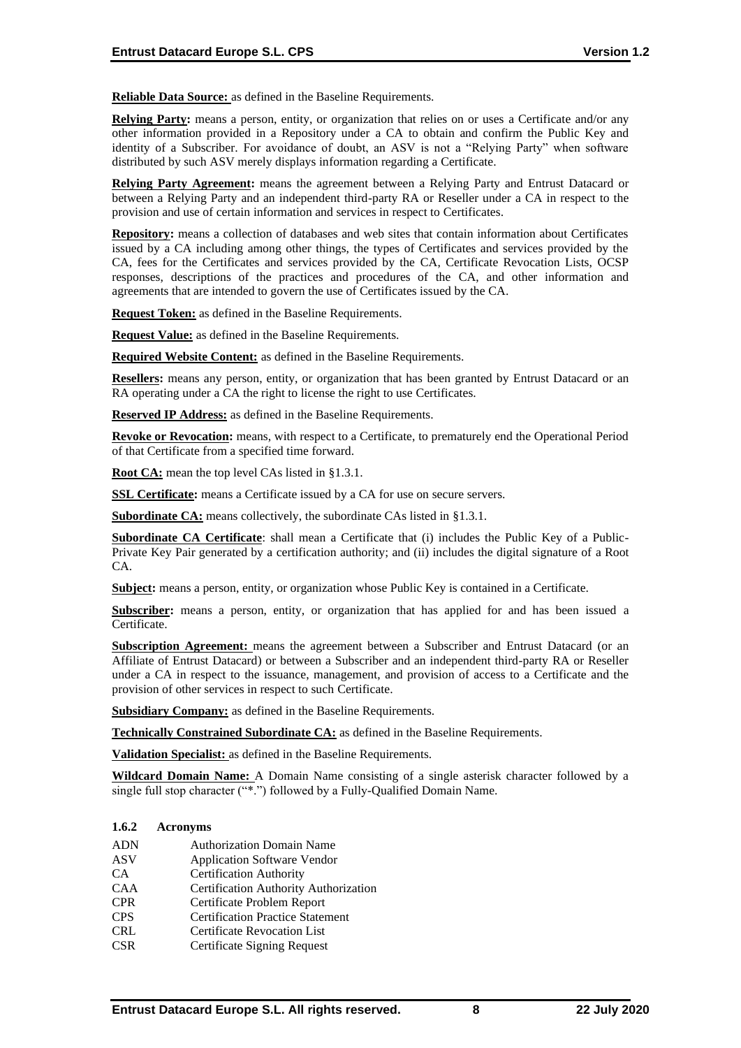**Reliable Data Source:** as defined in the Baseline Requirements.

**Relying Party:** means a person, entity, or organization that relies on or uses a Certificate and/or any other information provided in a Repository under a CA to obtain and confirm the Public Key and identity of a Subscriber. For avoidance of doubt, an ASV is not a "Relying Party" when software distributed by such ASV merely displays information regarding a Certificate.

**Relying Party Agreement:** means the agreement between a Relying Party and Entrust Datacard or between a Relying Party and an independent third-party RA or Reseller under a CA in respect to the provision and use of certain information and services in respect to Certificates.

**Repository:** means a collection of databases and web sites that contain information about Certificates issued by a CA including among other things, the types of Certificates and services provided by the CA, fees for the Certificates and services provided by the CA, Certificate Revocation Lists, OCSP responses, descriptions of the practices and procedures of the CA, and other information and agreements that are intended to govern the use of Certificates issued by the CA.

**Request Token:** as defined in the Baseline Requirements.

**Request Value:** as defined in the Baseline Requirements.

**Required Website Content:** as defined in the Baseline Requirements.

**Resellers:** means any person, entity, or organization that has been granted by Entrust Datacard or an RA operating under a CA the right to license the right to use Certificates.

**Reserved IP Address:** as defined in the Baseline Requirements.

**Revoke or Revocation:** means, with respect to a Certificate, to prematurely end the Operational Period of that Certificate from a specified time forward.

**Root CA:** mean the top level CAs listed in §1.3.1.

**SSL Certificate:** means a Certificate issued by a CA for use on secure servers.

**Subordinate CA:** means collectively, the subordinate CAs listed in §1.3.1.

**Subordinate CA Certificate**: shall mean a Certificate that (i) includes the Public Key of a Public-Private Key Pair generated by a certification authority; and (ii) includes the digital signature of a Root CA.

**Subject:** means a person, entity, or organization whose Public Key is contained in a Certificate.

**Subscriber:** means a person, entity, or organization that has applied for and has been issued a Certificate.

**Subscription Agreement:** means the agreement between a Subscriber and Entrust Datacard (or an Affiliate of Entrust Datacard) or between a Subscriber and an independent third-party RA or Reseller under a CA in respect to the issuance, management, and provision of access to a Certificate and the provision of other services in respect to such Certificate.

**Subsidiary Company:** as defined in the Baseline Requirements.

**Technically Constrained Subordinate CA:** as defined in the Baseline Requirements.

**Validation Specialist:** as defined in the Baseline Requirements.

**Wildcard Domain Name:** A Domain Name consisting of a single asterisk character followed by a single full stop character ("*.") followed by a Fully-Qualified Domain Name.

### 1.6.2 Acronyms

| | |
|---|---|
| ADN | Authorization Domain Name |
| ASV | Application Software Vendor |
| CA | Certification Authority |
| CAA | Certification Authority Authorization |
| CPR | Certificate Problem Report |
| CPS | Certification Practice Statement |
| CRL | Certificate Revocation List |
| CSR | Certificate Signing Request |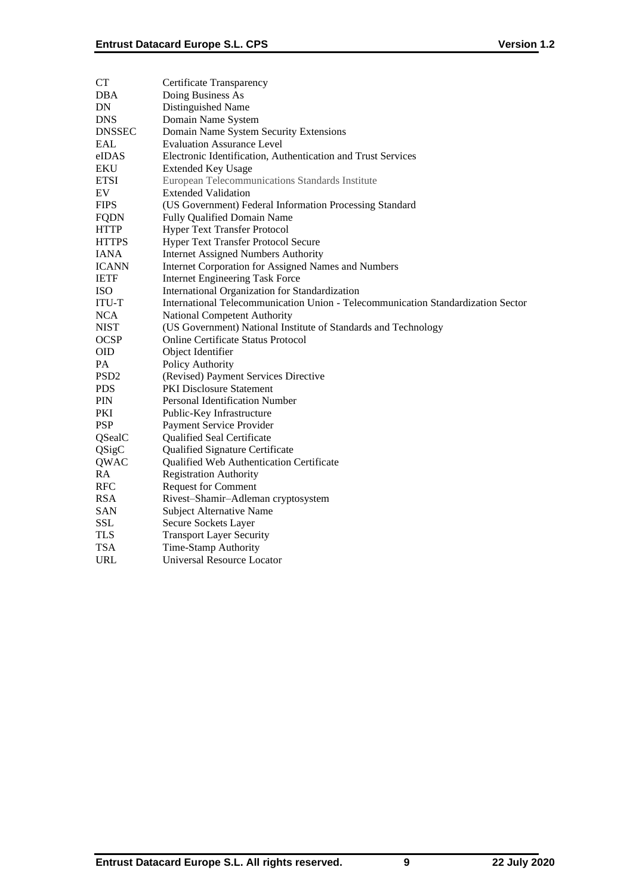| | |
|---|---|
| CT | Certificate Transparency |
| DBA | Doing Business As |
| DN | Distinguished Name |
| DNS | Domain Name System |
| DNSSEC | Domain Name System Security Extensions |
| EAL | Evaluation Assurance Level |
| eIDAS | Electronic Identification, Authentication and Trust Services |
| EKU | Extended Key Usage |
| ETSI | European Telecommunications Standards Institute |
| EV | Extended Validation |
| FIPS | (US Government) Federal Information Processing Standard |
| FQDN | Fully Qualified Domain Name |
| HTTP | Hyper Text Transfer Protocol |
| HTTPS | Hyper Text Transfer Protocol Secure |
| IANA | Internet Assigned Numbers Authority |
| ICANN | Internet Corporation for Assigned Names and Numbers |
| IETF | Internet Engineering Task Force |
| ISO | International Organization for Standardization |
| ITU-T | International Telecommunication Union - Telecommunication Standardization Sector |
| NCA | National Competent Authority |
| NIST | (US Government) National Institute of Standards and Technology |
| OCSP | Online Certificate Status Protocol |
| OID | Object Identifier |
| PA | Policy Authority |
| PSD2 | (Revised) Payment Services Directive |
| PDS | PKI Disclosure Statement |
| PIN | Personal Identification Number |
| PKI | Public-Key Infrastructure |
| PSP | Payment Service Provider |
| QSealC | Qualified Seal Certificate |
| QSigC | Qualified Signature Certificate |
| QWAC | Qualified Web Authentication Certificate |
| RA | Registration Authority |
| RFC | Request for Comment |
| RSA | Rivest–Shamir–Adleman cryptosystem |
| SAN | Subject Alternative Name |
| SSL | Secure Sockets Layer |
| TLS | Transport Layer Security |
| TSA | Time-Stamp Authority |
| URL | Universal Resource Locator |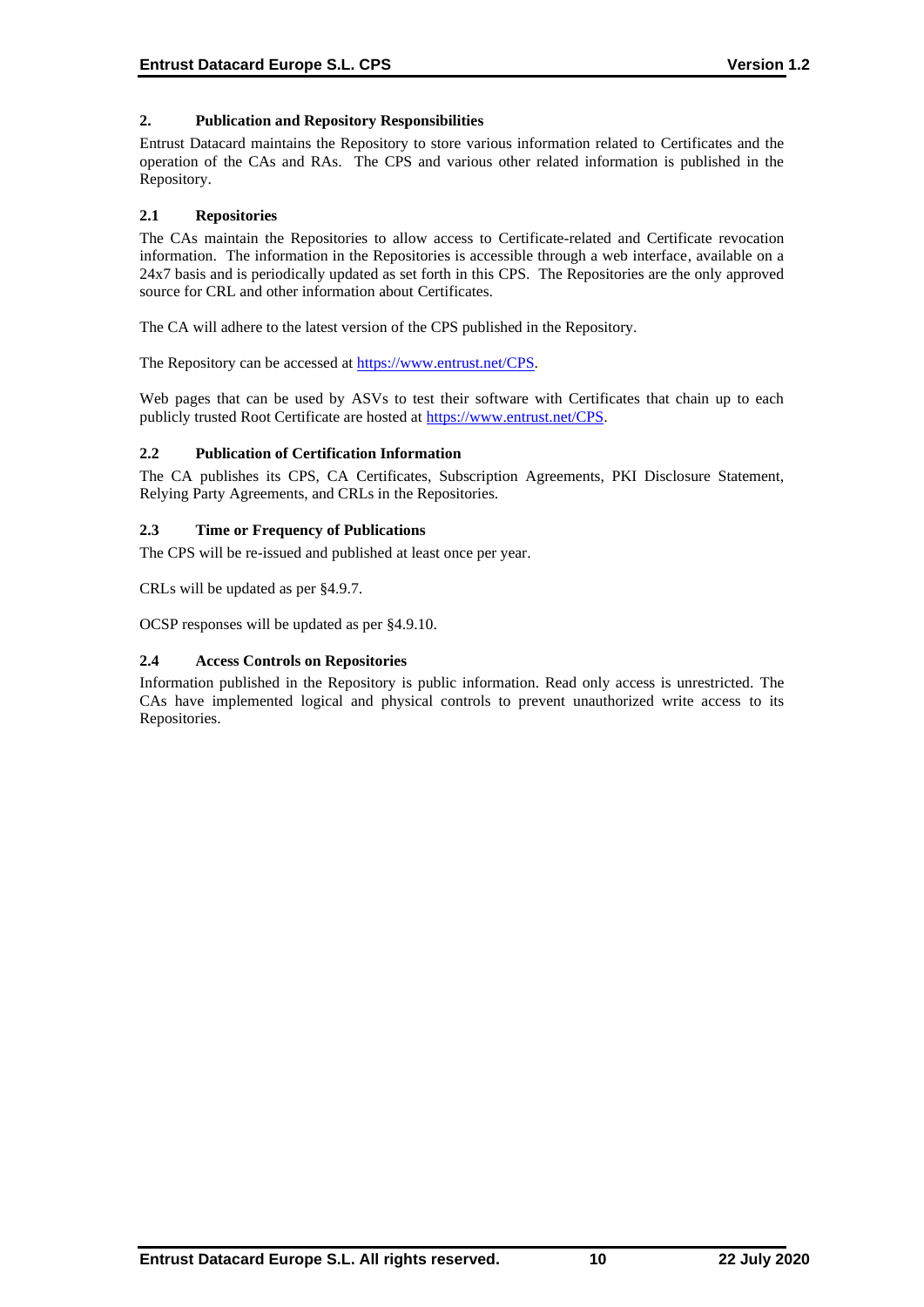## 2. Publication and Repository Responsibilities

Entrust Datacard maintains the Repository to store various information related to Certificates and the operation of the CAs and RAs. The CPS and various other related information is published in the Repository.

### 2.1 Repositories

The CAs maintain the Repositories to allow access to Certificate-related and Certificate revocation information. The information in the Repositories is accessible through a web interface, available on a 24x7 basis and is periodically updated as set forth in this CPS. The Repositories are the only approved source for CRL and other information about Certificates.

The CA will adhere to the latest version of the CPS published in the Repository.

The Repository can be accessed at https://www.entrust.net/CPS.

Web pages that can be used by ASVs to test their software with Certificates that chain up to each publicly trusted Root Certificate are hosted at https://www.entrust.net/CPS.

### 2.2 Publication of Certification Information

The CA publishes its CPS, CA Certificates, Subscription Agreements, PKI Disclosure Statement, Relying Party Agreements, and CRLs in the Repositories.

### 2.3 Time or Frequency of Publications

The CPS will be re-issued and published at least once per year.

CRLs will be updated as per §4.9.7.

OCSP responses will be updated as per §4.9.10.

### 2.4 Access Controls on Repositories

Information published in the Repository is public information. Read only access is unrestricted. The CAs have implemented logical and physical controls to prevent unauthorized write access to its Repositories.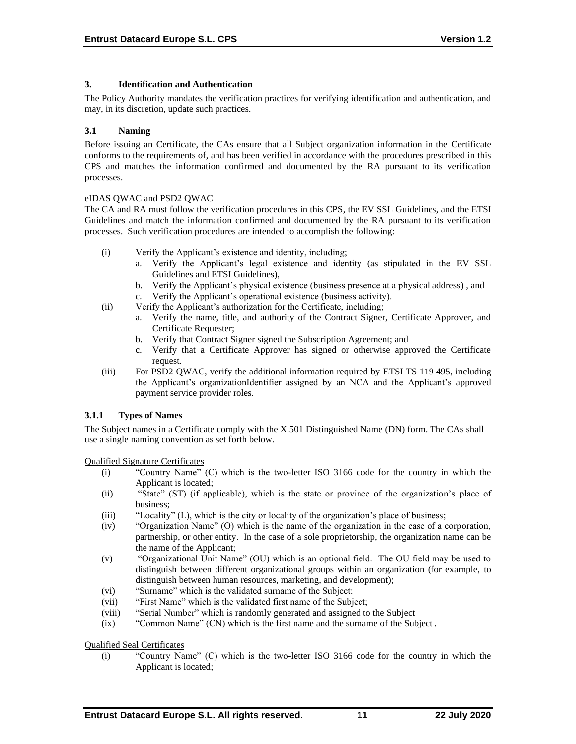# 3. Identification and Authentication

The Policy Authority mandates the verification practices for verifying identification and authentication, and may, in its discretion, update such practices.

## 3.1 Naming

Before issuing an Certificate, the CAs ensure that all Subject organization information in the Certificate conforms to the requirements of, and has been verified in accordance with the procedures prescribed in this CPS and matches the information confirmed and documented by the RA pursuant to its verification processes.

eIDAS QWAC and PSD2 QWAC

The CA and RA must follow the verification procedures in this CPS, the EV SSL Guidelines, and the ETSI Guidelines and match the information confirmed and documented by the RA pursuant to its verification processes. Such verification procedures are intended to accomplish the following:

(i) Verify the Applicant's existence and identity, including;
   a. Verify the Applicant's legal existence and identity (as stipulated in the EV SSL Guidelines and ETSI Guidelines),
   b. Verify the Applicant's physical existence (business presence at a physical address) , and
   c. Verify the Applicant's operational existence (business activity).

(ii) Verify the Applicant's authorization for the Certificate, including;
   a. Verify the name, title, and authority of the Contract Signer, Certificate Approver, and Certificate Requester;
   b. Verify that Contract Signer signed the Subscription Agreement; and
   c. Verify that a Certificate Approver has signed or otherwise approved the Certificate request.

(iii) For PSD2 QWAC, verify the additional information required by ETSI TS 119 495, including the Applicant's organizationIdentifier assigned by an NCA and the Applicant's approved payment service provider roles.

### 3.1.1 Types of Names

The Subject names in a Certificate comply with the X.501 Distinguished Name (DN) form. The CAs shall use a single naming convention as set forth below.

Qualified Signature Certificates

(i) "Country Name" (C) which is the two-letter ISO 3166 code for the country in which the Applicant is located;
(ii) "State" (ST) (if applicable), which is the state or province of the organization's place of business;
(iii) "Locality" (L), which is the city or locality of the organization's place of business;
(iv) "Organization Name" (O) which is the name of the organization in the case of a corporation, partnership, or other entity. In the case of a sole proprietorship, the organization name can be the name of the Applicant;
(v) "Organizational Unit Name" (OU) which is an optional field. The OU field may be used to distinguish between different organizational groups within an organization (for example, to distinguish between human resources, marketing, and development);
(vi) "Surname" which is the validated surname of the Subject:
(vii) "First Name" which is the validated first name of the Subject;
(viii) "Serial Number" which is randomly generated and assigned to the Subject
(ix) "Common Name" (CN) which is the first name and the surname of the Subject .

Qualified Seal Certificates

(i) "Country Name" (C) which is the two-letter ISO 3166 code for the country in which the Applicant is located;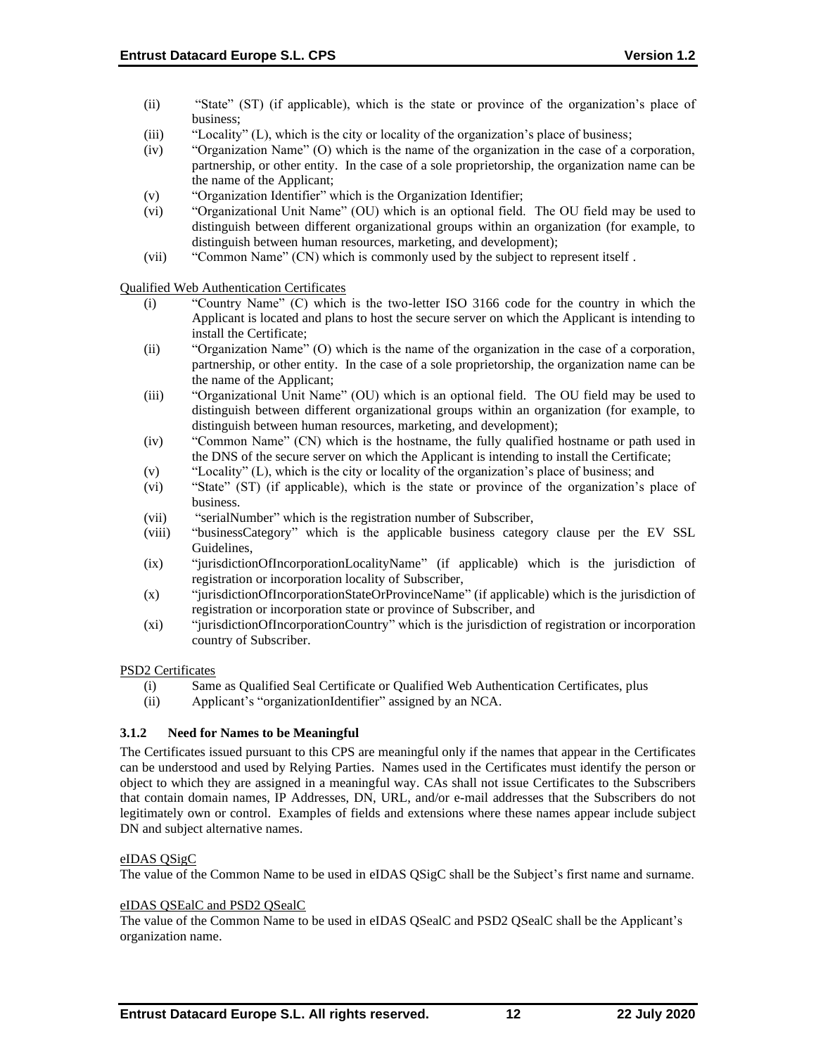(ii) "State" (ST) (if applicable), which is the state or province of the organization's place of business;

(iii) "Locality" (L), which is the city or locality of the organization's place of business;

(iv) "Organization Name" (O) which is the name of the organization in the case of a corporation, partnership, or other entity. In the case of a sole proprietorship, the organization name can be the name of the Applicant;

(v) "Organization Identifier" which is the Organization Identifier;

(vi) "Organizational Unit Name" (OU) which is an optional field. The OU field may be used to distinguish between different organizational groups within an organization (for example, to distinguish between human resources, marketing, and development);

(vii) "Common Name" (CN) which is commonly used by the subject to represent itself .

Qualified Web Authentication Certificates

(i) "Country Name" (C) which is the two-letter ISO 3166 code for the country in which the Applicant is located and plans to host the secure server on which the Applicant is intending to install the Certificate;

(ii) "Organization Name" (O) which is the name of the organization in the case of a corporation, partnership, or other entity. In the case of a sole proprietorship, the organization name can be the name of the Applicant;

(iii) "Organizational Unit Name" (OU) which is an optional field. The OU field may be used to distinguish between different organizational groups within an organization (for example, to distinguish between human resources, marketing, and development);

(iv) "Common Name" (CN) which is the hostname, the fully qualified hostname or path used in the DNS of the secure server on which the Applicant is intending to install the Certificate;

(v) "Locality" (L), which is the city or locality of the organization's place of business; and

(vi) "State" (ST) (if applicable), which is the state or province of the organization's place of business.

(vii) "serialNumber" which is the registration number of Subscriber,

(viii) "businessCategory" which is the applicable business category clause per the EV SSL Guidelines,

(ix) "jurisdictionOfIncorporationLocalityName" (if applicable) which is the jurisdiction of registration or incorporation locality of Subscriber,

(x) "jurisdictionOfIncorporationStateOrProvinceName" (if applicable) which is the jurisdiction of registration or incorporation state or province of Subscriber, and

(xi) "jurisdictionOfIncorporationCountry" which is the jurisdiction of registration or incorporation country of Subscriber.

PSD2 Certificates

(i) Same as Qualified Seal Certificate or Qualified Web Authentication Certificates, plus

(ii) Applicant's "organizationIdentifier" assigned by an NCA.

### 3.1.2 Need for Names to be Meaningful

The Certificates issued pursuant to this CPS are meaningful only if the names that appear in the Certificates can be understood and used by Relying Parties. Names used in the Certificates must identify the person or object to which they are assigned in a meaningful way. CAs shall not issue Certificates to the Subscribers that contain domain names, IP Addresses, DN, URL, and/or e-mail addresses that the Subscribers do not legitimately own or control. Examples of fields and extensions where these names appear include subject DN and subject alternative names.

eIDAS QSigC

The value of the Common Name to be used in eIDAS QSigC shall be the Subject's first name and surname.

eIDAS QSEalC and PSD2 QSealC

The value of the Common Name to be used in eIDAS QSealC and PSD2 QSealC shall be the Applicant's organization name.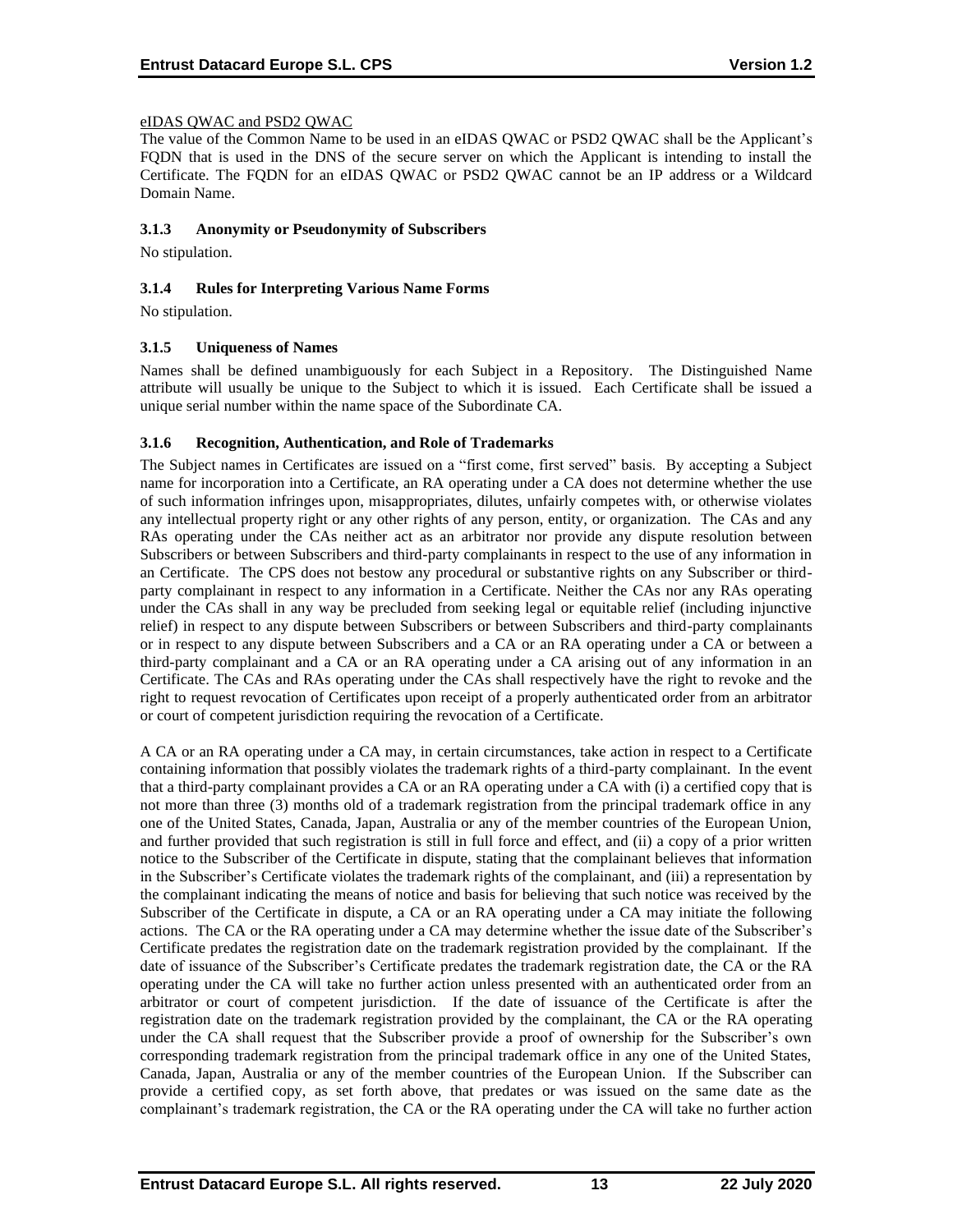eIDAS QWAC and PSD2 QWAC

The value of the Common Name to be used in an eIDAS QWAC or PSD2 QWAC shall be the Applicant's FQDN that is used in the DNS of the secure server on which the Applicant is intending to install the Certificate. The FQDN for an eIDAS QWAC or PSD2 QWAC cannot be an IP address or a Wildcard Domain Name.

### 3.1.3 Anonymity or Pseudonymity of Subscribers

No stipulation.

### 3.1.4 Rules for Interpreting Various Name Forms

No stipulation.

### 3.1.5 Uniqueness of Names

Names shall be defined unambiguously for each Subject in a Repository. The Distinguished Name attribute will usually be unique to the Subject to which it is issued. Each Certificate shall be issued a unique serial number within the name space of the Subordinate CA.

### 3.1.6 Recognition, Authentication, and Role of Trademarks

The Subject names in Certificates are issued on a "first come, first served" basis. By accepting a Subject name for incorporation into a Certificate, an RA operating under a CA does not determine whether the use of such information infringes upon, misappropriates, dilutes, unfairly competes with, or otherwise violates any intellectual property right or any other rights of any person, entity, or organization. The CAs and any RAs operating under the CAs neither act as an arbitrator nor provide any dispute resolution between Subscribers or between Subscribers and third-party complainants in respect to the use of any information in an Certificate. The CPS does not bestow any procedural or substantive rights on any Subscriber or third-party complainant in respect to any information in a Certificate. Neither the CAs nor any RAs operating under the CAs shall in any way be precluded from seeking legal or equitable relief (including injunctive relief) in respect to any dispute between Subscribers or between Subscribers and third-party complainants or in respect to any dispute between Subscribers and a CA or an RA operating under a CA or between a third-party complainant and a CA or an RA operating under a CA arising out of any information in an Certificate. The CAs and RAs operating under the CAs shall respectively have the right to revoke and the right to request revocation of Certificates upon receipt of a properly authenticated order from an arbitrator or court of competent jurisdiction requiring the revocation of a Certificate.

A CA or an RA operating under a CA may, in certain circumstances, take action in respect to a Certificate containing information that possibly violates the trademark rights of a third-party complainant. In the event that a third-party complainant provides a CA or an RA operating under a CA with (i) a certified copy that is not more than three (3) months old of a trademark registration from the principal trademark office in any one of the United States, Canada, Japan, Australia or any of the member countries of the European Union, and further provided that such registration is still in full force and effect, and (ii) a copy of a prior written notice to the Subscriber of the Certificate in dispute, stating that the complainant believes that information in the Subscriber's Certificate violates the trademark rights of the complainant, and (iii) a representation by the complainant indicating the means of notice and basis for believing that such notice was received by the Subscriber of the Certificate in dispute, a CA or an RA operating under a CA may initiate the following actions. The CA or the RA operating under a CA may determine whether the issue date of the Subscriber's Certificate predates the registration date on the trademark registration provided by the complainant. If the date of issuance of the Subscriber's Certificate predates the trademark registration date, the CA or the RA operating under the CA will take no further action unless presented with an authenticated order from an arbitrator or court of competent jurisdiction. If the date of issuance of the Certificate is after the registration date on the trademark registration provided by the complainant, the CA or the RA operating under the CA shall request that the Subscriber provide a proof of ownership for the Subscriber's own corresponding trademark registration from the principal trademark office in any one of the United States, Canada, Japan, Australia or any of the member countries of the European Union. If the Subscriber can provide a certified copy, as set forth above, that predates or was issued on the same date as the complainant's trademark registration, the CA or the RA operating under the CA will take no further action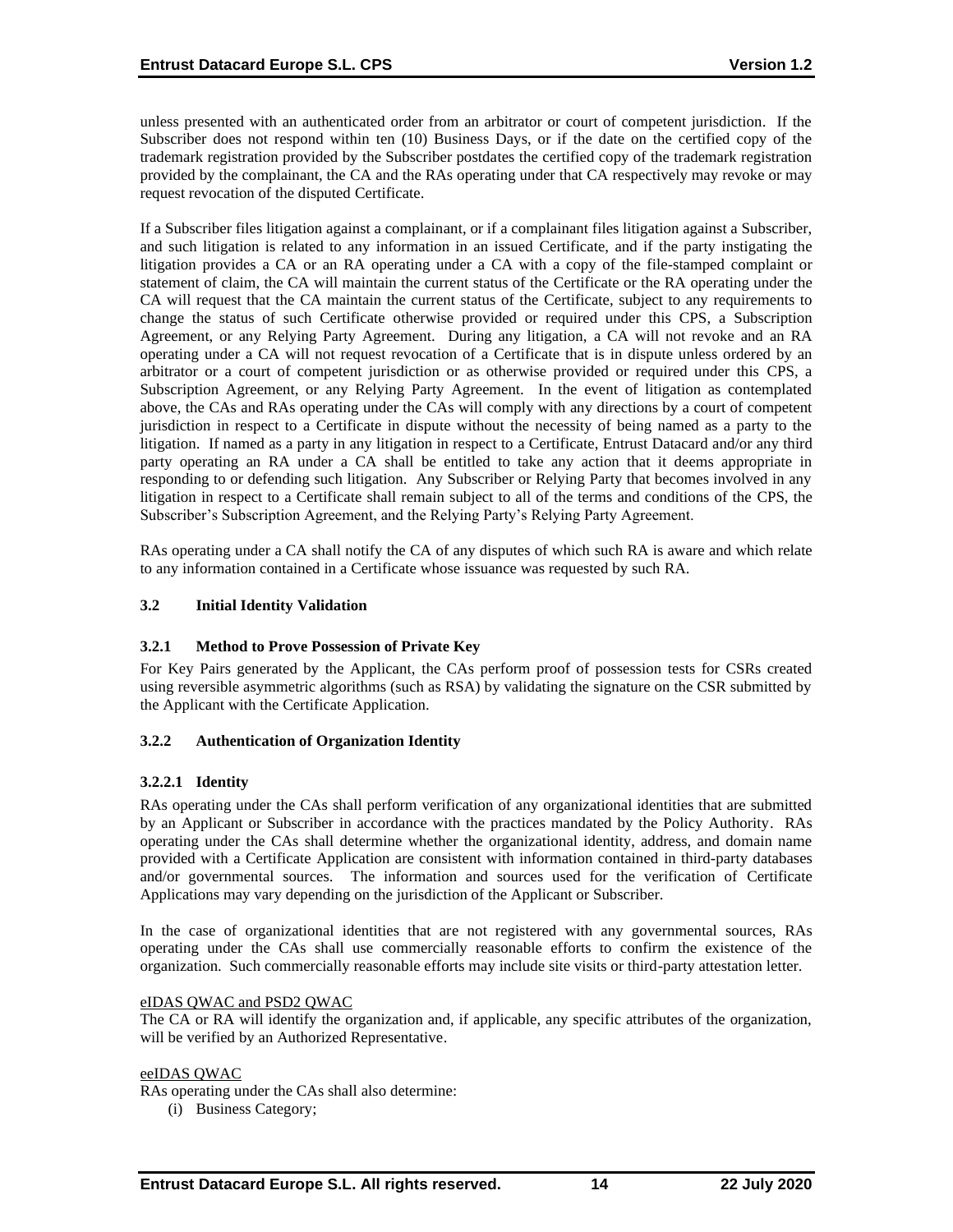unless presented with an authenticated order from an arbitrator or court of competent jurisdiction. If the Subscriber does not respond within ten (10) Business Days, or if the date on the certified copy of the trademark registration provided by the Subscriber postdates the certified copy of the trademark registration provided by the complainant, the CA and the RAs operating under that CA respectively may revoke or may request revocation of the disputed Certificate.

If a Subscriber files litigation against a complainant, or if a complainant files litigation against a Subscriber, and such litigation is related to any information in an issued Certificate, and if the party instigating the litigation provides a CA or an RA operating under a CA with a copy of the file-stamped complaint or statement of claim, the CA will maintain the current status of the Certificate or the RA operating under the CA will request that the CA maintain the current status of the Certificate, subject to any requirements to change the status of such Certificate otherwise provided or required under this CPS, a Subscription Agreement, or any Relying Party Agreement. During any litigation, a CA will not revoke and an RA operating under a CA will not request revocation of a Certificate that is in dispute unless ordered by an arbitrator or a court of competent jurisdiction or as otherwise provided or required under this CPS, a Subscription Agreement, or any Relying Party Agreement. In the event of litigation as contemplated above, the CAs and RAs operating under the CAs will comply with any directions by a court of competent jurisdiction in respect to a Certificate in dispute without the necessity of being named as a party to the litigation. If named as a party in any litigation in respect to a Certificate, Entrust Datacard and/or any third party operating an RA under a CA shall be entitled to take any action that it deems appropriate in responding to or defending such litigation. Any Subscriber or Relying Party that becomes involved in any litigation in respect to a Certificate shall remain subject to all of the terms and conditions of the CPS, the Subscriber's Subscription Agreement, and the Relying Party's Relying Party Agreement.

RAs operating under a CA shall notify the CA of any disputes of which such RA is aware and which relate to any information contained in a Certificate whose issuance was requested by such RA.

## 3.2 Initial Identity Validation

### 3.2.1 Method to Prove Possession of Private Key

For Key Pairs generated by the Applicant, the CAs perform proof of possession tests for CSRs created using reversible asymmetric algorithms (such as RSA) by validating the signature on the CSR submitted by the Applicant with the Certificate Application.

### 3.2.2 Authentication of Organization Identity

#### 3.2.2.1 Identity

RAs operating under the CAs shall perform verification of any organizational identities that are submitted by an Applicant or Subscriber in accordance with the practices mandated by the Policy Authority. RAs operating under the CAs shall determine whether the organizational identity, address, and domain name provided with a Certificate Application are consistent with information contained in third-party databases and/or governmental sources. The information and sources used for the verification of Certificate Applications may vary depending on the jurisdiction of the Applicant or Subscriber.

In the case of organizational identities that are not registered with any governmental sources, RAs operating under the CAs shall use commercially reasonable efforts to confirm the existence of the organization. Such commercially reasonable efforts may include site visits or third-party attestation letter.

<u>eIDAS QWAC and PSD2 QWAC</u>
The CA or RA will identify the organization and, if applicable, any specific attributes of the organization, will be verified by an Authorized Representative.

<u>eeIDAS QWAC</u>
RAs operating under the CAs shall also determine:

(i) Business Category;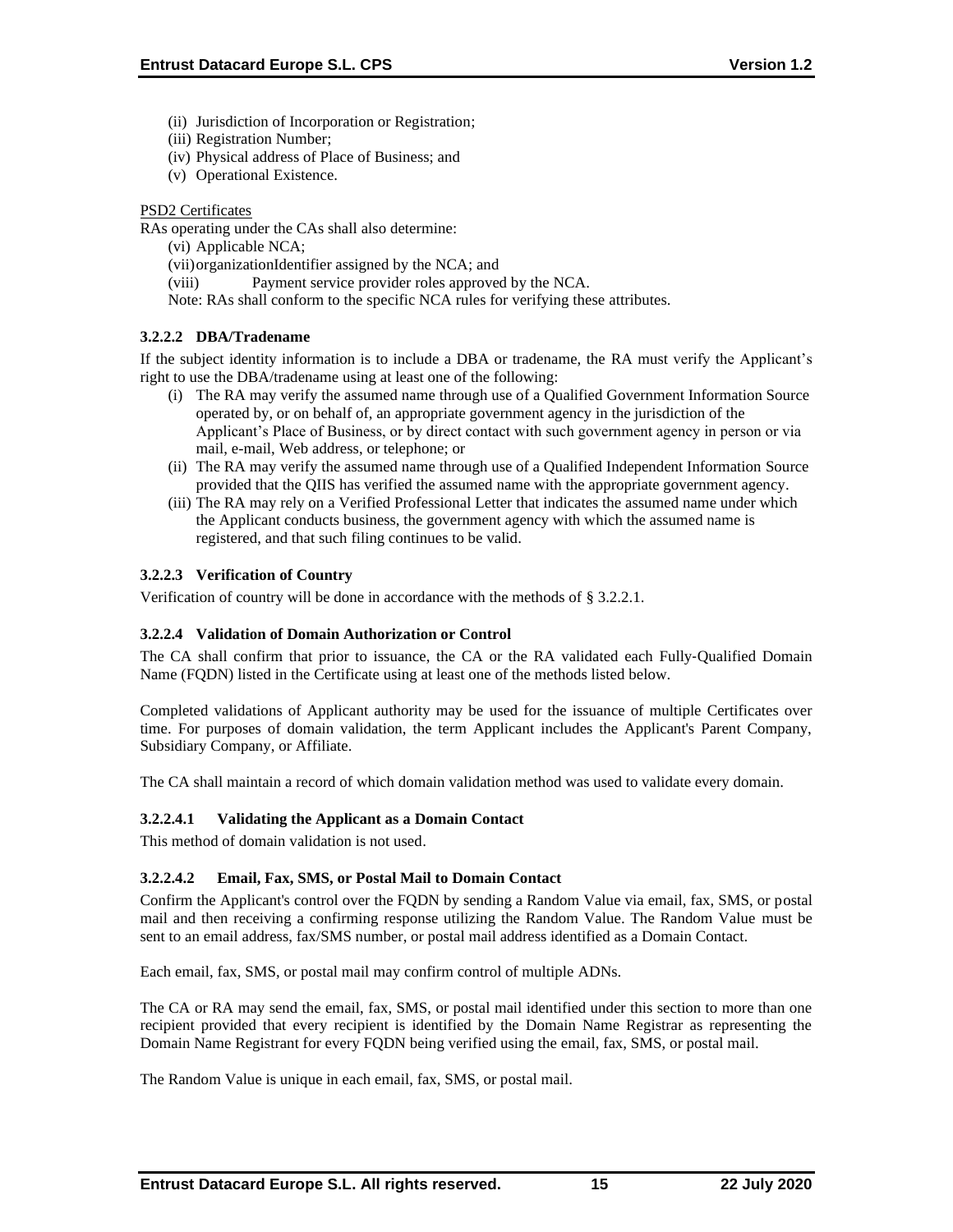(ii) Jurisdiction of Incorporation or Registration;
(iii) Registration Number;
(iv) Physical address of Place of Business; and
(v) Operational Existence.

PSD2 Certificates

RAs operating under the CAs shall also determine:

(vi) Applicable NCA;
(vii) organizationIdentifier assigned by the NCA; and
(viii) Payment service provider roles approved by the NCA.

Note: RAs shall conform to the specific NCA rules for verifying these attributes.

#### 3.2.2.2 DBA/Tradename

If the subject identity information is to include a DBA or tradename, the RA must verify the Applicant's right to use the DBA/tradename using at least one of the following:

(i) The RA may verify the assumed name through use of a Qualified Government Information Source operated by, or on behalf of, an appropriate government agency in the jurisdiction of the Applicant's Place of Business, or by direct contact with such government agency in person or via mail, e-mail, Web address, or telephone; or
(ii) The RA may verify the assumed name through use of a Qualified Independent Information Source provided that the QIIS has verified the assumed name with the appropriate government agency.
(iii) The RA may rely on a Verified Professional Letter that indicates the assumed name under which the Applicant conducts business, the government agency with which the assumed name is registered, and that such filing continues to be valid.

#### 3.2.2.3 Verification of Country

Verification of country will be done in accordance with the methods of § 3.2.2.1.

#### 3.2.2.4 Validation of Domain Authorization or Control

The CA shall confirm that prior to issuance, the CA or the RA validated each Fully-Qualified Domain Name (FQDN) listed in the Certificate using at least one of the methods listed below.

Completed validations of Applicant authority may be used for the issuance of multiple Certificates over time. For purposes of domain validation, the term Applicant includes the Applicant's Parent Company, Subsidiary Company, or Affiliate.

The CA shall maintain a record of which domain validation method was used to validate every domain.

##### 3.2.2.4.1 Validating the Applicant as a Domain Contact

This method of domain validation is not used.

##### 3.2.2.4.2 Email, Fax, SMS, or Postal Mail to Domain Contact

Confirm the Applicant's control over the FQDN by sending a Random Value via email, fax, SMS, or postal mail and then receiving a confirming response utilizing the Random Value. The Random Value must be sent to an email address, fax/SMS number, or postal mail address identified as a Domain Contact.

Each email, fax, SMS, or postal mail may confirm control of multiple ADNs.

The CA or RA may send the email, fax, SMS, or postal mail identified under this section to more than one recipient provided that every recipient is identified by the Domain Name Registrar as representing the Domain Name Registrant for every FQDN being verified using the email, fax, SMS, or postal mail.

The Random Value is unique in each email, fax, SMS, or postal mail.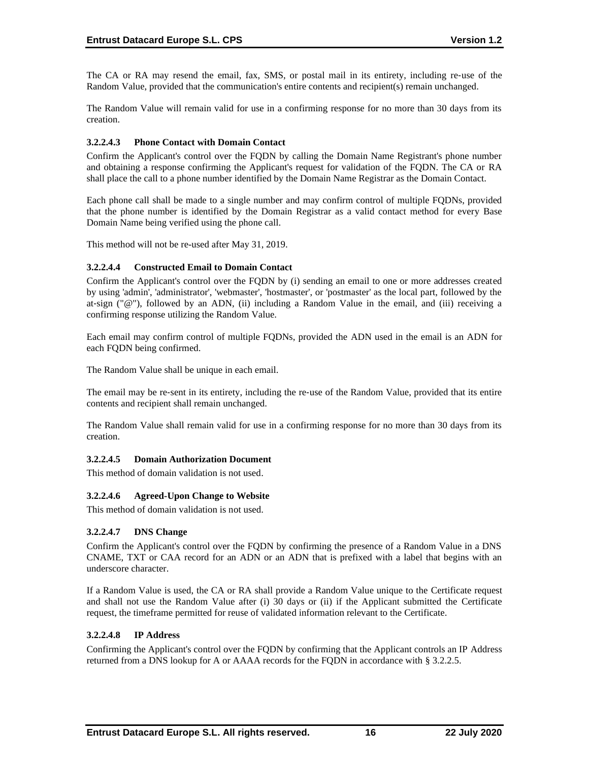The CA or RA may resend the email, fax, SMS, or postal mail in its entirety, including re-use of the Random Value, provided that the communication's entire contents and recipient(s) remain unchanged.

The Random Value will remain valid for use in a confirming response for no more than 30 days from its creation.

#### 3.2.2.4.3 Phone Contact with Domain Contact

Confirm the Applicant's control over the FQDN by calling the Domain Name Registrant's phone number and obtaining a response confirming the Applicant's request for validation of the FQDN. The CA or RA shall place the call to a phone number identified by the Domain Name Registrar as the Domain Contact.

Each phone call shall be made to a single number and may confirm control of multiple FQDNs, provided that the phone number is identified by the Domain Registrar as a valid contact method for every Base Domain Name being verified using the phone call.

This method will not be re-used after May 31, 2019.

#### 3.2.2.4.4 Constructed Email to Domain Contact

Confirm the Applicant's control over the FQDN by (i) sending an email to one or more addresses created by using 'admin', 'administrator', 'webmaster', 'hostmaster', or 'postmaster' as the local part, followed by the at-sign ("@"), followed by an ADN, (ii) including a Random Value in the email, and (iii) receiving a confirming response utilizing the Random Value.

Each email may confirm control of multiple FQDNs, provided the ADN used in the email is an ADN for each FQDN being confirmed.

The Random Value shall be unique in each email.

The email may be re-sent in its entirety, including the re-use of the Random Value, provided that its entire contents and recipient shall remain unchanged.

The Random Value shall remain valid for use in a confirming response for no more than 30 days from its creation.

#### 3.2.2.4.5 Domain Authorization Document

This method of domain validation is not used.

#### 3.2.2.4.6 Agreed-Upon Change to Website

This method of domain validation is not used.

#### 3.2.2.4.7 DNS Change

Confirm the Applicant's control over the FQDN by confirming the presence of a Random Value in a DNS CNAME, TXT or CAA record for an ADN or an ADN that is prefixed with a label that begins with an underscore character.

If a Random Value is used, the CA or RA shall provide a Random Value unique to the Certificate request and shall not use the Random Value after (i) 30 days or (ii) if the Applicant submitted the Certificate request, the timeframe permitted for reuse of validated information relevant to the Certificate.

#### 3.2.2.4.8 IP Address

Confirming the Applicant's control over the FQDN by confirming that the Applicant controls an IP Address returned from a DNS lookup for A or AAAA records for the FQDN in accordance with § 3.2.2.5.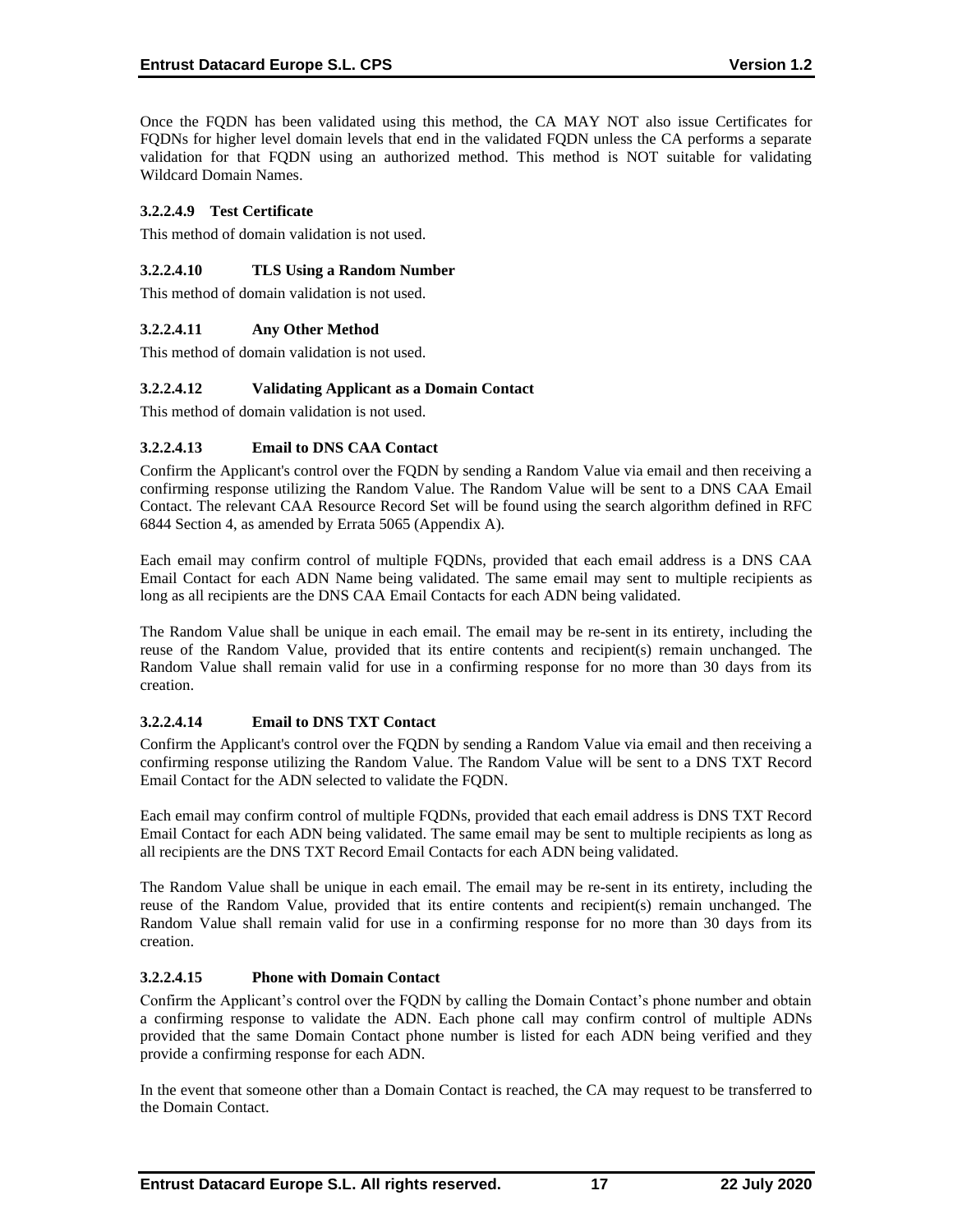Once the FQDN has been validated using this method, the CA MAY NOT also issue Certificates for FQDNs for higher level domain levels that end in the validated FQDN unless the CA performs a separate validation for that FQDN using an authorized method. This method is NOT suitable for validating Wildcard Domain Names.

#### 3.2.2.4.9 Test Certificate

This method of domain validation is not used.

#### 3.2.2.4.10 TLS Using a Random Number

This method of domain validation is not used.

#### 3.2.2.4.11 Any Other Method

This method of domain validation is not used.

#### 3.2.2.4.12 Validating Applicant as a Domain Contact

This method of domain validation is not used.

#### 3.2.2.4.13 Email to DNS CAA Contact

Confirm the Applicant's control over the FQDN by sending a Random Value via email and then receiving a confirming response utilizing the Random Value. The Random Value will be sent to a DNS CAA Email Contact. The relevant CAA Resource Record Set will be found using the search algorithm defined in RFC 6844 Section 4, as amended by Errata 5065 (Appendix A).

Each email may confirm control of multiple FQDNs, provided that each email address is a DNS CAA Email Contact for each ADN Name being validated. The same email may sent to multiple recipients as long as all recipients are the DNS CAA Email Contacts for each ADN being validated.

The Random Value shall be unique in each email. The email may be re-sent in its entirety, including the reuse of the Random Value, provided that its entire contents and recipient(s) remain unchanged. The Random Value shall remain valid for use in a confirming response for no more than 30 days from its creation.

#### 3.2.2.4.14 Email to DNS TXT Contact

Confirm the Applicant's control over the FQDN by sending a Random Value via email and then receiving a confirming response utilizing the Random Value. The Random Value will be sent to a DNS TXT Record Email Contact for the ADN selected to validate the FQDN.

Each email may confirm control of multiple FQDNs, provided that each email address is DNS TXT Record Email Contact for each ADN being validated. The same email may be sent to multiple recipients as long as all recipients are the DNS TXT Record Email Contacts for each ADN being validated.

The Random Value shall be unique in each email. The email may be re-sent in its entirety, including the reuse of the Random Value, provided that its entire contents and recipient(s) remain unchanged. The Random Value shall remain valid for use in a confirming response for no more than 30 days from its creation.

#### 3.2.2.4.15 Phone with Domain Contact

Confirm the Applicant's control over the FQDN by calling the Domain Contact's phone number and obtain a confirming response to validate the ADN. Each phone call may confirm control of multiple ADNs provided that the same Domain Contact phone number is listed for each ADN being verified and they provide a confirming response for each ADN.

In the event that someone other than a Domain Contact is reached, the CA may request to be transferred to the Domain Contact.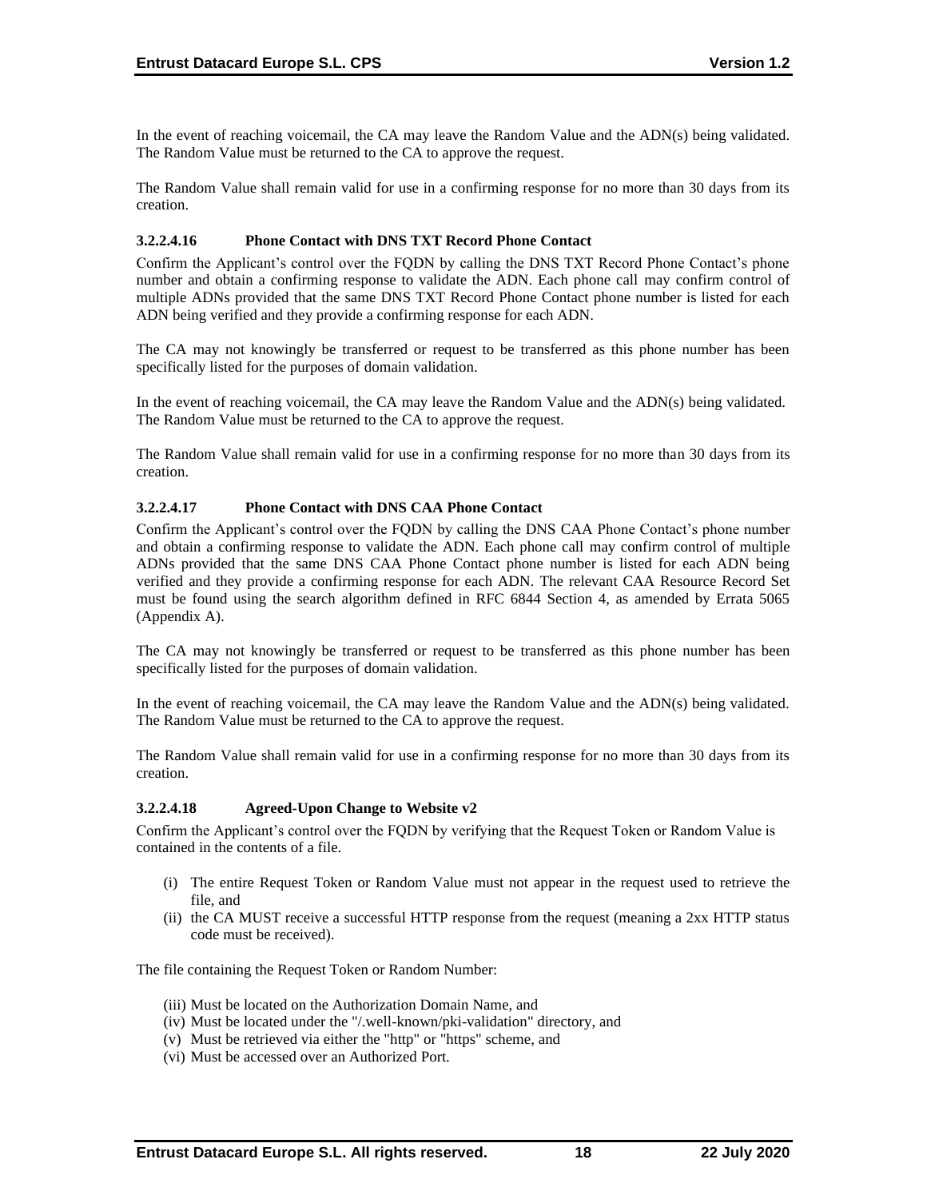In the event of reaching voicemail, the CA may leave the Random Value and the ADN(s) being validated. The Random Value must be returned to the CA to approve the request.

The Random Value shall remain valid for use in a confirming response for no more than 30 days from its creation.

#### 3.2.2.4.16 Phone Contact with DNS TXT Record Phone Contact

Confirm the Applicant's control over the FQDN by calling the DNS TXT Record Phone Contact's phone number and obtain a confirming response to validate the ADN. Each phone call may confirm control of multiple ADNs provided that the same DNS TXT Record Phone Contact phone number is listed for each ADN being verified and they provide a confirming response for each ADN.

The CA may not knowingly be transferred or request to be transferred as this phone number has been specifically listed for the purposes of domain validation.

In the event of reaching voicemail, the CA may leave the Random Value and the ADN(s) being validated. The Random Value must be returned to the CA to approve the request.

The Random Value shall remain valid for use in a confirming response for no more than 30 days from its creation.

#### 3.2.2.4.17 Phone Contact with DNS CAA Phone Contact

Confirm the Applicant's control over the FQDN by calling the DNS CAA Phone Contact's phone number and obtain a confirming response to validate the ADN. Each phone call may confirm control of multiple ADNs provided that the same DNS CAA Phone Contact phone number is listed for each ADN being verified and they provide a confirming response for each ADN. The relevant CAA Resource Record Set must be found using the search algorithm defined in RFC 6844 Section 4, as amended by Errata 5065 (Appendix A).

The CA may not knowingly be transferred or request to be transferred as this phone number has been specifically listed for the purposes of domain validation.

In the event of reaching voicemail, the CA may leave the Random Value and the ADN(s) being validated. The Random Value must be returned to the CA to approve the request.

The Random Value shall remain valid for use in a confirming response for no more than 30 days from its creation.

#### 3.2.2.4.18 Agreed-Upon Change to Website v2

Confirm the Applicant's control over the FQDN by verifying that the Request Token or Random Value is contained in the contents of a file.

(i) The entire Request Token or Random Value must not appear in the request used to retrieve the file, and
(ii) the CA MUST receive a successful HTTP response from the request (meaning a 2xx HTTP status code must be received).

The file containing the Request Token or Random Number:

(iii) Must be located on the Authorization Domain Name, and
(iv) Must be located under the "/.well-known/pki-validation" directory, and
(v) Must be retrieved via either the "http" or "https" scheme, and
(vi) Must be accessed over an Authorized Port.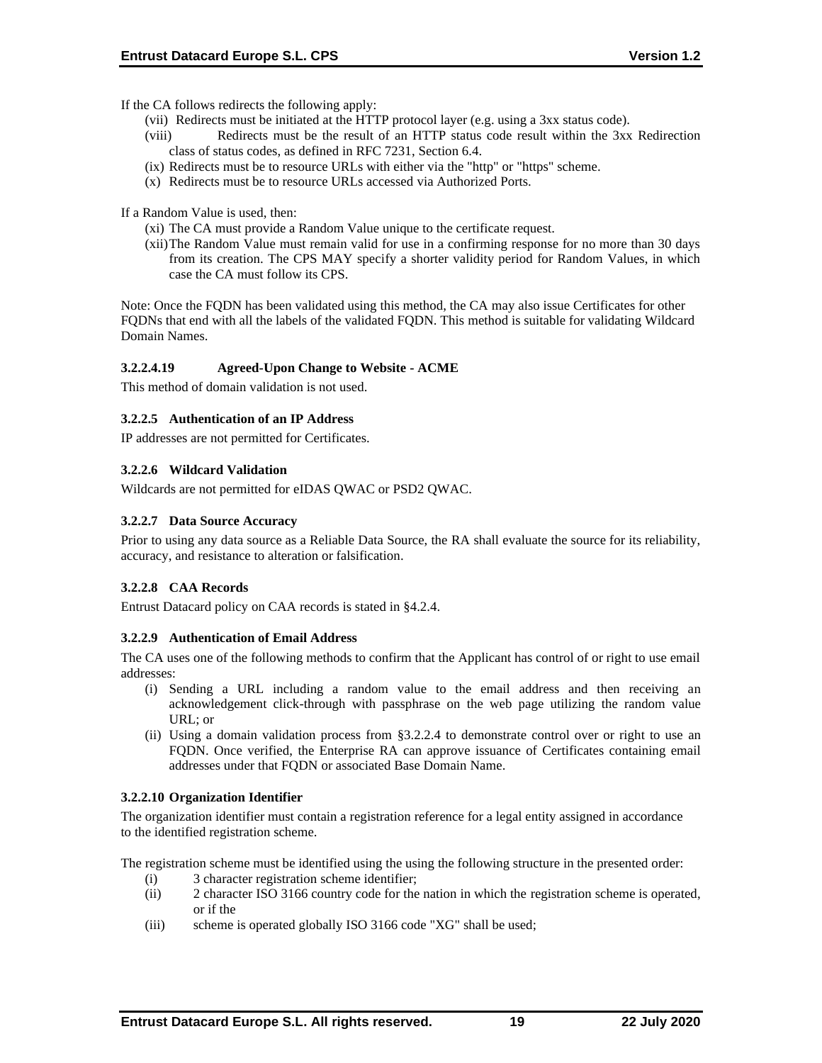If the CA follows redirects the following apply:

(vii) Redirects must be initiated at the HTTP protocol layer (e.g. using a 3xx status code).

(viii) Redirects must be the result of an HTTP status code result within the 3xx Redirection class of status codes, as defined in RFC 7231, Section 6.4.

(ix) Redirects must be to resource URLs with either via the "http" or "https" scheme.

(x) Redirects must be to resource URLs accessed via Authorized Ports.

If a Random Value is used, then:

(xi) The CA must provide a Random Value unique to the certificate request.

(xii) The Random Value must remain valid for use in a confirming response for no more than 30 days from its creation. The CPS MAY specify a shorter validity period for Random Values, in which case the CA must follow its CPS.

Note: Once the FQDN has been validated using this method, the CA may also issue Certificates for other FQDNs that end with all the labels of the validated FQDN. This method is suitable for validating Wildcard Domain Names.

##### 3.2.2.4.19 Agreed-Upon Change to Website - ACME

This method of domain validation is not used.

#### 3.2.2.5 Authentication of an IP Address

IP addresses are not permitted for Certificates.

#### 3.2.2.6 Wildcard Validation

Wildcards are not permitted for eIDAS QWAC or PSD2 QWAC.

#### 3.2.2.7 Data Source Accuracy

Prior to using any data source as a Reliable Data Source, the RA shall evaluate the source for its reliability, accuracy, and resistance to alteration or falsification.

#### 3.2.2.8 CAA Records

Entrust Datacard policy on CAA records is stated in §4.2.4.

#### 3.2.2.9 Authentication of Email Address

The CA uses one of the following methods to confirm that the Applicant has control of or right to use email addresses:

(i) Sending a URL including a random value to the email address and then receiving an acknowledgement click-through with passphrase on the web page utilizing the random value URL; or

(ii) Using a domain validation process from §3.2.2.4 to demonstrate control over or right to use an FQDN. Once verified, the Enterprise RA can approve issuance of Certificates containing email addresses under that FQDN or associated Base Domain Name.

#### 3.2.2.10 Organization Identifier

The organization identifier must contain a registration reference for a legal entity assigned in accordance to the identified registration scheme.

The registration scheme must be identified using the using the following structure in the presented order:

(i) 3 character registration scheme identifier;

(ii) 2 character ISO 3166 country code for the nation in which the registration scheme is operated, or if the

(iii) scheme is operated globally ISO 3166 code "XG" shall be used;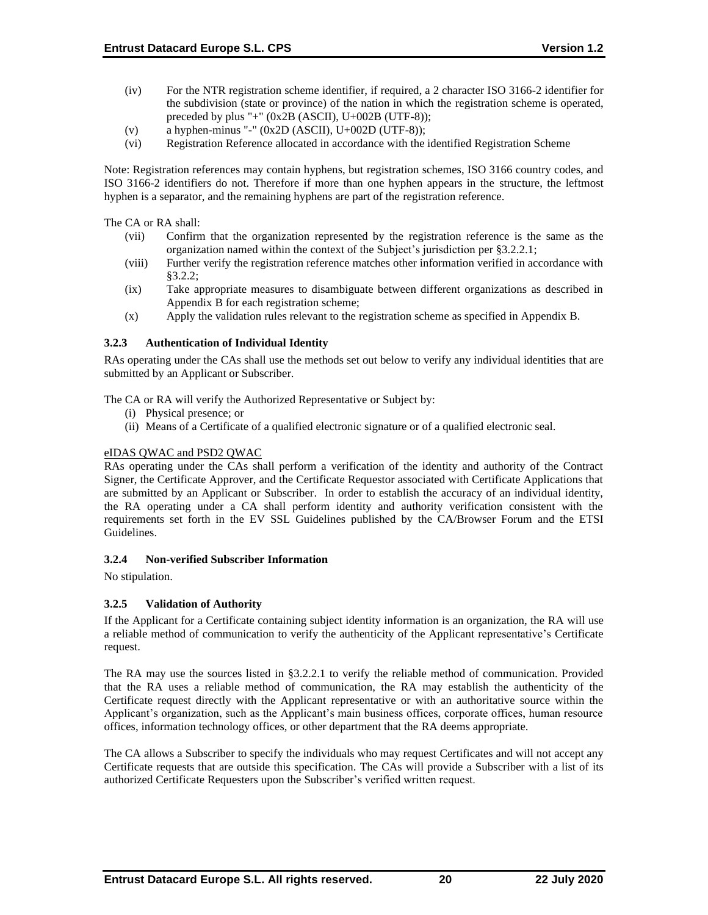(iv) For the NTR registration scheme identifier, if required, a 2 character ISO 3166-2 identifier for the subdivision (state or province) of the nation in which the registration scheme is operated, preceded by plus "+" (0x2B (ASCII), U+002B (UTF-8));

(v) a hyphen-minus "-" (0x2D (ASCII), U+002D (UTF-8));

(vi) Registration Reference allocated in accordance with the identified Registration Scheme

Note: Registration references may contain hyphens, but registration schemes, ISO 3166 country codes, and ISO 3166-2 identifiers do not. Therefore if more than one hyphen appears in the structure, the leftmost hyphen is a separator, and the remaining hyphens are part of the registration reference.

The CA or RA shall:

(vii) Confirm that the organization represented by the registration reference is the same as the organization named within the context of the Subject's jurisdiction per §3.2.2.1;

(viii) Further verify the registration reference matches other information verified in accordance with §3.2.2;

(ix) Take appropriate measures to disambiguate between different organizations as described in Appendix B for each registration scheme;

(x) Apply the validation rules relevant to the registration scheme as specified in Appendix B.

### 3.2.3 Authentication of Individual Identity

RAs operating under the CAs shall use the methods set out below to verify any individual identities that are submitted by an Applicant or Subscriber.

The CA or RA will verify the Authorized Representative or Subject by:

(i) Physical presence; or

(ii) Means of a Certificate of a qualified electronic signature or of a qualified electronic seal.

eIDAS QWAC and PSD2 QWAC

RAs operating under the CAs shall perform a verification of the identity and authority of the Contract Signer, the Certificate Approver, and the Certificate Requestor associated with Certificate Applications that are submitted by an Applicant or Subscriber. In order to establish the accuracy of an individual identity, the RA operating under a CA shall perform identity and authority verification consistent with the requirements set forth in the EV SSL Guidelines published by the CA/Browser Forum and the ETSI Guidelines.

### 3.2.4 Non-verified Subscriber Information

No stipulation.

### 3.2.5 Validation of Authority

If the Applicant for a Certificate containing subject identity information is an organization, the RA will use a reliable method of communication to verify the authenticity of the Applicant representative's Certificate request.

The RA may use the sources listed in §3.2.2.1 to verify the reliable method of communication. Provided that the RA uses a reliable method of communication, the RA may establish the authenticity of the Certificate request directly with the Applicant representative or with an authoritative source within the Applicant's organization, such as the Applicant's main business offices, corporate offices, human resource offices, information technology offices, or other department that the RA deems appropriate.

The CA allows a Subscriber to specify the individuals who may request Certificates and will not accept any Certificate requests that are outside this specification. The CAs will provide a Subscriber with a list of its authorized Certificate Requesters upon the Subscriber's verified written request.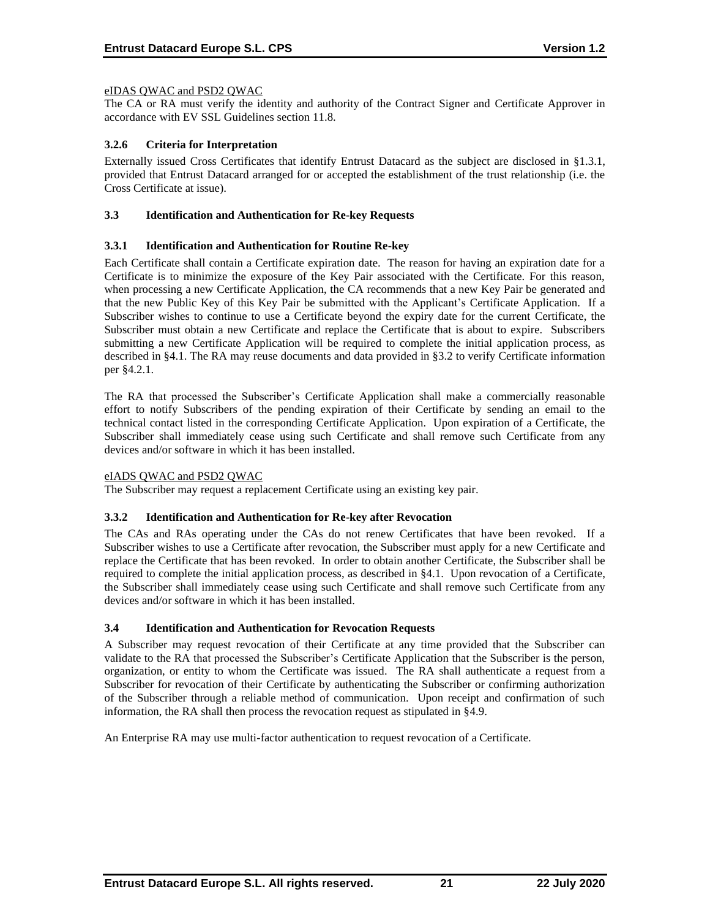eIDAS QWAC and PSD2 QWAC

The CA or RA must verify the identity and authority of the Contract Signer and Certificate Approver in accordance with EV SSL Guidelines section 11.8.

### 3.2.6 Criteria for Interpretation

Externally issued Cross Certificates that identify Entrust Datacard as the subject are disclosed in §1.3.1, provided that Entrust Datacard arranged for or accepted the establishment of the trust relationship (i.e. the Cross Certificate at issue).

## 3.3 Identification and Authentication for Re-key Requests

### 3.3.1 Identification and Authentication for Routine Re-key

Each Certificate shall contain a Certificate expiration date. The reason for having an expiration date for a Certificate is to minimize the exposure of the Key Pair associated with the Certificate. For this reason, when processing a new Certificate Application, the CA recommends that a new Key Pair be generated and that the new Public Key of this Key Pair be submitted with the Applicant's Certificate Application. If a Subscriber wishes to continue to use a Certificate beyond the expiry date for the current Certificate, the Subscriber must obtain a new Certificate and replace the Certificate that is about to expire. Subscribers submitting a new Certificate Application will be required to complete the initial application process, as described in §4.1. The RA may reuse documents and data provided in §3.2 to verify Certificate information per §4.2.1.

The RA that processed the Subscriber's Certificate Application shall make a commercially reasonable effort to notify Subscribers of the pending expiration of their Certificate by sending an email to the technical contact listed in the corresponding Certificate Application. Upon expiration of a Certificate, the Subscriber shall immediately cease using such Certificate and shall remove such Certificate from any devices and/or software in which it has been installed.

eIADS QWAC and PSD2 QWAC

The Subscriber may request a replacement Certificate using an existing key pair.

### 3.3.2 Identification and Authentication for Re-key after Revocation

The CAs and RAs operating under the CAs do not renew Certificates that have been revoked. If a Subscriber wishes to use a Certificate after revocation, the Subscriber must apply for a new Certificate and replace the Certificate that has been revoked. In order to obtain another Certificate, the Subscriber shall be required to complete the initial application process, as described in §4.1. Upon revocation of a Certificate, the Subscriber shall immediately cease using such Certificate and shall remove such Certificate from any devices and/or software in which it has been installed.

## 3.4 Identification and Authentication for Revocation Requests

A Subscriber may request revocation of their Certificate at any time provided that the Subscriber can validate to the RA that processed the Subscriber's Certificate Application that the Subscriber is the person, organization, or entity to whom the Certificate was issued. The RA shall authenticate a request from a Subscriber for revocation of their Certificate by authenticating the Subscriber or confirming authorization of the Subscriber through a reliable method of communication. Upon receipt and confirmation of such information, the RA shall then process the revocation request as stipulated in §4.9.

An Enterprise RA may use multi-factor authentication to request revocation of a Certificate.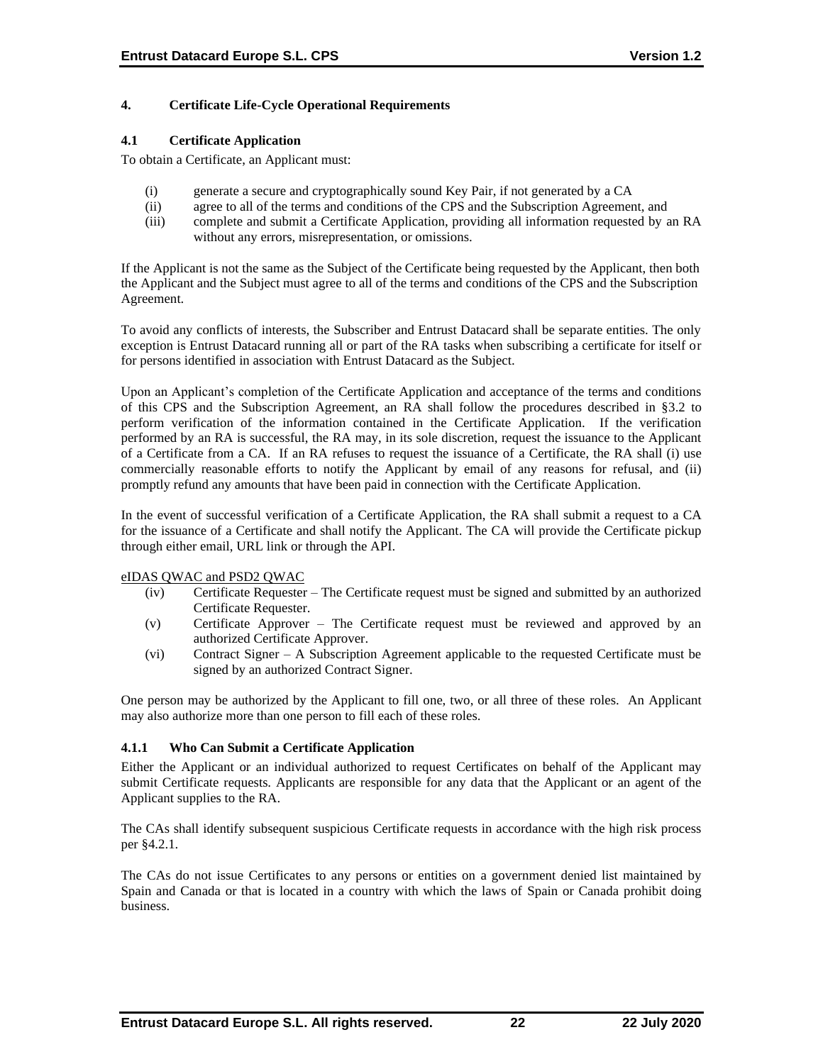## 4. Certificate Life-Cycle Operational Requirements

### 4.1 Certificate Application

To obtain a Certificate, an Applicant must:

(i) generate a secure and cryptographically sound Key Pair, if not generated by a CA
(ii) agree to all of the terms and conditions of the CPS and the Subscription Agreement, and
(iii) complete and submit a Certificate Application, providing all information requested by an RA without any errors, misrepresentation, or omissions.

If the Applicant is not the same as the Subject of the Certificate being requested by the Applicant, then both the Applicant and the Subject must agree to all of the terms and conditions of the CPS and the Subscription Agreement.

To avoid any conflicts of interests, the Subscriber and Entrust Datacard shall be separate entities. The only exception is Entrust Datacard running all or part of the RA tasks when subscribing a certificate for itself or for persons identified in association with Entrust Datacard as the Subject.

Upon an Applicant's completion of the Certificate Application and acceptance of the terms and conditions of this CPS and the Subscription Agreement, an RA shall follow the procedures described in §3.2 to perform verification of the information contained in the Certificate Application. If the verification performed by an RA is successful, the RA may, in its sole discretion, request the issuance to the Applicant of a Certificate from a CA. If an RA refuses to request the issuance of a Certificate, the RA shall (i) use commercially reasonable efforts to notify the Applicant by email of any reasons for refusal, and (ii) promptly refund any amounts that have been paid in connection with the Certificate Application.

In the event of successful verification of a Certificate Application, the RA shall submit a request to a CA for the issuance of a Certificate and shall notify the Applicant. The CA will provide the Certificate pickup through either email, URL link or through the API.

<u>eIDAS QWAC and PSD2 QWAC</u>

(iv) Certificate Requester – The Certificate request must be signed and submitted by an authorized Certificate Requester.
(v) Certificate Approver – The Certificate request must be reviewed and approved by an authorized Certificate Approver.
(vi) Contract Signer – A Subscription Agreement applicable to the requested Certificate must be signed by an authorized Contract Signer.

One person may be authorized by the Applicant to fill one, two, or all three of these roles. An Applicant may also authorize more than one person to fill each of these roles.

#### 4.1.1 Who Can Submit a Certificate Application

Either the Applicant or an individual authorized to request Certificates on behalf of the Applicant may submit Certificate requests. Applicants are responsible for any data that the Applicant or an agent of the Applicant supplies to the RA.

The CAs shall identify subsequent suspicious Certificate requests in accordance with the high risk process per §4.2.1.

The CAs do not issue Certificates to any persons or entities on a government denied list maintained by Spain and Canada or that is located in a country with which the laws of Spain or Canada prohibit doing business.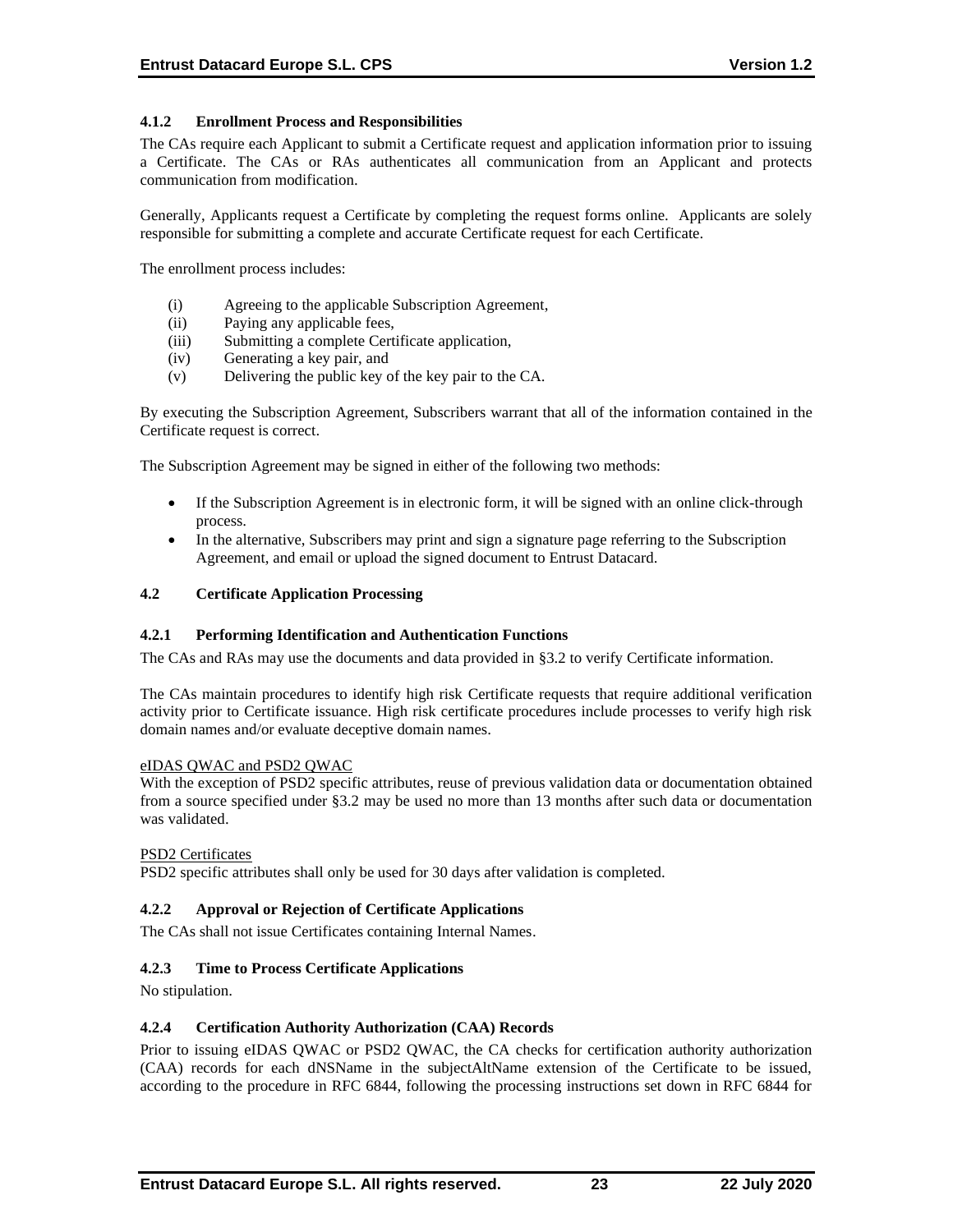### 4.1.2 Enrollment Process and Responsibilities

The CAs require each Applicant to submit a Certificate request and application information prior to issuing a Certificate. The CAs or RAs authenticates all communication from an Applicant and protects communication from modification.

Generally, Applicants request a Certificate by completing the request forms online. Applicants are solely responsible for submitting a complete and accurate Certificate request for each Certificate.

The enrollment process includes:

- (i) Agreeing to the applicable Subscription Agreement,
- (ii) Paying any applicable fees,
- (iii) Submitting a complete Certificate application,
- (iv) Generating a key pair, and
- (v) Delivering the public key of the key pair to the CA.

By executing the Subscription Agreement, Subscribers warrant that all of the information contained in the Certificate request is correct.

The Subscription Agreement may be signed in either of the following two methods:

- If the Subscription Agreement is in electronic form, it will be signed with an online click-through process.
- In the alternative, Subscribers may print and sign a signature page referring to the Subscription Agreement, and email or upload the signed document to Entrust Datacard.

## 4.2 Certificate Application Processing

### 4.2.1 Performing Identification and Authentication Functions

The CAs and RAs may use the documents and data provided in §3.2 to verify Certificate information.

The CAs maintain procedures to identify high risk Certificate requests that require additional verification activity prior to Certificate issuance. High risk certificate procedures include processes to verify high risk domain names and/or evaluate deceptive domain names.

eIDAS QWAC and PSD2 QWAC

With the exception of PSD2 specific attributes, reuse of previous validation data or documentation obtained from a source specified under §3.2 may be used no more than 13 months after such data or documentation was validated.

PSD2 Certificates

PSD2 specific attributes shall only be used for 30 days after validation is completed.

### 4.2.2 Approval or Rejection of Certificate Applications

The CAs shall not issue Certificates containing Internal Names.

### 4.2.3 Time to Process Certificate Applications

No stipulation.

### 4.2.4 Certification Authority Authorization (CAA) Records

Prior to issuing eIDAS QWAC or PSD2 QWAC, the CA checks for certification authority authorization (CAA) records for each dNSName in the subjectAltName extension of the Certificate to be issued, according to the procedure in RFC 6844, following the processing instructions set down in RFC 6844 for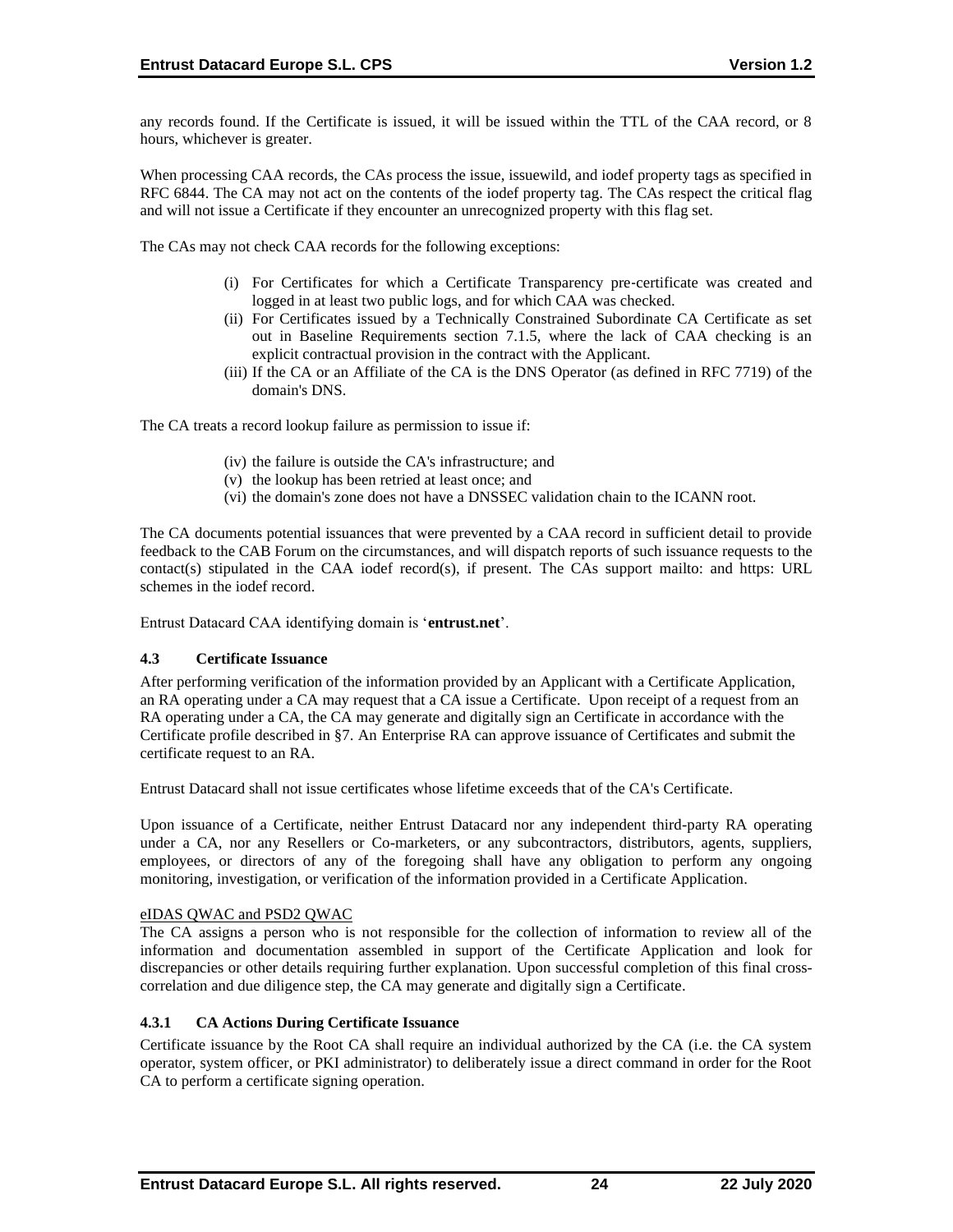any records found. If the Certificate is issued, it will be issued within the TTL of the CAA record, or 8 hours, whichever is greater.

When processing CAA records, the CAs process the issue, issuewild, and iodef property tags as specified in RFC 6844. The CA may not act on the contents of the iodef property tag. The CAs respect the critical flag and will not issue a Certificate if they encounter an unrecognized property with this flag set.

The CAs may not check CAA records for the following exceptions:

(i) For Certificates for which a Certificate Transparency pre-certificate was created and logged in at least two public logs, and for which CAA was checked.
(ii) For Certificates issued by a Technically Constrained Subordinate CA Certificate as set out in Baseline Requirements section 7.1.5, where the lack of CAA checking is an explicit contractual provision in the contract with the Applicant.
(iii) If the CA or an Affiliate of the CA is the DNS Operator (as defined in RFC 7719) of the domain's DNS.

The CA treats a record lookup failure as permission to issue if:

(iv) the failure is outside the CA's infrastructure; and
(v) the lookup has been retried at least once; and
(vi) the domain's zone does not have a DNSSEC validation chain to the ICANN root.

The CA documents potential issuances that were prevented by a CAA record in sufficient detail to provide feedback to the CAB Forum on the circumstances, and will dispatch reports of such issuance requests to the contact(s) stipulated in the CAA iodef record(s), if present. The CAs support mailto: and https: URL schemes in the iodef record.

Entrust Datacard CAA identifying domain is '**entrust.net**'.

### 4.3 Certificate Issuance

After performing verification of the information provided by an Applicant with a Certificate Application, an RA operating under a CA may request that a CA issue a Certificate. Upon receipt of a request from an RA operating under a CA, the CA may generate and digitally sign an Certificate in accordance with the Certificate profile described in §7. An Enterprise RA can approve issuance of Certificates and submit the certificate request to an RA.

Entrust Datacard shall not issue certificates whose lifetime exceeds that of the CA's Certificate.

Upon issuance of a Certificate, neither Entrust Datacard nor any independent third-party RA operating under a CA, nor any Resellers or Co-marketers, or any subcontractors, distributors, agents, suppliers, employees, or directors of any of the foregoing shall have any obligation to perform any ongoing monitoring, investigation, or verification of the information provided in a Certificate Application.

eIDAS QWAC and PSD2 QWAC

The CA assigns a person who is not responsible for the collection of information to review all of the information and documentation assembled in support of the Certificate Application and look for discrepancies or other details requiring further explanation. Upon successful completion of this final cross-correlation and due diligence step, the CA may generate and digitally sign a Certificate.

#### 4.3.1 CA Actions During Certificate Issuance

Certificate issuance by the Root CA shall require an individual authorized by the CA (i.e. the CA system operator, system officer, or PKI administrator) to deliberately issue a direct command in order for the Root CA to perform a certificate signing operation.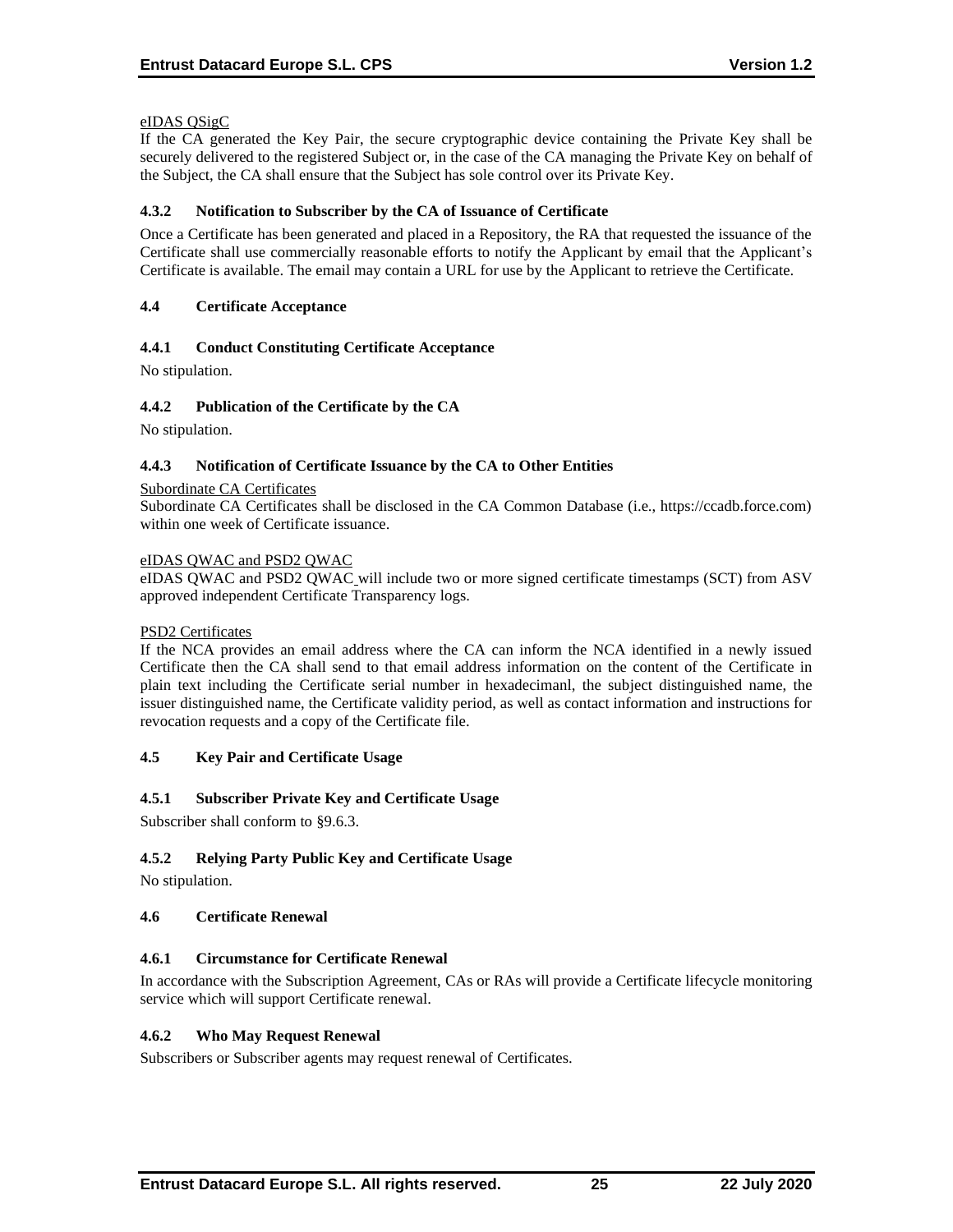eIDAS QSigC

If the CA generated the Key Pair, the secure cryptographic device containing the Private Key shall be securely delivered to the registered Subject or, in the case of the CA managing the Private Key on behalf of the Subject, the CA shall ensure that the Subject has sole control over its Private Key.

### 4.3.2 Notification to Subscriber by the CA of Issuance of Certificate

Once a Certificate has been generated and placed in a Repository, the RA that requested the issuance of the Certificate shall use commercially reasonable efforts to notify the Applicant by email that the Applicant's Certificate is available. The email may contain a URL for use by the Applicant to retrieve the Certificate.

## 4.4 Certificate Acceptance

### 4.4.1 Conduct Constituting Certificate Acceptance

No stipulation.

### 4.4.2 Publication of the Certificate by the CA

No stipulation.

### 4.4.3 Notification of Certificate Issuance by the CA to Other Entities

Subordinate CA Certificates

Subordinate CA Certificates shall be disclosed in the CA Common Database (i.e., https://ccadb.force.com) within one week of Certificate issuance.

eIDAS QWAC and PSD2 QWAC

eIDAS QWAC and PSD2 QWAC will include two or more signed certificate timestamps (SCT) from ASV approved independent Certificate Transparency logs.

PSD2 Certificates

If the NCA provides an email address where the CA can inform the NCA identified in a newly issued Certificate then the CA shall send to that email address information on the content of the Certificate in plain text including the Certificate serial number in hexadecimanl, the subject distinguished name, the issuer distinguished name, the Certificate validity period, as well as contact information and instructions for revocation requests and a copy of the Certificate file.

## 4.5 Key Pair and Certificate Usage

### 4.5.1 Subscriber Private Key and Certificate Usage

Subscriber shall conform to §9.6.3.

### 4.5.2 Relying Party Public Key and Certificate Usage

No stipulation.

## 4.6 Certificate Renewal

### 4.6.1 Circumstance for Certificate Renewal

In accordance with the Subscription Agreement, CAs or RAs will provide a Certificate lifecycle monitoring service which will support Certificate renewal.

### 4.6.2 Who May Request Renewal

Subscribers or Subscriber agents may request renewal of Certificates.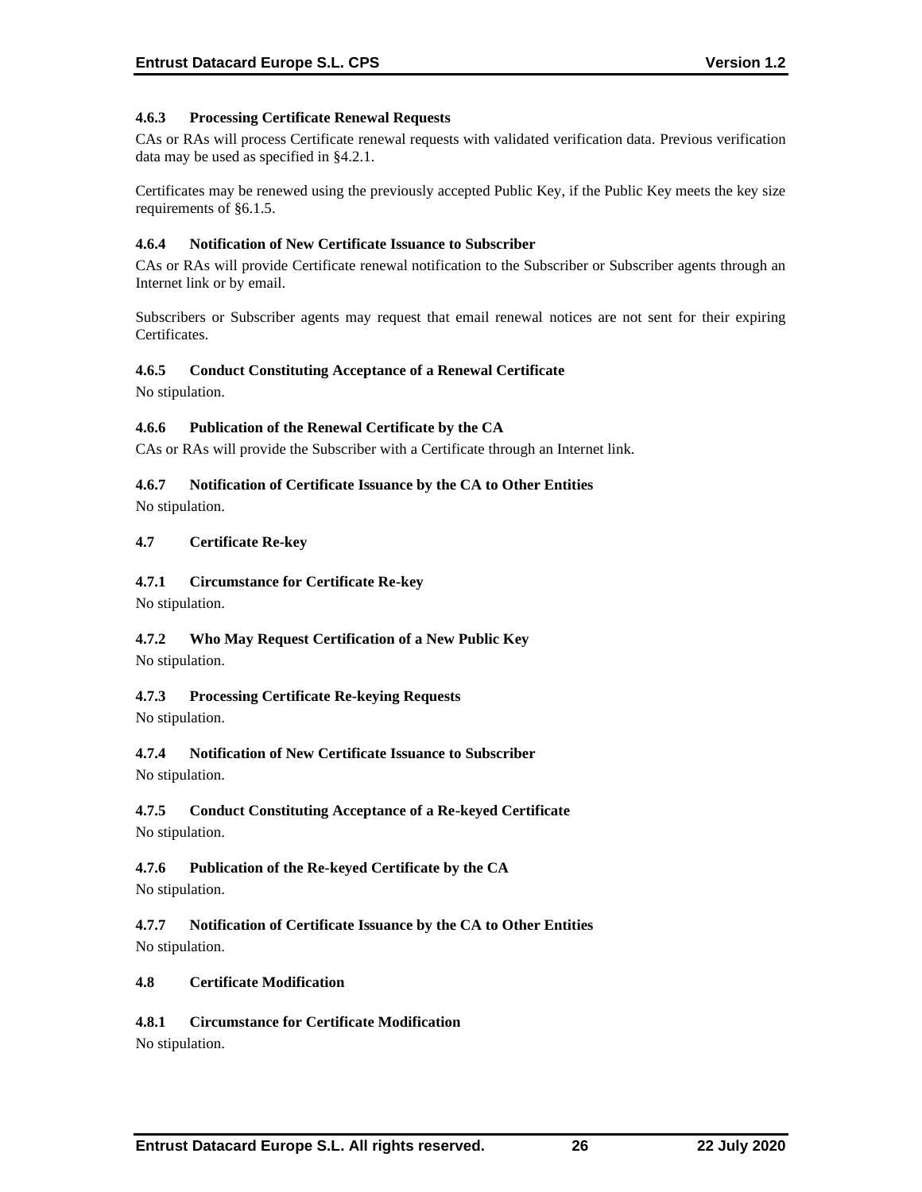#### 4.6.3 Processing Certificate Renewal Requests

CAs or RAs will process Certificate renewal requests with validated verification data. Previous verification data may be used as specified in §4.2.1.

Certificates may be renewed using the previously accepted Public Key, if the Public Key meets the key size requirements of §6.1.5.

#### 4.6.4 Notification of New Certificate Issuance to Subscriber

CAs or RAs will provide Certificate renewal notification to the Subscriber or Subscriber agents through an Internet link or by email.

Subscribers or Subscriber agents may request that email renewal notices are not sent for their expiring Certificates.

#### 4.6.5 Conduct Constituting Acceptance of a Renewal Certificate

No stipulation.

#### 4.6.6 Publication of the Renewal Certificate by the CA

CAs or RAs will provide the Subscriber with a Certificate through an Internet link.

#### 4.6.7 Notification of Certificate Issuance by the CA to Other Entities

No stipulation.

### 4.7 Certificate Re-key

#### 4.7.1 Circumstance for Certificate Re-key

No stipulation.

#### 4.7.2 Who May Request Certification of a New Public Key

No stipulation.

#### 4.7.3 Processing Certificate Re-keying Requests

No stipulation.

#### 4.7.4 Notification of New Certificate Issuance to Subscriber

No stipulation.

#### 4.7.5 Conduct Constituting Acceptance of a Re-keyed Certificate

No stipulation.

#### 4.7.6 Publication of the Re-keyed Certificate by the CA

No stipulation.

#### 4.7.7 Notification of Certificate Issuance by the CA to Other Entities

No stipulation.

### 4.8 Certificate Modification

#### 4.8.1 Circumstance for Certificate Modification

No stipulation.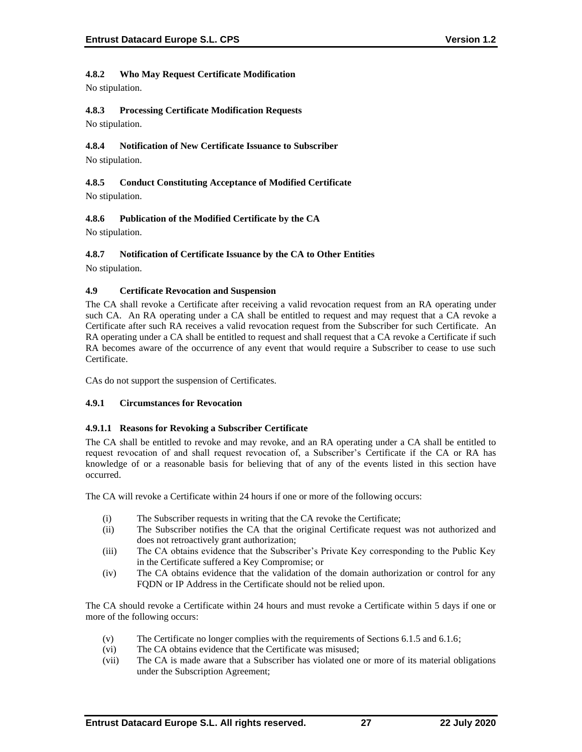#### 4.8.2 Who May Request Certificate Modification

No stipulation.

#### 4.8.3 Processing Certificate Modification Requests

No stipulation.

#### 4.8.4 Notification of New Certificate Issuance to Subscriber

No stipulation.

#### 4.8.5 Conduct Constituting Acceptance of Modified Certificate

No stipulation.

#### 4.8.6 Publication of the Modified Certificate by the CA

No stipulation.

#### 4.8.7 Notification of Certificate Issuance by the CA to Other Entities

No stipulation.

### 4.9 Certificate Revocation and Suspension

The CA shall revoke a Certificate after receiving a valid revocation request from an RA operating under such CA. An RA operating under a CA shall be entitled to request and may request that a CA revoke a Certificate after such RA receives a valid revocation request from the Subscriber for such Certificate. An RA operating under a CA shall be entitled to request and shall request that a CA revoke a Certificate if such RA becomes aware of the occurrence of any event that would require a Subscriber to cease to use such Certificate.

CAs do not support the suspension of Certificates.

#### 4.9.1 Circumstances for Revocation

##### 4.9.1.1 Reasons for Revoking a Subscriber Certificate

The CA shall be entitled to revoke and may revoke, and an RA operating under a CA shall be entitled to request revocation of and shall request revocation of, a Subscriber's Certificate if the CA or RA has knowledge of or a reasonable basis for believing that of any of the events listed in this section have occurred.

The CA will revoke a Certificate within 24 hours if one or more of the following occurs:

(i) The Subscriber requests in writing that the CA revoke the Certificate;
(ii) The Subscriber notifies the CA that the original Certificate request was not authorized and does not retroactively grant authorization;
(iii) The CA obtains evidence that the Subscriber's Private Key corresponding to the Public Key in the Certificate suffered a Key Compromise; or
(iv) The CA obtains evidence that the validation of the domain authorization or control for any FQDN or IP Address in the Certificate should not be relied upon.

The CA should revoke a Certificate within 24 hours and must revoke a Certificate within 5 days if one or more of the following occurs:

(v) The Certificate no longer complies with the requirements of Sections 6.1.5 and 6.1.6;
(vi) The CA obtains evidence that the Certificate was misused;
(vii) The CA is made aware that a Subscriber has violated one or more of its material obligations under the Subscription Agreement;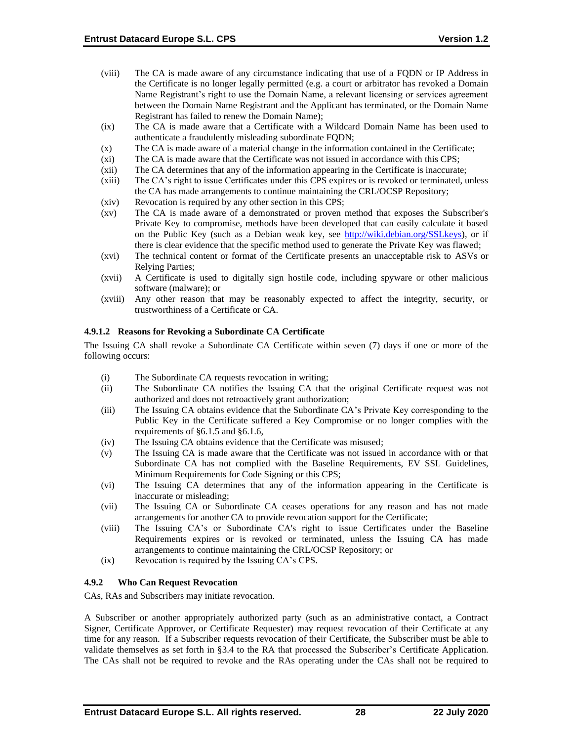(viii) The CA is made aware of any circumstance indicating that use of a FQDN or IP Address in the Certificate is no longer legally permitted (e.g. a court or arbitrator has revoked a Domain Name Registrant's right to use the Domain Name, a relevant licensing or services agreement between the Domain Name Registrant and the Applicant has terminated, or the Domain Name Registrant has failed to renew the Domain Name);

(ix) The CA is made aware that a Certificate with a Wildcard Domain Name has been used to authenticate a fraudulently misleading subordinate FQDN;

(x) The CA is made aware of a material change in the information contained in the Certificate;

(xi) The CA is made aware that the Certificate was not issued in accordance with this CPS;

(xii) The CA determines that any of the information appearing in the Certificate is inaccurate;

(xiii) The CA's right to issue Certificates under this CPS expires or is revoked or terminated, unless the CA has made arrangements to continue maintaining the CRL/OCSP Repository;

(xiv) Revocation is required by any other section in this CPS;

(xv) The CA is made aware of a demonstrated or proven method that exposes the Subscriber's Private Key to compromise, methods have been developed that can easily calculate it based on the Public Key (such as a Debian weak key, see http://wiki.debian.org/SSLkeys), or if there is clear evidence that the specific method used to generate the Private Key was flawed;

(xvi) The technical content or format of the Certificate presents an unacceptable risk to ASVs or Relying Parties;

(xvii) A Certificate is used to digitally sign hostile code, including spyware or other malicious software (malware); or

(xviii) Any other reason that may be reasonably expected to affect the integrity, security, or trustworthiness of a Certificate or CA.

#### 4.9.1.2 Reasons for Revoking a Subordinate CA Certificate

The Issuing CA shall revoke a Subordinate CA Certificate within seven (7) days if one or more of the following occurs:

(i) The Subordinate CA requests revocation in writing;

(ii) The Subordinate CA notifies the Issuing CA that the original Certificate request was not authorized and does not retroactively grant authorization;

(iii) The Issuing CA obtains evidence that the Subordinate CA's Private Key corresponding to the Public Key in the Certificate suffered a Key Compromise or no longer complies with the requirements of §6.1.5 and §6.1.6,

(iv) The Issuing CA obtains evidence that the Certificate was misused;

(v) The Issuing CA is made aware that the Certificate was not issued in accordance with or that Subordinate CA has not complied with the Baseline Requirements, EV SSL Guidelines, Minimum Requirements for Code Signing or this CPS;

(vi) The Issuing CA determines that any of the information appearing in the Certificate is inaccurate or misleading;

(vii) The Issuing CA or Subordinate CA ceases operations for any reason and has not made arrangements for another CA to provide revocation support for the Certificate;

(viii) The Issuing CA's or Subordinate CA's right to issue Certificates under the Baseline Requirements expires or is revoked or terminated, unless the Issuing CA has made arrangements to continue maintaining the CRL/OCSP Repository; or

(ix) Revocation is required by the Issuing CA's CPS.

### 4.9.2 Who Can Request Revocation

CAs, RAs and Subscribers may initiate revocation.

A Subscriber or another appropriately authorized party (such as an administrative contact, a Contract Signer, Certificate Approver, or Certificate Requester) may request revocation of their Certificate at any time for any reason. If a Subscriber requests revocation of their Certificate, the Subscriber must be able to validate themselves as set forth in §3.4 to the RA that processed the Subscriber's Certificate Application. The CAs shall not be required to revoke and the RAs operating under the CAs shall not be required to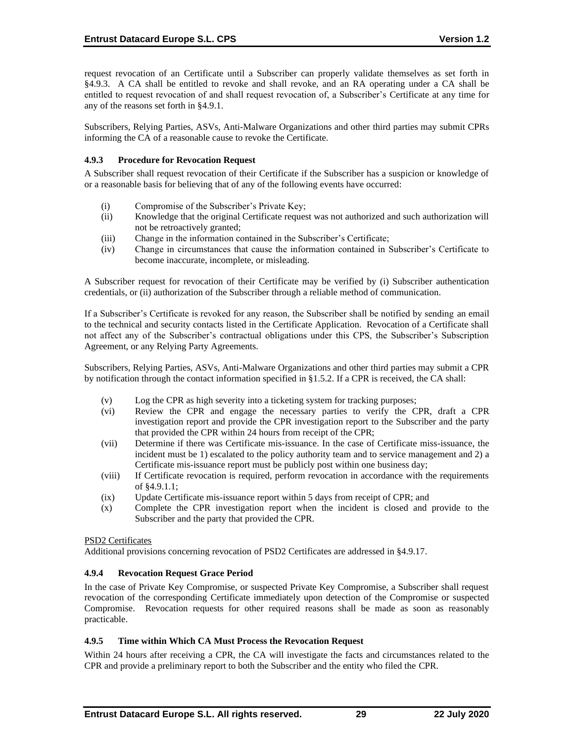request revocation of an Certificate until a Subscriber can properly validate themselves as set forth in §4.9.3. A CA shall be entitled to revoke and shall revoke, and an RA operating under a CA shall be entitled to request revocation of and shall request revocation of, a Subscriber's Certificate at any time for any of the reasons set forth in §4.9.1.

Subscribers, Relying Parties, ASVs, Anti-Malware Organizations and other third parties may submit CPRs informing the CA of a reasonable cause to revoke the Certificate.

### 4.9.3 Procedure for Revocation Request

A Subscriber shall request revocation of their Certificate if the Subscriber has a suspicion or knowledge of or a reasonable basis for believing that of any of the following events have occurred:

(i) Compromise of the Subscriber's Private Key;

(ii) Knowledge that the original Certificate request was not authorized and such authorization will not be retroactively granted;

(iii) Change in the information contained in the Subscriber's Certificate;

(iv) Change in circumstances that cause the information contained in Subscriber's Certificate to become inaccurate, incomplete, or misleading.

A Subscriber request for revocation of their Certificate may be verified by (i) Subscriber authentication credentials, or (ii) authorization of the Subscriber through a reliable method of communication.

If a Subscriber's Certificate is revoked for any reason, the Subscriber shall be notified by sending an email to the technical and security contacts listed in the Certificate Application. Revocation of a Certificate shall not affect any of the Subscriber's contractual obligations under this CPS, the Subscriber's Subscription Agreement, or any Relying Party Agreements.

Subscribers, Relying Parties, ASVs, Anti-Malware Organizations and other third parties may submit a CPR by notification through the contact information specified in §1.5.2. If a CPR is received, the CA shall:

(v) Log the CPR as high severity into a ticketing system for tracking purposes;

(vi) Review the CPR and engage the necessary parties to verify the CPR, draft a CPR investigation report and provide the CPR investigation report to the Subscriber and the party that provided the CPR within 24 hours from receipt of the CPR;

(vii) Determine if there was Certificate mis-issuance. In the case of Certificate miss-issuance, the incident must be 1) escalated to the policy authority team and to service management and 2) a Certificate mis-issuance report must be publicly post within one business day;

(viii) If Certificate revocation is required, perform revocation in accordance with the requirements of §4.9.1.1;

(ix) Update Certificate mis-issuance report within 5 days from receipt of CPR; and

(x) Complete the CPR investigation report when the incident is closed and provide to the Subscriber and the party that provided the CPR.

<u>PSD2 Certificates</u>

Additional provisions concerning revocation of PSD2 Certificates are addressed in §4.9.17.

### 4.9.4 Revocation Request Grace Period

In the case of Private Key Compromise, or suspected Private Key Compromise, a Subscriber shall request revocation of the corresponding Certificate immediately upon detection of the Compromise or suspected Compromise. Revocation requests for other required reasons shall be made as soon as reasonably practicable.

### 4.9.5 Time within Which CA Must Process the Revocation Request

Within 24 hours after receiving a CPR, the CA will investigate the facts and circumstances related to the CPR and provide a preliminary report to both the Subscriber and the entity who filed the CPR.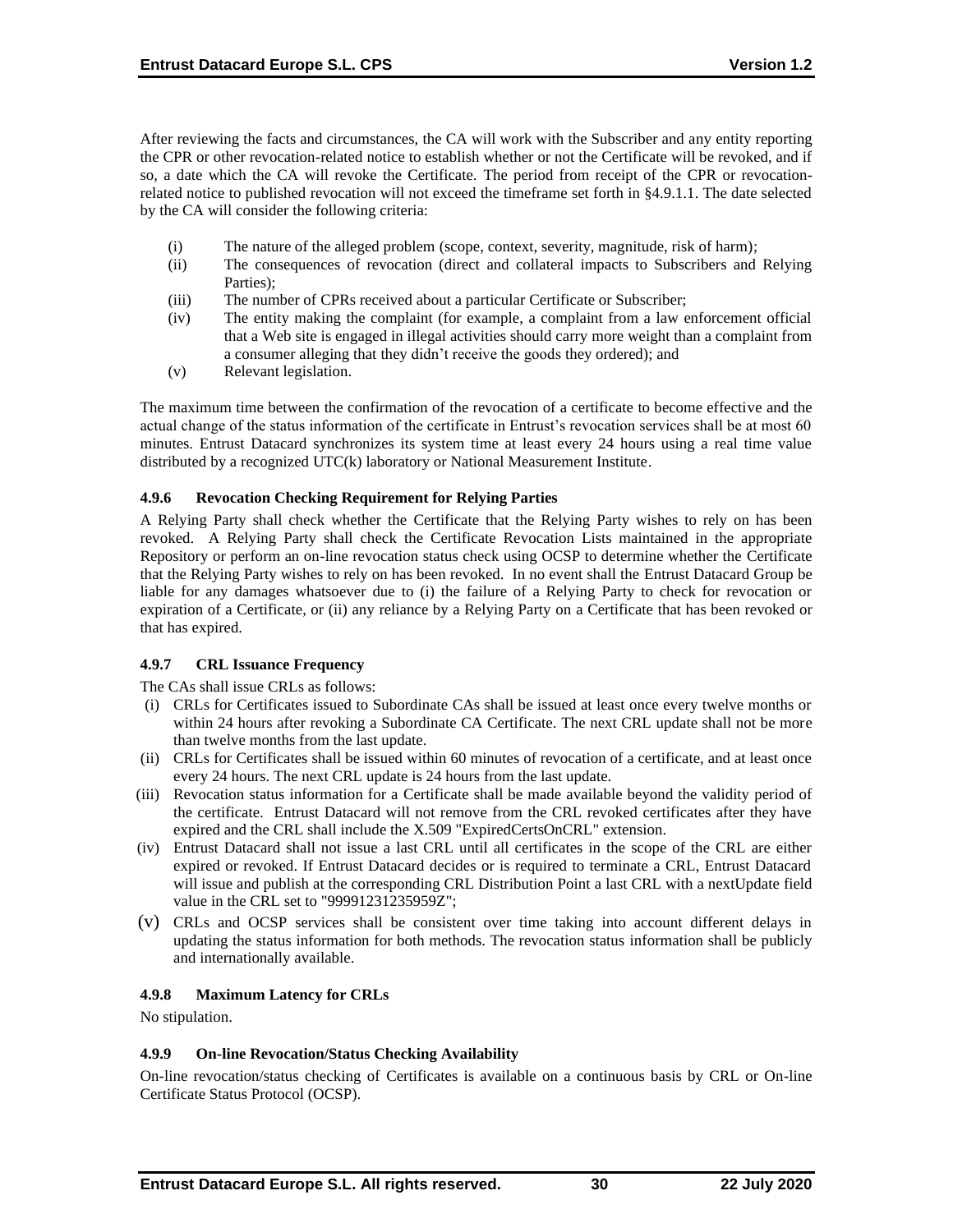After reviewing the facts and circumstances, the CA will work with the Subscriber and any entity reporting the CPR or other revocation-related notice to establish whether or not the Certificate will be revoked, and if so, a date which the CA will revoke the Certificate. The period from receipt of the CPR or revocation-related notice to published revocation will not exceed the timeframe set forth in §4.9.1.1. The date selected by the CA will consider the following criteria:

(i) The nature of the alleged problem (scope, context, severity, magnitude, risk of harm);
(ii) The consequences of revocation (direct and collateral impacts to Subscribers and Relying Parties);
(iii) The number of CPRs received about a particular Certificate or Subscriber;
(iv) The entity making the complaint (for example, a complaint from a law enforcement official that a Web site is engaged in illegal activities should carry more weight than a complaint from a consumer alleging that they didn't receive the goods they ordered); and
(v) Relevant legislation.

The maximum time between the confirmation of the revocation of a certificate to become effective and the actual change of the status information of the certificate in Entrust's revocation services shall be at most 60 minutes. Entrust Datacard synchronizes its system time at least every 24 hours using a real time value distributed by a recognized UTC(k) laboratory or National Measurement Institute.

#### 4.9.6 Revocation Checking Requirement for Relying Parties

A Relying Party shall check whether the Certificate that the Relying Party wishes to rely on has been revoked. A Relying Party shall check the Certificate Revocation Lists maintained in the appropriate Repository or perform an on-line revocation status check using OCSP to determine whether the Certificate that the Relying Party wishes to rely on has been revoked. In no event shall the Entrust Datacard Group be liable for any damages whatsoever due to (i) the failure of a Relying Party to check for revocation or expiration of a Certificate, or (ii) any reliance by a Relying Party on a Certificate that has been revoked or that has expired.

#### 4.9.7 CRL Issuance Frequency

The CAs shall issue CRLs as follows:

(i) CRLs for Certificates issued to Subordinate CAs shall be issued at least once every twelve months or within 24 hours after revoking a Subordinate CA Certificate. The next CRL update shall not be more than twelve months from the last update.
(ii) CRLs for Certificates shall be issued within 60 minutes of revocation of a certificate, and at least once every 24 hours. The next CRL update is 24 hours from the last update.
(iii) Revocation status information for a Certificate shall be made available beyond the validity period of the certificate. Entrust Datacard will not remove from the CRL revoked certificates after they have expired and the CRL shall include the X.509 "ExpiredCertsOnCRL" extension.
(iv) Entrust Datacard shall not issue a last CRL until all certificates in the scope of the CRL are either expired or revoked. If Entrust Datacard decides or is required to terminate a CRL, Entrust Datacard will issue and publish at the corresponding CRL Distribution Point a last CRL with a nextUpdate field value in the CRL set to "99991231235959Z";
(v) CRLs and OCSP services shall be consistent over time taking into account different delays in updating the status information for both methods. The revocation status information shall be publicly and internationally available.

#### 4.9.8 Maximum Latency for CRLs

No stipulation.

#### 4.9.9 On-line Revocation/Status Checking Availability

On-line revocation/status checking of Certificates is available on a continuous basis by CRL or On-line Certificate Status Protocol (OCSP).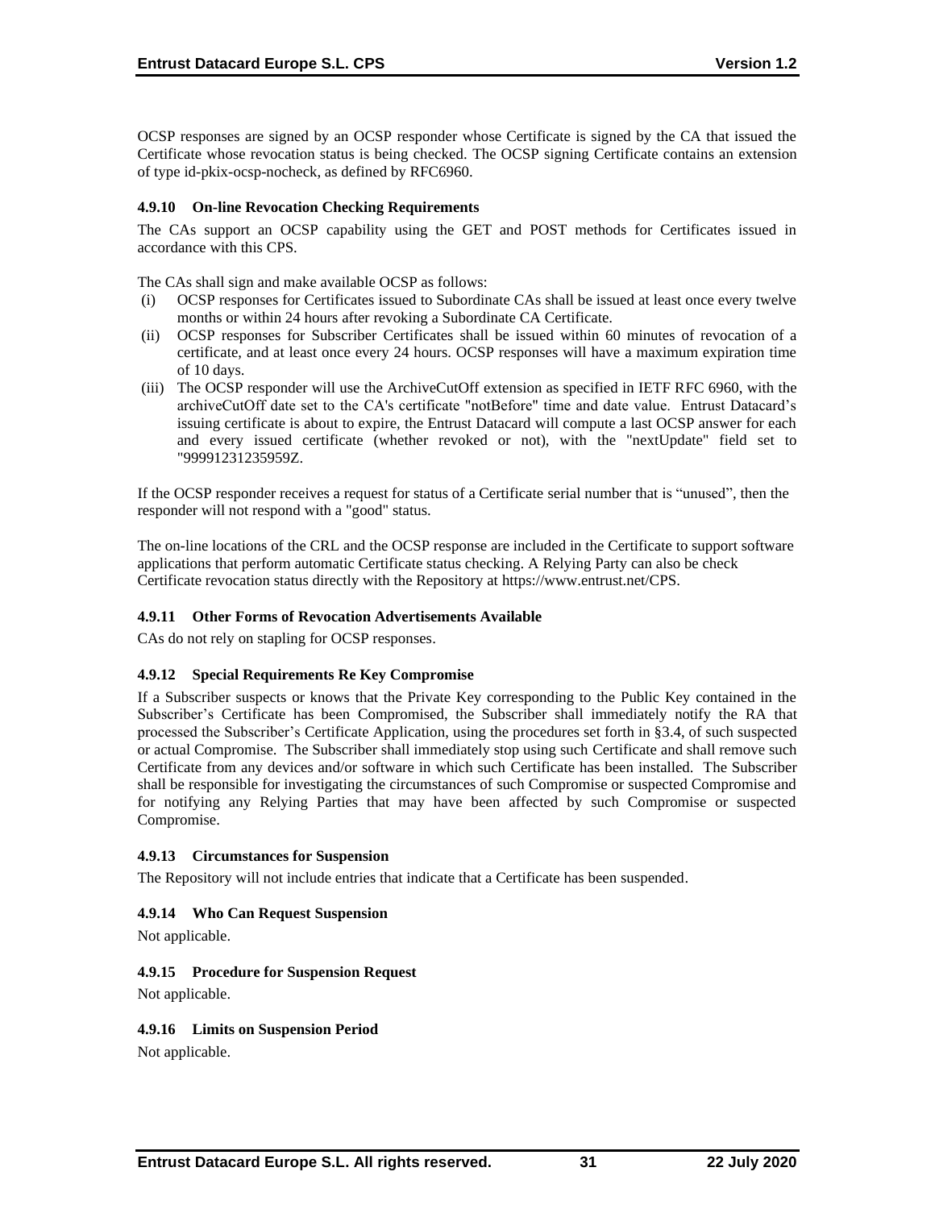OCSP responses are signed by an OCSP responder whose Certificate is signed by the CA that issued the Certificate whose revocation status is being checked. The OCSP signing Certificate contains an extension of type id-pkix-ocsp-nocheck, as defined by RFC6960.

#### 4.9.10 On-line Revocation Checking Requirements

The CAs support an OCSP capability using the GET and POST methods for Certificates issued in accordance with this CPS.

The CAs shall sign and make available OCSP as follows:

(i) OCSP responses for Certificates issued to Subordinate CAs shall be issued at least once every twelve months or within 24 hours after revoking a Subordinate CA Certificate.

(ii) OCSP responses for Subscriber Certificates shall be issued within 60 minutes of revocation of a certificate, and at least once every 24 hours. OCSP responses will have a maximum expiration time of 10 days.

(iii) The OCSP responder will use the ArchiveCutOff extension as specified in IETF RFC 6960, with the archiveCutOff date set to the CA's certificate "notBefore" time and date value. Entrust Datacard's issuing certificate is about to expire, the Entrust Datacard will compute a last OCSP answer for each and every issued certificate (whether revoked or not), with the "nextUpdate" field set to "99991231235959Z.

If the OCSP responder receives a request for status of a Certificate serial number that is "unused", then the responder will not respond with a "good" status.

The on-line locations of the CRL and the OCSP response are included in the Certificate to support software applications that perform automatic Certificate status checking. A Relying Party can also be check Certificate revocation status directly with the Repository at https://www.entrust.net/CPS.

#### 4.9.11 Other Forms of Revocation Advertisements Available

CAs do not rely on stapling for OCSP responses.

#### 4.9.12 Special Requirements Re Key Compromise

If a Subscriber suspects or knows that the Private Key corresponding to the Public Key contained in the Subscriber's Certificate has been Compromised, the Subscriber shall immediately notify the RA that processed the Subscriber's Certificate Application, using the procedures set forth in §3.4, of such suspected or actual Compromise. The Subscriber shall immediately stop using such Certificate and shall remove such Certificate from any devices and/or software in which such Certificate has been installed. The Subscriber shall be responsible for investigating the circumstances of such Compromise or suspected Compromise and for notifying any Relying Parties that may have been affected by such Compromise or suspected Compromise.

#### 4.9.13 Circumstances for Suspension

The Repository will not include entries that indicate that a Certificate has been suspended.

#### 4.9.14 Who Can Request Suspension

Not applicable.

#### 4.9.15 Procedure for Suspension Request

Not applicable.

#### 4.9.16 Limits on Suspension Period

Not applicable.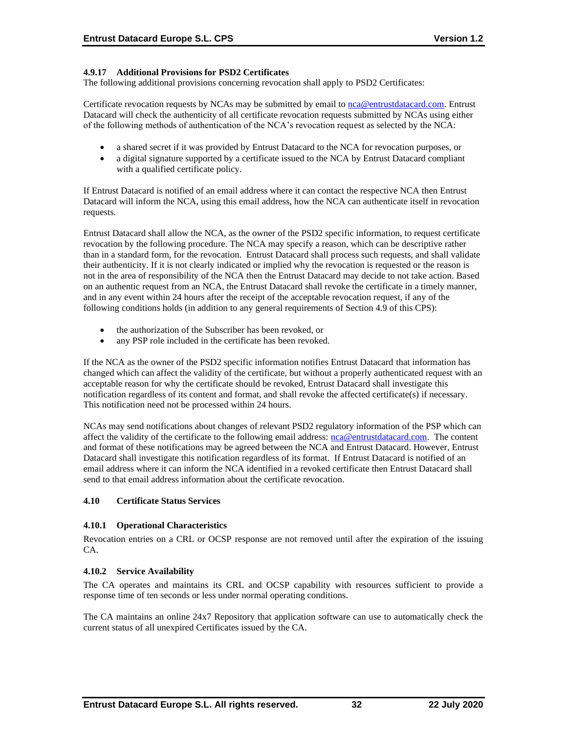#### 4.9.17 Additional Provisions for PSD2 Certificates

The following additional provisions concerning revocation shall apply to PSD2 Certificates:

Certificate revocation requests by NCAs may be submitted by email to nca@entrustdatacard.com. Entrust Datacard will check the authenticity of all certificate revocation requests submitted by NCAs using either of the following methods of authentication of the NCA's revocation request as selected by the NCA:

- a shared secret if it was provided by Entrust Datacard to the NCA for revocation purposes, or
- a digital signature supported by a certificate issued to the NCA by Entrust Datacard compliant with a qualified certificate policy.

If Entrust Datacard is notified of an email address where it can contact the respective NCA then Entrust Datacard will inform the NCA, using this email address, how the NCA can authenticate itself in revocation requests.

Entrust Datacard shall allow the NCA, as the owner of the PSD2 specific information, to request certificate revocation by the following procedure. The NCA may specify a reason, which can be descriptive rather than in a standard form, for the revocation. Entrust Datacard shall process such requests, and shall validate their authenticity. If it is not clearly indicated or implied why the revocation is requested or the reason is not in the area of responsibility of the NCA then the Entrust Datacard may decide to not take action. Based on an authentic request from an NCA, the Entrust Datacard shall revoke the certificate in a timely manner, and in any event within 24 hours after the receipt of the acceptable revocation request, if any of the following conditions holds (in addition to any general requirements of Section 4.9 of this CPS):

- the authorization of the Subscriber has been revoked, or
- any PSP role included in the certificate has been revoked.

If the NCA as the owner of the PSD2 specific information notifies Entrust Datacard that information has changed which can affect the validity of the certificate, but without a properly authenticated request with an acceptable reason for why the certificate should be revoked, Entrust Datacard shall investigate this notification regardless of its content and format, and shall revoke the affected certificate(s) if necessary. This notification need not be processed within 24 hours.

NCAs may send notifications about changes of relevant PSD2 regulatory information of the PSP which can affect the validity of the certificate to the following email address: nca@entrustdatacard.com. The content and format of these notifications may be agreed between the NCA and Entrust Datacard. However, Entrust Datacard shall investigate this notification regardless of its format. If Entrust Datacard is notified of an email address where it can inform the NCA identified in a revoked certificate then Entrust Datacard shall send to that email address information about the certificate revocation.

### 4.10 Certificate Status Services

#### 4.10.1 Operational Characteristics

Revocation entries on a CRL or OCSP response are not removed until after the expiration of the issuing CA.

#### 4.10.2 Service Availability

The CA operates and maintains its CRL and OCSP capability with resources sufficient to provide a response time of ten seconds or less under normal operating conditions.

The CA maintains an online 24x7 Repository that application software can use to automatically check the current status of all unexpired Certificates issued by the CA.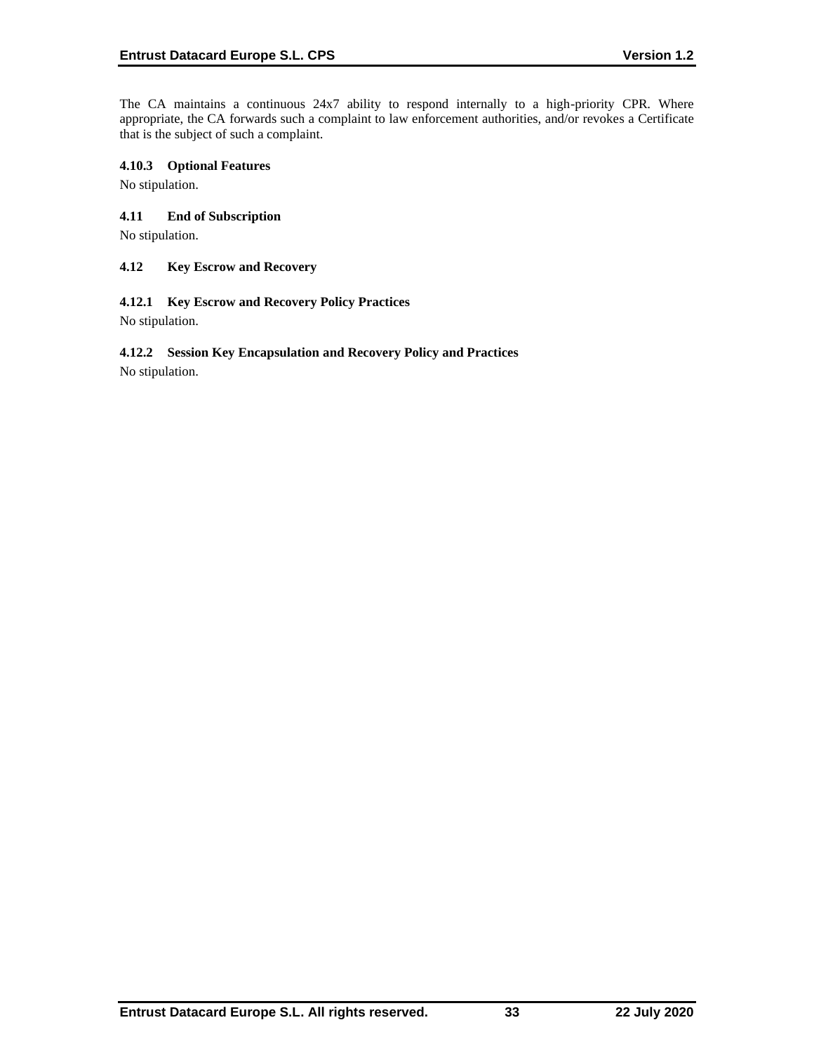The CA maintains a continuous 24x7 ability to respond internally to a high-priority CPR. Where appropriate, the CA forwards such a complaint to law enforcement authorities, and/or revokes a Certificate that is the subject of such a complaint.

#### 4.10.3 Optional Features

No stipulation.

### 4.11 End of Subscription

No stipulation.

### 4.12 Key Escrow and Recovery

#### 4.12.1 Key Escrow and Recovery Policy Practices

No stipulation.

#### 4.12.2 Session Key Encapsulation and Recovery Policy and Practices

No stipulation.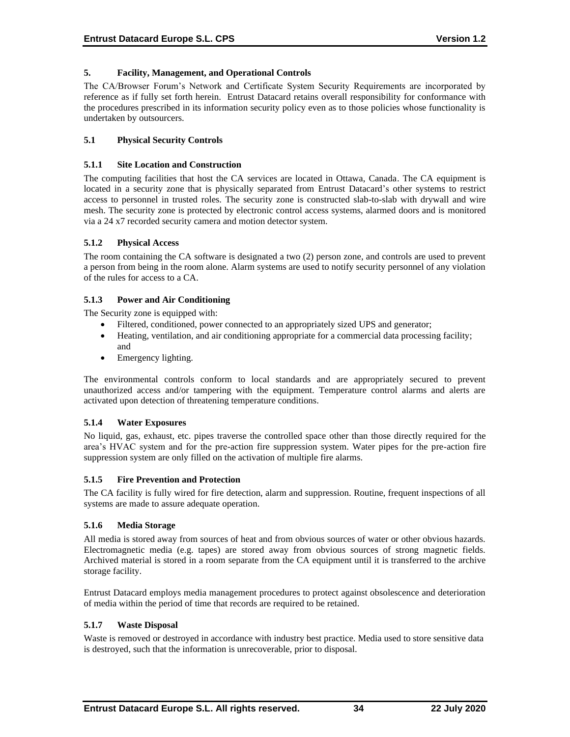# 5. Facility, Management, and Operational Controls

The CA/Browser Forum's Network and Certificate System Security Requirements are incorporated by reference as if fully set forth herein. Entrust Datacard retains overall responsibility for conformance with the procedures prescribed in its information security policy even as to those policies whose functionality is undertaken by outsourcers.

## 5.1 Physical Security Controls

### 5.1.1 Site Location and Construction

The computing facilities that host the CA services are located in Ottawa, Canada. The CA equipment is located in a security zone that is physically separated from Entrust Datacard's other systems to restrict access to personnel in trusted roles. The security zone is constructed slab-to-slab with drywall and wire mesh. The security zone is protected by electronic control access systems, alarmed doors and is monitored via a 24 x7 recorded security camera and motion detector system.

### 5.1.2 Physical Access

The room containing the CA software is designated a two (2) person zone, and controls are used to prevent a person from being in the room alone. Alarm systems are used to notify security personnel of any violation of the rules for access to a CA.

### 5.1.3 Power and Air Conditioning

The Security zone is equipped with:

- Filtered, conditioned, power connected to an appropriately sized UPS and generator;
- Heating, ventilation, and air conditioning appropriate for a commercial data processing facility; and
- Emergency lighting.

The environmental controls conform to local standards and are appropriately secured to prevent unauthorized access and/or tampering with the equipment. Temperature control alarms and alerts are activated upon detection of threatening temperature conditions.

### 5.1.4 Water Exposures

No liquid, gas, exhaust, etc. pipes traverse the controlled space other than those directly required for the area's HVAC system and for the pre-action fire suppression system. Water pipes for the pre-action fire suppression system are only filled on the activation of multiple fire alarms.

### 5.1.5 Fire Prevention and Protection

The CA facility is fully wired for fire detection, alarm and suppression. Routine, frequent inspections of all systems are made to assure adequate operation.

### 5.1.6 Media Storage

All media is stored away from sources of heat and from obvious sources of water or other obvious hazards. Electromagnetic media (e.g. tapes) are stored away from obvious sources of strong magnetic fields. Archived material is stored in a room separate from the CA equipment until it is transferred to the archive storage facility.

Entrust Datacard employs media management procedures to protect against obsolescence and deterioration of media within the period of time that records are required to be retained.

### 5.1.7 Waste Disposal

Waste is removed or destroyed in accordance with industry best practice. Media used to store sensitive data is destroyed, such that the information is unrecoverable, prior to disposal.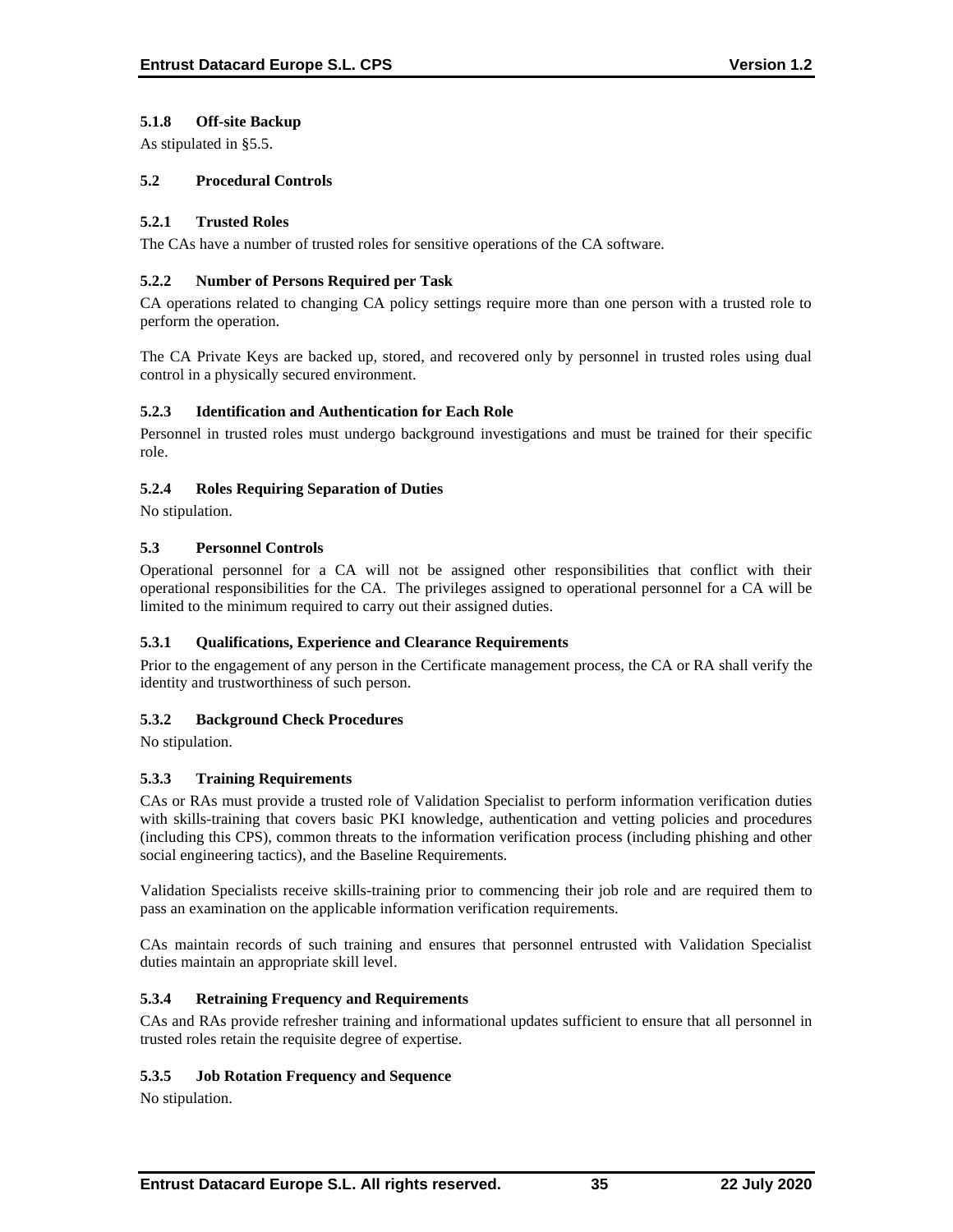### 5.1.8 Off-site Backup

As stipulated in §5.5.

## 5.2 Procedural Controls

### 5.2.1 Trusted Roles

The CAs have a number of trusted roles for sensitive operations of the CA software.

### 5.2.2 Number of Persons Required per Task

CA operations related to changing CA policy settings require more than one person with a trusted role to perform the operation.

The CA Private Keys are backed up, stored, and recovered only by personnel in trusted roles using dual control in a physically secured environment.

### 5.2.3 Identification and Authentication for Each Role

Personnel in trusted roles must undergo background investigations and must be trained for their specific role.

### 5.2.4 Roles Requiring Separation of Duties

No stipulation.

## 5.3 Personnel Controls

Operational personnel for a CA will not be assigned other responsibilities that conflict with their operational responsibilities for the CA. The privileges assigned to operational personnel for a CA will be limited to the minimum required to carry out their assigned duties.

### 5.3.1 Qualifications, Experience and Clearance Requirements

Prior to the engagement of any person in the Certificate management process, the CA or RA shall verify the identity and trustworthiness of such person.

### 5.3.2 Background Check Procedures

No stipulation.

### 5.3.3 Training Requirements

CAs or RAs must provide a trusted role of Validation Specialist to perform information verification duties with skills-training that covers basic PKI knowledge, authentication and vetting policies and procedures (including this CPS), common threats to the information verification process (including phishing and other social engineering tactics), and the Baseline Requirements.

Validation Specialists receive skills-training prior to commencing their job role and are required them to pass an examination on the applicable information verification requirements.

CAs maintain records of such training and ensures that personnel entrusted with Validation Specialist duties maintain an appropriate skill level.

### 5.3.4 Retraining Frequency and Requirements

CAs and RAs provide refresher training and informational updates sufficient to ensure that all personnel in trusted roles retain the requisite degree of expertise.

### 5.3.5 Job Rotation Frequency and Sequence

No stipulation.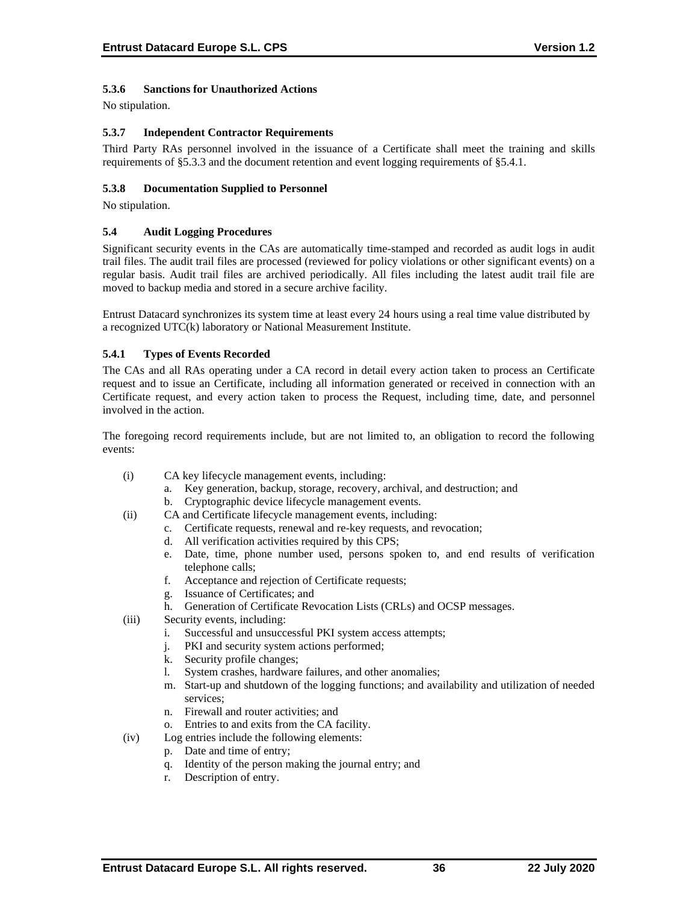### 5.3.6 Sanctions for Unauthorized Actions

No stipulation.

### 5.3.7 Independent Contractor Requirements

Third Party RAs personnel involved in the issuance of a Certificate shall meet the training and skills requirements of §5.3.3 and the document retention and event logging requirements of §5.4.1.

### 5.3.8 Documentation Supplied to Personnel

No stipulation.

## 5.4 Audit Logging Procedures

Significant security events in the CAs are automatically time-stamped and recorded as audit logs in audit trail files. The audit trail files are processed (reviewed for policy violations or other significant events) on a regular basis. Audit trail files are archived periodically. All files including the latest audit trail file are moved to backup media and stored in a secure archive facility.

Entrust Datacard synchronizes its system time at least every 24 hours using a real time value distributed by a recognized UTC(k) laboratory or National Measurement Institute.

### 5.4.1 Types of Events Recorded

The CAs and all RAs operating under a CA record in detail every action taken to process an Certificate request and to issue an Certificate, including all information generated or received in connection with an Certificate request, and every action taken to process the Request, including time, date, and personnel involved in the action.

The foregoing record requirements include, but are not limited to, an obligation to record the following events:

(i) CA key lifecycle management events, including:
   a. Key generation, backup, storage, recovery, archival, and destruction; and
   b. Cryptographic device lifecycle management events.

(ii) CA and Certificate lifecycle management events, including:
   c. Certificate requests, renewal and re-key requests, and revocation;
   d. All verification activities required by this CPS;
   e. Date, time, phone number used, persons spoken to, and end results of verification telephone calls;
   f. Acceptance and rejection of Certificate requests;
   g. Issuance of Certificates; and
   h. Generation of Certificate Revocation Lists (CRLs) and OCSP messages.

(iii) Security events, including:
   i. Successful and unsuccessful PKI system access attempts;
   j. PKI and security system actions performed;
   k. Security profile changes;
   l. System crashes, hardware failures, and other anomalies;
   m. Start-up and shutdown of the logging functions; and availability and utilization of needed services;
   n. Firewall and router activities; and
   o. Entries to and exits from the CA facility.

(iv) Log entries include the following elements:
   p. Date and time of entry;
   q. Identity of the person making the journal entry; and
   r. Description of entry.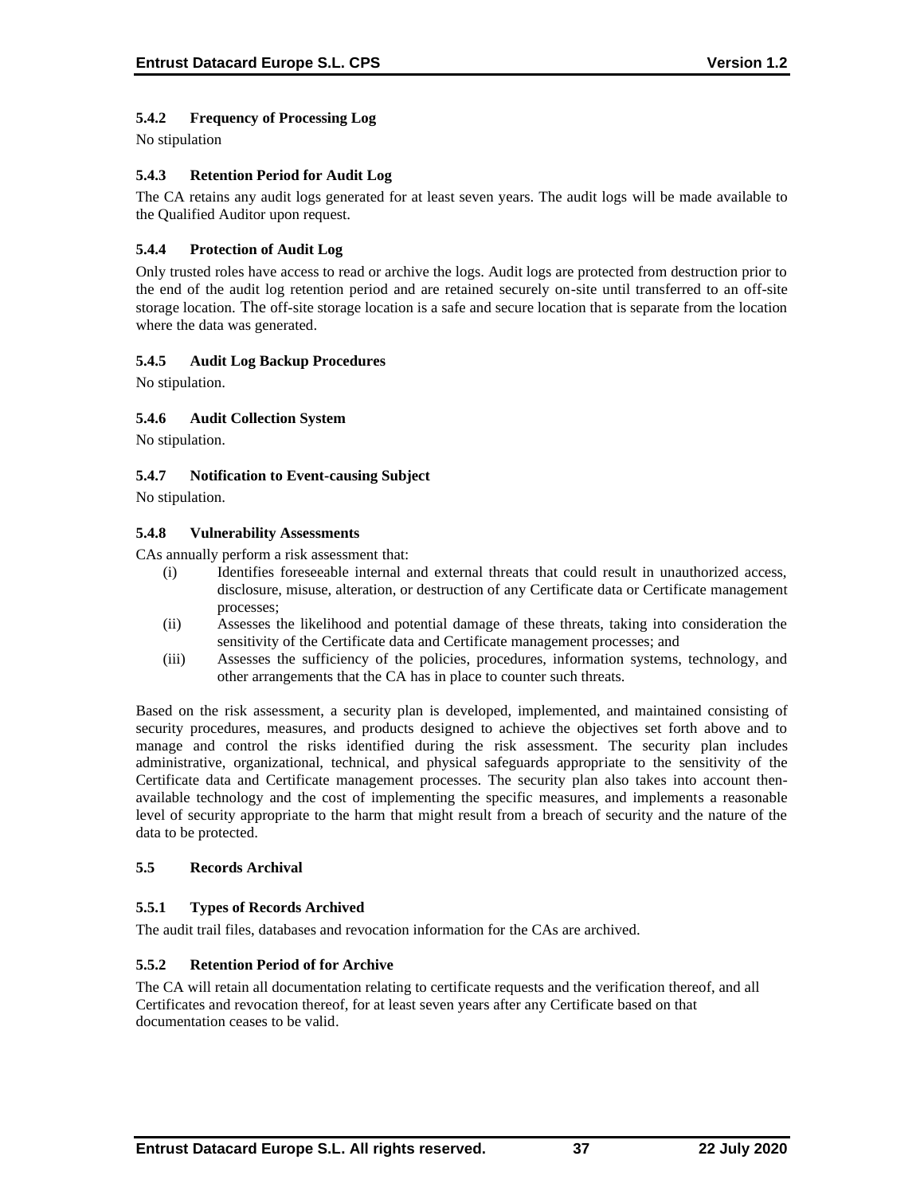### 5.4.2 Frequency of Processing Log

No stipulation

### 5.4.3 Retention Period for Audit Log

The CA retains any audit logs generated for at least seven years. The audit logs will be made available to the Qualified Auditor upon request.

### 5.4.4 Protection of Audit Log

Only trusted roles have access to read or archive the logs. Audit logs are protected from destruction prior to the end of the audit log retention period and are retained securely on-site until transferred to an off-site storage location. The off-site storage location is a safe and secure location that is separate from the location where the data was generated.

### 5.4.5 Audit Log Backup Procedures

No stipulation.

### 5.4.6 Audit Collection System

No stipulation.

### 5.4.7 Notification to Event-causing Subject

No stipulation.

### 5.4.8 Vulnerability Assessments

CAs annually perform a risk assessment that:

(i) Identifies foreseeable internal and external threats that could result in unauthorized access, disclosure, misuse, alteration, or destruction of any Certificate data or Certificate management processes;

(ii) Assesses the likelihood and potential damage of these threats, taking into consideration the sensitivity of the Certificate data and Certificate management processes; and

(iii) Assesses the sufficiency of the policies, procedures, information systems, technology, and other arrangements that the CA has in place to counter such threats.

Based on the risk assessment, a security plan is developed, implemented, and maintained consisting of security procedures, measures, and products designed to achieve the objectives set forth above and to manage and control the risks identified during the risk assessment. The security plan includes administrative, organizational, technical, and physical safeguards appropriate to the sensitivity of the Certificate data and Certificate management processes. The security plan also takes into account then-available technology and the cost of implementing the specific measures, and implements a reasonable level of security appropriate to the harm that might result from a breach of security and the nature of the data to be protected.

## 5.5 Records Archival

### 5.5.1 Types of Records Archived

The audit trail files, databases and revocation information for the CAs are archived.

### 5.5.2 Retention Period of for Archive

The CA will retain all documentation relating to certificate requests and the verification thereof, and all Certificates and revocation thereof, for at least seven years after any Certificate based on that documentation ceases to be valid.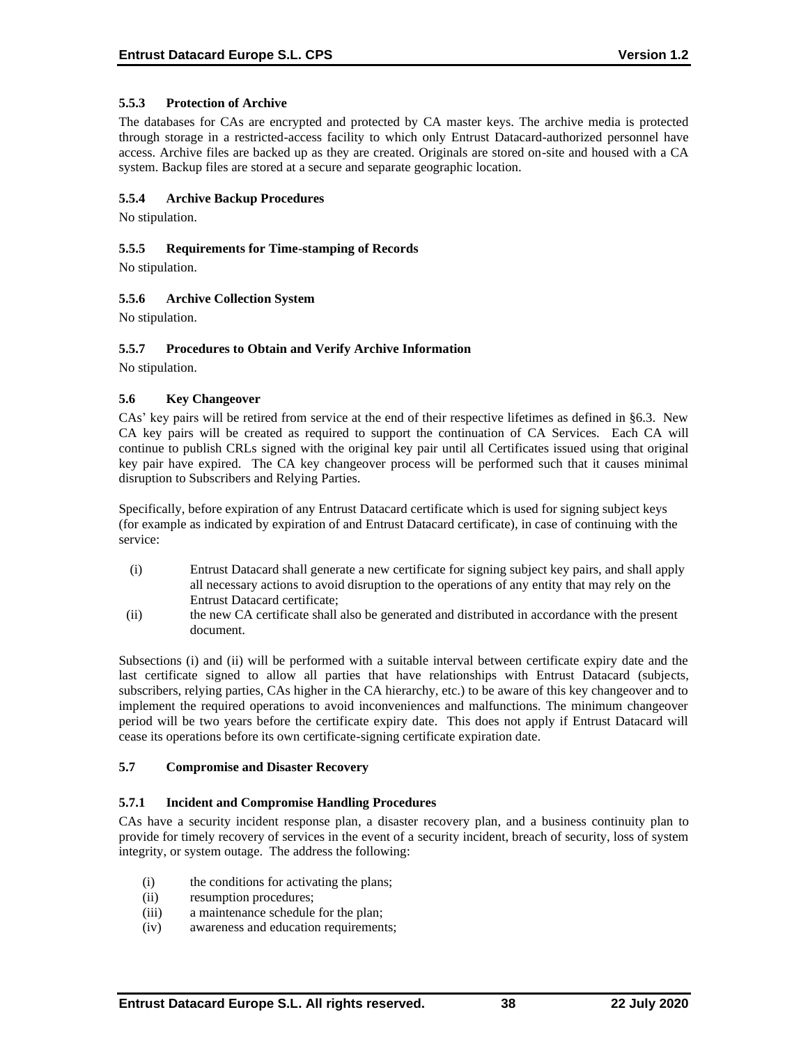### 5.5.3 Protection of Archive

The databases for CAs are encrypted and protected by CA master keys. The archive media is protected through storage in a restricted-access facility to which only Entrust Datacard-authorized personnel have access. Archive files are backed up as they are created. Originals are stored on-site and housed with a CA system. Backup files are stored at a secure and separate geographic location.

### 5.5.4 Archive Backup Procedures

No stipulation.

### 5.5.5 Requirements for Time-stamping of Records

No stipulation.

### 5.5.6 Archive Collection System

No stipulation.

### 5.5.7 Procedures to Obtain and Verify Archive Information

No stipulation.

## 5.6 Key Changeover

CAs' key pairs will be retired from service at the end of their respective lifetimes as defined in §6.3. New CA key pairs will be created as required to support the continuation of CA Services. Each CA will continue to publish CRLs signed with the original key pair until all Certificates issued using that original key pair have expired. The CA key changeover process will be performed such that it causes minimal disruption to Subscribers and Relying Parties.

Specifically, before expiration of any Entrust Datacard certificate which is used for signing subject keys (for example as indicated by expiration of and Entrust Datacard certificate), in case of continuing with the service:

(i) Entrust Datacard shall generate a new certificate for signing subject key pairs, and shall apply all necessary actions to avoid disruption to the operations of any entity that may rely on the Entrust Datacard certificate;

(ii) the new CA certificate shall also be generated and distributed in accordance with the present document.

Subsections (i) and (ii) will be performed with a suitable interval between certificate expiry date and the last certificate signed to allow all parties that have relationships with Entrust Datacard (subjects, subscribers, relying parties, CAs higher in the CA hierarchy, etc.) to be aware of this key changeover and to implement the required operations to avoid inconveniences and malfunctions. The minimum changeover period will be two years before the certificate expiry date. This does not apply if Entrust Datacard will cease its operations before its own certificate-signing certificate expiration date.

## 5.7 Compromise and Disaster Recovery

### 5.7.1 Incident and Compromise Handling Procedures

CAs have a security incident response plan, a disaster recovery plan, and a business continuity plan to provide for timely recovery of services in the event of a security incident, breach of security, loss of system integrity, or system outage. The address the following:

(i) the conditions for activating the plans;
(ii) resumption procedures;
(iii) a maintenance schedule for the plan;
(iv) awareness and education requirements;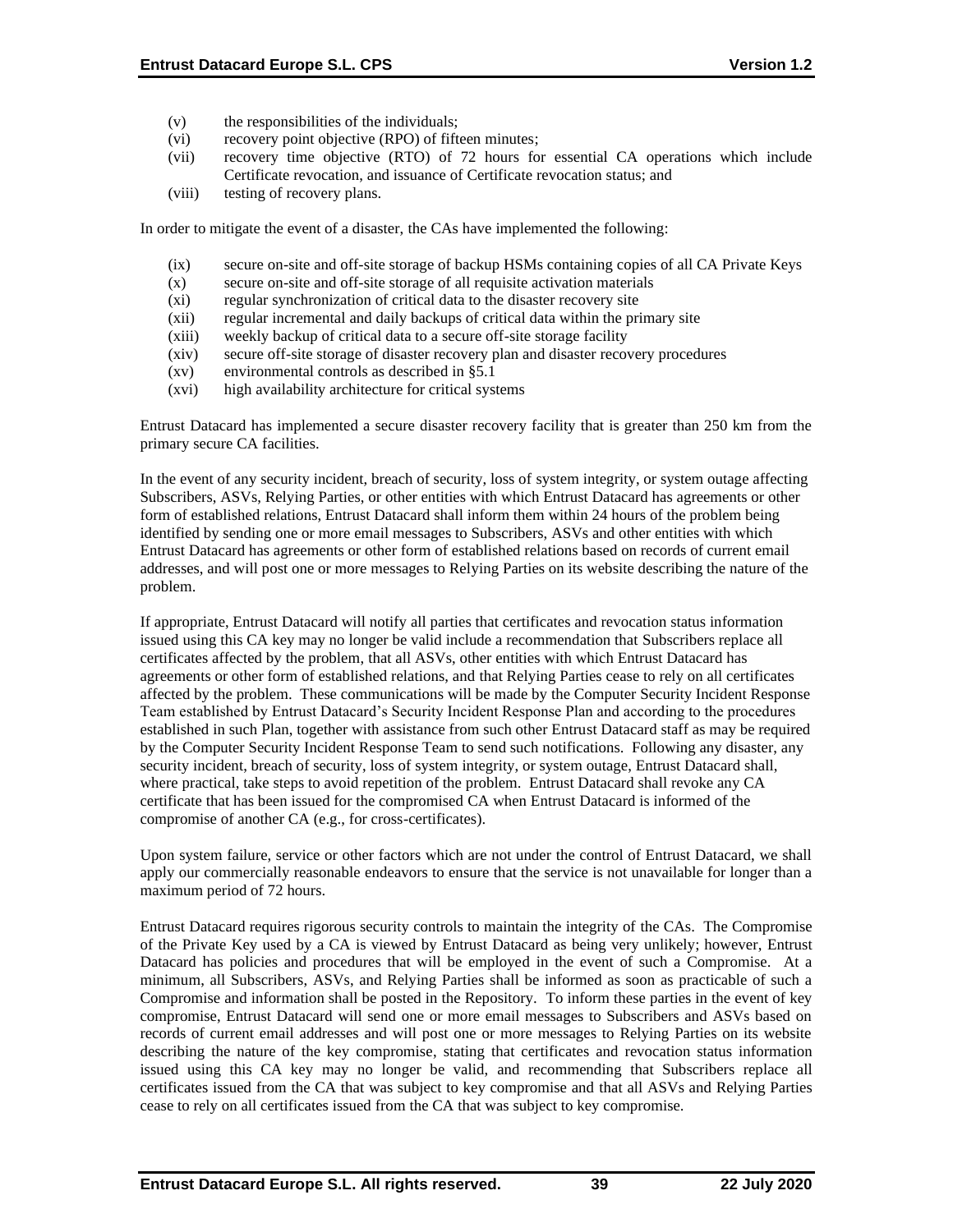(v) the responsibilities of the individuals;
(vi) recovery point objective (RPO) of fifteen minutes;
(vii) recovery time objective (RTO) of 72 hours for essential CA operations which include Certificate revocation, and issuance of Certificate revocation status; and
(viii) testing of recovery plans.

In order to mitigate the event of a disaster, the CAs have implemented the following:

(ix) secure on-site and off-site storage of backup HSMs containing copies of all CA Private Keys
(x) secure on-site and off-site storage of all requisite activation materials
(xi) regular synchronization of critical data to the disaster recovery site
(xii) regular incremental and daily backups of critical data within the primary site
(xiii) weekly backup of critical data to a secure off-site storage facility
(xiv) secure off-site storage of disaster recovery plan and disaster recovery procedures
(xv) environmental controls as described in §5.1
(xvi) high availability architecture for critical systems

Entrust Datacard has implemented a secure disaster recovery facility that is greater than 250 km from the primary secure CA facilities.

In the event of any security incident, breach of security, loss of system integrity, or system outage affecting Subscribers, ASVs, Relying Parties, or other entities with which Entrust Datacard has agreements or other form of established relations, Entrust Datacard shall inform them within 24 hours of the problem being identified by sending one or more email messages to Subscribers, ASVs and other entities with which Entrust Datacard has agreements or other form of established relations based on records of current email addresses, and will post one or more messages to Relying Parties on its website describing the nature of the problem.

If appropriate, Entrust Datacard will notify all parties that certificates and revocation status information issued using this CA key may no longer be valid include a recommendation that Subscribers replace all certificates affected by the problem, that all ASVs, other entities with which Entrust Datacard has agreements or other form of established relations, and that Relying Parties cease to rely on all certificates affected by the problem. These communications will be made by the Computer Security Incident Response Team established by Entrust Datacard's Security Incident Response Plan and according to the procedures established in such Plan, together with assistance from such other Entrust Datacard staff as may be required by the Computer Security Incident Response Team to send such notifications. Following any disaster, any security incident, breach of security, loss of system integrity, or system outage, Entrust Datacard shall, where practical, take steps to avoid repetition of the problem. Entrust Datacard shall revoke any CA certificate that has been issued for the compromised CA when Entrust Datacard is informed of the compromise of another CA (e.g., for cross-certificates).

Upon system failure, service or other factors which are not under the control of Entrust Datacard, we shall apply our commercially reasonable endeavors to ensure that the service is not unavailable for longer than a maximum period of 72 hours.

Entrust Datacard requires rigorous security controls to maintain the integrity of the CAs. The Compromise of the Private Key used by a CA is viewed by Entrust Datacard as being very unlikely; however, Entrust Datacard has policies and procedures that will be employed in the event of such a Compromise. At a minimum, all Subscribers, ASVs, and Relying Parties shall be informed as soon as practicable of such a Compromise and information shall be posted in the Repository. To inform these parties in the event of key compromise, Entrust Datacard will send one or more email messages to Subscribers and ASVs based on records of current email addresses and will post one or more messages to Relying Parties on its website describing the nature of the key compromise, stating that certificates and revocation status information issued using this CA key may no longer be valid, and recommending that Subscribers replace all certificates issued from the CA that was subject to key compromise and that all ASVs and Relying Parties cease to rely on all certificates issued from the CA that was subject to key compromise.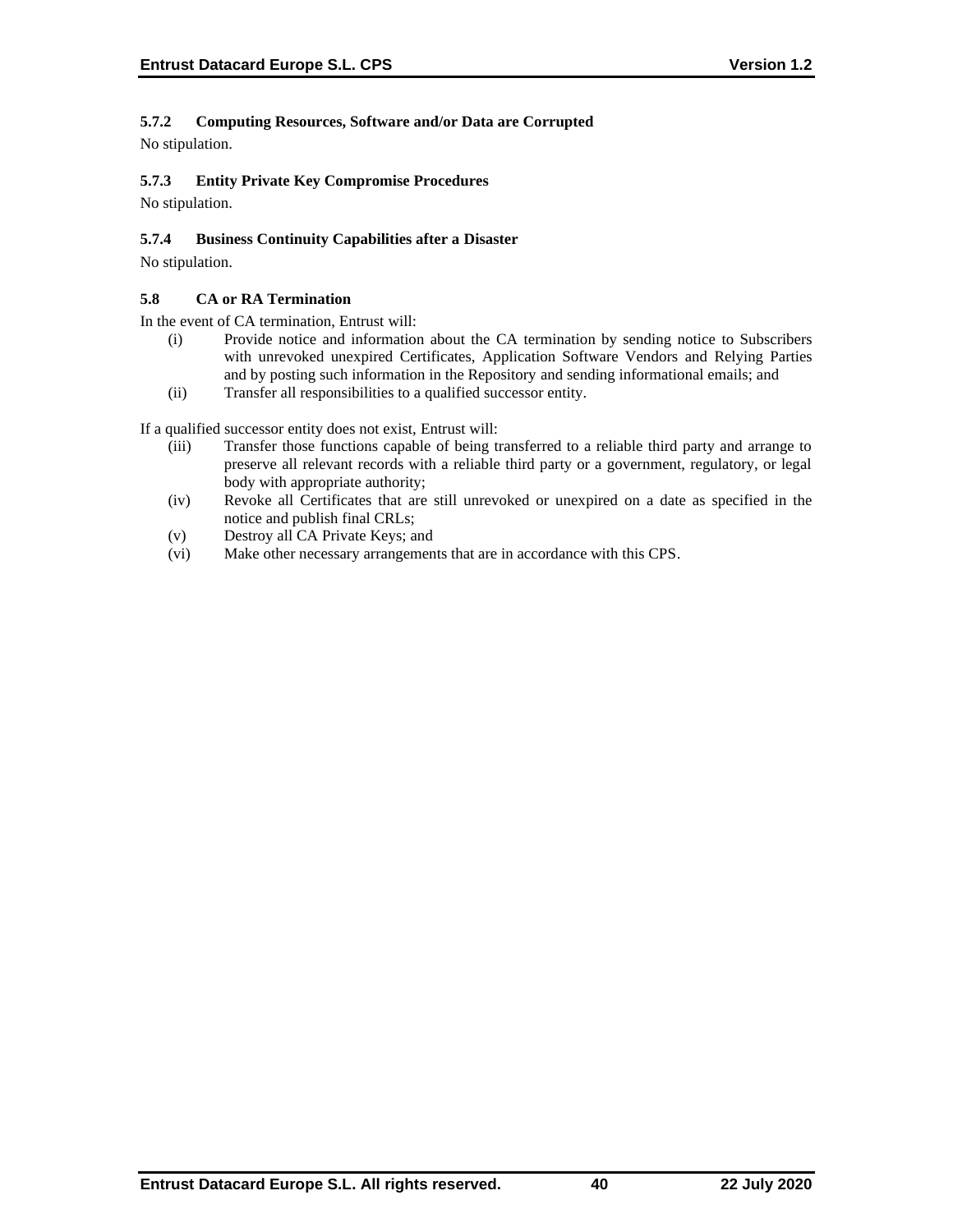#### 5.7.2 Computing Resources, Software and/or Data are Corrupted

No stipulation.

#### 5.7.3 Entity Private Key Compromise Procedures

No stipulation.

#### 5.7.4 Business Continuity Capabilities after a Disaster

No stipulation.

### 5.8 CA or RA Termination

In the event of CA termination, Entrust will:

(i) Provide notice and information about the CA termination by sending notice to Subscribers with unrevoked unexpired Certificates, Application Software Vendors and Relying Parties and by posting such information in the Repository and sending informational emails; and

(ii) Transfer all responsibilities to a qualified successor entity.

If a qualified successor entity does not exist, Entrust will:

(iii) Transfer those functions capable of being transferred to a reliable third party and arrange to preserve all relevant records with a reliable third party or a government, regulatory, or legal body with appropriate authority;

(iv) Revoke all Certificates that are still unrevoked or unexpired on a date as specified in the notice and publish final CRLs;

(v) Destroy all CA Private Keys; and

(vi) Make other necessary arrangements that are in accordance with this CPS.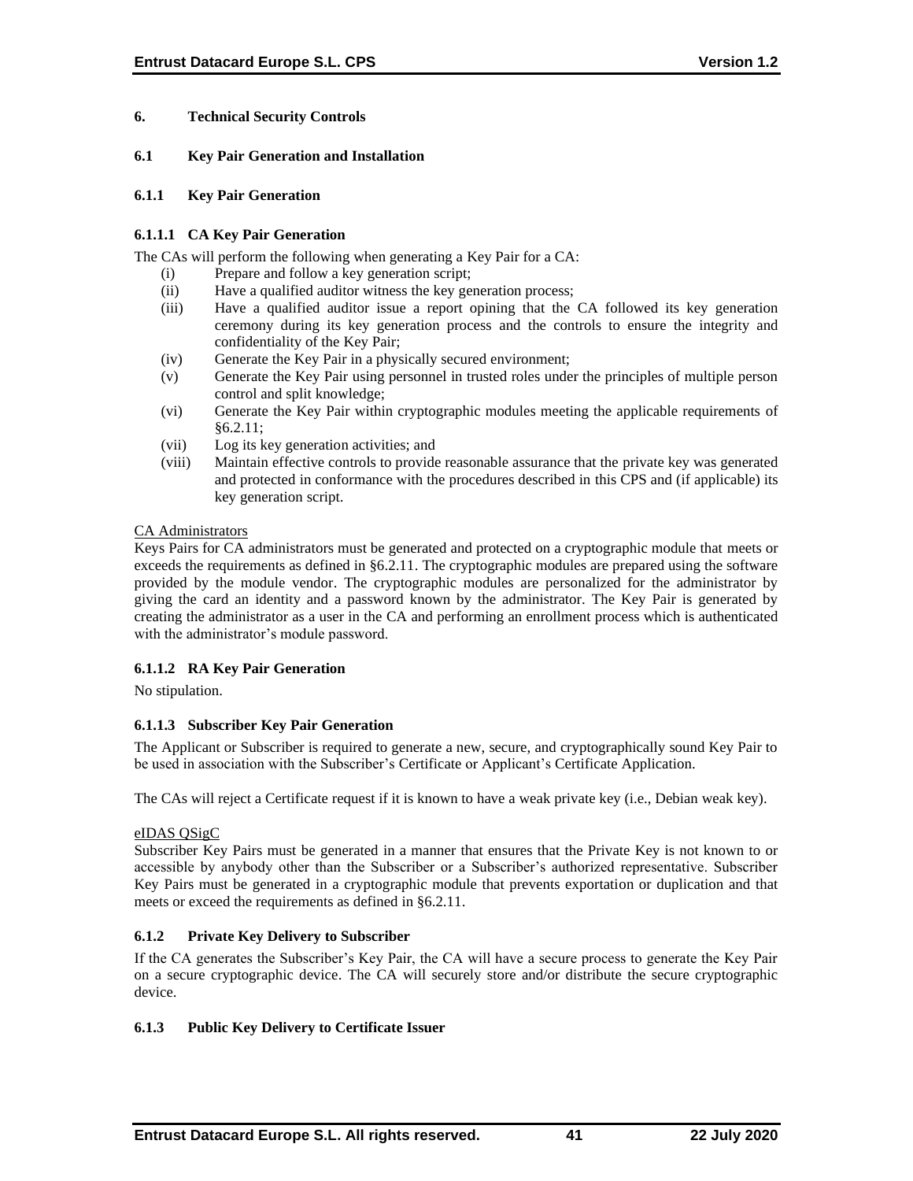# 6. Technical Security Controls

## 6.1 Key Pair Generation and Installation

### 6.1.1 Key Pair Generation

#### 6.1.1.1 CA Key Pair Generation

The CAs will perform the following when generating a Key Pair for a CA:

- (i) Prepare and follow a key generation script;
- (ii) Have a qualified auditor witness the key generation process;
- (iii) Have a qualified auditor issue a report opining that the CA followed its key generation ceremony during its key generation process and the controls to ensure the integrity and confidentiality of the Key Pair;
- (iv) Generate the Key Pair in a physically secured environment;
- (v) Generate the Key Pair using personnel in trusted roles under the principles of multiple person control and split knowledge;
- (vi) Generate the Key Pair within cryptographic modules meeting the applicable requirements of §6.2.11;
- (vii) Log its key generation activities; and
- (viii) Maintain effective controls to provide reasonable assurance that the private key was generated and protected in conformance with the procedures described in this CPS and (if applicable) its key generation script.

<u>CA Administrators</u>

Keys Pairs for CA administrators must be generated and protected on a cryptographic module that meets or exceeds the requirements as defined in §6.2.11. The cryptographic modules are prepared using the software provided by the module vendor. The cryptographic modules are personalized for the administrator by giving the card an identity and a password known by the administrator. The Key Pair is generated by creating the administrator as a user in the CA and performing an enrollment process which is authenticated with the administrator's module password.

#### 6.1.1.2 RA Key Pair Generation

No stipulation.

#### 6.1.1.3 Subscriber Key Pair Generation

The Applicant or Subscriber is required to generate a new, secure, and cryptographically sound Key Pair to be used in association with the Subscriber's Certificate or Applicant's Certificate Application.

The CAs will reject a Certificate request if it is known to have a weak private key (i.e., Debian weak key).

<u>eIDAS QSigC</u>

Subscriber Key Pairs must be generated in a manner that ensures that the Private Key is not known to or accessible by anybody other than the Subscriber or a Subscriber's authorized representative. Subscriber Key Pairs must be generated in a cryptographic module that prevents exportation or duplication and that meets or exceed the requirements as defined in §6.2.11.

### 6.1.2 Private Key Delivery to Subscriber

If the CA generates the Subscriber's Key Pair, the CA will have a secure process to generate the Key Pair on a secure cryptographic device. The CA will securely store and/or distribute the secure cryptographic device.

### 6.1.3 Public Key Delivery to Certificate Issuer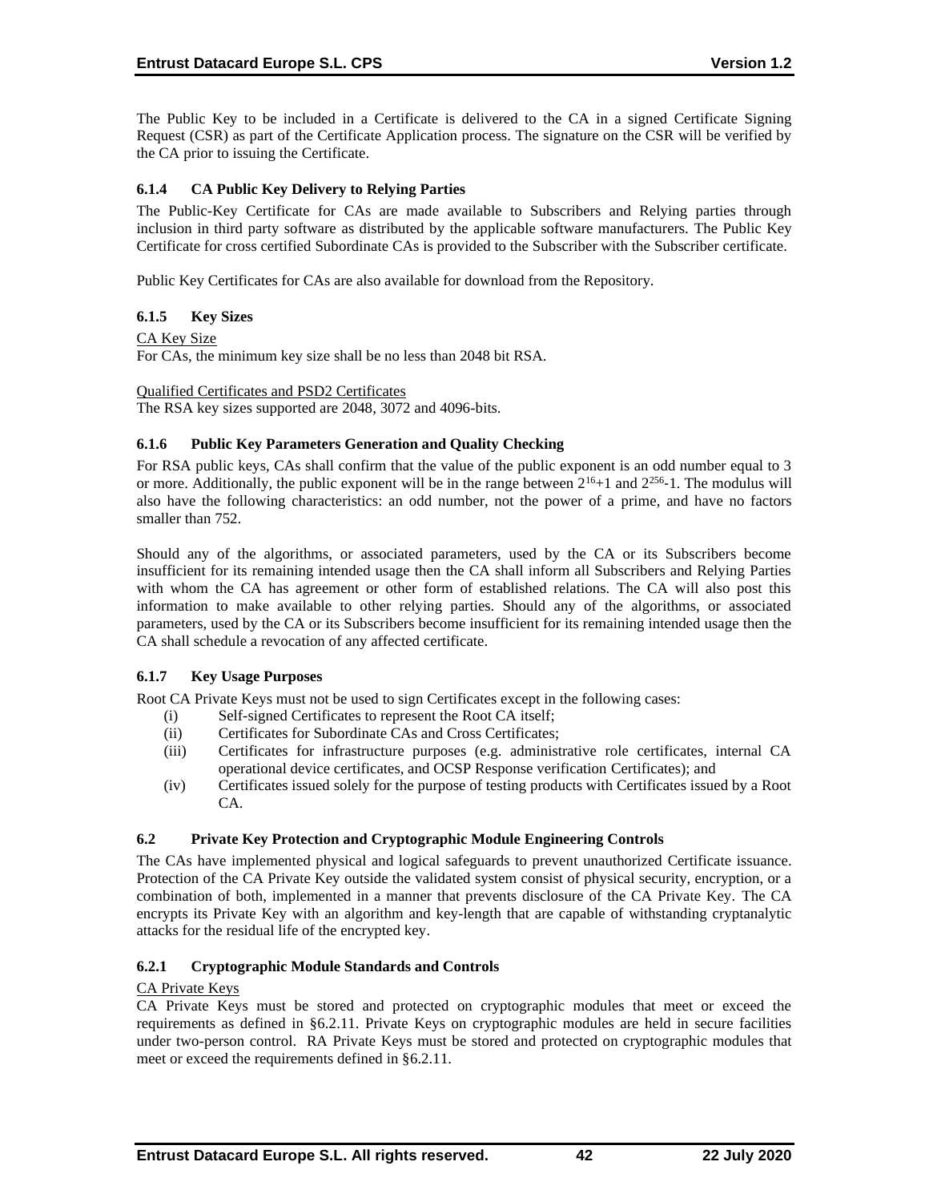The Public Key to be included in a Certificate is delivered to the CA in a signed Certificate Signing Request (CSR) as part of the Certificate Application process. The signature on the CSR will be verified by the CA prior to issuing the Certificate.

### 6.1.4 CA Public Key Delivery to Relying Parties

The Public-Key Certificate for CAs are made available to Subscribers and Relying parties through inclusion in third party software as distributed by the applicable software manufacturers. The Public Key Certificate for cross certified Subordinate CAs is provided to the Subscriber with the Subscriber certificate.

Public Key Certificates for CAs are also available for download from the Repository.

### 6.1.5 Key Sizes

CA Key Size

For CAs, the minimum key size shall be no less than 2048 bit RSA.

Qualified Certificates and PSD2 Certificates

The RSA key sizes supported are 2048, 3072 and 4096-bits.

### 6.1.6 Public Key Parameters Generation and Quality Checking

For RSA public keys, CAs shall confirm that the value of the public exponent is an odd number equal to 3 or more. Additionally, the public exponent will be in the range between $2^{16}+1$ and $2^{256}-1$. The modulus will also have the following characteristics: an odd number, not the power of a prime, and have no factors smaller than 752.

Should any of the algorithms, or associated parameters, used by the CA or its Subscribers become insufficient for its remaining intended usage then the CA shall inform all Subscribers and Relying Parties with whom the CA has agreement or other form of established relations. The CA will also post this information to make available to other relying parties. Should any of the algorithms, or associated parameters, used by the CA or its Subscribers become insufficient for its remaining intended usage then the CA shall schedule a revocation of any affected certificate.

### 6.1.7 Key Usage Purposes

Root CA Private Keys must not be used to sign Certificates except in the following cases:

(i) Self-signed Certificates to represent the Root CA itself;

(ii) Certificates for Subordinate CAs and Cross Certificates;

(iii) Certificates for infrastructure purposes (e.g. administrative role certificates, internal CA operational device certificates, and OCSP Response verification Certificates); and

(iv) Certificates issued solely for the purpose of testing products with Certificates issued by a Root CA.

## 6.2 Private Key Protection and Cryptographic Module Engineering Controls

The CAs have implemented physical and logical safeguards to prevent unauthorized Certificate issuance. Protection of the CA Private Key outside the validated system consist of physical security, encryption, or a combination of both, implemented in a manner that prevents disclosure of the CA Private Key. The CA encrypts its Private Key with an algorithm and key-length that are capable of withstanding cryptanalytic attacks for the residual life of the encrypted key.

### 6.2.1 Cryptographic Module Standards and Controls

CA Private Keys

CA Private Keys must be stored and protected on cryptographic modules that meet or exceed the requirements as defined in §6.2.11. Private Keys on cryptographic modules are held in secure facilities under two-person control. RA Private Keys must be stored and protected on cryptographic modules that meet or exceed the requirements defined in §6.2.11.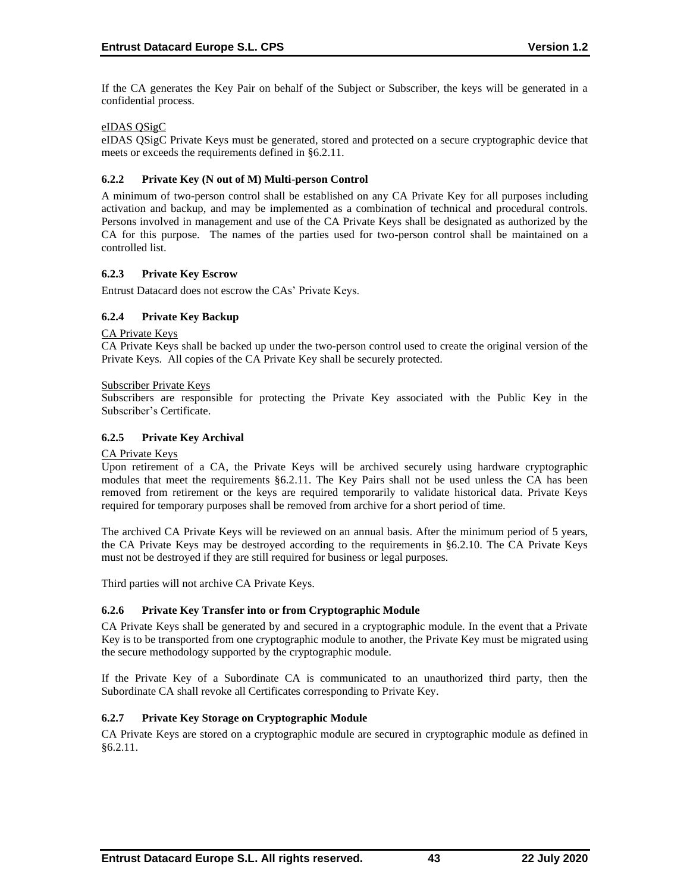If the CA generates the Key Pair on behalf of the Subject or Subscriber, the keys will be generated in a confidential process.

eIDAS QSigC

eIDAS QSigC Private Keys must be generated, stored and protected on a secure cryptographic device that meets or exceeds the requirements defined in §6.2.11.

### 6.2.2 Private Key (N out of M) Multi-person Control

A minimum of two-person control shall be established on any CA Private Key for all purposes including activation and backup, and may be implemented as a combination of technical and procedural controls. Persons involved in management and use of the CA Private Keys shall be designated as authorized by the CA for this purpose. The names of the parties used for two-person control shall be maintained on a controlled list.

### 6.2.3 Private Key Escrow

Entrust Datacard does not escrow the CAs' Private Keys.

### 6.2.4 Private Key Backup

CA Private Keys

CA Private Keys shall be backed up under the two-person control used to create the original version of the Private Keys. All copies of the CA Private Key shall be securely protected.

Subscriber Private Keys

Subscribers are responsible for protecting the Private Key associated with the Public Key in the Subscriber's Certificate.

### 6.2.5 Private Key Archival

CA Private Keys

Upon retirement of a CA, the Private Keys will be archived securely using hardware cryptographic modules that meet the requirements §6.2.11. The Key Pairs shall not be used unless the CA has been removed from retirement or the keys are required temporarily to validate historical data. Private Keys required for temporary purposes shall be removed from archive for a short period of time.

The archived CA Private Keys will be reviewed on an annual basis. After the minimum period of 5 years, the CA Private Keys may be destroyed according to the requirements in §6.2.10. The CA Private Keys must not be destroyed if they are still required for business or legal purposes.

Third parties will not archive CA Private Keys.

### 6.2.6 Private Key Transfer into or from Cryptographic Module

CA Private Keys shall be generated by and secured in a cryptographic module. In the event that a Private Key is to be transported from one cryptographic module to another, the Private Key must be migrated using the secure methodology supported by the cryptographic module.

If the Private Key of a Subordinate CA is communicated to an unauthorized third party, then the Subordinate CA shall revoke all Certificates corresponding to Private Key.

### 6.2.7 Private Key Storage on Cryptographic Module

CA Private Keys are stored on a cryptographic module are secured in cryptographic module as defined in §6.2.11.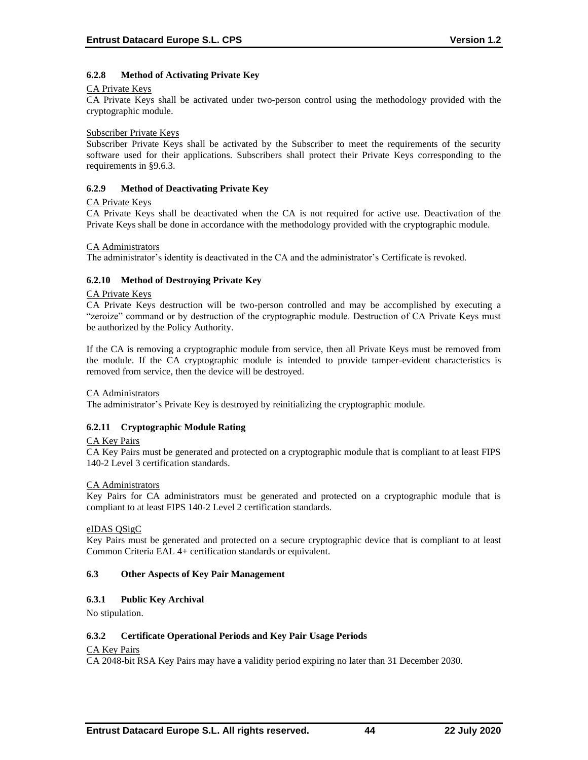### 6.2.8 Method of Activating Private Key

<u>CA Private Keys</u>

CA Private Keys shall be activated under two-person control using the methodology provided with the cryptographic module.

<u>Subscriber Private Keys</u>

Subscriber Private Keys shall be activated by the Subscriber to meet the requirements of the security software used for their applications. Subscribers shall protect their Private Keys corresponding to the requirements in §9.6.3.

### 6.2.9 Method of Deactivating Private Key

<u>CA Private Keys</u>

CA Private Keys shall be deactivated when the CA is not required for active use. Deactivation of the Private Keys shall be done in accordance with the methodology provided with the cryptographic module.

<u>CA Administrators</u>

The administrator's identity is deactivated in the CA and the administrator's Certificate is revoked.

### 6.2.10 Method of Destroying Private Key

<u>CA Private Keys</u>

CA Private Keys destruction will be two-person controlled and may be accomplished by executing a "zeroize" command or by destruction of the cryptographic module. Destruction of CA Private Keys must be authorized by the Policy Authority.

If the CA is removing a cryptographic module from service, then all Private Keys must be removed from the module. If the CA cryptographic module is intended to provide tamper-evident characteristics is removed from service, then the device will be destroyed.

<u>CA Administrators</u>

The administrator's Private Key is destroyed by reinitializing the cryptographic module.

### 6.2.11 Cryptographic Module Rating

<u>CA Key Pairs</u>

CA Key Pairs must be generated and protected on a cryptographic module that is compliant to at least FIPS 140-2 Level 3 certification standards.

<u>CA Administrators</u>

Key Pairs for CA administrators must be generated and protected on a cryptographic module that is compliant to at least FIPS 140-2 Level 2 certification standards.

<u>eIDAS QSigC</u>

Key Pairs must be generated and protected on a secure cryptographic device that is compliant to at least Common Criteria EAL 4+ certification standards or equivalent.

## 6.3 Other Aspects of Key Pair Management

### 6.3.1 Public Key Archival

No stipulation.

### 6.3.2 Certificate Operational Periods and Key Pair Usage Periods

<u>CA Key Pairs</u>

CA 2048-bit RSA Key Pairs may have a validity period expiring no later than 31 December 2030.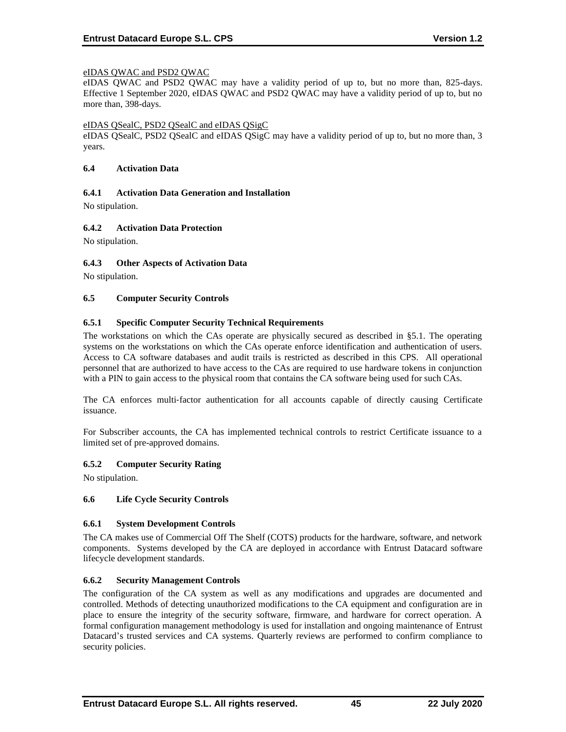eIDAS QWAC and PSD2 QWAC

eIDAS QWAC and PSD2 QWAC may have a validity period of up to, but no more than, 825-days. Effective 1 September 2020, eIDAS QWAC and PSD2 QWAC may have a validity period of up to, but no more than, 398-days.

eIDAS QSealC, PSD2 QSealC and eIDAS QSigC

eIDAS QSealC, PSD2 QSealC and eIDAS QSigC may have a validity period of up to, but no more than, 3 years.

### 6.4 Activation Data

#### 6.4.1 Activation Data Generation and Installation

No stipulation.

#### 6.4.2 Activation Data Protection

No stipulation.

#### 6.4.3 Other Aspects of Activation Data

No stipulation.

### 6.5 Computer Security Controls

#### 6.5.1 Specific Computer Security Technical Requirements

The workstations on which the CAs operate are physically secured as described in §5.1. The operating systems on the workstations on which the CAs operate enforce identification and authentication of users. Access to CA software databases and audit trails is restricted as described in this CPS. All operational personnel that are authorized to have access to the CAs are required to use hardware tokens in conjunction with a PIN to gain access to the physical room that contains the CA software being used for such CAs.

The CA enforces multi-factor authentication for all accounts capable of directly causing Certificate issuance.

For Subscriber accounts, the CA has implemented technical controls to restrict Certificate issuance to a limited set of pre-approved domains.

#### 6.5.2 Computer Security Rating

No stipulation.

### 6.6 Life Cycle Security Controls

#### 6.6.1 System Development Controls

The CA makes use of Commercial Off The Shelf (COTS) products for the hardware, software, and network components. Systems developed by the CA are deployed in accordance with Entrust Datacard software lifecycle development standards.

#### 6.6.2 Security Management Controls

The configuration of the CA system as well as any modifications and upgrades are documented and controlled. Methods of detecting unauthorized modifications to the CA equipment and configuration are in place to ensure the integrity of the security software, firmware, and hardware for correct operation. A formal configuration management methodology is used for installation and ongoing maintenance of Entrust Datacard's trusted services and CA systems. Quarterly reviews are performed to confirm compliance to security policies.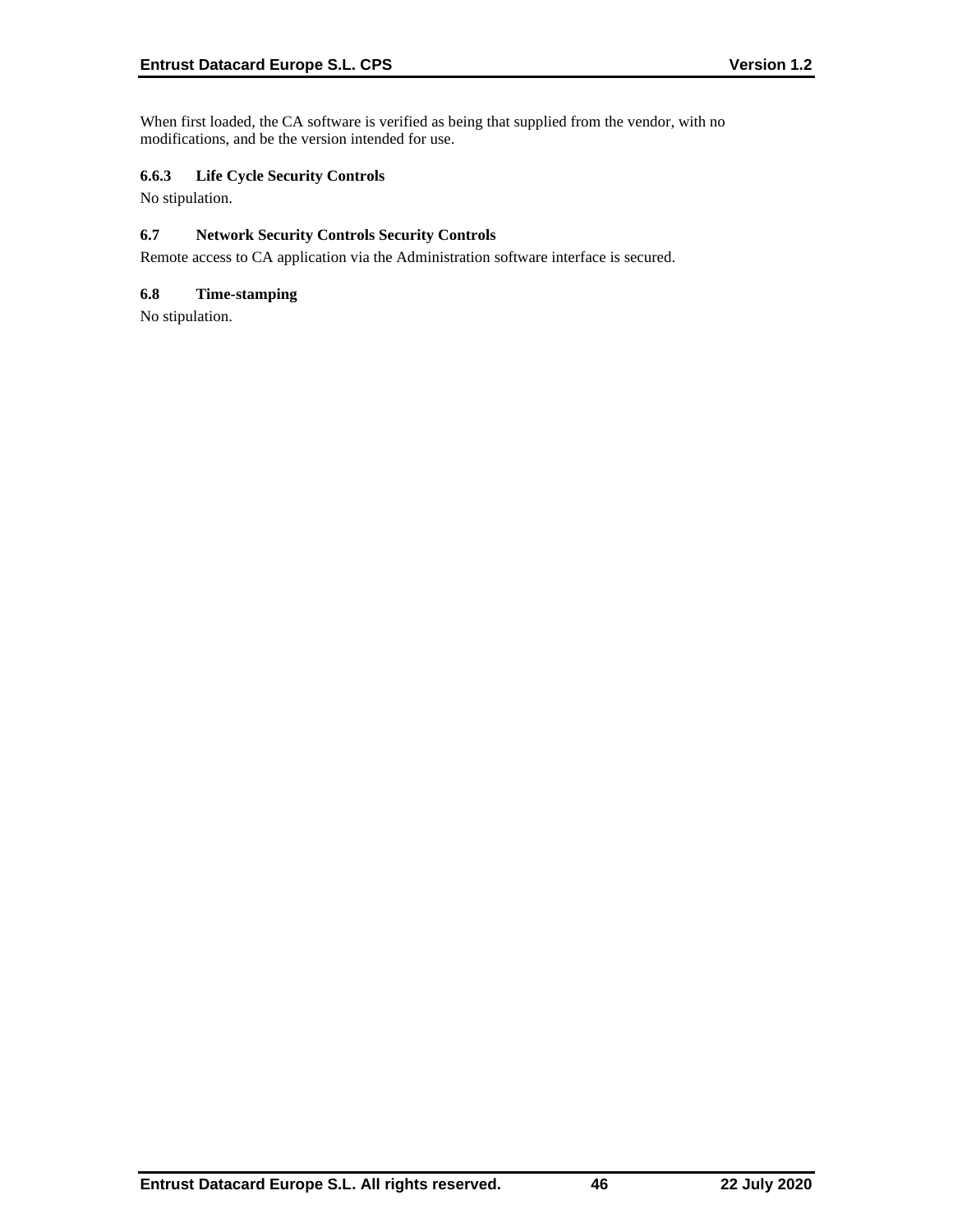When first loaded, the CA software is verified as being that supplied from the vendor, with no modifications, and be the version intended for use.

#### 6.6.3 Life Cycle Security Controls

No stipulation.

### 6.7 Network Security Controls Security Controls

Remote access to CA application via the Administration software interface is secured.

### 6.8 Time-stamping

No stipulation.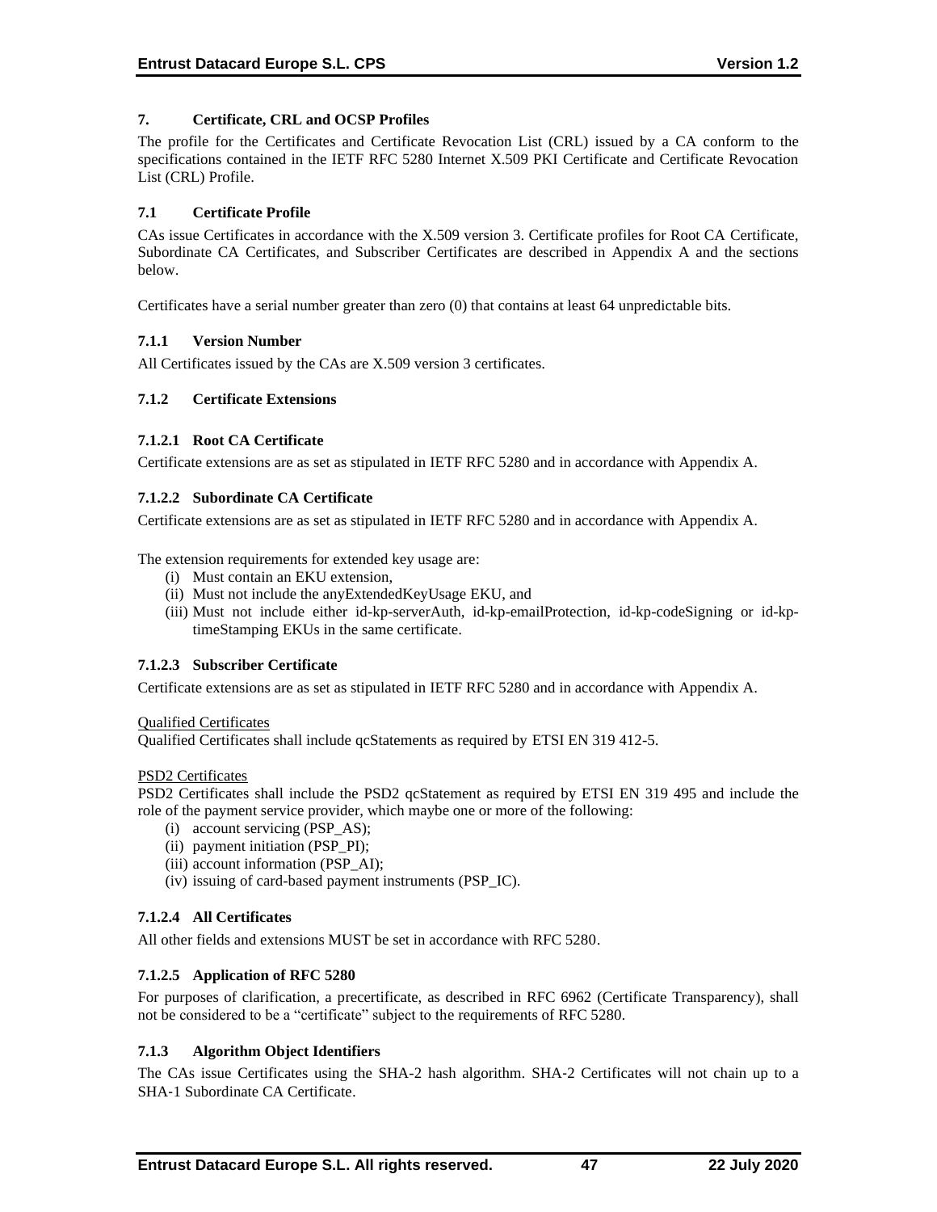# 7. Certificate, CRL and OCSP Profiles

The profile for the Certificates and Certificate Revocation List (CRL) issued by a CA conform to the specifications contained in the IETF RFC 5280 Internet X.509 PKI Certificate and Certificate Revocation List (CRL) Profile.

## 7.1 Certificate Profile

CAs issue Certificates in accordance with the X.509 version 3. Certificate profiles for Root CA Certificate, Subordinate CA Certificates, and Subscriber Certificates are described in Appendix A and the sections below.

Certificates have a serial number greater than zero (0) that contains at least 64 unpredictable bits.

### 7.1.1 Version Number

All Certificates issued by the CAs are X.509 version 3 certificates.

### 7.1.2 Certificate Extensions

#### 7.1.2.1 Root CA Certificate

Certificate extensions are as set as stipulated in IETF RFC 5280 and in accordance with Appendix A.

#### 7.1.2.2 Subordinate CA Certificate

Certificate extensions are as set as stipulated in IETF RFC 5280 and in accordance with Appendix A.

The extension requirements for extended key usage are:

(i) Must contain an EKU extension,
(ii) Must not include the anyExtendedKeyUsage EKU, and
(iii) Must not include either id-kp-serverAuth, id-kp-emailProtection, id-kp-codeSigning or id-kp-timeStamping EKUs in the same certificate.

#### 7.1.2.3 Subscriber Certificate

Certificate extensions are as set as stipulated in IETF RFC 5280 and in accordance with Appendix A.

Qualified Certificates
Qualified Certificates shall include qcStatements as required by ETSI EN 319 412-5.

PSD2 Certificates
PSD2 Certificates shall include the PSD2 qcStatement as required by ETSI EN 319 495 and include the role of the payment service provider, which maybe one or more of the following:

(i) account servicing (PSP_AS);
(ii) payment initiation (PSP_PI);
(iii) account information (PSP_AI);
(iv) issuing of card-based payment instruments (PSP_IC).

#### 7.1.2.4 All Certificates

All other fields and extensions MUST be set in accordance with RFC 5280.

#### 7.1.2.5 Application of RFC 5280

For purposes of clarification, a precertificate, as described in RFC 6962 (Certificate Transparency), shall not be considered to be a "certificate" subject to the requirements of RFC 5280.

### 7.1.3 Algorithm Object Identifiers

The CAs issue Certificates using the SHA-2 hash algorithm. SHA-2 Certificates will not chain up to a SHA-1 Subordinate CA Certificate.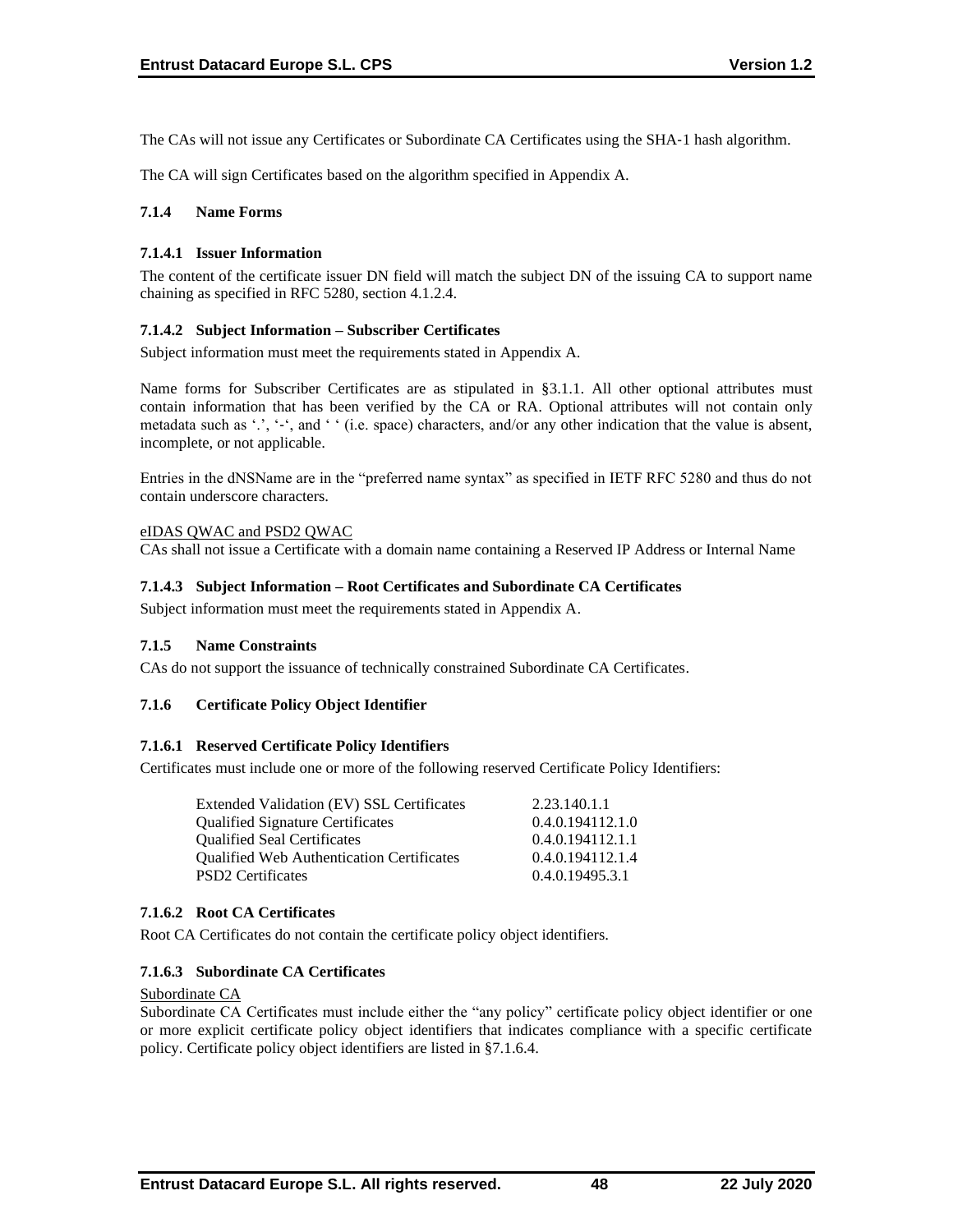The CAs will not issue any Certificates or Subordinate CA Certificates using the SHA-1 hash algorithm.

The CA will sign Certificates based on the algorithm specified in Appendix A.

### 7.1.4 Name Forms

#### 7.1.4.1 Issuer Information

The content of the certificate issuer DN field will match the subject DN of the issuing CA to support name chaining as specified in RFC 5280, section 4.1.2.4.

#### 7.1.4.2 Subject Information – Subscriber Certificates

Subject information must meet the requirements stated in Appendix A.

Name forms for Subscriber Certificates are as stipulated in §3.1.1. All other optional attributes must contain information that has been verified by the CA or RA. Optional attributes will not contain only metadata such as '.', '-', and ' ' (i.e. space) characters, and/or any other indication that the value is absent, incomplete, or not applicable.

Entries in the dNSName are in the "preferred name syntax" as specified in IETF RFC 5280 and thus do not contain underscore characters.

<u>eIDAS QWAC and PSD2 QWAC</u>

CAs shall not issue a Certificate with a domain name containing a Reserved IP Address or Internal Name

#### 7.1.4.3 Subject Information – Root Certificates and Subordinate CA Certificates

Subject information must meet the requirements stated in Appendix A.

### 7.1.5 Name Constraints

CAs do not support the issuance of technically constrained Subordinate CA Certificates.

### 7.1.6 Certificate Policy Object Identifier

#### 7.1.6.1 Reserved Certificate Policy Identifiers

Certificates must include one or more of the following reserved Certificate Policy Identifiers:

| | |
|---|---|
| Extended Validation (EV) SSL Certificates | 2.23.140.1.1 |
| Qualified Signature Certificates | 0.4.0.194112.1.0 |
| Qualified Seal Certificates | 0.4.0.194112.1.1 |
| Qualified Web Authentication Certificates | 0.4.0.194112.1.4 |
| PSD2 Certificates | 0.4.0.19495.3.1 |

#### 7.1.6.2 Root CA Certificates

Root CA Certificates do not contain the certificate policy object identifiers.

#### 7.1.6.3 Subordinate CA Certificates

<u>Subordinate CA</u>

Subordinate CA Certificates must include either the "any policy" certificate policy object identifier or one or more explicit certificate policy object identifiers that indicates compliance with a specific certificate policy. Certificate policy object identifiers are listed in §7.1.6.4.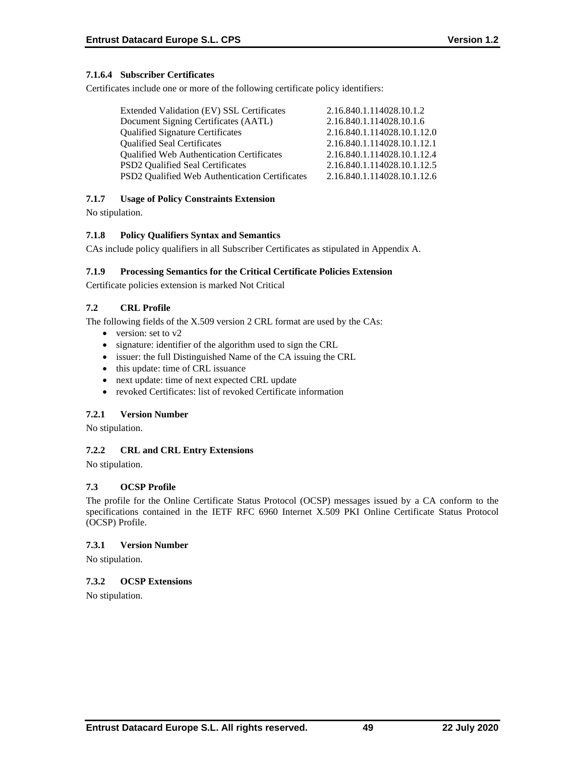#### 7.1.6.4 Subscriber Certificates

Certificates include one or more of the following certificate policy identifiers:

| | |
|---|---|
| Extended Validation (EV) SSL Certificates | 2.16.840.1.114028.10.1.2 |
| Document Signing Certificates (AATL) | 2.16.840.1.114028.10.1.6 |
| Qualified Signature Certificates | 2.16.840.1.114028.10.1.12.0 |
| Qualified Seal Certificates | 2.16.840.1.114028.10.1.12.1 |
| Qualified Web Authentication Certificates | 2.16.840.1.114028.10.1.12.4 |
| PSD2 Qualified Seal Certificates | 2.16.840.1.114028.10.1.12.5 |
| PSD2 Qualified Web Authentication Certificates | 2.16.840.1.114028.10.1.12.6 |

### 7.1.7 Usage of Policy Constraints Extension

No stipulation.

### 7.1.8 Policy Qualifiers Syntax and Semantics

CAs include policy qualifiers in all Subscriber Certificates as stipulated in Appendix A.

### 7.1.9 Processing Semantics for the Critical Certificate Policies Extension

Certificate policies extension is marked Not Critical

## 7.2 CRL Profile

The following fields of the X.509 version 2 CRL format are used by the CAs:

- version: set to v2
- signature: identifier of the algorithm used to sign the CRL
- issuer: the full Distinguished Name of the CA issuing the CRL
- this update: time of CRL issuance
- next update: time of next expected CRL update
- revoked Certificates: list of revoked Certificate information

### 7.2.1 Version Number

No stipulation.

### 7.2.2 CRL and CRL Entry Extensions

No stipulation.

## 7.3 OCSP Profile

The profile for the Online Certificate Status Protocol (OCSP) messages issued by a CA conform to the specifications contained in the IETF RFC 6960 Internet X.509 PKI Online Certificate Status Protocol (OCSP) Profile.

### 7.3.1 Version Number

No stipulation.

### 7.3.2 OCSP Extensions

No stipulation.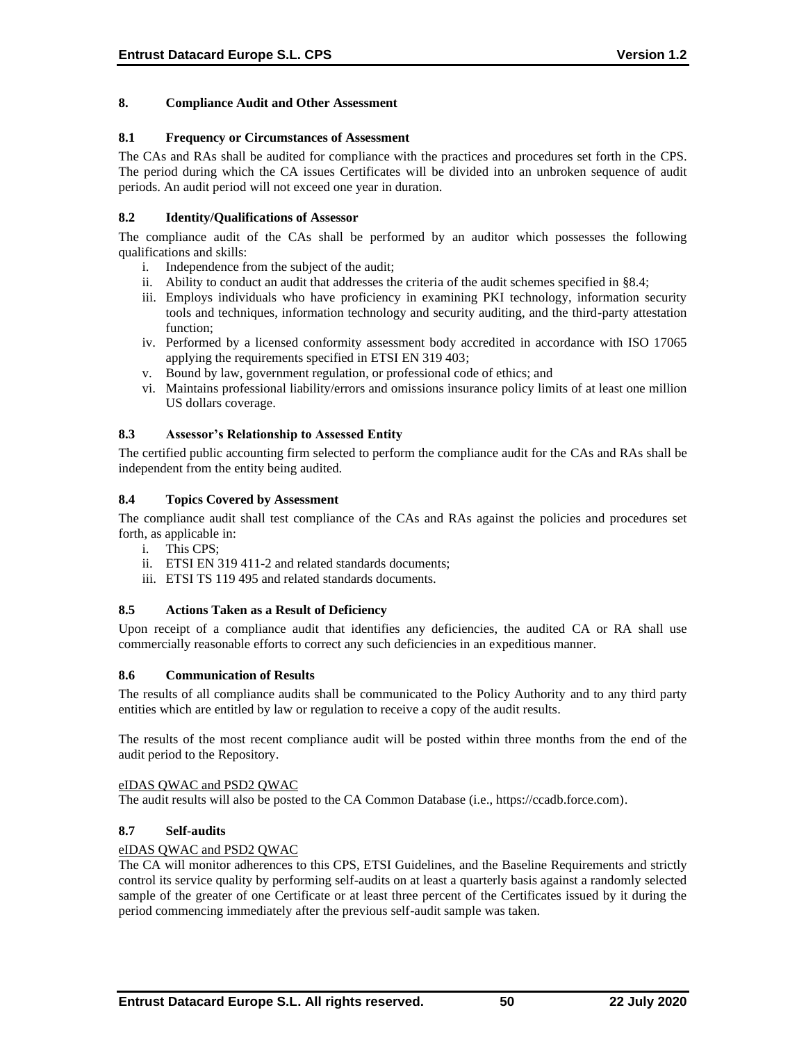## 8. Compliance Audit and Other Assessment

### 8.1 Frequency or Circumstances of Assessment

The CAs and RAs shall be audited for compliance with the practices and procedures set forth in the CPS. The period during which the CA issues Certificates will be divided into an unbroken sequence of audit periods. An audit period will not exceed one year in duration.

### 8.2 Identity/Qualifications of Assessor

The compliance audit of the CAs shall be performed by an auditor which possesses the following qualifications and skills:

i. Independence from the subject of the audit;
ii. Ability to conduct an audit that addresses the criteria of the audit schemes specified in §8.4;
iii. Employs individuals who have proficiency in examining PKI technology, information security tools and techniques, information technology and security auditing, and the third-party attestation function;
iv. Performed by a licensed conformity assessment body accredited in accordance with ISO 17065 applying the requirements specified in ETSI EN 319 403;
v. Bound by law, government regulation, or professional code of ethics; and
vi. Maintains professional liability/errors and omissions insurance policy limits of at least one million US dollars coverage.

### 8.3 Assessor's Relationship to Assessed Entity

The certified public accounting firm selected to perform the compliance audit for the CAs and RAs shall be independent from the entity being audited.

### 8.4 Topics Covered by Assessment

The compliance audit shall test compliance of the CAs and RAs against the policies and procedures set forth, as applicable in:

i. This CPS;
ii. ETSI EN 319 411-2 and related standards documents;
iii. ETSI TS 119 495 and related standards documents.

### 8.5 Actions Taken as a Result of Deficiency

Upon receipt of a compliance audit that identifies any deficiencies, the audited CA or RA shall use commercially reasonable efforts to correct any such deficiencies in an expeditious manner.

### 8.6 Communication of Results

The results of all compliance audits shall be communicated to the Policy Authority and to any third party entities which are entitled by law or regulation to receive a copy of the audit results.

The results of the most recent compliance audit will be posted within three months from the end of the audit period to the Repository.

eIDAS QWAC and PSD2 QWAC

The audit results will also be posted to the CA Common Database (i.e., https://ccadb.force.com).

### 8.7 Self-audits

eIDAS QWAC and PSD2 QWAC

The CA will monitor adherences to this CPS, ETSI Guidelines, and the Baseline Requirements and strictly control its service quality by performing self-audits on at least a quarterly basis against a randomly selected sample of the greater of one Certificate or at least three percent of the Certificates issued by it during the period commencing immediately after the previous self-audit sample was taken.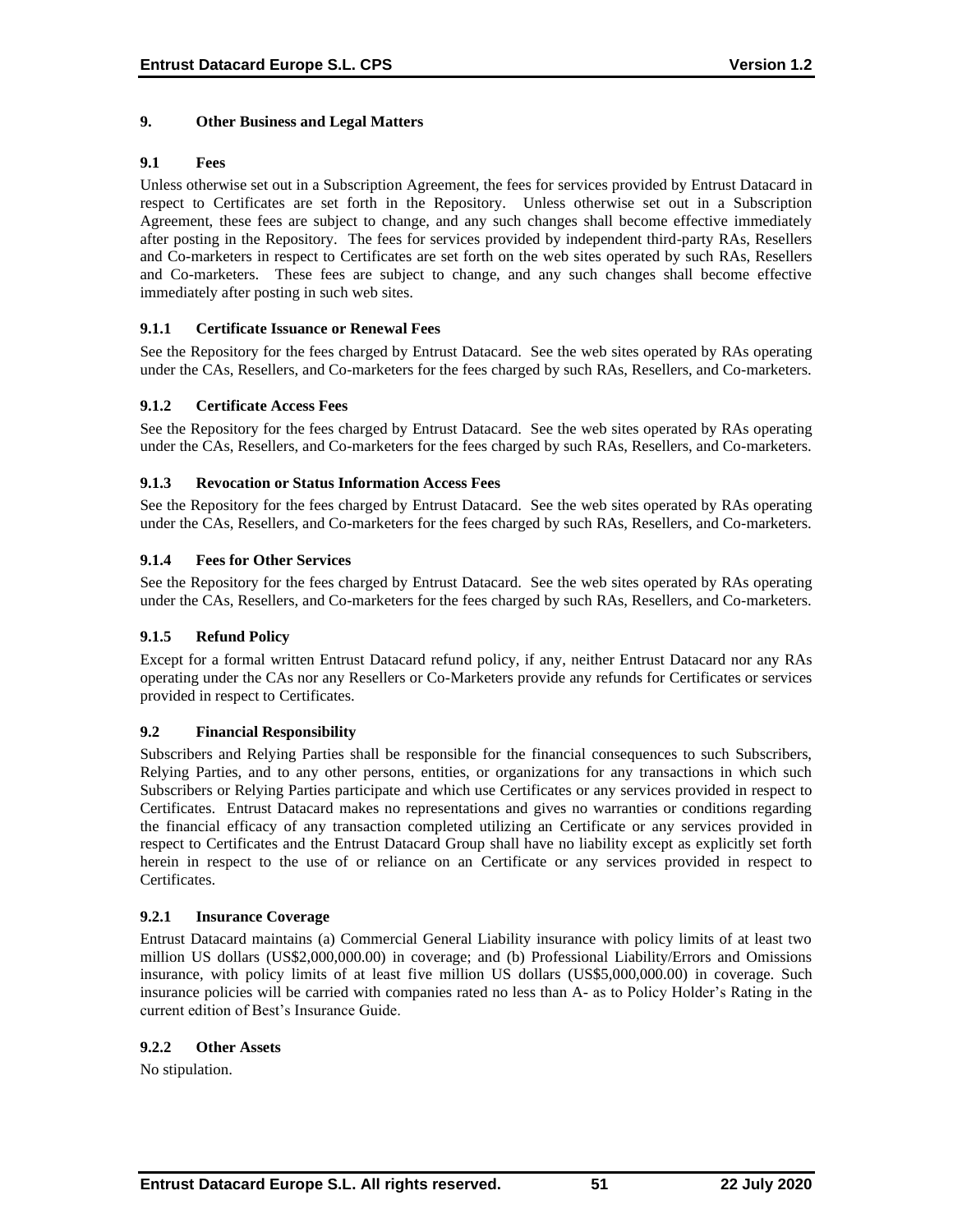## 9. Other Business and Legal Matters

### 9.1 Fees

Unless otherwise set out in a Subscription Agreement, the fees for services provided by Entrust Datacard in respect to Certificates are set forth in the Repository. Unless otherwise set out in a Subscription Agreement, these fees are subject to change, and any such changes shall become effective immediately after posting in the Repository. The fees for services provided by independent third-party RAs, Resellers and Co-marketers in respect to Certificates are set forth on the web sites operated by such RAs, Resellers and Co-marketers. These fees are subject to change, and any such changes shall become effective immediately after posting in such web sites.

#### 9.1.1 Certificate Issuance or Renewal Fees

See the Repository for the fees charged by Entrust Datacard. See the web sites operated by RAs operating under the CAs, Resellers, and Co-marketers for the fees charged by such RAs, Resellers, and Co-marketers.

#### 9.1.2 Certificate Access Fees

See the Repository for the fees charged by Entrust Datacard. See the web sites operated by RAs operating under the CAs, Resellers, and Co-marketers for the fees charged by such RAs, Resellers, and Co-marketers.

#### 9.1.3 Revocation or Status Information Access Fees

See the Repository for the fees charged by Entrust Datacard. See the web sites operated by RAs operating under the CAs, Resellers, and Co-marketers for the fees charged by such RAs, Resellers, and Co-marketers.

#### 9.1.4 Fees for Other Services

See the Repository for the fees charged by Entrust Datacard. See the web sites operated by RAs operating under the CAs, Resellers, and Co-marketers for the fees charged by such RAs, Resellers, and Co-marketers.

#### 9.1.5 Refund Policy

Except for a formal written Entrust Datacard refund policy, if any, neither Entrust Datacard nor any RAs operating under the CAs nor any Resellers or Co-Marketers provide any refunds for Certificates or services provided in respect to Certificates.

### 9.2 Financial Responsibility

Subscribers and Relying Parties shall be responsible for the financial consequences to such Subscribers, Relying Parties, and to any other persons, entities, or organizations for any transactions in which such Subscribers or Relying Parties participate and which use Certificates or any services provided in respect to Certificates. Entrust Datacard makes no representations and gives no warranties or conditions regarding the financial efficacy of any transaction completed utilizing an Certificate or any services provided in respect to Certificates and the Entrust Datacard Group shall have no liability except as explicitly set forth herein in respect to the use of or reliance on an Certificate or any services provided in respect to Certificates.

#### 9.2.1 Insurance Coverage

Entrust Datacard maintains (a) Commercial General Liability insurance with policy limits of at least two million US dollars (US$2,000,000.00) in coverage; and (b) Professional Liability/Errors and Omissions insurance, with policy limits of at least five million US dollars (US$5,000,000.00) in coverage. Such insurance policies will be carried with companies rated no less than A- as to Policy Holder's Rating in the current edition of Best's Insurance Guide.

#### 9.2.2 Other Assets

No stipulation.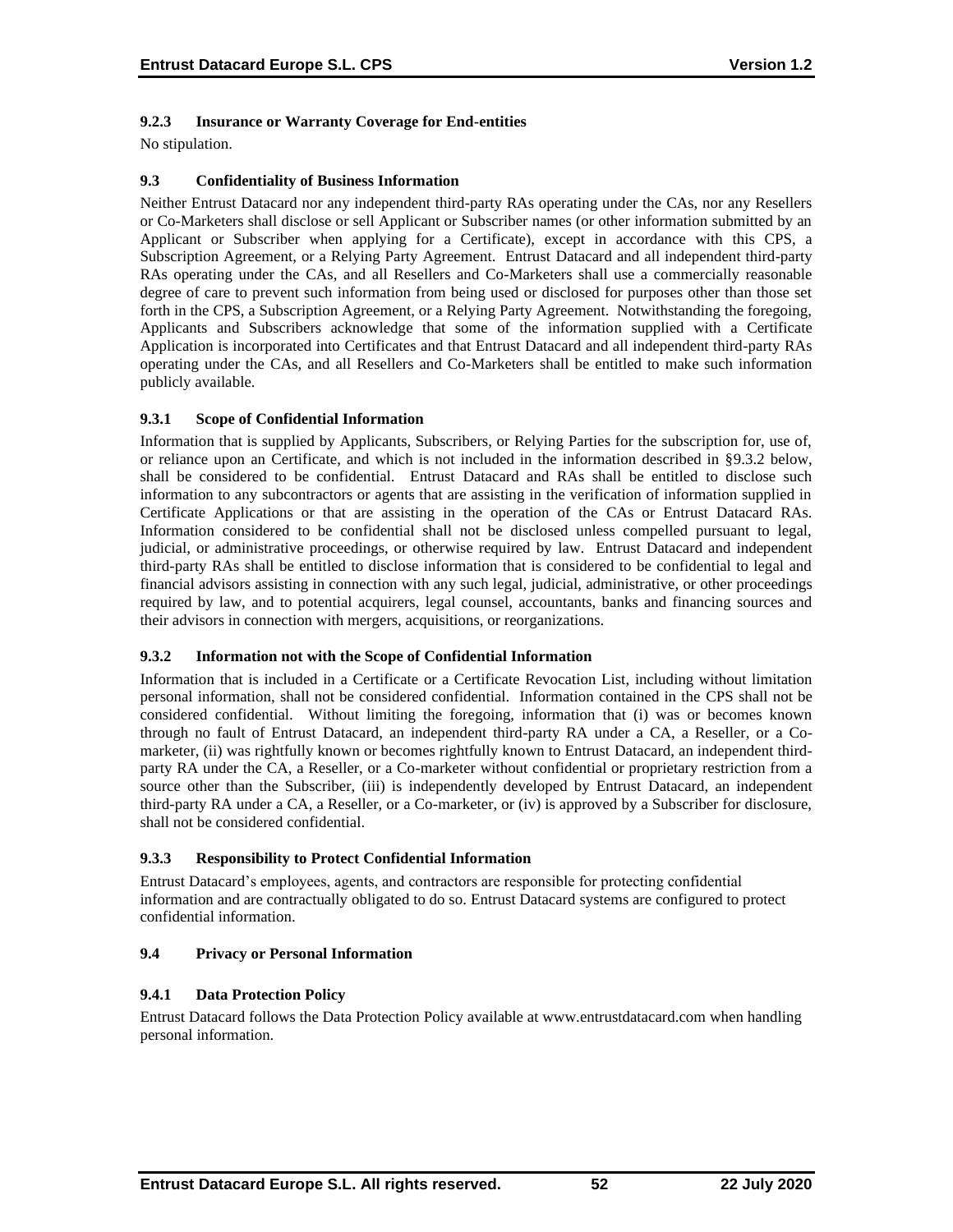### 9.2.3 Insurance or Warranty Coverage for End-entities

No stipulation.

### 9.3 Confidentiality of Business Information

Neither Entrust Datacard nor any independent third-party RAs operating under the CAs, nor any Resellers or Co-Marketers shall disclose or sell Applicant or Subscriber names (or other information submitted by an Applicant or Subscriber when applying for a Certificate), except in accordance with this CPS, a Subscription Agreement, or a Relying Party Agreement. Entrust Datacard and all independent third-party RAs operating under the CAs, and all Resellers and Co-Marketers shall use a commercially reasonable degree of care to prevent such information from being used or disclosed for purposes other than those set forth in the CPS, a Subscription Agreement, or a Relying Party Agreement. Notwithstanding the foregoing, Applicants and Subscribers acknowledge that some of the information supplied with a Certificate Application is incorporated into Certificates and that Entrust Datacard and all independent third-party RAs operating under the CAs, and all Resellers and Co-Marketers shall be entitled to make such information publicly available.

### 9.3.1 Scope of Confidential Information

Information that is supplied by Applicants, Subscribers, or Relying Parties for the subscription for, use of, or reliance upon an Certificate, and which is not included in the information described in §9.3.2 below, shall be considered to be confidential. Entrust Datacard and RAs shall be entitled to disclose such information to any subcontractors or agents that are assisting in the verification of information supplied in Certificate Applications or that are assisting in the operation of the CAs or Entrust Datacard RAs. Information considered to be confidential shall not be disclosed unless compelled pursuant to legal, judicial, or administrative proceedings, or otherwise required by law. Entrust Datacard and independent third-party RAs shall be entitled to disclose information that is considered to be confidential to legal and financial advisors assisting in connection with any such legal, judicial, administrative, or other proceedings required by law, and to potential acquirers, legal counsel, accountants, banks and financing sources and their advisors in connection with mergers, acquisitions, or reorganizations.

### 9.3.2 Information not with the Scope of Confidential Information

Information that is included in a Certificate or a Certificate Revocation List, including without limitation personal information, shall not be considered confidential. Information contained in the CPS shall not be considered confidential. Without limiting the foregoing, information that (i) was or becomes known through no fault of Entrust Datacard, an independent third-party RA under a CA, a Reseller, or a Co-marketer, (ii) was rightfully known or becomes rightfully known to Entrust Datacard, an independent third-party RA under the CA, a Reseller, or a Co-marketer without confidential or proprietary restriction from a source other than the Subscriber, (iii) is independently developed by Entrust Datacard, an independent third-party RA under a CA, a Reseller, or a Co-marketer, or (iv) is approved by a Subscriber for disclosure, shall not be considered confidential.

### 9.3.3 Responsibility to Protect Confidential Information

Entrust Datacard's employees, agents, and contractors are responsible for protecting confidential information and are contractually obligated to do so. Entrust Datacard systems are configured to protect confidential information.

### 9.4 Privacy or Personal Information

### 9.4.1 Data Protection Policy

Entrust Datacard follows the Data Protection Policy available at www.entrustdatacard.com when handling personal information.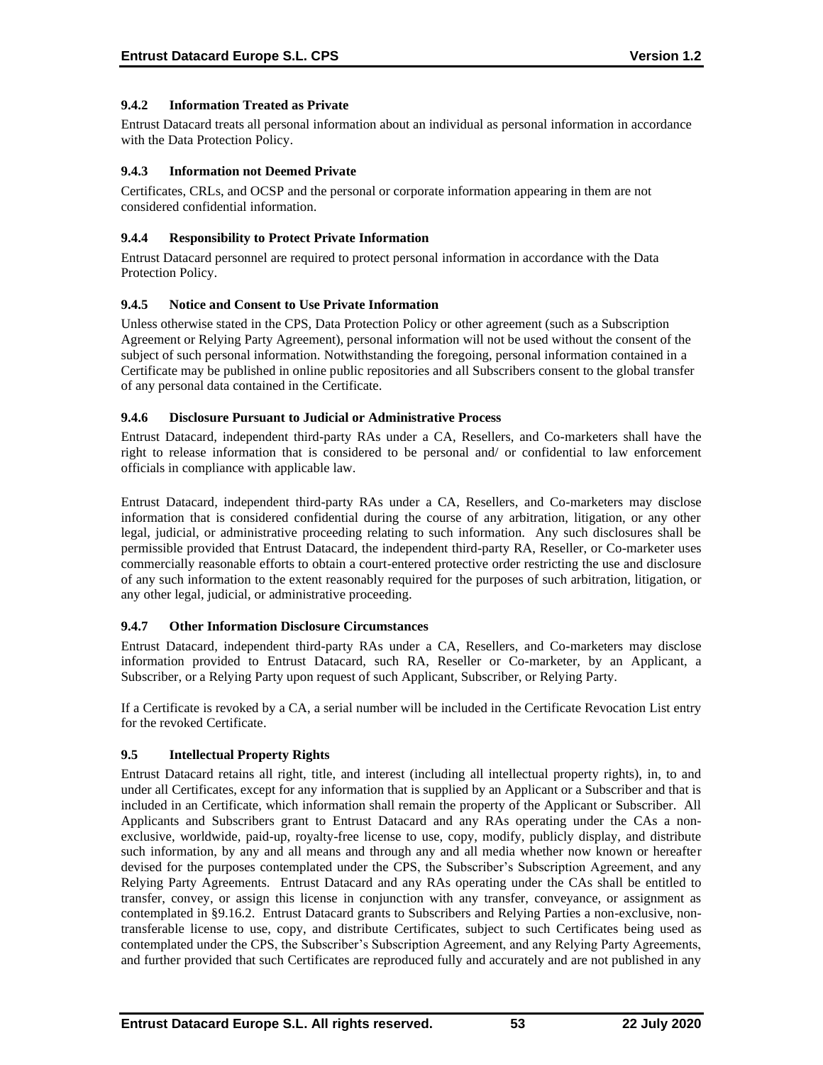### 9.4.2 Information Treated as Private

Entrust Datacard treats all personal information about an individual as personal information in accordance with the Data Protection Policy.

### 9.4.3 Information not Deemed Private

Certificates, CRLs, and OCSP and the personal or corporate information appearing in them are not considered confidential information.

### 9.4.4 Responsibility to Protect Private Information

Entrust Datacard personnel are required to protect personal information in accordance with the Data Protection Policy.

### 9.4.5 Notice and Consent to Use Private Information

Unless otherwise stated in the CPS, Data Protection Policy or other agreement (such as a Subscription Agreement or Relying Party Agreement), personal information will not be used without the consent of the subject of such personal information. Notwithstanding the foregoing, personal information contained in a Certificate may be published in online public repositories and all Subscribers consent to the global transfer of any personal data contained in the Certificate.

### 9.4.6 Disclosure Pursuant to Judicial or Administrative Process

Entrust Datacard, independent third-party RAs under a CA, Resellers, and Co-marketers shall have the right to release information that is considered to be personal and/ or confidential to law enforcement officials in compliance with applicable law.

Entrust Datacard, independent third-party RAs under a CA, Resellers, and Co-marketers may disclose information that is considered confidential during the course of any arbitration, litigation, or any other legal, judicial, or administrative proceeding relating to such information. Any such disclosures shall be permissible provided that Entrust Datacard, the independent third-party RA, Reseller, or Co-marketer uses commercially reasonable efforts to obtain a court-entered protective order restricting the use and disclosure of any such information to the extent reasonably required for the purposes of such arbitration, litigation, or any other legal, judicial, or administrative proceeding.

### 9.4.7 Other Information Disclosure Circumstances

Entrust Datacard, independent third-party RAs under a CA, Resellers, and Co-marketers may disclose information provided to Entrust Datacard, such RA, Reseller or Co-marketer, by an Applicant, a Subscriber, or a Relying Party upon request of such Applicant, Subscriber, or Relying Party.

If a Certificate is revoked by a CA, a serial number will be included in the Certificate Revocation List entry for the revoked Certificate.

## 9.5 Intellectual Property Rights

Entrust Datacard retains all right, title, and interest (including all intellectual property rights), in, to and under all Certificates, except for any information that is supplied by an Applicant or a Subscriber and that is included in an Certificate, which information shall remain the property of the Applicant or Subscriber. All Applicants and Subscribers grant to Entrust Datacard and any RAs operating under the CAs a non-exclusive, worldwide, paid-up, royalty-free license to use, copy, modify, publicly display, and distribute such information, by any and all means and through any and all media whether now known or hereafter devised for the purposes contemplated under the CPS, the Subscriber's Subscription Agreement, and any Relying Party Agreements. Entrust Datacard and any RAs operating under the CAs shall be entitled to transfer, convey, or assign this license in conjunction with any transfer, conveyance, or assignment as contemplated in §9.16.2. Entrust Datacard grants to Subscribers and Relying Parties a non-exclusive, non-transferable license to use, copy, and distribute Certificates, subject to such Certificates being used as contemplated under the CPS, the Subscriber's Subscription Agreement, and any Relying Party Agreements, and further provided that such Certificates are reproduced fully and accurately and are not published in any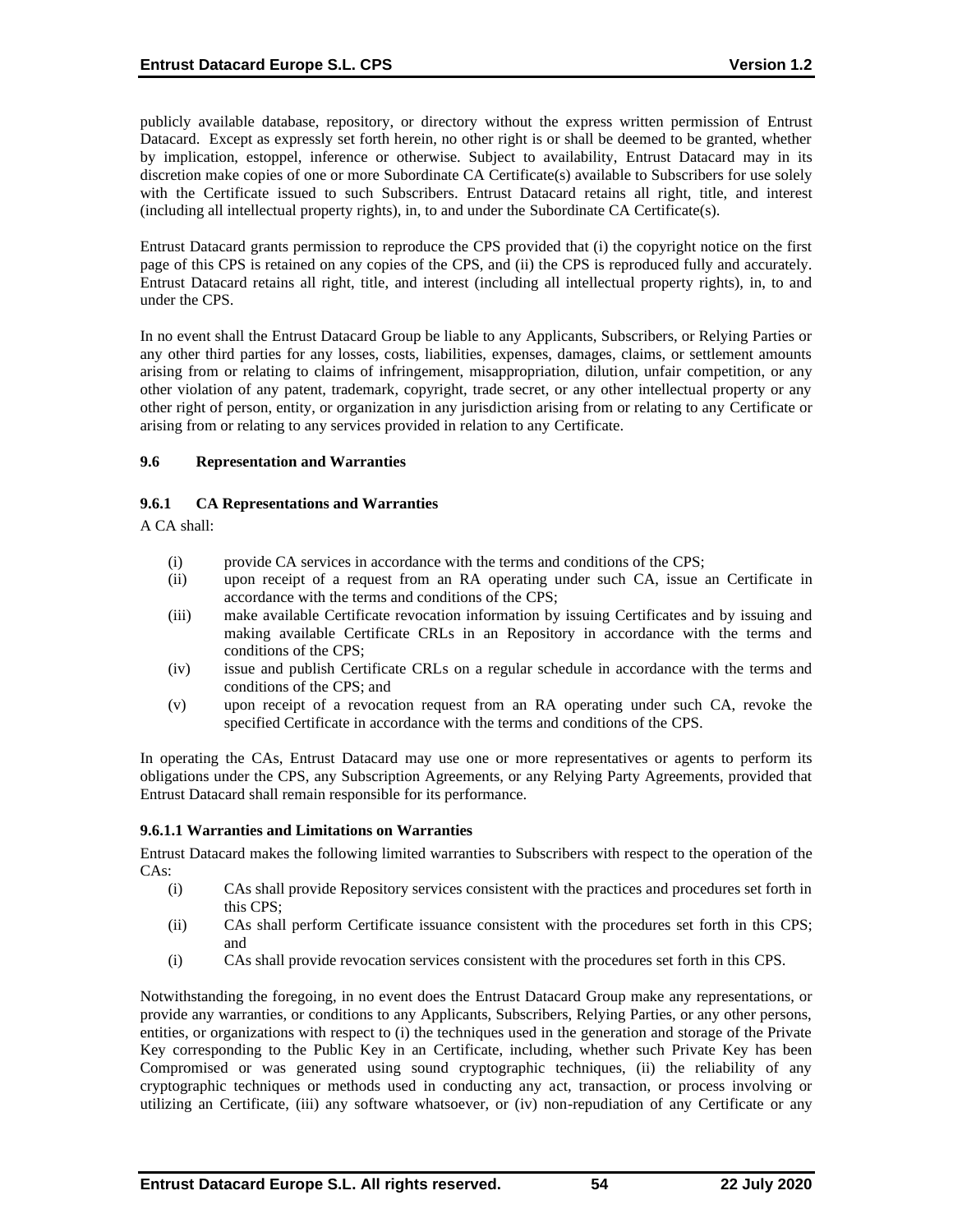publicly available database, repository, or directory without the express written permission of Entrust Datacard. Except as expressly set forth herein, no other right is or shall be deemed to be granted, whether by implication, estoppel, inference or otherwise. Subject to availability, Entrust Datacard may in its discretion make copies of one or more Subordinate CA Certificate(s) available to Subscribers for use solely with the Certificate issued to such Subscribers. Entrust Datacard retains all right, title, and interest (including all intellectual property rights), in, to and under the Subordinate CA Certificate(s).

Entrust Datacard grants permission to reproduce the CPS provided that (i) the copyright notice on the first page of this CPS is retained on any copies of the CPS, and (ii) the CPS is reproduced fully and accurately. Entrust Datacard retains all right, title, and interest (including all intellectual property rights), in, to and under the CPS.

In no event shall the Entrust Datacard Group be liable to any Applicants, Subscribers, or Relying Parties or any other third parties for any losses, costs, liabilities, expenses, damages, claims, or settlement amounts arising from or relating to claims of infringement, misappropriation, dilution, unfair competition, or any other violation of any patent, trademark, copyright, trade secret, or any other intellectual property or any other right of person, entity, or organization in any jurisdiction arising from or relating to any Certificate or arising from or relating to any services provided in relation to any Certificate.

## 9.6 Representation and Warranties

### 9.6.1 CA Representations and Warranties

A CA shall:

(i) provide CA services in accordance with the terms and conditions of the CPS;
(ii) upon receipt of a request from an RA operating under such CA, issue an Certificate in accordance with the terms and conditions of the CPS;
(iii) make available Certificate revocation information by issuing Certificates and by issuing and making available Certificate CRLs in an Repository in accordance with the terms and conditions of the CPS;
(iv) issue and publish Certificate CRLs on a regular schedule in accordance with the terms and conditions of the CPS; and
(v) upon receipt of a revocation request from an RA operating under such CA, revoke the specified Certificate in accordance with the terms and conditions of the CPS.

In operating the CAs, Entrust Datacard may use one or more representatives or agents to perform its obligations under the CPS, any Subscription Agreements, or any Relying Party Agreements, provided that Entrust Datacard shall remain responsible for its performance.

#### 9.6.1.1 Warranties and Limitations on Warranties

Entrust Datacard makes the following limited warranties to Subscribers with respect to the operation of the CAs:

(i) CAs shall provide Repository services consistent with the practices and procedures set forth in this CPS;
(ii) CAs shall perform Certificate issuance consistent with the procedures set forth in this CPS; and
(i) CAs shall provide revocation services consistent with the procedures set forth in this CPS.

Notwithstanding the foregoing, in no event does the Entrust Datacard Group make any representations, or provide any warranties, or conditions to any Applicants, Subscribers, Relying Parties, or any other persons, entities, or organizations with respect to (i) the techniques used in the generation and storage of the Private Key corresponding to the Public Key in an Certificate, including, whether such Private Key has been Compromised or was generated using sound cryptographic techniques, (ii) the reliability of any cryptographic techniques or methods used in conducting any act, transaction, or process involving or utilizing an Certificate, (iii) any software whatsoever, or (iv) non-repudiation of any Certificate or any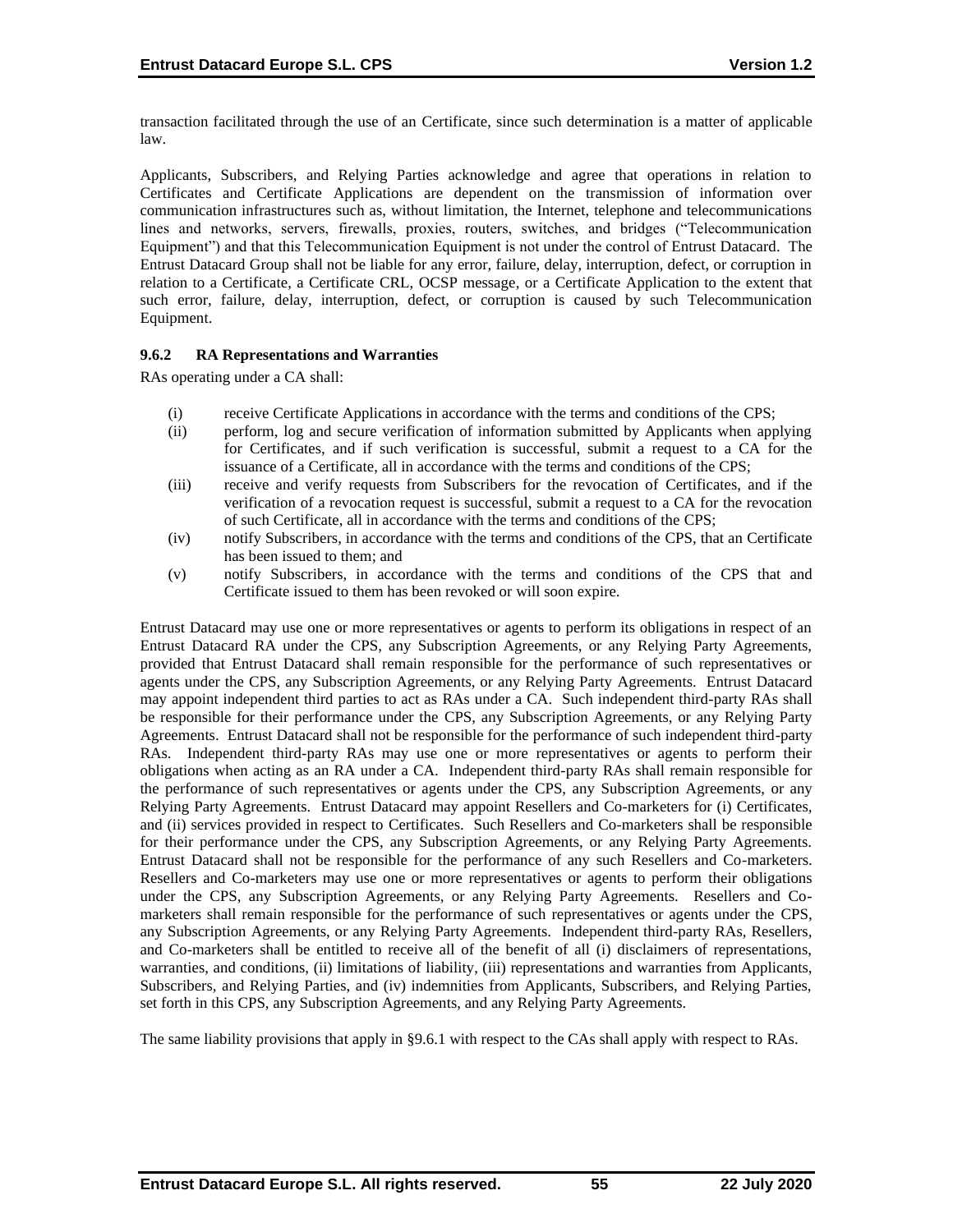transaction facilitated through the use of an Certificate, since such determination is a matter of applicable law.

Applicants, Subscribers, and Relying Parties acknowledge and agree that operations in relation to Certificates and Certificate Applications are dependent on the transmission of information over communication infrastructures such as, without limitation, the Internet, telephone and telecommunications lines and networks, servers, firewalls, proxies, routers, switches, and bridges ("Telecommunication Equipment") and that this Telecommunication Equipment is not under the control of Entrust Datacard. The Entrust Datacard Group shall not be liable for any error, failure, delay, interruption, defect, or corruption in relation to a Certificate, a Certificate CRL, OCSP message, or a Certificate Application to the extent that such error, failure, delay, interruption, defect, or corruption is caused by such Telecommunication Equipment.

### 9.6.2 RA Representations and Warranties

RAs operating under a CA shall:

(i) receive Certificate Applications in accordance with the terms and conditions of the CPS;

(ii) perform, log and secure verification of information submitted by Applicants when applying for Certificates, and if such verification is successful, submit a request to a CA for the issuance of a Certificate, all in accordance with the terms and conditions of the CPS;

(iii) receive and verify requests from Subscribers for the revocation of Certificates, and if the verification of a revocation request is successful, submit a request to a CA for the revocation of such Certificate, all in accordance with the terms and conditions of the CPS;

(iv) notify Subscribers, in accordance with the terms and conditions of the CPS, that an Certificate has been issued to them; and

(v) notify Subscribers, in accordance with the terms and conditions of the CPS that and Certificate issued to them has been revoked or will soon expire.

Entrust Datacard may use one or more representatives or agents to perform its obligations in respect of an Entrust Datacard RA under the CPS, any Subscription Agreements, or any Relying Party Agreements, provided that Entrust Datacard shall remain responsible for the performance of such representatives or agents under the CPS, any Subscription Agreements, or any Relying Party Agreements. Entrust Datacard may appoint independent third parties to act as RAs under a CA. Such independent third-party RAs shall be responsible for their performance under the CPS, any Subscription Agreements, or any Relying Party Agreements. Entrust Datacard shall not be responsible for the performance of such independent third-party RAs. Independent third-party RAs may use one or more representatives or agents to perform their obligations when acting as an RA under a CA. Independent third-party RAs shall remain responsible for the performance of such representatives or agents under the CPS, any Subscription Agreements, or any Relying Party Agreements. Entrust Datacard may appoint Resellers and Co-marketers for (i) Certificates, and (ii) services provided in respect to Certificates. Such Resellers and Co-marketers shall be responsible for their performance under the CPS, any Subscription Agreements, or any Relying Party Agreements. Entrust Datacard shall not be responsible for the performance of any such Resellers and Co-marketers. Resellers and Co-marketers may use one or more representatives or agents to perform their obligations under the CPS, any Subscription Agreements, or any Relying Party Agreements. Resellers and Co-marketers shall remain responsible for the performance of such representatives or agents under the CPS, any Subscription Agreements, or any Relying Party Agreements. Independent third-party RAs, Resellers, and Co-marketers shall be entitled to receive all of the benefit of all (i) disclaimers of representations, warranties, and conditions, (ii) limitations of liability, (iii) representations and warranties from Applicants, Subscribers, and Relying Parties, and (iv) indemnities from Applicants, Subscribers, and Relying Parties, set forth in this CPS, any Subscription Agreements, and any Relying Party Agreements.

The same liability provisions that apply in §9.6.1 with respect to the CAs shall apply with respect to RAs.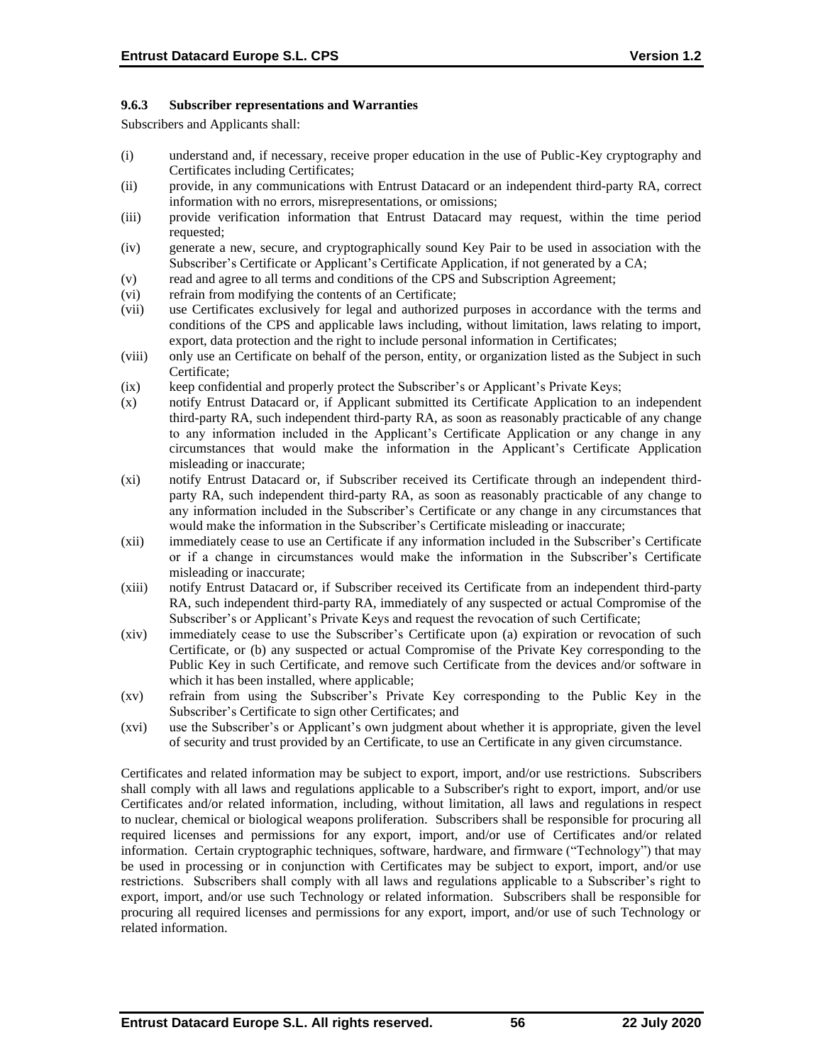#### 9.6.3 Subscriber representations and Warranties

Subscribers and Applicants shall:

(i) understand and, if necessary, receive proper education in the use of Public-Key cryptography and Certificates including Certificates;

(ii) provide, in any communications with Entrust Datacard or an independent third-party RA, correct information with no errors, misrepresentations, or omissions;

(iii) provide verification information that Entrust Datacard may request, within the time period requested;

(iv) generate a new, secure, and cryptographically sound Key Pair to be used in association with the Subscriber's Certificate or Applicant's Certificate Application, if not generated by a CA;

(v) read and agree to all terms and conditions of the CPS and Subscription Agreement;

(vi) refrain from modifying the contents of an Certificate;

(vii) use Certificates exclusively for legal and authorized purposes in accordance with the terms and conditions of the CPS and applicable laws including, without limitation, laws relating to import, export, data protection and the right to include personal information in Certificates;

(viii) only use an Certificate on behalf of the person, entity, or organization listed as the Subject in such Certificate;

(ix) keep confidential and properly protect the Subscriber's or Applicant's Private Keys;

(x) notify Entrust Datacard or, if Applicant submitted its Certificate Application to an independent third-party RA, such independent third-party RA, as soon as reasonably practicable of any change to any information included in the Applicant's Certificate Application or any change in any circumstances that would make the information in the Applicant's Certificate Application misleading or inaccurate;

(xi) notify Entrust Datacard or, if Subscriber received its Certificate through an independent third-party RA, such independent third-party RA, as soon as reasonably practicable of any change to any information included in the Subscriber's Certificate or any change in any circumstances that would make the information in the Subscriber's Certificate misleading or inaccurate;

(xii) immediately cease to use an Certificate if any information included in the Subscriber's Certificate or if a change in circumstances would make the information in the Subscriber's Certificate misleading or inaccurate;

(xiii) notify Entrust Datacard or, if Subscriber received its Certificate from an independent third-party RA, such independent third-party RA, immediately of any suspected or actual Compromise of the Subscriber's or Applicant's Private Keys and request the revocation of such Certificate;

(xiv) immediately cease to use the Subscriber's Certificate upon (a) expiration or revocation of such Certificate, or (b) any suspected or actual Compromise of the Private Key corresponding to the Public Key in such Certificate, and remove such Certificate from the devices and/or software in which it has been installed, where applicable;

(xv) refrain from using the Subscriber's Private Key corresponding to the Public Key in the Subscriber's Certificate to sign other Certificates; and

(xvi) use the Subscriber's or Applicant's own judgment about whether it is appropriate, given the level of security and trust provided by an Certificate, to use an Certificate in any given circumstance.

Certificates and related information may be subject to export, import, and/or use restrictions. Subscribers shall comply with all laws and regulations applicable to a Subscriber's right to export, import, and/or use Certificates and/or related information, including, without limitation, all laws and regulations in respect to nuclear, chemical or biological weapons proliferation. Subscribers shall be responsible for procuring all required licenses and permissions for any export, import, and/or use of Certificates and/or related information. Certain cryptographic techniques, software, hardware, and firmware ("Technology") that may be used in processing or in conjunction with Certificates may be subject to export, import, and/or use restrictions. Subscribers shall comply with all laws and regulations applicable to a Subscriber's right to export, import, and/or use such Technology or related information. Subscribers shall be responsible for procuring all required licenses and permissions for any export, import, and/or use of such Technology or related information.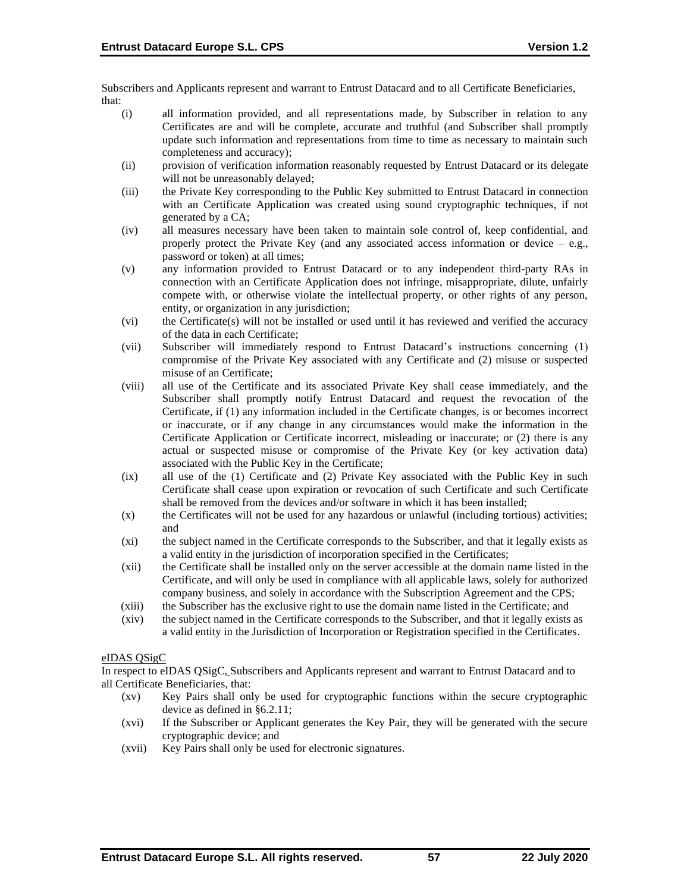Subscribers and Applicants represent and warrant to Entrust Datacard and to all Certificate Beneficiaries, that:

- (i) all information provided, and all representations made, by Subscriber in relation to any Certificates are and will be complete, accurate and truthful (and Subscriber shall promptly update such information and representations from time to time as necessary to maintain such completeness and accuracy);
- (ii) provision of verification information reasonably requested by Entrust Datacard or its delegate will not be unreasonably delayed;
- (iii) the Private Key corresponding to the Public Key submitted to Entrust Datacard in connection with an Certificate Application was created using sound cryptographic techniques, if not generated by a CA;
- (iv) all measures necessary have been taken to maintain sole control of, keep confidential, and properly protect the Private Key (and any associated access information or device – e.g., password or token) at all times;
- (v) any information provided to Entrust Datacard or to any independent third-party RAs in connection with an Certificate Application does not infringe, misappropriate, dilute, unfairly compete with, or otherwise violate the intellectual property, or other rights of any person, entity, or organization in any jurisdiction;
- (vi) the Certificate(s) will not be installed or used until it has reviewed and verified the accuracy of the data in each Certificate;
- (vii) Subscriber will immediately respond to Entrust Datacard's instructions concerning (1) compromise of the Private Key associated with any Certificate and (2) misuse or suspected misuse of an Certificate;
- (viii) all use of the Certificate and its associated Private Key shall cease immediately, and the Subscriber shall promptly notify Entrust Datacard and request the revocation of the Certificate, if (1) any information included in the Certificate changes, is or becomes incorrect or inaccurate, or if any change in any circumstances would make the information in the Certificate Application or Certificate incorrect, misleading or inaccurate; or (2) there is any actual or suspected misuse or compromise of the Private Key (or key activation data) associated with the Public Key in the Certificate;
- (ix) all use of the (1) Certificate and (2) Private Key associated with the Public Key in such Certificate shall cease upon expiration or revocation of such Certificate and such Certificate shall be removed from the devices and/or software in which it has been installed;
- (x) the Certificates will not be used for any hazardous or unlawful (including tortious) activities; and
- (xi) the subject named in the Certificate corresponds to the Subscriber, and that it legally exists as a valid entity in the jurisdiction of incorporation specified in the Certificates;
- (xii) the Certificate shall be installed only on the server accessible at the domain name listed in the Certificate, and will only be used in compliance with all applicable laws, solely for authorized company business, and solely in accordance with the Subscription Agreement and the CPS;
- (xiii) the Subscriber has the exclusive right to use the domain name listed in the Certificate; and
- (xiv) the subject named in the Certificate corresponds to the Subscriber, and that it legally exists as a valid entity in the Jurisdiction of Incorporation or Registration specified in the Certificates.

eIDAS QSigC

In respect to eIDAS QSigC, Subscribers and Applicants represent and warrant to Entrust Datacard and to all Certificate Beneficiaries, that:

- (xv) Key Pairs shall only be used for cryptographic functions within the secure cryptographic device as defined in §6.2.11;
- (xvi) If the Subscriber or Applicant generates the Key Pair, they will be generated with the secure cryptographic device; and
- (xvii) Key Pairs shall only be used for electronic signatures.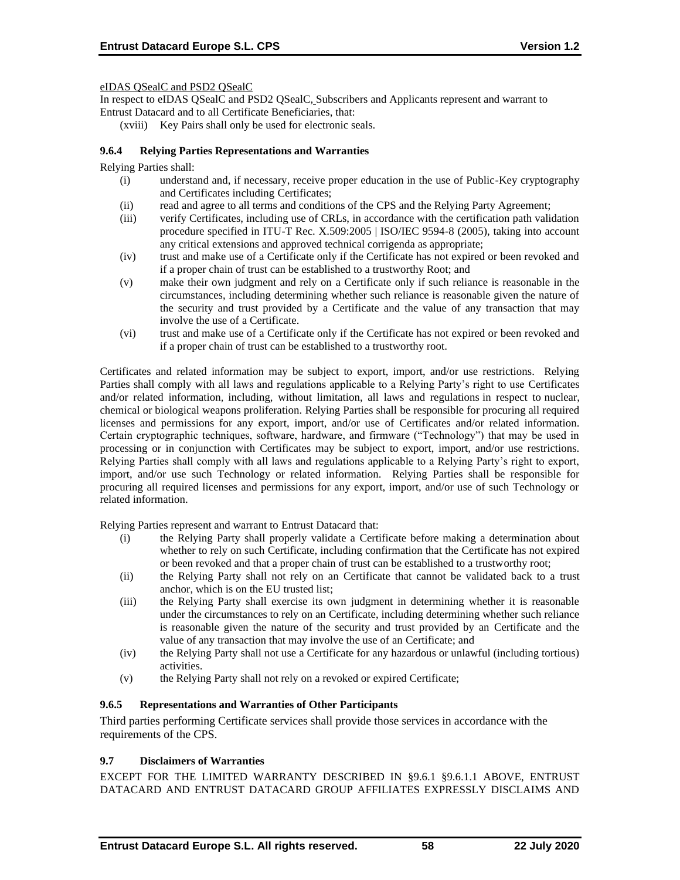eIDAS QSealC and PSD2 QSealC

In respect to eIDAS QSealC and PSD2 QSealC, Subscribers and Applicants represent and warrant to Entrust Datacard and to all Certificate Beneficiaries, that:

(xviii) Key Pairs shall only be used for electronic seals.

### 9.6.4 Relying Parties Representations and Warranties

Relying Parties shall:

(i) understand and, if necessary, receive proper education in the use of Public-Key cryptography and Certificates including Certificates;

(ii) read and agree to all terms and conditions of the CPS and the Relying Party Agreement;

(iii) verify Certificates, including use of CRLs, in accordance with the certification path validation procedure specified in ITU-T Rec. X.509:2005 | ISO/IEC 9594-8 (2005), taking into account any critical extensions and approved technical corrigenda as appropriate;

(iv) trust and make use of a Certificate only if the Certificate has not expired or been revoked and if a proper chain of trust can be established to a trustworthy Root; and

(v) make their own judgment and rely on a Certificate only if such reliance is reasonable in the circumstances, including determining whether such reliance is reasonable given the nature of the security and trust provided by a Certificate and the value of any transaction that may involve the use of a Certificate.

(vi) trust and make use of a Certificate only if the Certificate has not expired or been revoked and if a proper chain of trust can be established to a trustworthy root.

Certificates and related information may be subject to export, import, and/or use restrictions. Relying Parties shall comply with all laws and regulations applicable to a Relying Party's right to use Certificates and/or related information, including, without limitation, all laws and regulations in respect to nuclear, chemical or biological weapons proliferation. Relying Parties shall be responsible for procuring all required licenses and permissions for any export, import, and/or use of Certificates and/or related information. Certain cryptographic techniques, software, hardware, and firmware ("Technology") that may be used in processing or in conjunction with Certificates may be subject to export, import, and/or use restrictions. Relying Parties shall comply with all laws and regulations applicable to a Relying Party's right to export, import, and/or use such Technology or related information. Relying Parties shall be responsible for procuring all required licenses and permissions for any export, import, and/or use of such Technology or related information.

Relying Parties represent and warrant to Entrust Datacard that:

(i) the Relying Party shall properly validate a Certificate before making a determination about whether to rely on such Certificate, including confirmation that the Certificate has not expired or been revoked and that a proper chain of trust can be established to a trustworthy root;

(ii) the Relying Party shall not rely on an Certificate that cannot be validated back to a trust anchor, which is on the EU trusted list;

(iii) the Relying Party shall exercise its own judgment in determining whether it is reasonable under the circumstances to rely on an Certificate, including determining whether such reliance is reasonable given the nature of the security and trust provided by an Certificate and the value of any transaction that may involve the use of an Certificate; and

(iv) the Relying Party shall not use a Certificate for any hazardous or unlawful (including tortious) activities.

(v) the Relying Party shall not rely on a revoked or expired Certificate;

### 9.6.5 Representations and Warranties of Other Participants

Third parties performing Certificate services shall provide those services in accordance with the requirements of the CPS.

## 9.7 Disclaimers of Warranties

EXCEPT FOR THE LIMITED WARRANTY DESCRIBED IN §9.6.1 §9.6.1.1 ABOVE, ENTRUST DATACARD AND ENTRUST DATACARD GROUP AFFILIATES EXPRESSLY DISCLAIMS AND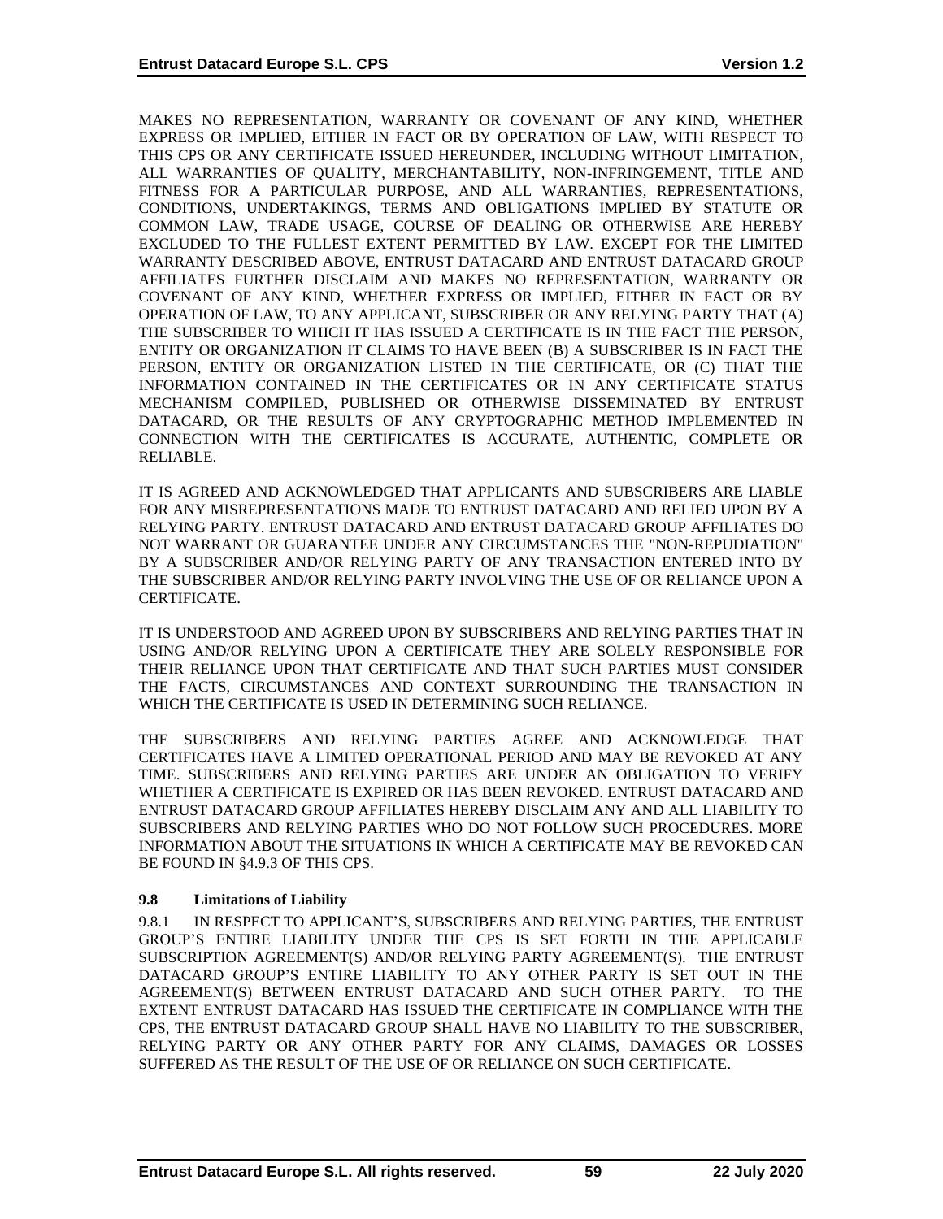MAKES NO REPRESENTATION, WARRANTY OR COVENANT OF ANY KIND, WHETHER EXPRESS OR IMPLIED, EITHER IN FACT OR BY OPERATION OF LAW, WITH RESPECT TO THIS CPS OR ANY CERTIFICATE ISSUED HEREUNDER, INCLUDING WITHOUT LIMITATION, ALL WARRANTIES OF QUALITY, MERCHANTABILITY, NON-INFRINGEMENT, TITLE AND FITNESS FOR A PARTICULAR PURPOSE, AND ALL WARRANTIES, REPRESENTATIONS, CONDITIONS, UNDERTAKINGS, TERMS AND OBLIGATIONS IMPLIED BY STATUTE OR COMMON LAW, TRADE USAGE, COURSE OF DEALING OR OTHERWISE ARE HEREBY EXCLUDED TO THE FULLEST EXTENT PERMITTED BY LAW. EXCEPT FOR THE LIMITED WARRANTY DESCRIBED ABOVE, ENTRUST DATACARD AND ENTRUST DATACARD GROUP AFFILIATES FURTHER DISCLAIM AND MAKES NO REPRESENTATION, WARRANTY OR COVENANT OF ANY KIND, WHETHER EXPRESS OR IMPLIED, EITHER IN FACT OR BY OPERATION OF LAW, TO ANY APPLICANT, SUBSCRIBER OR ANY RELYING PARTY THAT (A) THE SUBSCRIBER TO WHICH IT HAS ISSUED A CERTIFICATE IS IN THE FACT THE PERSON, ENTITY OR ORGANIZATION IT CLAIMS TO HAVE BEEN (B) A SUBSCRIBER IS IN FACT THE PERSON, ENTITY OR ORGANIZATION LISTED IN THE CERTIFICATE, OR (C) THAT THE INFORMATION CONTAINED IN THE CERTIFICATES OR IN ANY CERTIFICATE STATUS MECHANISM COMPILED, PUBLISHED OR OTHERWISE DISSEMINATED BY ENTRUST DATACARD, OR THE RESULTS OF ANY CRYPTOGRAPHIC METHOD IMPLEMENTED IN CONNECTION WITH THE CERTIFICATES IS ACCURATE, AUTHENTIC, COMPLETE OR RELIABLE.

IT IS AGREED AND ACKNOWLEDGED THAT APPLICANTS AND SUBSCRIBERS ARE LIABLE FOR ANY MISREPRESENTATIONS MADE TO ENTRUST DATACARD AND RELIED UPON BY A RELYING PARTY. ENTRUST DATACARD AND ENTRUST DATACARD GROUP AFFILIATES DO NOT WARRANT OR GUARANTEE UNDER ANY CIRCUMSTANCES THE "NON-REPUDIATION" BY A SUBSCRIBER AND/OR RELYING PARTY OF ANY TRANSACTION ENTERED INTO BY THE SUBSCRIBER AND/OR RELYING PARTY INVOLVING THE USE OF OR RELIANCE UPON A CERTIFICATE.

IT IS UNDERSTOOD AND AGREED UPON BY SUBSCRIBERS AND RELYING PARTIES THAT IN USING AND/OR RELYING UPON A CERTIFICATE THEY ARE SOLELY RESPONSIBLE FOR THEIR RELIANCE UPON THAT CERTIFICATE AND THAT SUCH PARTIES MUST CONSIDER THE FACTS, CIRCUMSTANCES AND CONTEXT SURROUNDING THE TRANSACTION IN WHICH THE CERTIFICATE IS USED IN DETERMINING SUCH RELIANCE.

THE SUBSCRIBERS AND RELYING PARTIES AGREE AND ACKNOWLEDGE THAT CERTIFICATES HAVE A LIMITED OPERATIONAL PERIOD AND MAY BE REVOKED AT ANY TIME. SUBSCRIBERS AND RELYING PARTIES ARE UNDER AN OBLIGATION TO VERIFY WHETHER A CERTIFICATE IS EXPIRED OR HAS BEEN REVOKED. ENTRUST DATACARD AND ENTRUST DATACARD GROUP AFFILIATES HEREBY DISCLAIM ANY AND ALL LIABILITY TO SUBSCRIBERS AND RELYING PARTIES WHO DO NOT FOLLOW SUCH PROCEDURES. MORE INFORMATION ABOUT THE SITUATIONS IN WHICH A CERTIFICATE MAY BE REVOKED CAN BE FOUND IN §4.9.3 OF THIS CPS.

### 9.8 Limitations of Liability

9.8.1 IN RESPECT TO APPLICANT'S, SUBSCRIBERS AND RELYING PARTIES, THE ENTRUST GROUP'S ENTIRE LIABILITY UNDER THE CPS IS SET FORTH IN THE APPLICABLE SUBSCRIPTION AGREEMENT(S) AND/OR RELYING PARTY AGREEMENT(S). THE ENTRUST DATACARD GROUP'S ENTIRE LIABILITY TO ANY OTHER PARTY IS SET OUT IN THE AGREEMENT(S) BETWEEN ENTRUST DATACARD AND SUCH OTHER PARTY. TO THE EXTENT ENTRUST DATACARD HAS ISSUED THE CERTIFICATE IN COMPLIANCE WITH THE CPS, THE ENTRUST DATACARD GROUP SHALL HAVE NO LIABILITY TO THE SUBSCRIBER, RELYING PARTY OR ANY OTHER PARTY FOR ANY CLAIMS, DAMAGES OR LOSSES SUFFERED AS THE RESULT OF THE USE OF OR RELIANCE ON SUCH CERTIFICATE.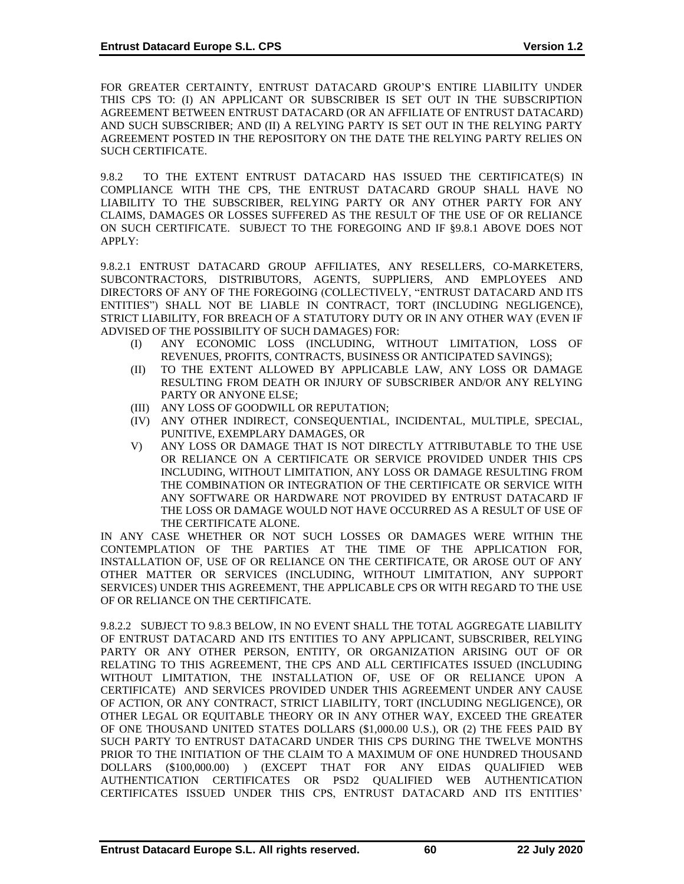FOR GREATER CERTAINTY, ENTRUST DATACARD GROUP'S ENTIRE LIABILITY UNDER THIS CPS TO: (I) AN APPLICANT OR SUBSCRIBER IS SET OUT IN THE SUBSCRIPTION AGREEMENT BETWEEN ENTRUST DATACARD (OR AN AFFILIATE OF ENTRUST DATACARD) AND SUCH SUBSCRIBER; AND (II) A RELYING PARTY IS SET OUT IN THE RELYING PARTY AGREEMENT POSTED IN THE REPOSITORY ON THE DATE THE RELYING PARTY RELIES ON SUCH CERTIFICATE.

9.8.2 TO THE EXTENT ENTRUST DATACARD HAS ISSUED THE CERTIFICATE(S) IN COMPLIANCE WITH THE CPS, THE ENTRUST DATACARD GROUP SHALL HAVE NO LIABILITY TO THE SUBSCRIBER, RELYING PARTY OR ANY OTHER PARTY FOR ANY CLAIMS, DAMAGES OR LOSSES SUFFERED AS THE RESULT OF THE USE OF OR RELIANCE ON SUCH CERTIFICATE. SUBJECT TO THE FOREGOING AND IF §9.8.1 ABOVE DOES NOT APPLY:

9.8.2.1 ENTRUST DATACARD GROUP AFFILIATES, ANY RESELLERS, CO-MARKETERS, SUBCONTRACTORS, DISTRIBUTORS, AGENTS, SUPPLIERS, AND EMPLOYEES AND DIRECTORS OF ANY OF THE FOREGOING (COLLECTIVELY, "ENTRUST DATACARD AND ITS ENTITIES") SHALL NOT BE LIABLE IN CONTRACT, TORT (INCLUDING NEGLIGENCE), STRICT LIABILITY, FOR BREACH OF A STATUTORY DUTY OR IN ANY OTHER WAY (EVEN IF ADVISED OF THE POSSIBILITY OF SUCH DAMAGES) FOR:

- (I) ANY ECONOMIC LOSS (INCLUDING, WITHOUT LIMITATION, LOSS OF REVENUES, PROFITS, CONTRACTS, BUSINESS OR ANTICIPATED SAVINGS);
- (II) TO THE EXTENT ALLOWED BY APPLICABLE LAW, ANY LOSS OR DAMAGE RESULTING FROM DEATH OR INJURY OF SUBSCRIBER AND/OR ANY RELYING PARTY OR ANYONE ELSE;
- (III) ANY LOSS OF GOODWILL OR REPUTATION;
- (IV) ANY OTHER INDIRECT, CONSEQUENTIAL, INCIDENTAL, MULTIPLE, SPECIAL, PUNITIVE, EXEMPLARY DAMAGES, OR
- V) ANY LOSS OR DAMAGE THAT IS NOT DIRECTLY ATTRIBUTABLE TO THE USE OR RELIANCE ON A CERTIFICATE OR SERVICE PROVIDED UNDER THIS CPS INCLUDING, WITHOUT LIMITATION, ANY LOSS OR DAMAGE RESULTING FROM THE COMBINATION OR INTEGRATION OF THE CERTIFICATE OR SERVICE WITH ANY SOFTWARE OR HARDWARE NOT PROVIDED BY ENTRUST DATACARD IF THE LOSS OR DAMAGE WOULD NOT HAVE OCCURRED AS A RESULT OF USE OF THE CERTIFICATE ALONE.

IN ANY CASE WHETHER OR NOT SUCH LOSSES OR DAMAGES WERE WITHIN THE CONTEMPLATION OF THE PARTIES AT THE TIME OF THE APPLICATION FOR, INSTALLATION OF, USE OF OR RELIANCE ON THE CERTIFICATE, OR AROSE OUT OF ANY OTHER MATTER OR SERVICES (INCLUDING, WITHOUT LIMITATION, ANY SUPPORT SERVICES) UNDER THIS AGREEMENT, THE APPLICABLE CPS OR WITH REGARD TO THE USE OF OR RELIANCE ON THE CERTIFICATE.

9.8.2.2 SUBJECT TO 9.8.3 BELOW, IN NO EVENT SHALL THE TOTAL AGGREGATE LIABILITY OF ENTRUST DATACARD AND ITS ENTITIES TO ANY APPLICANT, SUBSCRIBER, RELYING PARTY OR ANY OTHER PERSON, ENTITY, OR ORGANIZATION ARISING OUT OF OR RELATING TO THIS AGREEMENT, THE CPS AND ALL CERTIFICATES ISSUED (INCLUDING WITHOUT LIMITATION, THE INSTALLATION OF, USE OF OR RELIANCE UPON A CERTIFICATE) AND SERVICES PROVIDED UNDER THIS AGREEMENT UNDER ANY CAUSE OF ACTION, OR ANY CONTRACT, STRICT LIABILITY, TORT (INCLUDING NEGLIGENCE), OR OTHER LEGAL OR EQUITABLE THEORY OR IN ANY OTHER WAY, EXCEED THE GREATER OF ONE THOUSAND UNITED STATES DOLLARS ($1,000.00 U.S.), OR (2) THE FEES PAID BY SUCH PARTY TO ENTRUST DATACARD UNDER THIS CPS DURING THE TWELVE MONTHS PRIOR TO THE INITIATION OF THE CLAIM TO A MAXIMUM OF ONE HUNDRED THOUSAND DOLLARS ($100,000.00) ) (EXCEPT THAT FOR ANY EIDAS QUALIFIED WEB AUTHENTICATION CERTIFICATES OR PSD2 QUALIFIED WEB AUTHENTICATION CERTIFICATES ISSUED UNDER THIS CPS, ENTRUST DATACARD AND ITS ENTITIES'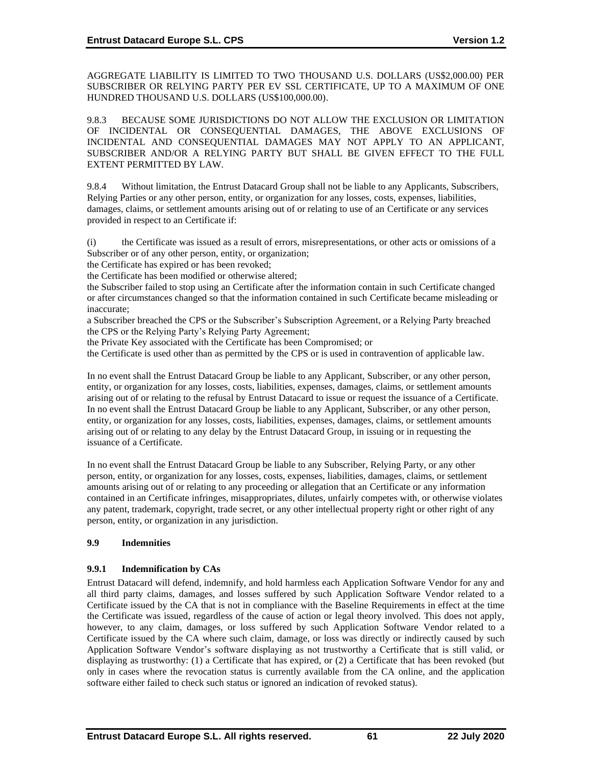AGGREGATE LIABILITY IS LIMITED TO TWO THOUSAND U.S. DOLLARS (US$2,000.00) PER SUBSCRIBER OR RELYING PARTY PER EV SSL CERTIFICATE, UP TO A MAXIMUM OF ONE HUNDRED THOUSAND U.S. DOLLARS (US$100,000.00).

9.8.3 BECAUSE SOME JURISDICTIONS DO NOT ALLOW THE EXCLUSION OR LIMITATION OF INCIDENTAL OR CONSEQUENTIAL DAMAGES, THE ABOVE EXCLUSIONS OF INCIDENTAL AND CONSEQUENTIAL DAMAGES MAY NOT APPLY TO AN APPLICANT, SUBSCRIBER AND/OR A RELYING PARTY BUT SHALL BE GIVEN EFFECT TO THE FULL EXTENT PERMITTED BY LAW.

9.8.4 Without limitation, the Entrust Datacard Group shall not be liable to any Applicants, Subscribers, Relying Parties or any other person, entity, or organization for any losses, costs, expenses, liabilities, damages, claims, or settlement amounts arising out of or relating to use of an Certificate or any services provided in respect to an Certificate if:

(i) the Certificate was issued as a result of errors, misrepresentations, or other acts or omissions of a Subscriber or of any other person, entity, or organization;

the Certificate has expired or has been revoked;

the Certificate has been modified or otherwise altered;

the Subscriber failed to stop using an Certificate after the information contain in such Certificate changed or after circumstances changed so that the information contained in such Certificate became misleading or inaccurate;

a Subscriber breached the CPS or the Subscriber's Subscription Agreement, or a Relying Party breached the CPS or the Relying Party's Relying Party Agreement;

the Private Key associated with the Certificate has been Compromised; or

the Certificate is used other than as permitted by the CPS or is used in contravention of applicable law.

In no event shall the Entrust Datacard Group be liable to any Applicant, Subscriber, or any other person, entity, or organization for any losses, costs, liabilities, expenses, damages, claims, or settlement amounts arising out of or relating to the refusal by Entrust Datacard to issue or request the issuance of a Certificate. In no event shall the Entrust Datacard Group be liable to any Applicant, Subscriber, or any other person, entity, or organization for any losses, costs, liabilities, expenses, damages, claims, or settlement amounts arising out of or relating to any delay by the Entrust Datacard Group, in issuing or in requesting the issuance of a Certificate.

In no event shall the Entrust Datacard Group be liable to any Subscriber, Relying Party, or any other person, entity, or organization for any losses, costs, expenses, liabilities, damages, claims, or settlement amounts arising out of or relating to any proceeding or allegation that an Certificate or any information contained in an Certificate infringes, misappropriates, dilutes, unfairly competes with, or otherwise violates any patent, trademark, copyright, trade secret, or any other intellectual property right or other right of any person, entity, or organization in any jurisdiction.

## 9.9 Indemnities

### 9.9.1 Indemnification by CAs

Entrust Datacard will defend, indemnify, and hold harmless each Application Software Vendor for any and all third party claims, damages, and losses suffered by such Application Software Vendor related to a Certificate issued by the CA that is not in compliance with the Baseline Requirements in effect at the time the Certificate was issued, regardless of the cause of action or legal theory involved. This does not apply, however, to any claim, damages, or loss suffered by such Application Software Vendor related to a Certificate issued by the CA where such claim, damage, or loss was directly or indirectly caused by such Application Software Vendor's software displaying as not trustworthy a Certificate that is still valid, or displaying as trustworthy: (1) a Certificate that has expired, or (2) a Certificate that has been revoked (but only in cases where the revocation status is currently available from the CA online, and the application software either failed to check such status or ignored an indication of revoked status).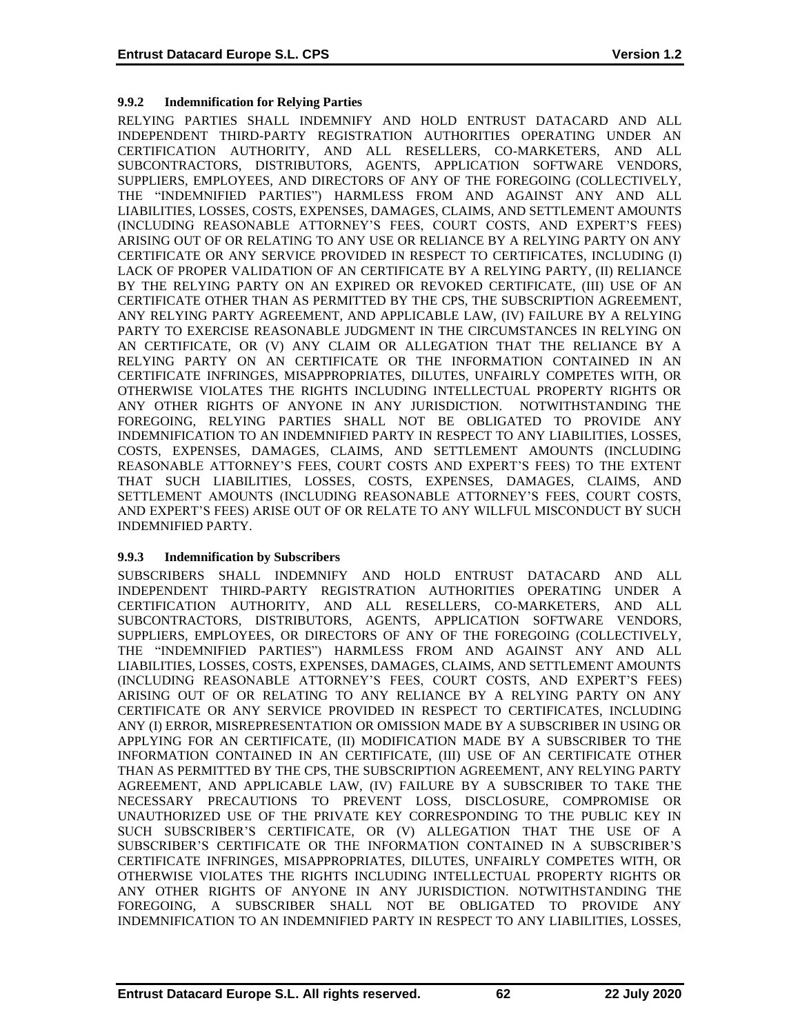### 9.9.2 Indemnification for Relying Parties

RELYING PARTIES SHALL INDEMNIFY AND HOLD ENTRUST DATACARD AND ALL INDEPENDENT THIRD-PARTY REGISTRATION AUTHORITIES OPERATING UNDER AN CERTIFICATION AUTHORITY, AND ALL RESELLERS, CO-MARKETERS, AND ALL SUBCONTRACTORS, DISTRIBUTORS, AGENTS, APPLICATION SOFTWARE VENDORS, SUPPLIERS, EMPLOYEES, AND DIRECTORS OF ANY OF THE FOREGOING (COLLECTIVELY, THE "INDEMNIFIED PARTIES") HARMLESS FROM AND AGAINST ANY AND ALL LIABILITIES, LOSSES, COSTS, EXPENSES, DAMAGES, CLAIMS, AND SETTLEMENT AMOUNTS (INCLUDING REASONABLE ATTORNEY'S FEES, COURT COSTS, AND EXPERT'S FEES) ARISING OUT OF OR RELATING TO ANY USE OR RELIANCE BY A RELYING PARTY ON ANY CERTIFICATE OR ANY SERVICE PROVIDED IN RESPECT TO CERTIFICATES, INCLUDING (I) LACK OF PROPER VALIDATION OF AN CERTIFICATE BY A RELYING PARTY, (II) RELIANCE BY THE RELYING PARTY ON AN EXPIRED OR REVOKED CERTIFICATE, (III) USE OF AN CERTIFICATE OTHER THAN AS PERMITTED BY THE CPS, THE SUBSCRIPTION AGREEMENT, ANY RELYING PARTY AGREEMENT, AND APPLICABLE LAW, (IV) FAILURE BY A RELYING PARTY TO EXERCISE REASONABLE JUDGMENT IN THE CIRCUMSTANCES IN RELYING ON AN CERTIFICATE, OR (V) ANY CLAIM OR ALLEGATION THAT THE RELIANCE BY A RELYING PARTY ON AN CERTIFICATE OR THE INFORMATION CONTAINED IN AN CERTIFICATE INFRINGES, MISAPPROPRIATES, DILUTES, UNFAIRLY COMPETES WITH, OR OTHERWISE VIOLATES THE RIGHTS INCLUDING INTELLECTUAL PROPERTY RIGHTS OR ANY OTHER RIGHTS OF ANYONE IN ANY JURISDICTION. NOTWITHSTANDING THE FOREGOING, RELYING PARTIES SHALL NOT BE OBLIGATED TO PROVIDE ANY INDEMNIFICATION TO AN INDEMNIFIED PARTY IN RESPECT TO ANY LIABILITIES, LOSSES, COSTS, EXPENSES, DAMAGES, CLAIMS, AND SETTLEMENT AMOUNTS (INCLUDING REASONABLE ATTORNEY'S FEES, COURT COSTS AND EXPERT'S FEES) TO THE EXTENT THAT SUCH LIABILITIES, LOSSES, COSTS, EXPENSES, DAMAGES, CLAIMS, AND SETTLEMENT AMOUNTS (INCLUDING REASONABLE ATTORNEY'S FEES, COURT COSTS, AND EXPERT'S FEES) ARISE OUT OF OR RELATE TO ANY WILLFUL MISCONDUCT BY SUCH INDEMNIFIED PARTY.

### 9.9.3 Indemnification by Subscribers

SUBSCRIBERS SHALL INDEMNIFY AND HOLD ENTRUST DATACARD AND ALL INDEPENDENT THIRD-PARTY REGISTRATION AUTHORITIES OPERATING UNDER A CERTIFICATION AUTHORITY, AND ALL RESELLERS, CO-MARKETERS, AND ALL SUBCONTRACTORS, DISTRIBUTORS, AGENTS, APPLICATION SOFTWARE VENDORS, SUPPLIERS, EMPLOYEES, OR DIRECTORS OF ANY OF THE FOREGOING (COLLECTIVELY, THE "INDEMNIFIED PARTIES") HARMLESS FROM AND AGAINST ANY AND ALL LIABILITIES, LOSSES, COSTS, EXPENSES, DAMAGES, CLAIMS, AND SETTLEMENT AMOUNTS (INCLUDING REASONABLE ATTORNEY'S FEES, COURT COSTS, AND EXPERT'S FEES) ARISING OUT OF OR RELATING TO ANY RELIANCE BY A RELYING PARTY ON ANY CERTIFICATE OR ANY SERVICE PROVIDED IN RESPECT TO CERTIFICATES, INCLUDING ANY (I) ERROR, MISREPRESENTATION OR OMISSION MADE BY A SUBSCRIBER IN USING OR APPLYING FOR AN CERTIFICATE, (II) MODIFICATION MADE BY A SUBSCRIBER TO THE INFORMATION CONTAINED IN AN CERTIFICATE, (III) USE OF AN CERTIFICATE OTHER THAN AS PERMITTED BY THE CPS, THE SUBSCRIPTION AGREEMENT, ANY RELYING PARTY AGREEMENT, AND APPLICABLE LAW, (IV) FAILURE BY A SUBSCRIBER TO TAKE THE NECESSARY PRECAUTIONS TO PREVENT LOSS, DISCLOSURE, COMPROMISE OR UNAUTHORIZED USE OF THE PRIVATE KEY CORRESPONDING TO THE PUBLIC KEY IN SUCH SUBSCRIBER'S CERTIFICATE, OR (V) ALLEGATION THAT THE USE OF A SUBSCRIBER'S CERTIFICATE OR THE INFORMATION CONTAINED IN A SUBSCRIBER'S CERTIFICATE INFRINGES, MISAPPROPRIATES, DILUTES, UNFAIRLY COMPETES WITH, OR OTHERWISE VIOLATES THE RIGHTS INCLUDING INTELLECTUAL PROPERTY RIGHTS OR ANY OTHER RIGHTS OF ANYONE IN ANY JURISDICTION. NOTWITHSTANDING THE FOREGOING, A SUBSCRIBER SHALL NOT BE OBLIGATED TO PROVIDE ANY INDEMNIFICATION TO AN INDEMNIFIED PARTY IN RESPECT TO ANY LIABILITIES, LOSSES,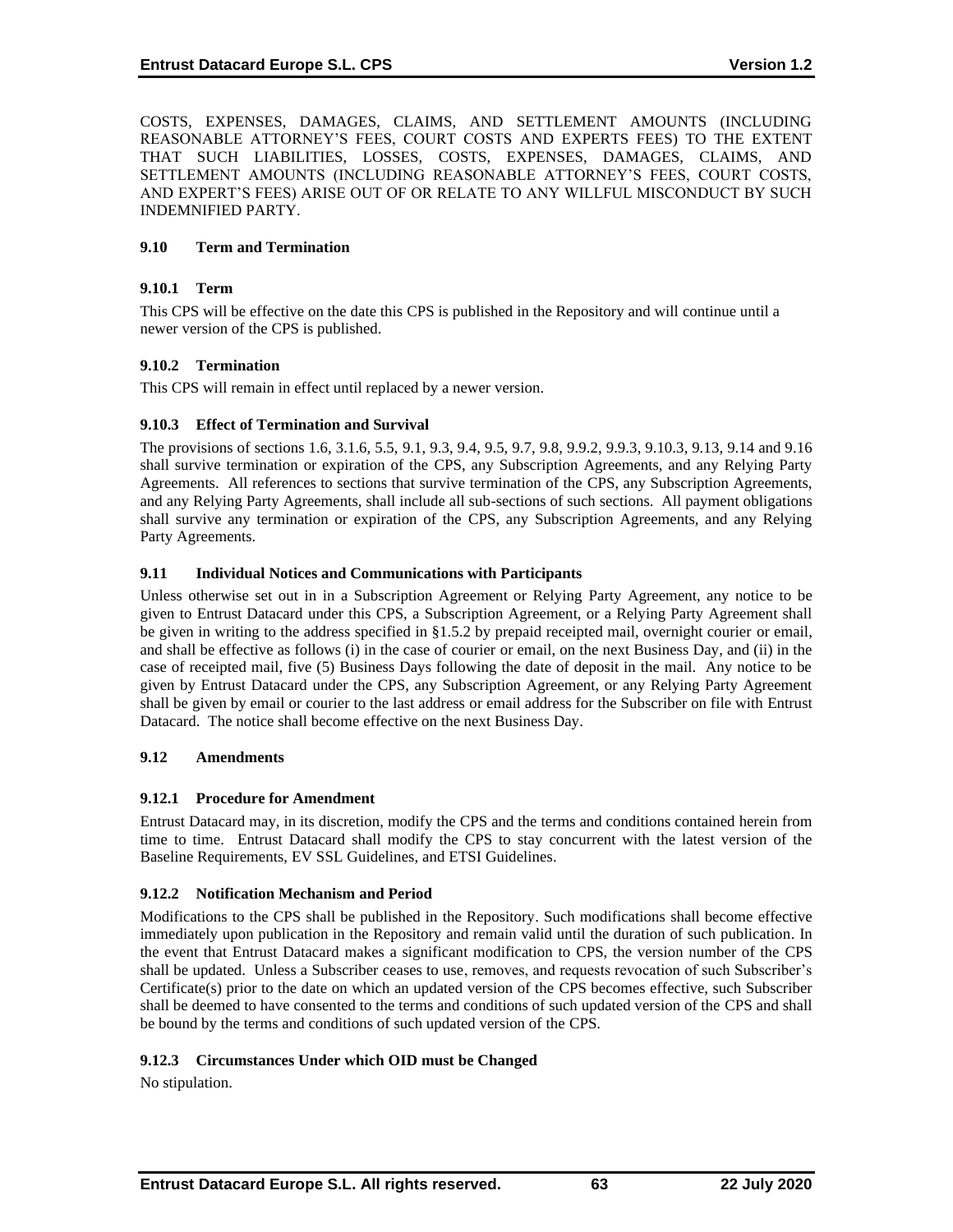COSTS, EXPENSES, DAMAGES, CLAIMS, AND SETTLEMENT AMOUNTS (INCLUDING REASONABLE ATTORNEY'S FEES, COURT COSTS AND EXPERTS FEES) TO THE EXTENT THAT SUCH LIABILITIES, LOSSES, COSTS, EXPENSES, DAMAGES, CLAIMS, AND SETTLEMENT AMOUNTS (INCLUDING REASONABLE ATTORNEY'S FEES, COURT COSTS, AND EXPERT'S FEES) ARISE OUT OF OR RELATE TO ANY WILLFUL MISCONDUCT BY SUCH INDEMNIFIED PARTY.

## 9.10 Term and Termination

### 9.10.1 Term

This CPS will be effective on the date this CPS is published in the Repository and will continue until a newer version of the CPS is published.

### 9.10.2 Termination

This CPS will remain in effect until replaced by a newer version.

### 9.10.3 Effect of Termination and Survival

The provisions of sections 1.6, 3.1.6, 5.5, 9.1, 9.3, 9.4, 9.5, 9.7, 9.8, 9.9.2, 9.9.3, 9.10.3, 9.13, 9.14 and 9.16 shall survive termination or expiration of the CPS, any Subscription Agreements, and any Relying Party Agreements. All references to sections that survive termination of the CPS, any Subscription Agreements, and any Relying Party Agreements, shall include all sub-sections of such sections. All payment obligations shall survive any termination or expiration of the CPS, any Subscription Agreements, and any Relying Party Agreements.

## 9.11 Individual Notices and Communications with Participants

Unless otherwise set out in in a Subscription Agreement or Relying Party Agreement, any notice to be given to Entrust Datacard under this CPS, a Subscription Agreement, or a Relying Party Agreement shall be given in writing to the address specified in §1.5.2 by prepaid receipted mail, overnight courier or email, and shall be effective as follows (i) in the case of courier or email, on the next Business Day, and (ii) in the case of receipted mail, five (5) Business Days following the date of deposit in the mail. Any notice to be given by Entrust Datacard under the CPS, any Subscription Agreement, or any Relying Party Agreement shall be given by email or courier to the last address or email address for the Subscriber on file with Entrust Datacard. The notice shall become effective on the next Business Day.

## 9.12 Amendments

### 9.12.1 Procedure for Amendment

Entrust Datacard may, in its discretion, modify the CPS and the terms and conditions contained herein from time to time. Entrust Datacard shall modify the CPS to stay concurrent with the latest version of the Baseline Requirements, EV SSL Guidelines, and ETSI Guidelines.

### 9.12.2 Notification Mechanism and Period

Modifications to the CPS shall be published in the Repository. Such modifications shall become effective immediately upon publication in the Repository and remain valid until the duration of such publication. In the event that Entrust Datacard makes a significant modification to CPS, the version number of the CPS shall be updated. Unless a Subscriber ceases to use, removes, and requests revocation of such Subscriber's Certificate(s) prior to the date on which an updated version of the CPS becomes effective, such Subscriber shall be deemed to have consented to the terms and conditions of such updated version of the CPS and shall be bound by the terms and conditions of such updated version of the CPS.

### 9.12.3 Circumstances Under which OID must be Changed

No stipulation.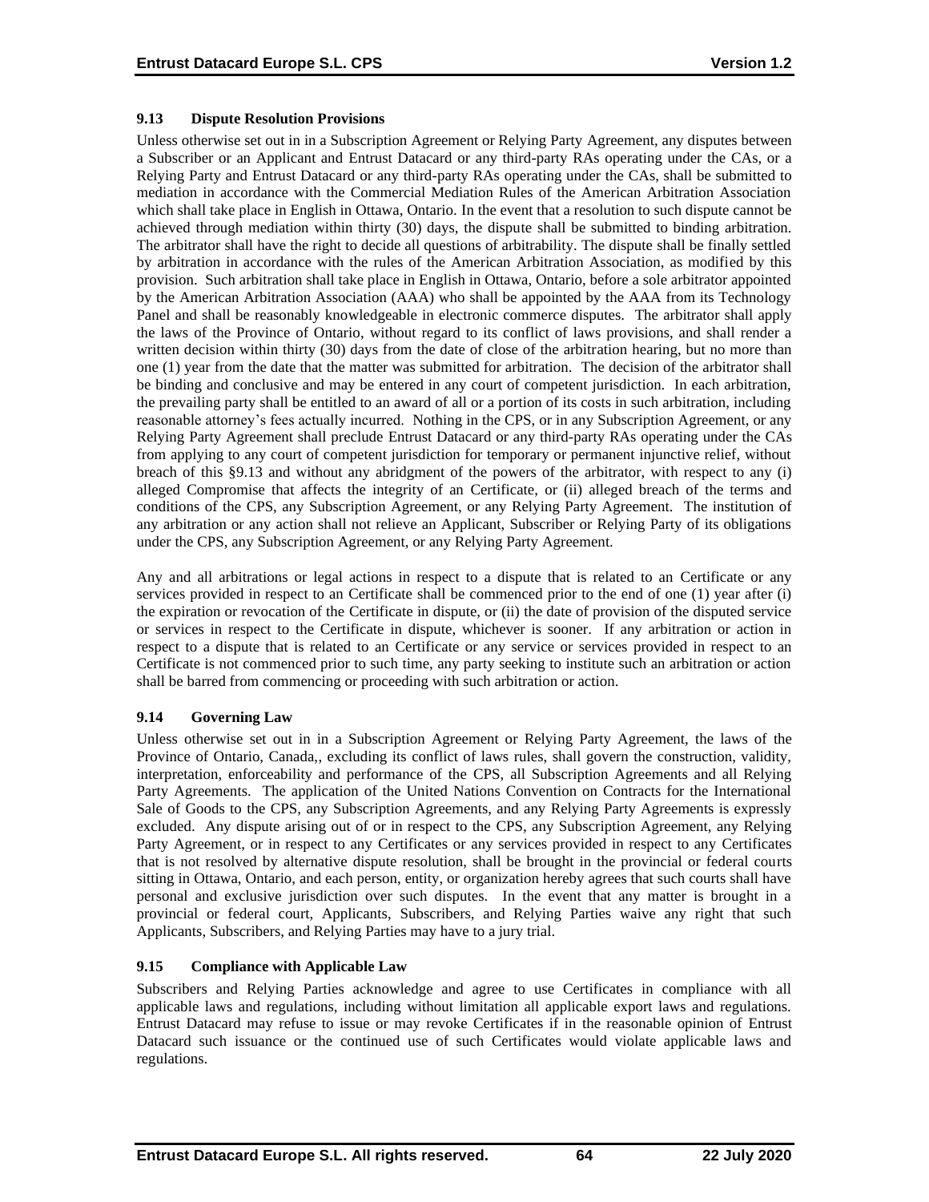### 9.13 Dispute Resolution Provisions

Unless otherwise set out in in a Subscription Agreement or Relying Party Agreement, any disputes between a Subscriber or an Applicant and Entrust Datacard or any third-party RAs operating under the CAs, or a Relying Party and Entrust Datacard or any third-party RAs operating under the CAs, shall be submitted to mediation in accordance with the Commercial Mediation Rules of the American Arbitration Association which shall take place in English in Ottawa, Ontario. In the event that a resolution to such dispute cannot be achieved through mediation within thirty (30) days, the dispute shall be submitted to binding arbitration. The arbitrator shall have the right to decide all questions of arbitrability. The dispute shall be finally settled by arbitration in accordance with the rules of the American Arbitration Association, as modified by this provision. Such arbitration shall take place in English in Ottawa, Ontario, before a sole arbitrator appointed by the American Arbitration Association (AAA) who shall be appointed by the AAA from its Technology Panel and shall be reasonably knowledgeable in electronic commerce disputes. The arbitrator shall apply the laws of the Province of Ontario, without regard to its conflict of laws provisions, and shall render a written decision within thirty (30) days from the date of close of the arbitration hearing, but no more than one (1) year from the date that the matter was submitted for arbitration. The decision of the arbitrator shall be binding and conclusive and may be entered in any court of competent jurisdiction. In each arbitration, the prevailing party shall be entitled to an award of all or a portion of its costs in such arbitration, including reasonable attorney's fees actually incurred. Nothing in the CPS, or in any Subscription Agreement, or any Relying Party Agreement shall preclude Entrust Datacard or any third-party RAs operating under the CAs from applying to any court of competent jurisdiction for temporary or permanent injunctive relief, without breach of this §9.13 and without any abridgment of the powers of the arbitrator, with respect to any (i) alleged Compromise that affects the integrity of an Certificate, or (ii) alleged breach of the terms and conditions of the CPS, any Subscription Agreement, or any Relying Party Agreement. The institution of any arbitration or any action shall not relieve an Applicant, Subscriber or Relying Party of its obligations under the CPS, any Subscription Agreement, or any Relying Party Agreement.

Any and all arbitrations or legal actions in respect to a dispute that is related to an Certificate or any services provided in respect to an Certificate shall be commenced prior to the end of one (1) year after (i) the expiration or revocation of the Certificate in dispute, or (ii) the date of provision of the disputed service or services in respect to the Certificate in dispute, whichever is sooner. If any arbitration or action in respect to a dispute that is related to an Certificate or any service or services provided in respect to an Certificate is not commenced prior to such time, any party seeking to institute such an arbitration or action shall be barred from commencing or proceeding with such arbitration or action.

### 9.14 Governing Law

Unless otherwise set out in in a Subscription Agreement or Relying Party Agreement, the laws of the Province of Ontario, Canada,, excluding its conflict of laws rules, shall govern the construction, validity, interpretation, enforceability and performance of the CPS, all Subscription Agreements and all Relying Party Agreements. The application of the United Nations Convention on Contracts for the International Sale of Goods to the CPS, any Subscription Agreements, and any Relying Party Agreements is expressly excluded. Any dispute arising out of or in respect to the CPS, any Subscription Agreement, any Relying Party Agreement, or in respect to any Certificates or any services provided in respect to any Certificates that is not resolved by alternative dispute resolution, shall be brought in the provincial or federal courts sitting in Ottawa, Ontario, and each person, entity, or organization hereby agrees that such courts shall have personal and exclusive jurisdiction over such disputes. In the event that any matter is brought in a provincial or federal court, Applicants, Subscribers, and Relying Parties waive any right that such Applicants, Subscribers, and Relying Parties may have to a jury trial.

### 9.15 Compliance with Applicable Law

Subscribers and Relying Parties acknowledge and agree to use Certificates in compliance with all applicable laws and regulations, including without limitation all applicable export laws and regulations. Entrust Datacard may refuse to issue or may revoke Certificates if in the reasonable opinion of Entrust Datacard such issuance or the continued use of such Certificates would violate applicable laws and regulations.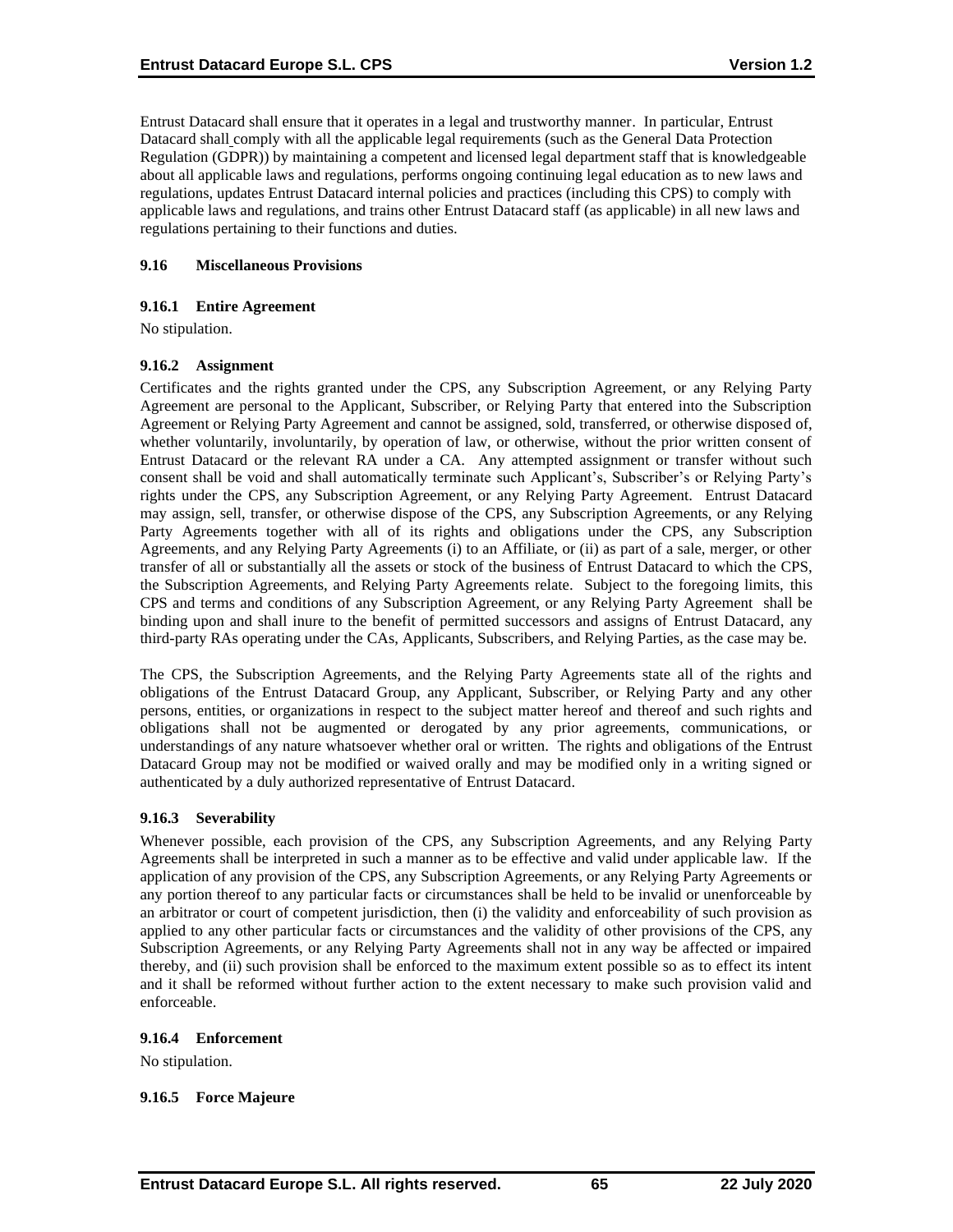Entrust Datacard shall ensure that it operates in a legal and trustworthy manner. In particular, Entrust Datacard shall comply with all the applicable legal requirements (such as the General Data Protection Regulation (GDPR)) by maintaining a competent and licensed legal department staff that is knowledgeable about all applicable laws and regulations, performs ongoing continuing legal education as to new laws and regulations, updates Entrust Datacard internal policies and practices (including this CPS) to comply with applicable laws and regulations, and trains other Entrust Datacard staff (as applicable) in all new laws and regulations pertaining to their functions and duties.

### 9.16 Miscellaneous Provisions

#### 9.16.1 Entire Agreement

No stipulation.

#### 9.16.2 Assignment

Certificates and the rights granted under the CPS, any Subscription Agreement, or any Relying Party Agreement are personal to the Applicant, Subscriber, or Relying Party that entered into the Subscription Agreement or Relying Party Agreement and cannot be assigned, sold, transferred, or otherwise disposed of, whether voluntarily, involuntarily, by operation of law, or otherwise, without the prior written consent of Entrust Datacard or the relevant RA under a CA. Any attempted assignment or transfer without such consent shall be void and shall automatically terminate such Applicant's, Subscriber's or Relying Party's rights under the CPS, any Subscription Agreement, or any Relying Party Agreement. Entrust Datacard may assign, sell, transfer, or otherwise dispose of the CPS, any Subscription Agreements, or any Relying Party Agreements together with all of its rights and obligations under the CPS, any Subscription Agreements, and any Relying Party Agreements (i) to an Affiliate, or (ii) as part of a sale, merger, or other transfer of all or substantially all the assets or stock of the business of Entrust Datacard to which the CPS, the Subscription Agreements, and Relying Party Agreements relate. Subject to the foregoing limits, this CPS and terms and conditions of any Subscription Agreement, or any Relying Party Agreement shall be binding upon and shall inure to the benefit of permitted successors and assigns of Entrust Datacard, any third-party RAs operating under the CAs, Applicants, Subscribers, and Relying Parties, as the case may be.

The CPS, the Subscription Agreements, and the Relying Party Agreements state all of the rights and obligations of the Entrust Datacard Group, any Applicant, Subscriber, or Relying Party and any other persons, entities, or organizations in respect to the subject matter hereof and thereof and such rights and obligations shall not be augmented or derogated by any prior agreements, communications, or understandings of any nature whatsoever whether oral or written. The rights and obligations of the Entrust Datacard Group may not be modified or waived orally and may be modified only in a writing signed or authenticated by a duly authorized representative of Entrust Datacard.

#### 9.16.3 Severability

Whenever possible, each provision of the CPS, any Subscription Agreements, and any Relying Party Agreements shall be interpreted in such a manner as to be effective and valid under applicable law. If the application of any provision of the CPS, any Subscription Agreements, or any Relying Party Agreements or any portion thereof to any particular facts or circumstances shall be held to be invalid or unenforceable by an arbitrator or court of competent jurisdiction, then (i) the validity and enforceability of such provision as applied to any other particular facts or circumstances and the validity of other provisions of the CPS, any Subscription Agreements, or any Relying Party Agreements shall not in any way be affected or impaired thereby, and (ii) such provision shall be enforced to the maximum extent possible so as to effect its intent and it shall be reformed without further action to the extent necessary to make such provision valid and enforceable.

#### 9.16.4 Enforcement

No stipulation.

#### 9.16.5 Force Majeure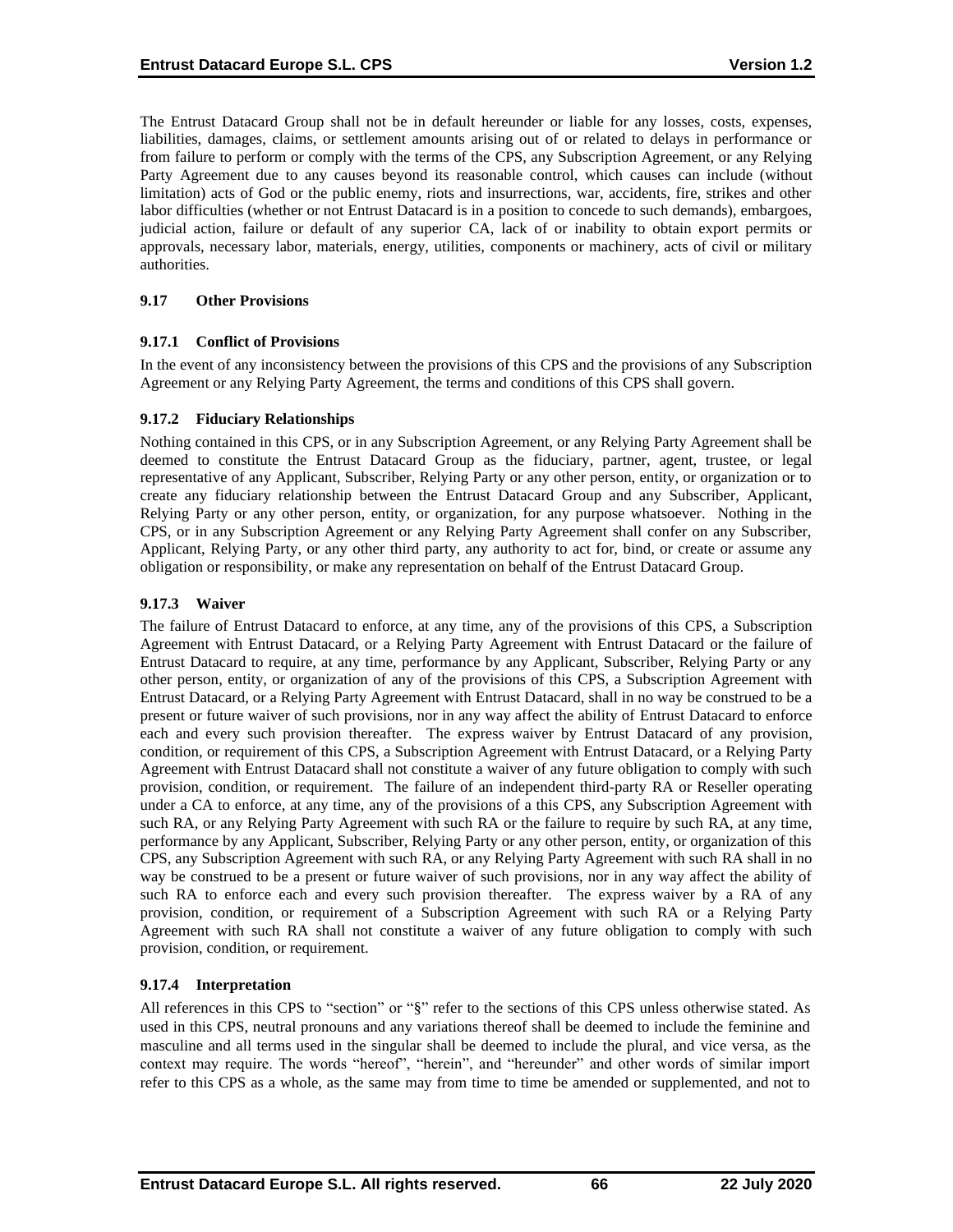The Entrust Datacard Group shall not be in default hereunder or liable for any losses, costs, expenses, liabilities, damages, claims, or settlement amounts arising out of or related to delays in performance or from failure to perform or comply with the terms of the CPS, any Subscription Agreement, or any Relying Party Agreement due to any causes beyond its reasonable control, which causes can include (without limitation) acts of God or the public enemy, riots and insurrections, war, accidents, fire, strikes and other labor difficulties (whether or not Entrust Datacard is in a position to concede to such demands), embargoes, judicial action, failure or default of any superior CA, lack of or inability to obtain export permits or approvals, necessary labor, materials, energy, utilities, components or machinery, acts of civil or military authorities.

## 9.17 Other Provisions

### 9.17.1 Conflict of Provisions

In the event of any inconsistency between the provisions of this CPS and the provisions of any Subscription Agreement or any Relying Party Agreement, the terms and conditions of this CPS shall govern.

### 9.17.2 Fiduciary Relationships

Nothing contained in this CPS, or in any Subscription Agreement, or any Relying Party Agreement shall be deemed to constitute the Entrust Datacard Group as the fiduciary, partner, agent, trustee, or legal representative of any Applicant, Subscriber, Relying Party or any other person, entity, or organization or to create any fiduciary relationship between the Entrust Datacard Group and any Subscriber, Applicant, Relying Party or any other person, entity, or organization, for any purpose whatsoever. Nothing in the CPS, or in any Subscription Agreement or any Relying Party Agreement shall confer on any Subscriber, Applicant, Relying Party, or any other third party, any authority to act for, bind, or create or assume any obligation or responsibility, or make any representation on behalf of the Entrust Datacard Group.

### 9.17.3 Waiver

The failure of Entrust Datacard to enforce, at any time, any of the provisions of this CPS, a Subscription Agreement with Entrust Datacard, or a Relying Party Agreement with Entrust Datacard or the failure of Entrust Datacard to require, at any time, performance by any Applicant, Subscriber, Relying Party or any other person, entity, or organization of any of the provisions of this CPS, a Subscription Agreement with Entrust Datacard, or a Relying Party Agreement with Entrust Datacard, shall in no way be construed to be a present or future waiver of such provisions, nor in any way affect the ability of Entrust Datacard to enforce each and every such provision thereafter. The express waiver by Entrust Datacard of any provision, condition, or requirement of this CPS, a Subscription Agreement with Entrust Datacard, or a Relying Party Agreement with Entrust Datacard shall not constitute a waiver of any future obligation to comply with such provision, condition, or requirement. The failure of an independent third-party RA or Reseller operating under a CA to enforce, at any time, any of the provisions of a this CPS, any Subscription Agreement with such RA, or any Relying Party Agreement with such RA or the failure to require by such RA, at any time, performance by any Applicant, Subscriber, Relying Party or any other person, entity, or organization of this CPS, any Subscription Agreement with such RA, or any Relying Party Agreement with such RA shall in no way be construed to be a present or future waiver of such provisions, nor in any way affect the ability of such RA to enforce each and every such provision thereafter. The express waiver by a RA of any provision, condition, or requirement of a Subscription Agreement with such RA or a Relying Party Agreement with such RA shall not constitute a waiver of any future obligation to comply with such provision, condition, or requirement.

### 9.17.4 Interpretation

All references in this CPS to "section" or "§" refer to the sections of this CPS unless otherwise stated. As used in this CPS, neutral pronouns and any variations thereof shall be deemed to include the feminine and masculine and all terms used in the singular shall be deemed to include the plural, and vice versa, as the context may require. The words "hereof", "herein", and "hereunder" and other words of similar import refer to this CPS as a whole, as the same may from time to time be amended or supplemented, and not to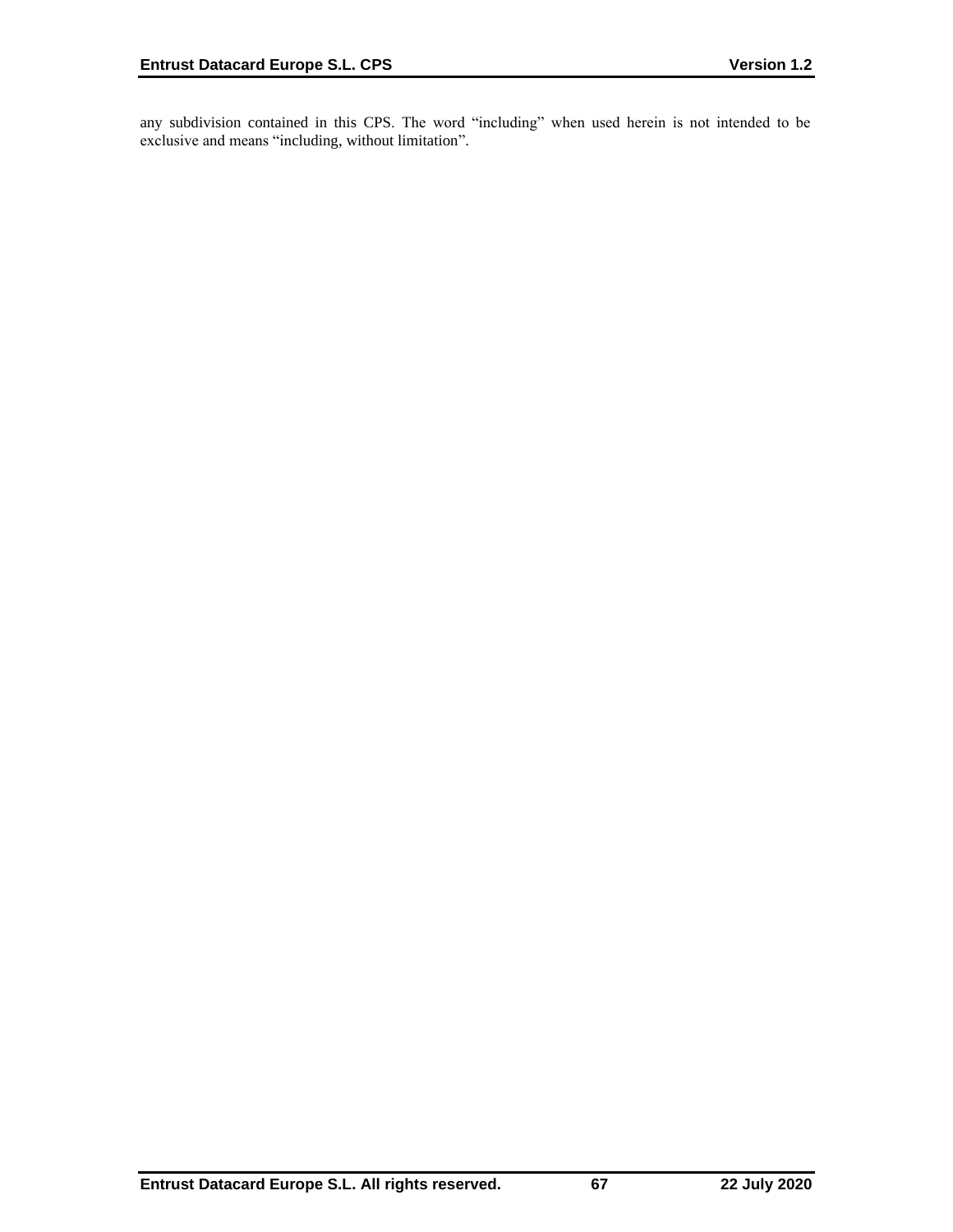any subdivision contained in this CPS. The word "including" when used herein is not intended to be exclusive and means "including, without limitation".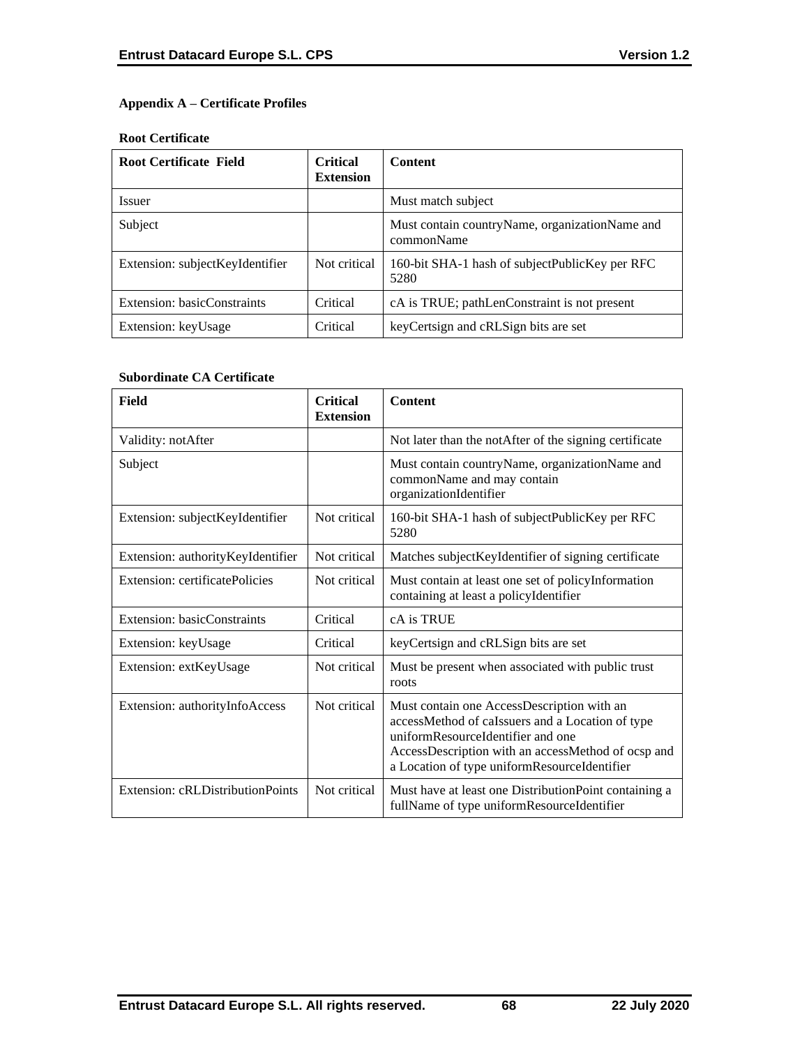## Appendix A – Certificate Profiles

### Root Certificate

| Root Certificate Field | Critical Extension | Content |
|---|---|---|
| Issuer | | Must match subject |
| Subject | | Must contain countryName, organizationName and commonName |
| Extension: subjectKeyIdentifier | Not critical | 160-bit SHA-1 hash of subjectPublicKey per RFC 5280 |
| Extension: basicConstraints | Critical | cA is TRUE; pathLenConstraint is not present |
| Extension: keyUsage | Critical | keyCertsign and cRLSign bits are set |

### Subordinate CA Certificate

| Field | Critical Extension | Content |
|---|---|---|
| Validity: notAfter | | Not later than the notAfter of the signing certificate |
| Subject | | Must contain countryName, organizationName and commonName and may contain organizationIdentifier |
| Extension: subjectKeyIdentifier | Not critical | 160-bit SHA-1 hash of subjectPublicKey per RFC 5280 |
| Extension: authorityKeyIdentifier | Not critical | Matches subjectKeyIdentifier of signing certificate |
| Extension: certificatePolicies | Not critical | Must contain at least one set of policyInformation containing at least a policyIdentifier |
| Extension: basicConstraints | Critical | cA is TRUE |
| Extension: keyUsage | Critical | keyCertsign and cRLSign bits are set |
| Extension: extKeyUsage | Not critical | Must be present when associated with public trust roots |
| Extension: authorityInfoAccess | Not critical | Must contain one AccessDescription with an accessMethod of caIssuers and a Location of type uniformResourceIdentifier and one AccessDescription with an accessMethod of ocsp and a Location of type uniformResourceIdentifier |
| Extension: cRLDistributionPoints | Not critical | Must have at least one DistributionPoint containing a fullName of type uniformResourceIdentifier |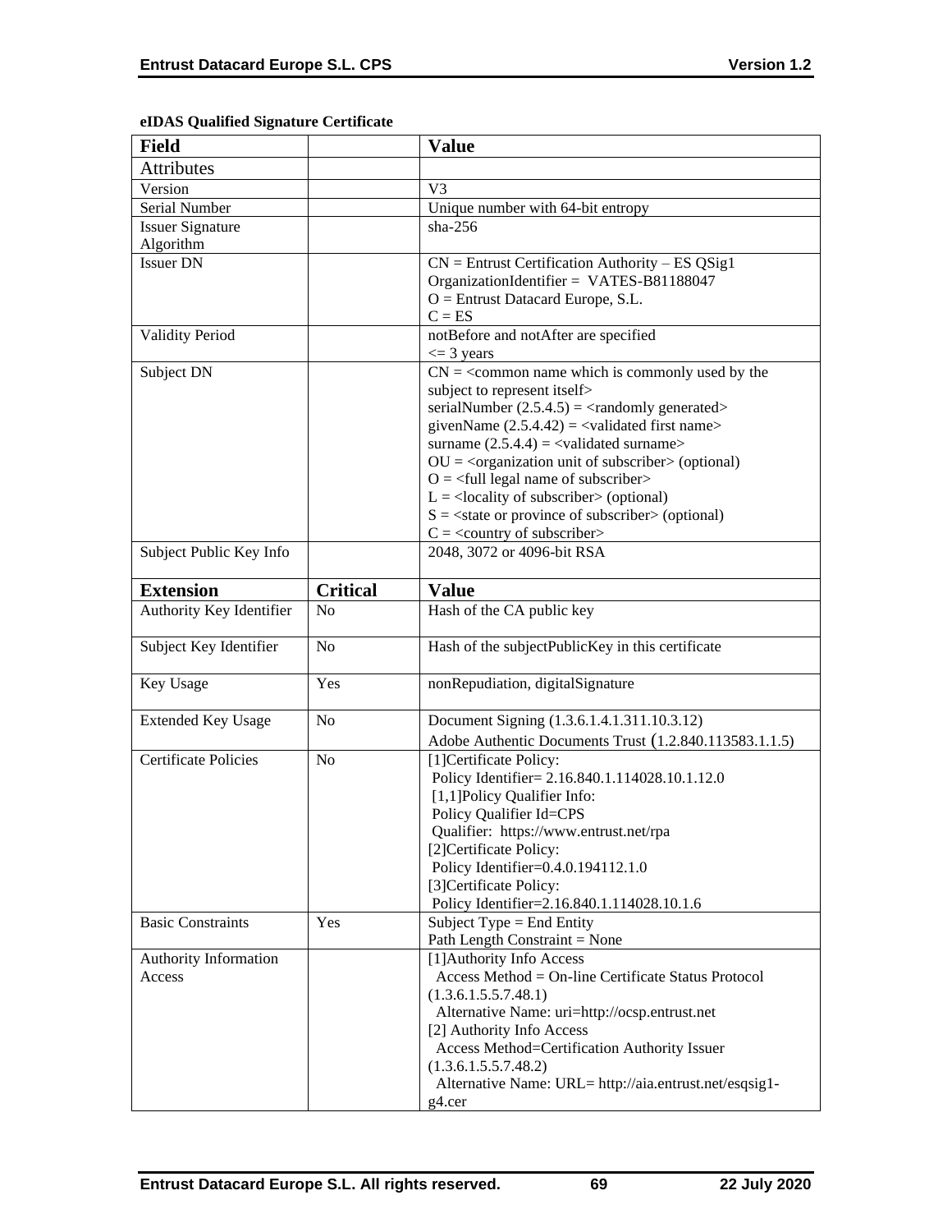**eIDAS Qualified Signature Certificate**

| Field | | Value |
|---|---|---|
| Attributes | | |
| Version | | V3 |
| Serial Number | | Unique number with 64-bit entropy |
| Issuer Signature Algorithm | | sha-256 |
| Issuer DN | | CN = Entrust Certification Authority – ES QSig1<br>OrganizationIdentifier = VATES-B81188047<br>O = Entrust Datacard Europe, S.L.<br>C = ES |
| Validity Period | | notBefore and notAfter are specified<br><= 3 years |
| Subject DN | | CN = <common name which is commonly used by the subject to represent itself><br>serialNumber (2.5.4.5) = <randomly generated><br>givenName (2.5.4.42) = <validated first name><br>surname (2.5.4.4) = <validated surname><br>OU = <organization unit of subscriber> (optional)<br>O = <full legal name of subscriber><br>L = <locality of subscriber> (optional)<br>S = <state or province of subscriber> (optional)<br>C = <country of subscriber> |
| Subject Public Key Info | | 2048, 3072 or 4096-bit RSA |
| **Extension** | **Critical** | **Value** |
| Authority Key Identifier | No | Hash of the CA public key |
| Subject Key Identifier | No | Hash of the subjectPublicKey in this certificate |
| Key Usage | Yes | nonRepudiation, digitalSignature |
| Extended Key Usage | No | Document Signing (1.3.6.1.4.1.311.10.3.12)<br>Adobe Authentic Documents Trust (1.2.840.113583.1.1.5) |
| Certificate Policies | No | [1]Certificate Policy:<br>Policy Identifier= 2.16.840.1.114028.10.1.12.0<br>[1,1]Policy Qualifier Info:<br>Policy Qualifier Id=CPS<br>Qualifier: https://www.entrust.net/rpa<br>[2]Certificate Policy:<br>Policy Identifier=0.4.0.194112.1.0<br>[3]Certificate Policy:<br>Policy Identifier=2.16.840.1.114028.10.1.6 |
| Basic Constraints | Yes | Subject Type = End Entity<br>Path Length Constraint = None |
| Authority Information Access | | [1]Authority Info Access<br>Access Method = On-line Certificate Status Protocol (1.3.6.1.5.5.7.48.1)<br>Alternative Name: uri=http://ocsp.entrust.net<br>[2] Authority Info Access<br>Access Method=Certification Authority Issuer (1.3.6.1.5.5.7.48.2)<br>Alternative Name: URL= http://aia.entrust.net/esqsig1-g4.cer |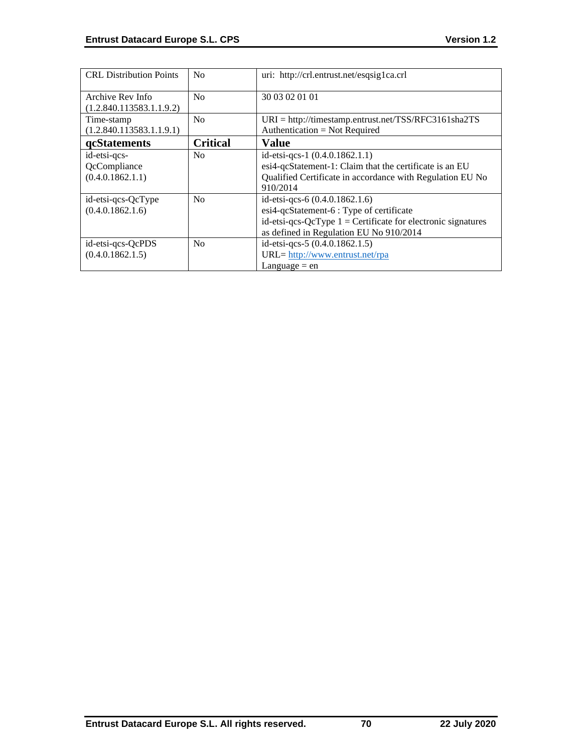| CRL Distribution Points | No | uri: http://crl.entrust.net/esqsig1ca.crl |
|---|---|---|
| Archive Rev Info (1.2.840.113583.1.1.9.2) | No | 30 03 02 01 01 |
| Time-stamp (1.2.840.113583.1.1.9.1) | No | URI = http://timestamp.entrust.net/TSS/RFC3161sha2TS<br>Authentication = Not Required |
| **qcStatements** | **Critical** | **Value** |
| id-etsi-qcs-QcCompliance (0.4.0.1862.1.1) | No | id-etsi-qcs-1 (0.4.0.1862.1.1)<br>esi4-qcStatement-1: Claim that the certificate is an EU Qualified Certificate in accordance with Regulation EU No 910/2014 |
| id-etsi-qcs-QcType (0.4.0.1862.1.6) | No | id-etsi-qcs-6 (0.4.0.1862.1.6)<br>esi4-qcStatement-6 : Type of certificate<br>id-etsi-qcs-QcType 1 = Certificate for electronic signatures as defined in Regulation EU No 910/2014 |
| id-etsi-qcs-QcPDS (0.4.0.1862.1.5) | No | id-etsi-qcs-5 (0.4.0.1862.1.5)<br>URL= http://www.entrust.net/rpa<br>Language = en |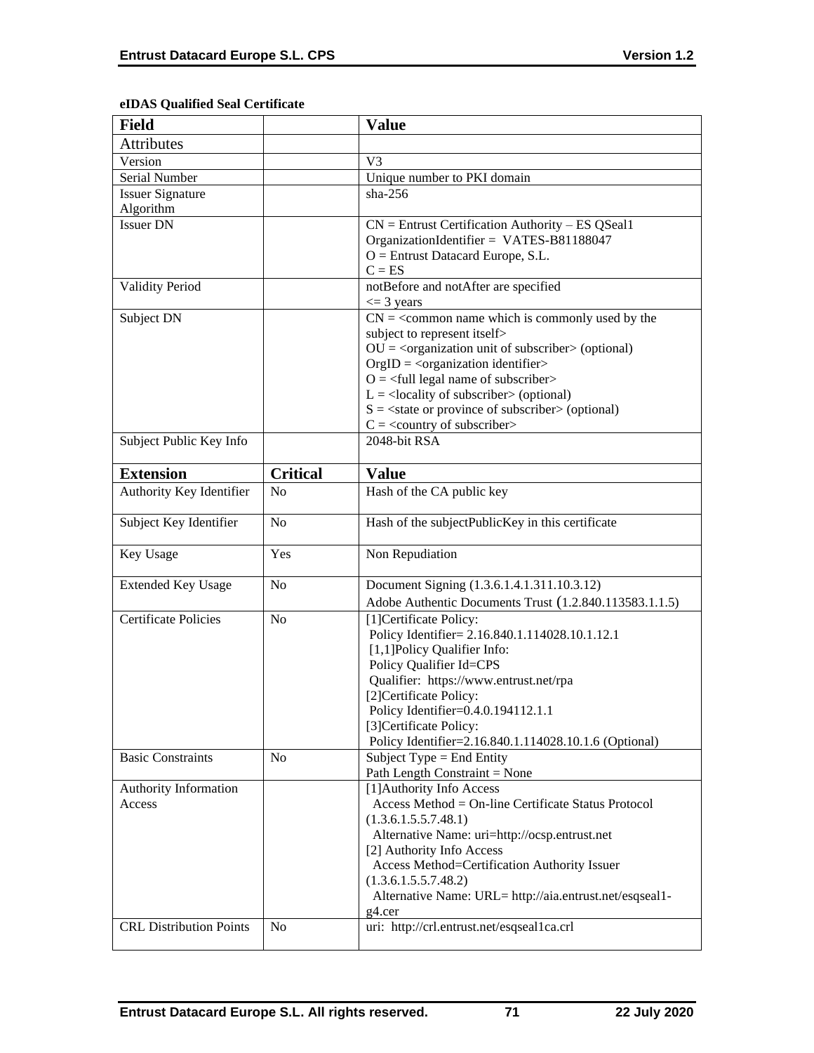**eIDAS Qualified Seal Certificate**

| Field | | Value |
|---|---|---|
| Attributes | | |
| Version | | V3 |
| Serial Number | | Unique number to PKI domain |
| Issuer Signature Algorithm | | sha-256 |
| Issuer DN | | CN = Entrust Certification Authority – ES QSeal1<br>OrganizationIdentifier = VATES-B81188047<br>O = Entrust Datacard Europe, S.L.<br>C = ES |
| Validity Period | | notBefore and notAfter are specified<br><= 3 years |
| Subject DN | | CN = <common name which is commonly used by the subject to represent itself><br>OU = <organization unit of subscriber> (optional)<br>OrgID = <organization identifier><br>O = <full legal name of subscriber><br>L = <locality of subscriber> (optional)<br>S = <state or province of subscriber> (optional)<br>C = <country of subscriber> |
| Subject Public Key Info | | 2048-bit RSA |
| **Extension** | **Critical** | **Value** |
| Authority Key Identifier | No | Hash of the CA public key |
| Subject Key Identifier | No | Hash of the subjectPublicKey in this certificate |
| Key Usage | Yes | Non Repudiation |
| Extended Key Usage | No | Document Signing (1.3.6.1.4.1.311.10.3.12)<br>Adobe Authentic Documents Trust (1.2.840.113583.1.1.5) |
| Certificate Policies | No | [1]Certificate Policy:<br>Policy Identifier= 2.16.840.1.114028.10.1.12.1<br>[1,1]Policy Qualifier Info:<br>Policy Qualifier Id=CPS<br>Qualifier: https://www.entrust.net/rpa<br>[2]Certificate Policy:<br>Policy Identifier=0.4.0.194112.1.1<br>[3]Certificate Policy:<br>Policy Identifier=2.16.840.1.114028.10.1.6 (Optional) |
| Basic Constraints | No | Subject Type = End Entity<br>Path Length Constraint = None |
| Authority Information Access | | [1]Authority Info Access<br>Access Method = On-line Certificate Status Protocol (1.3.6.1.5.5.7.48.1)<br>Alternative Name: uri=http://ocsp.entrust.net<br>[2] Authority Info Access<br>Access Method=Certification Authority Issuer (1.3.6.1.5.5.7.48.2)<br>Alternative Name: URL= http://aia.entrust.net/esqseal1-g4.cer |
| CRL Distribution Points | No | uri: http://crl.entrust.net/esqseal1ca.crl |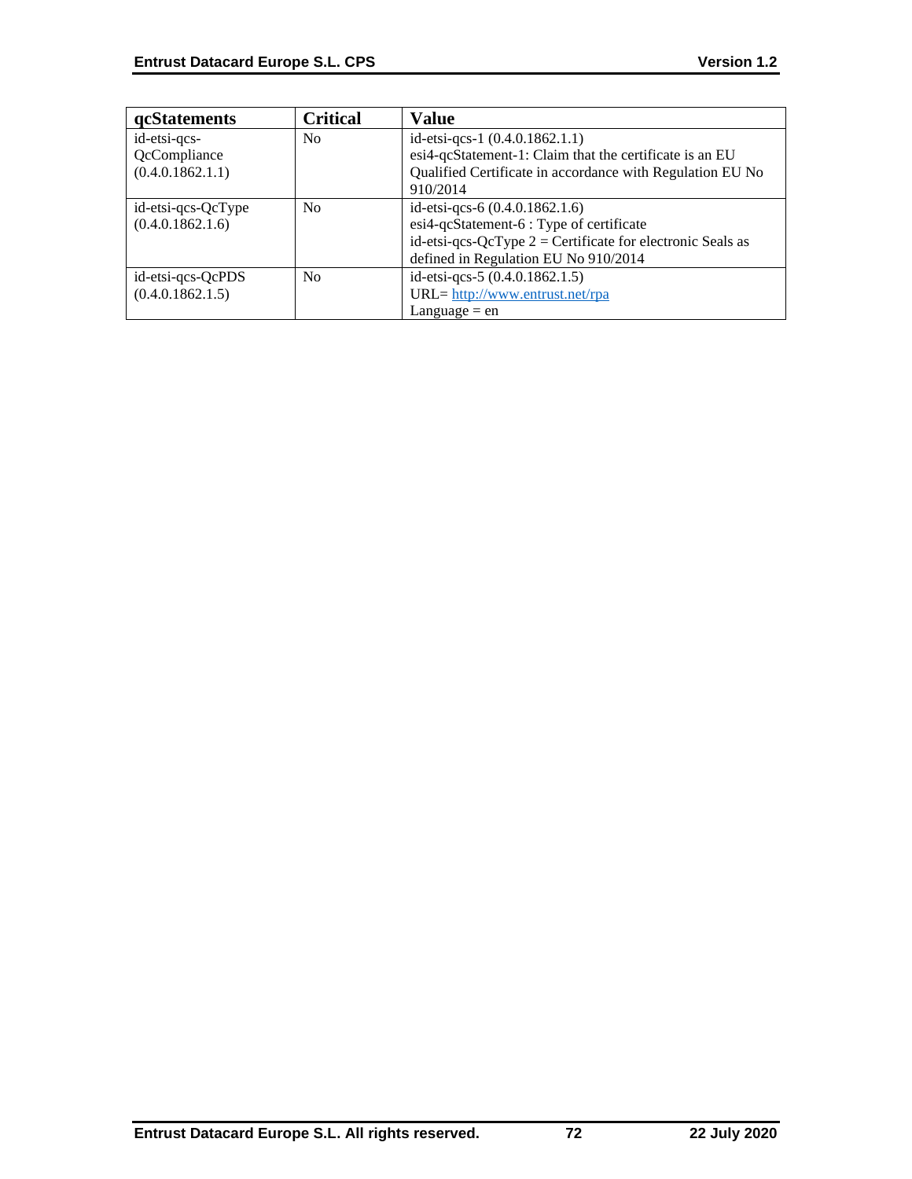| qcStatements | Critical | Value |
|---|---|---|
| id-etsi-qcs-QcCompliance (0.4.0.1862.1.1) | No | id-etsi-qcs-1 (0.4.0.1862.1.1)<br>esi4-qcStatement-1: Claim that the certificate is an EU Qualified Certificate in accordance with Regulation EU No 910/2014 |
| id-etsi-qcs-QcType (0.4.0.1862.1.6) | No | id-etsi-qcs-6 (0.4.0.1862.1.6)<br>esi4-qcStatement-6 : Type of certificate<br>id-etsi-qcs-QcType 2 = Certificate for electronic Seals as defined in Regulation EU No 910/2014 |
| id-etsi-qcs-QcPDS (0.4.0.1862.1.5) | No | id-etsi-qcs-5 (0.4.0.1862.1.5)<br>URL= http://www.entrust.net/rpa<br>Language = en |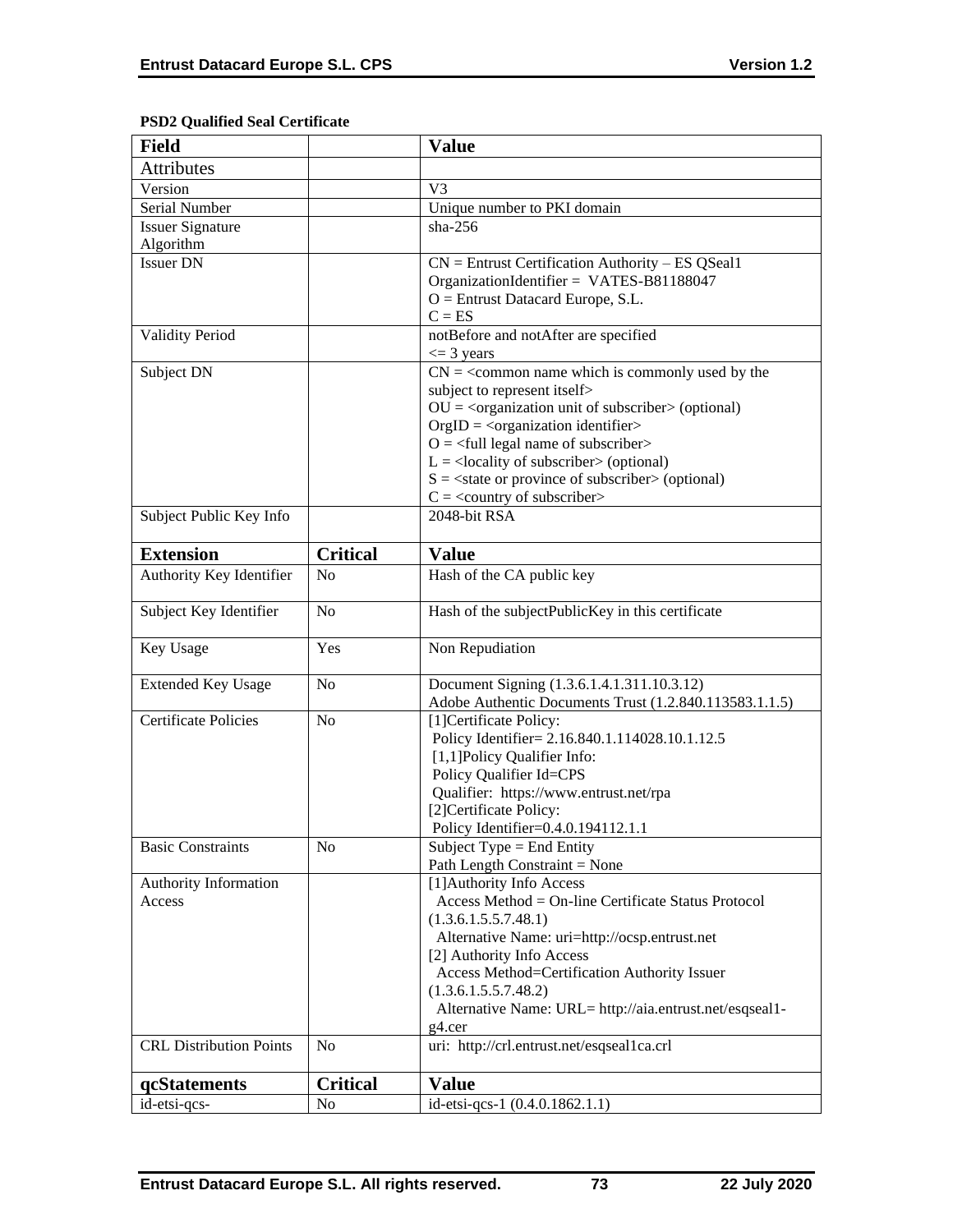**PSD2 Qualified Seal Certificate**

| Field | | Value |
|---|---|---|
| Attributes | | |
| Version | | V3 |
| Serial Number | | Unique number to PKI domain |
| Issuer Signature Algorithm | | sha-256 |
| Issuer DN | | CN = Entrust Certification Authority – ES QSeal1<br>OrganizationIdentifier = VATES-B81188047<br>O = Entrust Datacard Europe, S.L.<br>C = ES |
| Validity Period | | notBefore and notAfter are specified<br><= 3 years |
| Subject DN | | CN = <common name which is commonly used by the subject to represent itself><br>OU = <organization unit of subscriber> (optional)<br>OrgID = <organization identifier><br>O = <full legal name of subscriber><br>L = <locality of subscriber> (optional)<br>S = <state or province of subscriber> (optional)<br>C = <country of subscriber> |
| Subject Public Key Info | | 2048-bit RSA |
| **Extension** | **Critical** | **Value** |
| Authority Key Identifier | No | Hash of the CA public key |
| Subject Key Identifier | No | Hash of the subjectPublicKey in this certificate |
| Key Usage | Yes | Non Repudiation |
| Extended Key Usage | No | Document Signing (1.3.6.1.4.1.311.10.3.12)<br>Adobe Authentic Documents Trust (1.2.840.113583.1.1.5) |
| Certificate Policies | No | [1]Certificate Policy:<br>Policy Identifier= 2.16.840.1.114028.10.1.12.5<br>[1,1]Policy Qualifier Info:<br>Policy Qualifier Id=CPS<br>Qualifier: https://www.entrust.net/rpa<br>[2]Certificate Policy:<br>Policy Identifier=0.4.0.194112.1.1 |
| Basic Constraints | No | Subject Type = End Entity<br>Path Length Constraint = None |
| Authority Information Access | | [1]Authority Info Access<br>Access Method = On-line Certificate Status Protocol (1.3.6.1.5.5.7.48.1)<br>Alternative Name: uri=http://ocsp.entrust.net<br>[2] Authority Info Access<br>Access Method=Certification Authority Issuer (1.3.6.1.5.5.7.48.2)<br>Alternative Name: URL= http://aia.entrust.net/esqseal1-g4.cer |
| CRL Distribution Points | No | uri: http://crl.entrust.net/esqseal1ca.crl |
| **qcStatements** | **Critical** | **Value** |
| id-etsi-qcs- | No | id-etsi-qcs-1 (0.4.0.1862.1.1) |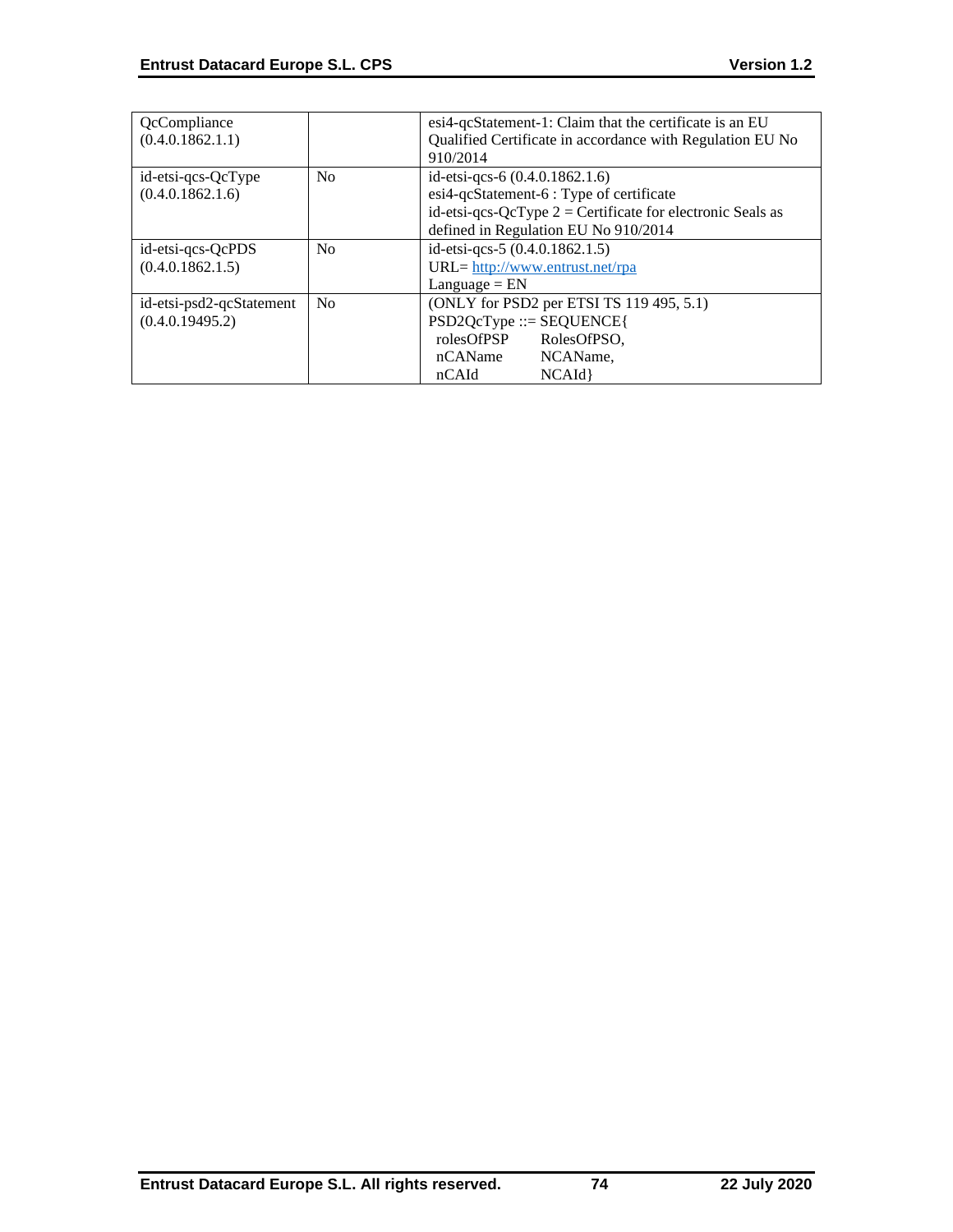| | | |
|---|---|---|
| QcCompliance (0.4.0.1862.1.1) | | esi4-qcStatement-1: Claim that the certificate is an EU Qualified Certificate in accordance with Regulation EU No 910/2014 |
| id-etsi-qcs-QcType (0.4.0.1862.1.6) | No | id-etsi-qcs-6 (0.4.0.1862.1.6)<br>esi4-qcStatement-6 : Type of certificate<br>id-etsi-qcs-QcType 2 = Certificate for electronic Seals as defined in Regulation EU No 910/2014 |
| id-etsi-qcs-QcPDS (0.4.0.1862.1.5) | No | id-etsi-qcs-5 (0.4.0.1862.1.5)<br>URL= http://www.entrust.net/rpa<br>Language = EN |
| id-etsi-psd2-qcStatement (0.4.0.19495.2) | No | (ONLY for PSD2 per ETSI TS 119 495, 5.1)<br>PSD2QcType ::= SEQUENCE{<br>rolesOfPSP RolesOfPSO,<br>nCAName NCAName,<br>nCAId NCAId} |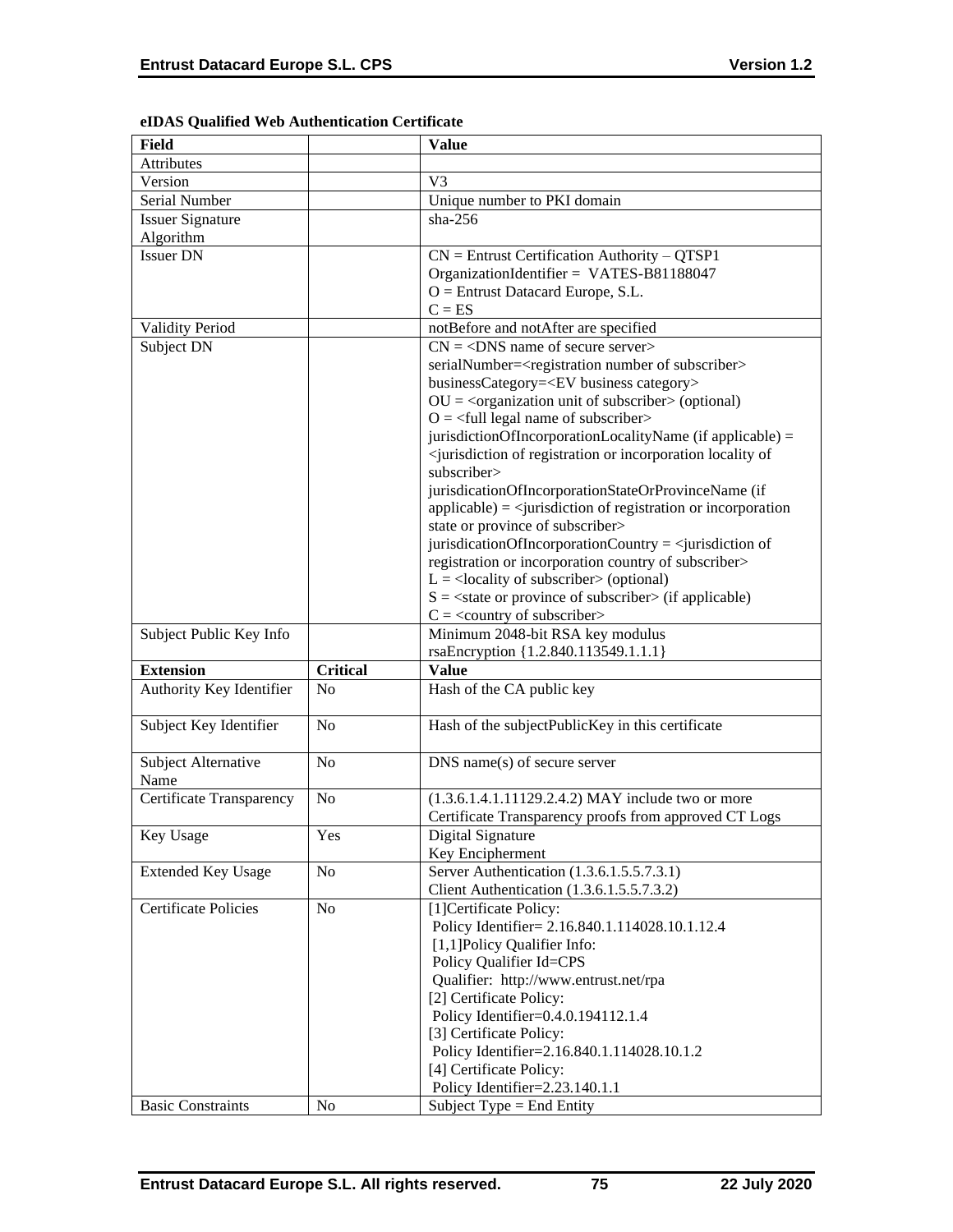**eIDAS Qualified Web Authentication Certificate**

| Field | | Value |
|---|---|---|
| Attributes | | |
| Version | | V3 |
| Serial Number | | Unique number to PKI domain |
| Issuer Signature Algorithm | | sha-256 |
| Issuer DN | | CN = Entrust Certification Authority – QTSP1<br>OrganizationIdentifier = VATES-B81188047<br>O = Entrust Datacard Europe, S.L.<br>C = ES |
| Validity Period | | notBefore and notAfter are specified |
| Subject DN | | CN = <DNS name of secure server><br>serialNumber=<registration number of subscriber><br>businessCategory=<EV business category><br>OU = <organization unit of subscriber> (optional)<br>O = <full legal name of subscriber><br>jurisdictionOfIncorporationLocalityName (if applicable) = <jurisdiction of registration or incorporation locality of subscriber><br>jurisdicationOfIncorporationStateOrProvinceName (if applicable) = <jurisdiction of registration or incorporation state or province of subscriber><br>jurisdicationOfIncorporationCountry = <jurisdiction of registration or incorporation country of subscriber><br>L = <locality of subscriber> (optional)<br>S = <state or province of subscriber> (if applicable)<br>C = <country of subscriber> |
| Subject Public Key Info | | Minimum 2048-bit RSA key modulus<br>rsaEncryption {1.2.840.113549.1.1.1} |
| **Extension** | **Critical** | **Value** |
| Authority Key Identifier | No | Hash of the CA public key |
| Subject Key Identifier | No | Hash of the subjectPublicKey in this certificate |
| Subject Alternative Name | No | DNS name(s) of secure server |
| Certificate Transparency | No | (1.3.6.1.4.1.11129.2.4.2) MAY include two or more Certificate Transparency proofs from approved CT Logs |
| Key Usage | Yes | Digital Signature<br>Key Encipherment |
| Extended Key Usage | No | Server Authentication (1.3.6.1.5.5.7.3.1)<br>Client Authentication (1.3.6.1.5.5.7.3.2) |
| Certificate Policies | No | [1]Certificate Policy:<br>Policy Identifier= 2.16.840.1.114028.10.1.12.4<br>[1,1]Policy Qualifier Info:<br>Policy Qualifier Id=CPS<br>Qualifier: http://www.entrust.net/rpa<br>[2] Certificate Policy:<br>Policy Identifier=0.4.0.194112.1.4<br>[3] Certificate Policy:<br>Policy Identifier=2.16.840.1.114028.10.1.2<br>[4] Certificate Policy:<br>Policy Identifier=2.23.140.1.1 |
| Basic Constraints | No | Subject Type = End Entity |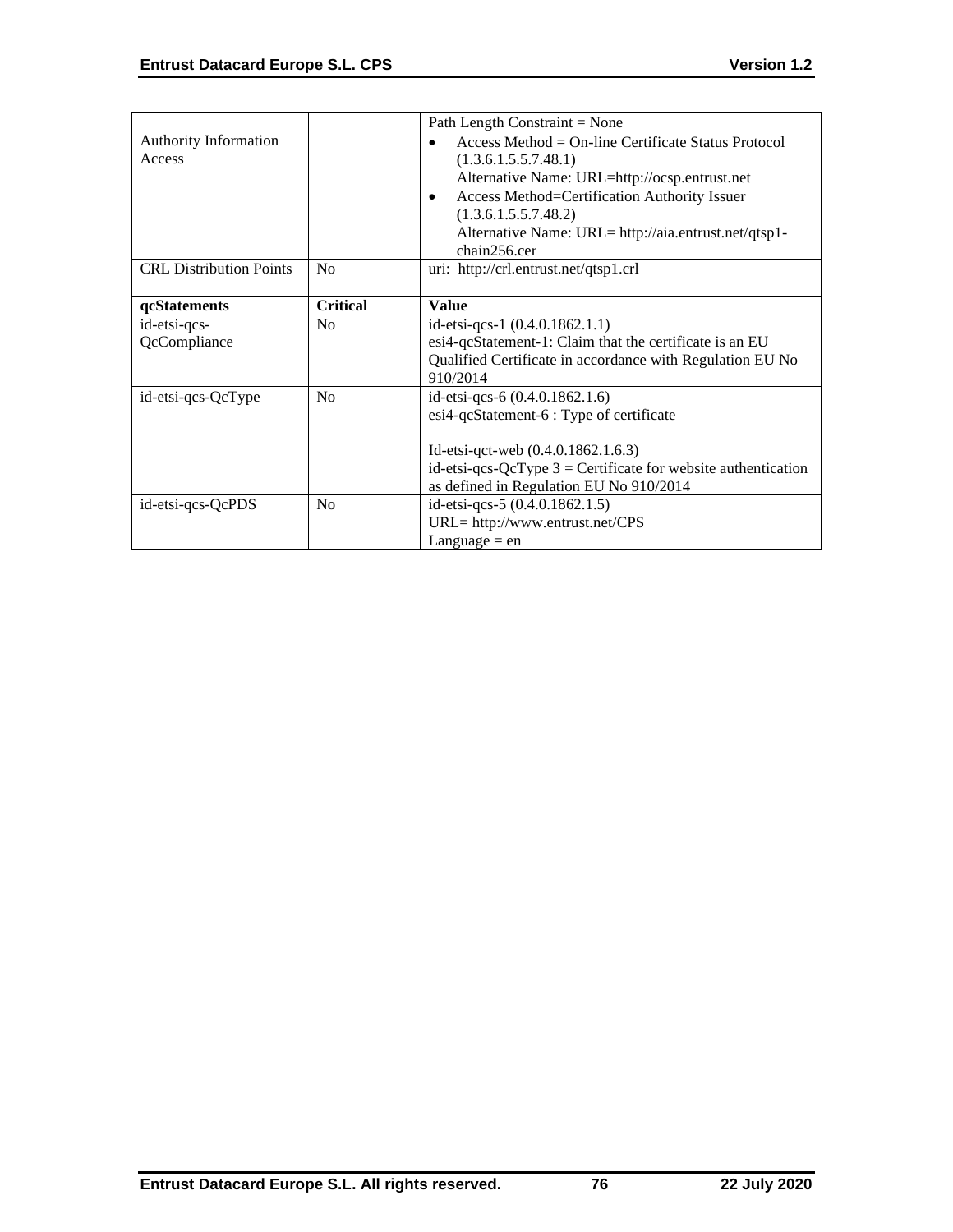| | | |
|---|---|---|
| | | Path Length Constraint = None |
| Authority Information Access | | • Access Method = On-line Certificate Status Protocol (1.3.6.1.5.5.7.48.1)<br>Alternative Name: URL=http://ocsp.entrust.net<br>• Access Method=Certification Authority Issuer (1.3.6.1.5.5.7.48.2)<br>Alternative Name: URL= http://aia.entrust.net/qtsp1-chain256.cer |
| CRL Distribution Points | No | uri: http://crl.entrust.net/qtsp1.crl |
| **qcStatements** | **Critical** | **Value** |
| id-etsi-qcs-QcCompliance | No | id-etsi-qcs-1 (0.4.0.1862.1.1)<br>esi4-qcStatement-1: Claim that the certificate is an EU Qualified Certificate in accordance with Regulation EU No 910/2014 |
| id-etsi-qcs-QcType | No | id-etsi-qcs-6 (0.4.0.1862.1.6)<br>esi4-qcStatement-6 : Type of certificate<br><br>Id-etsi-qct-web (0.4.0.1862.1.6.3)<br>id-etsi-qcs-QcType 3 = Certificate for website authentication as defined in Regulation EU No 910/2014 |
| id-etsi-qcs-QcPDS | No | id-etsi-qcs-5 (0.4.0.1862.1.5)<br>URL= http://www.entrust.net/CPS<br>Language = en |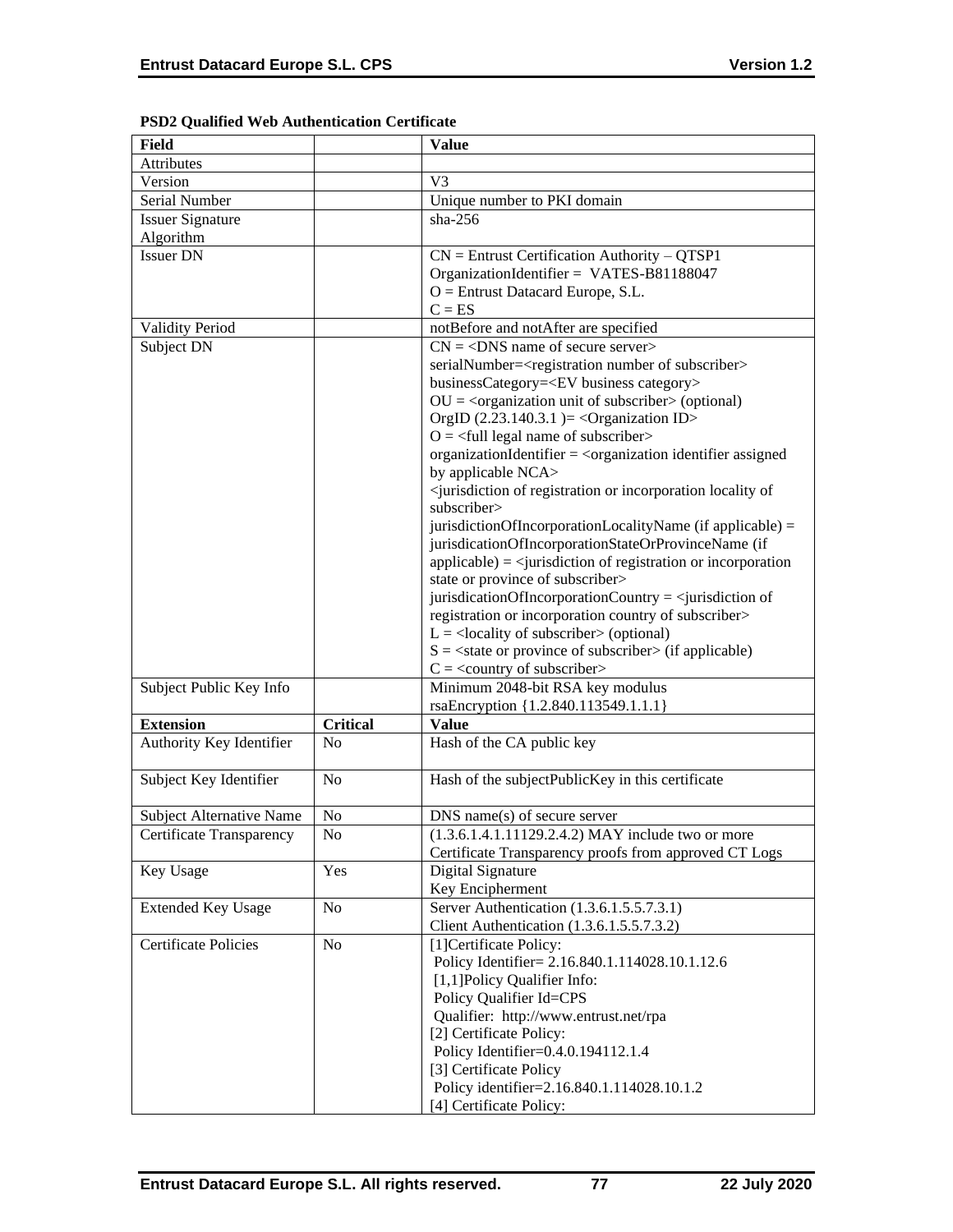**PSD2 Qualified Web Authentication Certificate**

| Field | | Value |
|---|---|---|
| Attributes | | |
| Version | | V3 |
| Serial Number | | Unique number to PKI domain |
| Issuer Signature Algorithm | | sha-256 |
| Issuer DN | | CN = Entrust Certification Authority – QTSP1<br>OrganizationIdentifier = VATES-B81188047<br>O = Entrust Datacard Europe, S.L.<br>C = ES |
| Validity Period | | notBefore and notAfter are specified |
| Subject DN | | CN = <DNS name of secure server><br>serialNumber=<registration number of subscriber><br>businessCategory=<EV business category><br>OU = <organization unit of subscriber> (optional)<br>OrgID (2.23.140.3.1 )= <Organization ID><br>O = <full legal name of subscriber><br>organizationIdentifier = <organization identifier assigned by applicable NCA><br><jurisdiction of registration or incorporation locality of subscriber><br>jurisdictionOfIncorporationLocalityName (if applicable) =<br>jurisdicationOfIncorporationStateOrProvinceName (if applicable) = <jurisdiction of registration or incorporation state or province of subscriber><br>jurisdicationOfIncorporationCountry = <jurisdiction of registration or incorporation country of subscriber><br>L = <locality of subscriber> (optional)<br>S = <state or province of subscriber> (if applicable)<br>C = <country of subscriber> |
| Subject Public Key Info | | Minimum 2048-bit RSA key modulus<br>rsaEncryption {1.2.840.113549.1.1.1} |
| **Extension** | **Critical** | **Value** |
| Authority Key Identifier | No | Hash of the CA public key |
| Subject Key Identifier | No | Hash of the subjectPublicKey in this certificate |
| Subject Alternative Name | No | DNS name(s) of secure server |
| Certificate Transparency | No | (1.3.6.1.4.1.11129.2.4.2) MAY include two or more Certificate Transparency proofs from approved CT Logs |
| Key Usage | Yes | Digital Signature<br>Key Encipherment |
| Extended Key Usage | No | Server Authentication (1.3.6.1.5.5.7.3.1)<br>Client Authentication (1.3.6.1.5.5.7.3.2) |
| Certificate Policies | No | [1]Certificate Policy:<br>Policy Identifier= 2.16.840.1.114028.10.1.12.6<br>[1,1]Policy Qualifier Info:<br>Policy Qualifier Id=CPS<br>Qualifier: http://www.entrust.net/rpa<br>[2] Certificate Policy:<br>Policy Identifier=0.4.0.194112.1.4<br>[3] Certificate Policy<br>Policy identifier=2.16.840.1.114028.10.1.2<br>[4] Certificate Policy: |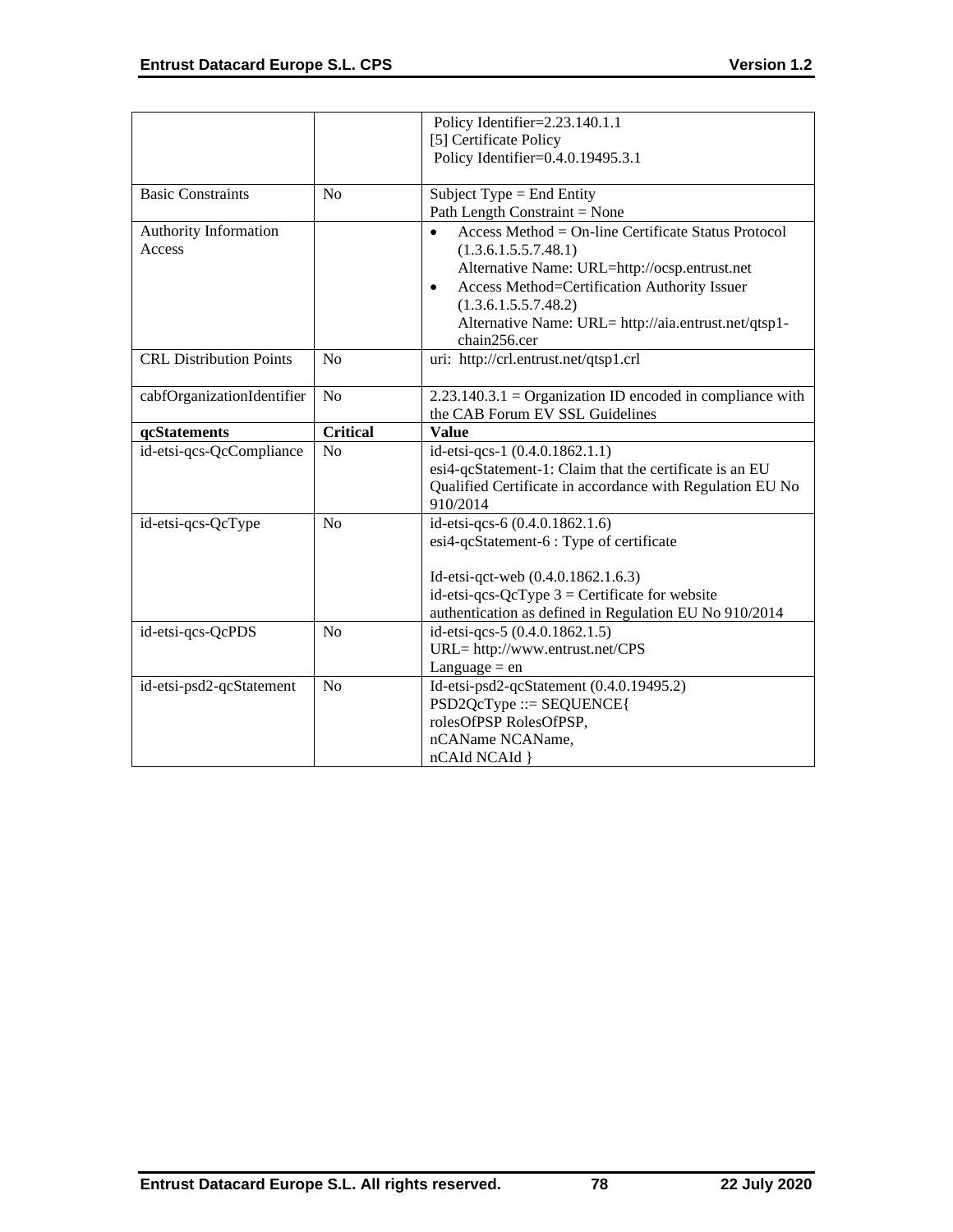| | | |
|---|---|---|
| | | Policy Identifier=2.23.140.1.1<br>[5] Certificate Policy<br>Policy Identifier=0.4.0.19495.3.1 |
| Basic Constraints | No | Subject Type = End Entity<br>Path Length Constraint = None |
| Authority Information Access | | • Access Method = On-line Certificate Status Protocol (1.3.6.1.5.5.7.48.1)<br>Alternative Name: URL=http://ocsp.entrust.net<br>• Access Method=Certification Authority Issuer (1.3.6.1.5.5.7.48.2)<br>Alternative Name: URL= http://aia.entrust.net/qtsp1-chain256.cer |
| CRL Distribution Points | No | uri: http://crl.entrust.net/qtsp1.crl |
| cabfOrganizationIdentifier | No | 2.23.140.3.1 = Organization ID encoded in compliance with the CAB Forum EV SSL Guidelines |
| **qcStatements** | **Critical** | **Value** |
| id-etsi-qcs-QcCompliance | No | id-etsi-qcs-1 (0.4.0.1862.1.1)<br>esi4-qcStatement-1: Claim that the certificate is an EU Qualified Certificate in accordance with Regulation EU No 910/2014 |
| id-etsi-qcs-QcType | No | id-etsi-qcs-6 (0.4.0.1862.1.6)<br>esi4-qcStatement-6 : Type of certificate<br><br>Id-etsi-qct-web (0.4.0.1862.1.6.3)<br>id-etsi-qcs-QcType 3 = Certificate for website authentication as defined in Regulation EU No 910/2014 |
| id-etsi-qcs-QcPDS | No | id-etsi-qcs-5 (0.4.0.1862.1.5)<br>URL= http://www.entrust.net/CPS<br>Language = en |
| id-etsi-psd2-qcStatement | No | Id-etsi-psd2-qcStatement (0.4.0.19495.2)<br>PSD2QcType ::= SEQUENCE{<br>rolesOfPSP RolesOfPSP,<br>nCAName NCAName,<br>nCAId NCAId } |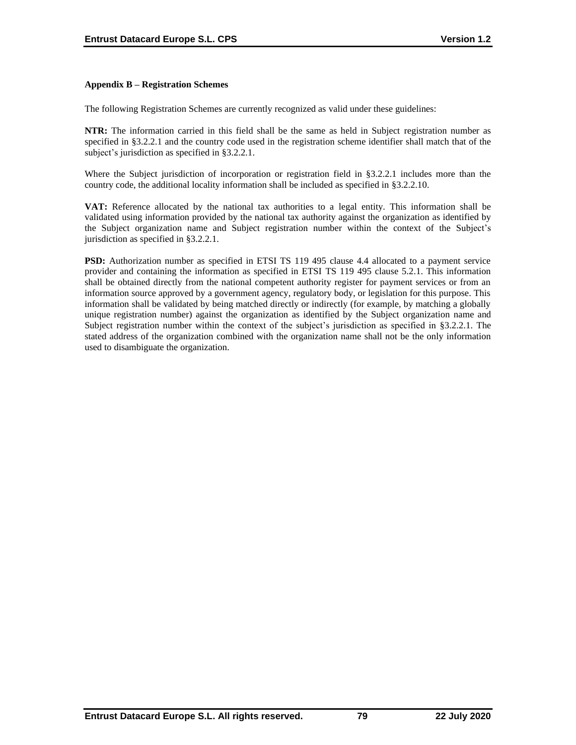**Appendix B – Registration Schemes**

The following Registration Schemes are currently recognized as valid under these guidelines:

**NTR:** The information carried in this field shall be the same as held in Subject registration number as specified in §3.2.2.1 and the country code used in the registration scheme identifier shall match that of the subject's jurisdiction as specified in §3.2.2.1.

Where the Subject jurisdiction of incorporation or registration field in §3.2.2.1 includes more than the country code, the additional locality information shall be included as specified in §3.2.2.10.

**VAT:** Reference allocated by the national tax authorities to a legal entity. This information shall be validated using information provided by the national tax authority against the organization as identified by the Subject organization name and Subject registration number within the context of the Subject's jurisdiction as specified in §3.2.2.1.

**PSD:** Authorization number as specified in ETSI TS 119 495 clause 4.4 allocated to a payment service provider and containing the information as specified in ETSI TS 119 495 clause 5.2.1. This information shall be obtained directly from the national competent authority register for payment services or from an information source approved by a government agency, regulatory body, or legislation for this purpose. This information shall be validated by being matched directly or indirectly (for example, by matching a globally unique registration number) against the organization as identified by the Subject organization name and Subject registration number within the context of the subject's jurisdiction as specified in §3.2.2.1. The stated address of the organization combined with the organization name shall not be the only information used to disambiguate the organization.